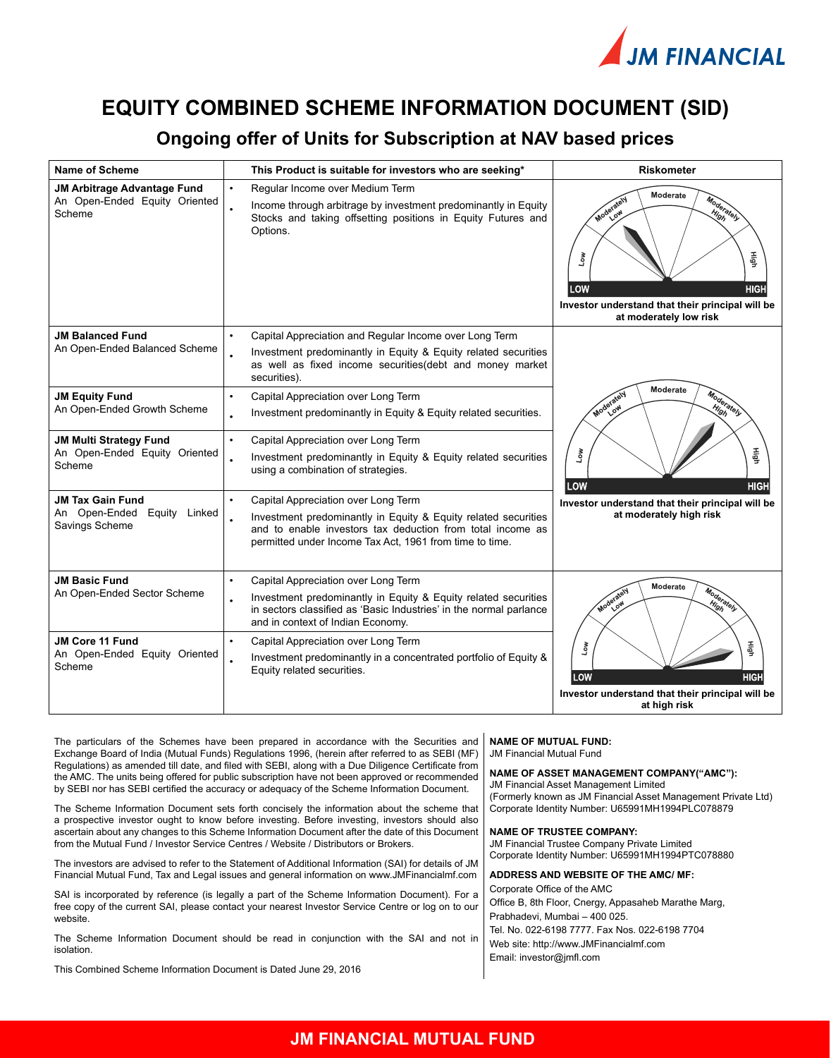# EQUITY COMBINED SCHEME INFORMATION DOCUMENT (SID)

## Ongoing offer of Units for Subscription at NAV based prices

| Name of Scheme | This Product is suitable for investors who are seeking* | Riskometer |
|---|---|---|
| **JM Arbitrage Advantage Fund**<br>An Open-Ended Equity Oriented Scheme | • Regular Income over Medium Term<br>• Income through arbitrage by investment predominantly in Equity Stocks and taking offsetting positions in Equity Futures and Options. | Investor understand that their principal will be at moderately low risk |
| **JM Balanced Fund**<br>An Open-Ended Balanced Scheme | • Capital Appreciation and Regular Income over Long Term<br>• Investment predominantly in Equity & Equity related securities as well as fixed income securities(debt and money market securities). | Investor understand that their principal will be at moderately high risk |
| **JM Equity Fund**<br>An Open-Ended Growth Scheme | • Capital Appreciation over Long Term<br>• Investment predominantly in Equity & Equity related securities. | |
| **JM Multi Strategy Fund**<br>An Open-Ended Equity Oriented Scheme | • Capital Appreciation over Long Term<br>• Investment predominantly in Equity & Equity related securities using a combination of strategies. | |
| **JM Tax Gain Fund**<br>An Open-Ended Equity Linked Savings Scheme | • Capital Appreciation over Long Term<br>• Investment predominantly in Equity & Equity related securities and to enable investors tax deduction from total income as permitted under Income Tax Act, 1961 from time to time. | |
| **JM Basic Fund**<br>An Open-Ended Sector Scheme | • Capital Appreciation over Long Term<br>• Investment predominantly in Equity & Equity related securities in sectors classified as 'Basic Industries' in the normal parlance and in context of Indian Economy. | Investor understand that their principal will be at high risk |
| **JM Core 11 Fund**<br>An Open-Ended Equity Oriented Scheme | • Capital Appreciation over Long Term<br>• Investment predominantly in a concentrated portfolio of Equity & Equity related securities. | |

The particulars of the Schemes have been prepared in accordance with the Securities and Exchange Board of India (Mutual Funds) Regulations 1996, (herein after referred to as SEBI (MF) Regulations) as amended till date, and filed with SEBI, along with a Due Diligence Certificate from the AMC. The units being offered for public subscription have not been approved or recommended by SEBI nor has SEBI certified the accuracy or adequacy of the Scheme Information Document.

The Scheme Information Document sets forth concisely the information about the scheme that a prospective investor ought to know before investing. Before investing, investors should also ascertain about any changes to this Scheme Information Document after the date of this Document from the Mutual Fund / Investor Service Centres / Website / Distributors or Brokers.

The investors are advised to refer to the Statement of Additional Information (SAI) for details of JM Financial Mutual Fund, Tax and Legal issues and general information on www.JMFinancialmf.com

SAI is incorporated by reference (is legally a part of the Scheme Information Document). For a free copy of the current SAI, please contact your nearest Investor Service Centre or log on to our website.

The Scheme Information Document should be read in conjunction with the SAI and not in isolation.

This Combined Scheme Information Document is Dated June 29, 2016

**NAME OF MUTUAL FUND:**
JM Financial Mutual Fund

**NAME OF ASSET MANAGEMENT COMPANY("AMC"):**
JM Financial Asset Management Limited
(Formerly known as JM Financial Asset Management Private Ltd)
Corporate Identity Number: U65991MH1994PLC078879

**NAME OF TRUSTEE COMPANY:**
JM Financial Trustee Company Private Limited
Corporate Identity Number: U65991MH1994PTC078880

**ADDRESS AND WEBSITE OF THE AMC/ MF:**
Corporate Office of the AMC
Office B, 8th Floor, Cnergy, Appasaheb Marathe Marg,
Prabhadevi, Mumbai – 400 025.
Tel. No. 022-6198 7777. Fax Nos. 022-6198 7704
Web site: http://www.JMFinancialmf.com
Email: investor@jmfl.com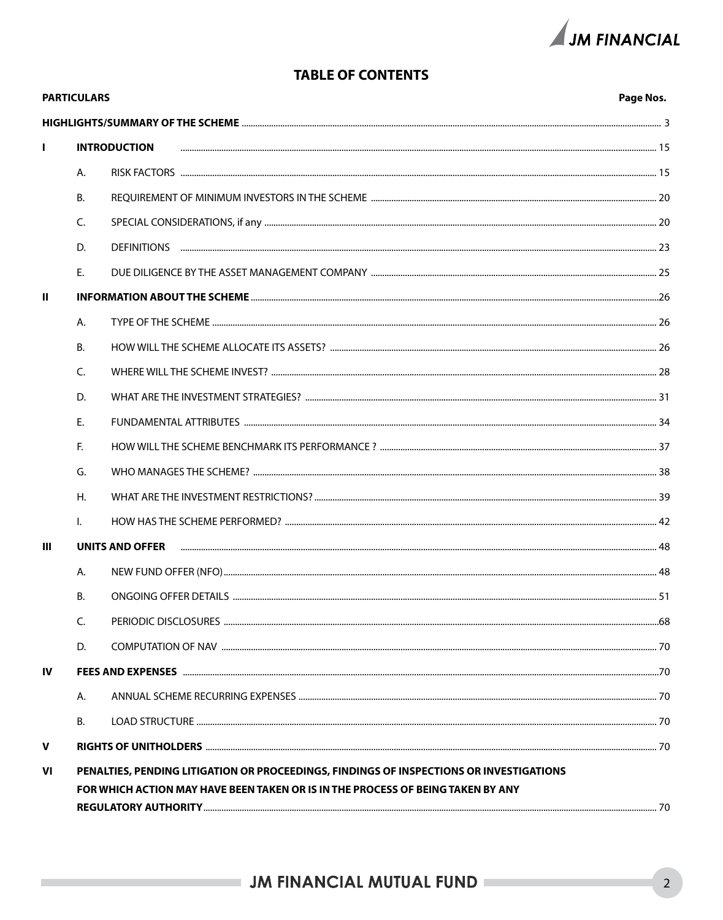# TABLE OF CONTENTS

| PARTICULARS | | | Page Nos. |
|---|---|---|---|
| **HIGHLIGHTS/SUMMARY OF THE SCHEME** | | | 3 |
| **I** | **INTRODUCTION** | | 15 |
| | A. | RISK FACTORS | 15 |
| | B. | REQUIREMENT OF MINIMUM INVESTORS IN THE SCHEME | 20 |
| | C. | SPECIAL CONSIDERATIONS, if any | 20 |
| | D. | DEFINITIONS | 23 |
| | E. | DUE DILIGENCE BY THE ASSET MANAGEMENT COMPANY | 25 |
| **II** | **INFORMATION ABOUT THE SCHEME** | | 26 |
| | A. | TYPE OF THE SCHEME | 26 |
| | B. | HOW WILL THE SCHEME ALLOCATE ITS ASSETS? | 26 |
| | C. | WHERE WILL THE SCHEME INVEST? | 28 |
| | D. | WHAT ARE THE INVESTMENT STRATEGIES? | 31 |
| | E. | FUNDAMENTAL ATTRIBUTES | 34 |
| | F. | HOW WILL THE SCHEME BENCHMARK ITS PERFORMANCE ? | 37 |
| | G. | WHO MANAGES THE SCHEME? | 38 |
| | H. | WHAT ARE THE INVESTMENT RESTRICTIONS? | 39 |
| | I. | HOW HAS THE SCHEME PERFORMED? | 42 |
| **III** | **UNITS AND OFFER** | | 48 |
| | A. | NEW FUND OFFER (NFO) | 48 |
| | B. | ONGOING OFFER DETAILS | 51 |
| | C. | PERIODIC DISCLOSURES | 68 |
| | D. | COMPUTATION OF NAV | 70 |
| **IV** | **FEES AND EXPENSES** | | 70 |
| | A. | ANNUAL SCHEME RECURRING EXPENSES | 70 |
| | B. | LOAD STRUCTURE | 70 |
| **V** | **RIGHTS OF UNITHOLDERS** | | 70 |
| **VI** | **PENALTIES, PENDING LITIGATION OR PROCEEDINGS, FINDINGS OF INSPECTIONS OR INVESTIGATIONS FOR WHICH ACTION MAY HAVE BEEN TAKEN OR IS IN THE PROCESS OF BEING TAKEN BY ANY REGULATORY AUTHORITY** | | | 70 |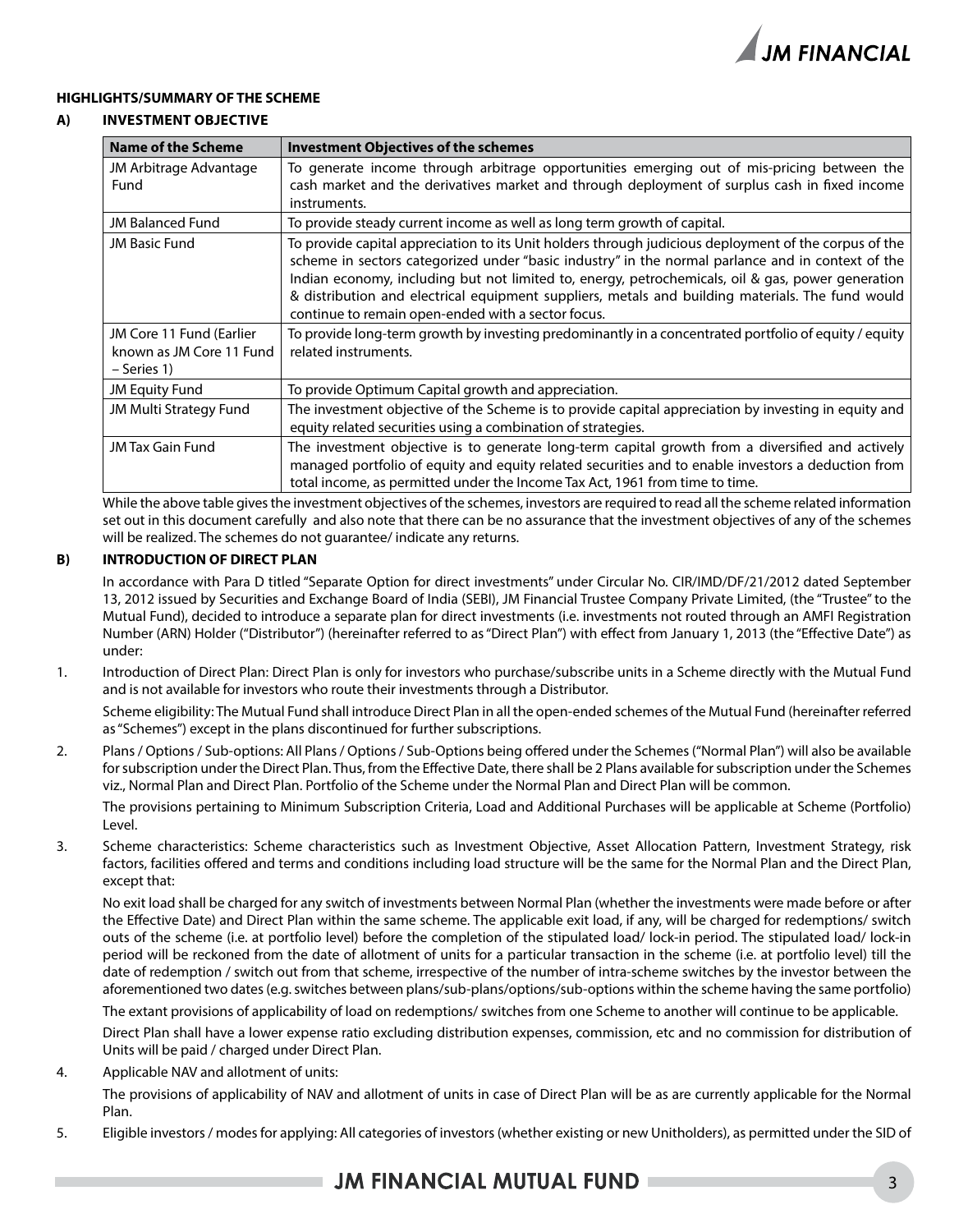## HIGHLIGHTS/SUMMARY OF THE SCHEME

### A) INVESTMENT OBJECTIVE

| Name of the Scheme | Investment Objectives of the schemes |
|---|---|
| JM Arbitrage Advantage Fund | To generate income through arbitrage opportunities emerging out of mis-pricing between the cash market and the derivatives market and through deployment of surplus cash in fixed income instruments. |
| JM Balanced Fund | To provide steady current income as well as long term growth of capital. |
| JM Basic Fund | To provide capital appreciation to its Unit holders through judicious deployment of the corpus of the scheme in sectors categorized under "basic industry" in the normal parlance and in context of the Indian economy, including but not limited to, energy, petrochemicals, oil & gas, power generation & distribution and electrical equipment suppliers, metals and building materials. The fund would continue to remain open-ended with a sector focus. |
| JM Core 11 Fund (Earlier known as JM Core 11 Fund – Series 1) | To provide long-term growth by investing predominantly in a concentrated portfolio of equity / equity related instruments. |
| JM Equity Fund | To provide Optimum Capital growth and appreciation. |
| JM Multi Strategy Fund | The investment objective of the Scheme is to provide capital appreciation by investing in equity and equity related securities using a combination of strategies. |
| JM Tax Gain Fund | The investment objective is to generate long-term capital growth from a diversified and actively managed portfolio of equity and equity related securities and to enable investors a deduction from total income, as permitted under the Income Tax Act, 1961 from time to time. |

While the above table gives the investment objectives of the schemes, investors are required to read all the scheme related information set out in this document carefully and also note that there can be no assurance that the investment objectives of any of the schemes will be realized. The schemes do not guarantee/ indicate any returns.

### B) INTRODUCTION OF DIRECT PLAN

In accordance with Para D titled "Separate Option for direct investments" under Circular No. CIR/IMD/DF/21/2012 dated September 13, 2012 issued by Securities and Exchange Board of India (SEBI), JM Financial Trustee Company Private Limited, (the "Trustee" to the Mutual Fund), decided to introduce a separate plan for direct investments (i.e. investments not routed through an AMFI Registration Number (ARN) Holder ("Distributor") (hereinafter referred to as "Direct Plan") with effect from January 1, 2013 (the "Effective Date") as under:

1. Introduction of Direct Plan: Direct Plan is only for investors who purchase/subscribe units in a Scheme directly with the Mutual Fund and is not available for investors who route their investments through a Distributor.

   Scheme eligibility: The Mutual Fund shall introduce Direct Plan in all the open-ended schemes of the Mutual Fund (hereinafter referred as "Schemes") except in the plans discontinued for further subscriptions.

2. Plans / Options / Sub-options: All Plans / Options / Sub-Options being offered under the Schemes ("Normal Plan") will also be available for subscription under the Direct Plan. Thus, from the Effective Date, there shall be 2 Plans available for subscription under the Schemes viz., Normal Plan and Direct Plan. Portfolio of the Scheme under the Normal Plan and Direct Plan will be common.

   The provisions pertaining to Minimum Subscription Criteria, Load and Additional Purchases will be applicable at Scheme (Portfolio) Level.

3. Scheme characteristics: Scheme characteristics such as Investment Objective, Asset Allocation Pattern, Investment Strategy, risk factors, facilities offered and terms and conditions including load structure will be the same for the Normal Plan and the Direct Plan, except that:

   No exit load shall be charged for any switch of investments between Normal Plan (whether the investments were made before or after the Effective Date) and Direct Plan within the same scheme. The applicable exit load, if any, will be charged for redemptions/ switch outs of the scheme (i.e. at portfolio level) before the completion of the stipulated load/ lock-in period. The stipulated load/ lock-in period will be reckoned from the date of allotment of units for a particular transaction in the scheme (i.e. at portfolio level) till the date of redemption / switch out from that scheme, irrespective of the number of intra-scheme switches by the investor between the aforementioned two dates (e.g. switches between plans/sub-plans/options/sub-options within the scheme having the same portfolio)

   The extant provisions of applicability of load on redemptions/ switches from one Scheme to another will continue to be applicable.

   Direct Plan shall have a lower expense ratio excluding distribution expenses, commission, etc and no commission for distribution of Units will be paid / charged under Direct Plan.

4. Applicable NAV and allotment of units:

   The provisions of applicability of NAV and allotment of units in case of Direct Plan will be as are currently applicable for the Normal Plan.

5. Eligible investors / modes for applying: All categories of investors (whether existing or new Unitholders), as permitted under the SID of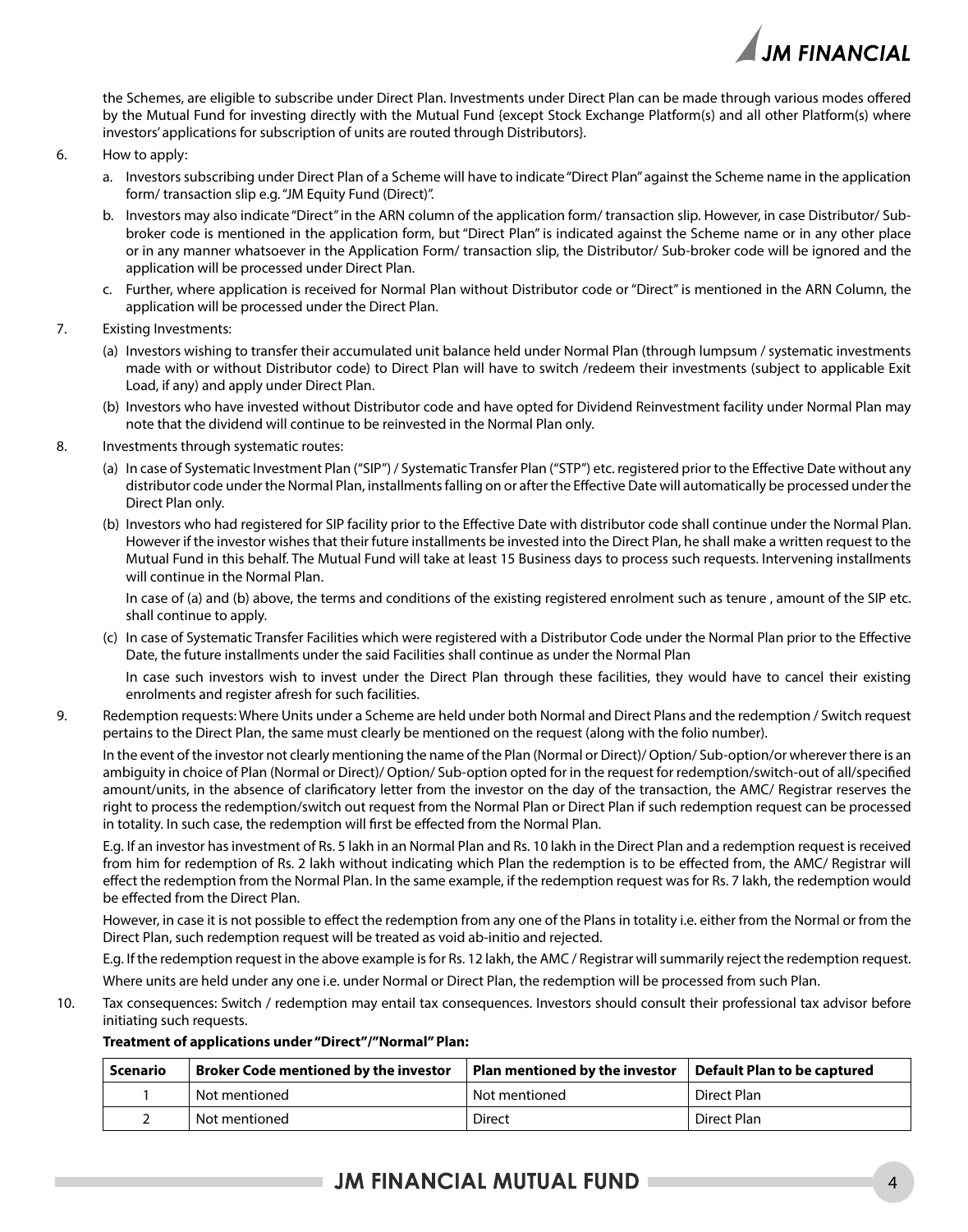the Schemes, are eligible to subscribe under Direct Plan. Investments under Direct Plan can be made through various modes offered by the Mutual Fund for investing directly with the Mutual Fund {except Stock Exchange Platform(s) and all other Platform(s) where investors' applications for subscription of units are routed through Distributors}.

6. How to apply:

   a. Investors subscribing under Direct Plan of a Scheme will have to indicate "Direct Plan" against the Scheme name in the application form/ transaction slip e.g. "JM Equity Fund (Direct)".

   b. Investors may also indicate "Direct" in the ARN column of the application form/ transaction slip. However, in case Distributor/ Sub-broker code is mentioned in the application form, but "Direct Plan" is indicated against the Scheme name or in any other place or in any manner whatsoever in the Application Form/ transaction slip, the Distributor/ Sub-broker code will be ignored and the application will be processed under Direct Plan.

   c. Further, where application is received for Normal Plan without Distributor code or "Direct" is mentioned in the ARN Column, the application will be processed under the Direct Plan.

7. Existing Investments:

   (a) Investors wishing to transfer their accumulated unit balance held under Normal Plan (through lumpsum / systematic investments made with or without Distributor code) to Direct Plan will have to switch /redeem their investments (subject to applicable Exit Load, if any) and apply under Direct Plan.

   (b) Investors who have invested without Distributor code and have opted for Dividend Reinvestment facility under Normal Plan may note that the dividend will continue to be reinvested in the Normal Plan only.

8. Investments through systematic routes:

   (a) In case of Systematic Investment Plan ("SIP") / Systematic Transfer Plan ("STP") etc. registered prior to the Effective Date without any distributor code under the Normal Plan, installments falling on or after the Effective Date will automatically be processed under the Direct Plan only.

   (b) Investors who had registered for SIP facility prior to the Effective Date with distributor code shall continue under the Normal Plan. However if the investor wishes that their future installments be invested into the Direct Plan, he shall make a written request to the Mutual Fund in this behalf. The Mutual Fund will take at least 15 Business days to process such requests. Intervening installments will continue in the Normal Plan.

   In case of (a) and (b) above, the terms and conditions of the existing registered enrolment such as tenure , amount of the SIP etc. shall continue to apply.

   (c) In case of Systematic Transfer Facilities which were registered with a Distributor Code under the Normal Plan prior to the Effective Date, the future installments under the said Facilities shall continue as under the Normal Plan

   In case such investors wish to invest under the Direct Plan through these facilities, they would have to cancel their existing enrolments and register afresh for such facilities.

9. Redemption requests: Where Units under a Scheme are held under both Normal and Direct Plans and the redemption / Switch request pertains to the Direct Plan, the same must clearly be mentioned on the request (along with the folio number).

   In the event of the investor not clearly mentioning the name of the Plan (Normal or Direct)/ Option/ Sub-option/or wherever there is an ambiguity in choice of Plan (Normal or Direct)/ Option/ Sub-option opted for in the request for redemption/switch-out of all/specified amount/units, in the absence of clarificatory letter from the investor on the day of the transaction, the AMC/ Registrar reserves the right to process the redemption/switch out request from the Normal Plan or Direct Plan if such redemption request can be processed in totality. In such case, the redemption will first be effected from the Normal Plan.

   E.g. If an investor has investment of Rs. 5 lakh in an Normal Plan and Rs. 10 lakh in the Direct Plan and a redemption request is received from him for redemption of Rs. 2 lakh without indicating which Plan the redemption is to be effected from, the AMC/ Registrar will effect the redemption from the Normal Plan. In the same example, if the redemption request was for Rs. 7 lakh, the redemption would be effected from the Direct Plan.

   However, in case it is not possible to effect the redemption from any one of the Plans in totality i.e. either from the Normal or from the Direct Plan, such redemption request will be treated as void ab-initio and rejected.

   E.g. If the redemption request in the above example is for Rs. 12 lakh, the AMC / Registrar will summarily reject the redemption request.

   Where units are held under any one i.e. under Normal or Direct Plan, the redemption will be processed from such Plan.

10. Tax consequences: Switch / redemption may entail tax consequences. Investors should consult their professional tax advisor before initiating such requests.

**Treatment of applications under "Direct"/"Normal" Plan:**

| Scenario | Broker Code mentioned by the investor | Plan mentioned by the investor | Default Plan to be captured |
|---|---|---|---|
| 1 | Not mentioned | Not mentioned | Direct Plan |
| 2 | Not mentioned | Direct | Direct Plan |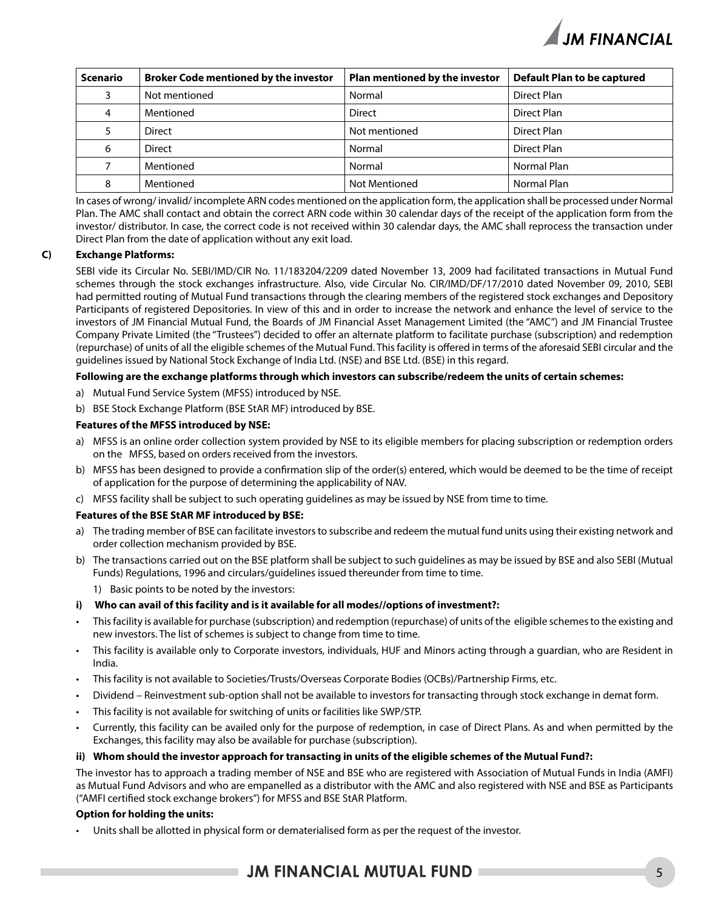| Scenario | Broker Code mentioned by the investor | Plan mentioned by the investor | Default Plan to be captured |
|---|---|---|---|
| 3 | Not mentioned | Normal | Direct Plan |
| 4 | Mentioned | Direct | Direct Plan |
| 5 | Direct | Not mentioned | Direct Plan |
| 6 | Direct | Normal | Direct Plan |
| 7 | Mentioned | Normal | Normal Plan |
| 8 | Mentioned | Not Mentioned | Normal Plan |

In cases of wrong/ invalid/ incomplete ARN codes mentioned on the application form, the application shall be processed under Normal Plan. The AMC shall contact and obtain the correct ARN code within 30 calendar days of the receipt of the application form from the investor/ distributor. In case, the correct code is not received within 30 calendar days, the AMC shall reprocess the transaction under Direct Plan from the date of application without any exit load.

**C) Exchange Platforms:**

SEBI vide its Circular No. SEBI/IMD/CIR No. 11/183204/2209 dated November 13, 2009 had facilitated transactions in Mutual Fund schemes through the stock exchanges infrastructure. Also, vide Circular No. CIR/IMD/DF/17/2010 dated November 09, 2010, SEBI had permitted routing of Mutual Fund transactions through the clearing members of the registered stock exchanges and Depository Participants of registered Depositories. In view of this and in order to increase the network and enhance the level of service to the investors of JM Financial Mutual Fund, the Boards of JM Financial Asset Management Limited (the "AMC") and JM Financial Trustee Company Private Limited (the "Trustees") decided to offer an alternate platform to facilitate purchase (subscription) and redemption (repurchase) of units of all the eligible schemes of the Mutual Fund. This facility is offered in terms of the aforesaid SEBI circular and the guidelines issued by National Stock Exchange of India Ltd. (NSE) and BSE Ltd. (BSE) in this regard.

**Following are the exchange platforms through which investors can subscribe/redeem the units of certain schemes:**

a) Mutual Fund Service System (MFSS) introduced by NSE.

b) BSE Stock Exchange Platform (BSE StAR MF) introduced by BSE.

**Features of the MFSS introduced by NSE:**

a) MFSS is an online order collection system provided by NSE to its eligible members for placing subscription or redemption orders on the MFSS, based on orders received from the investors.

b) MFSS has been designed to provide a confirmation slip of the order(s) entered, which would be deemed to be the time of receipt of application for the purpose of determining the applicability of NAV.

c) MFSS facility shall be subject to such operating guidelines as may be issued by NSE from time to time.

**Features of the BSE StAR MF introduced by BSE:**

a) The trading member of BSE can facilitate investors to subscribe and redeem the mutual fund units using their existing network and order collection mechanism provided by BSE.

b) The transactions carried out on the BSE platform shall be subject to such guidelines as may be issued by BSE and also SEBI (Mutual Funds) Regulations, 1996 and circulars/guidelines issued thereunder from time to time.

   1) Basic points to be noted by the investors:

**i) Who can avail of this facility and is it available for all modes//options of investment?:**

- This facility is available for purchase (subscription) and redemption (repurchase) of units of the eligible schemes to the existing and new investors. The list of schemes is subject to change from time to time.
- This facility is available only to Corporate investors, individuals, HUF and Minors acting through a guardian, who are Resident in India.
- This facility is not available to Societies/Trusts/Overseas Corporate Bodies (OCBs)/Partnership Firms, etc.
- Dividend – Reinvestment sub-option shall not be available to investors for transacting through stock exchange in demat form.
- This facility is not available for switching of units or facilities like SWP/STP.
- Currently, this facility can be availed only for the purpose of redemption, in case of Direct Plans. As and when permitted by the Exchanges, this facility may also be available for purchase (subscription).

**ii) Whom should the investor approach for transacting in units of the eligible schemes of the Mutual Fund?:**

The investor has to approach a trading member of NSE and BSE who are registered with Association of Mutual Funds in India (AMFI) as Mutual Fund Advisors and who are empanelled as a distributor with the AMC and also registered with NSE and BSE as Participants ("AMFI certified stock exchange brokers") for MFSS and BSE StAR Platform.

**Option for holding the units:**

- Units shall be allotted in physical form or dematerialised form as per the request of the investor.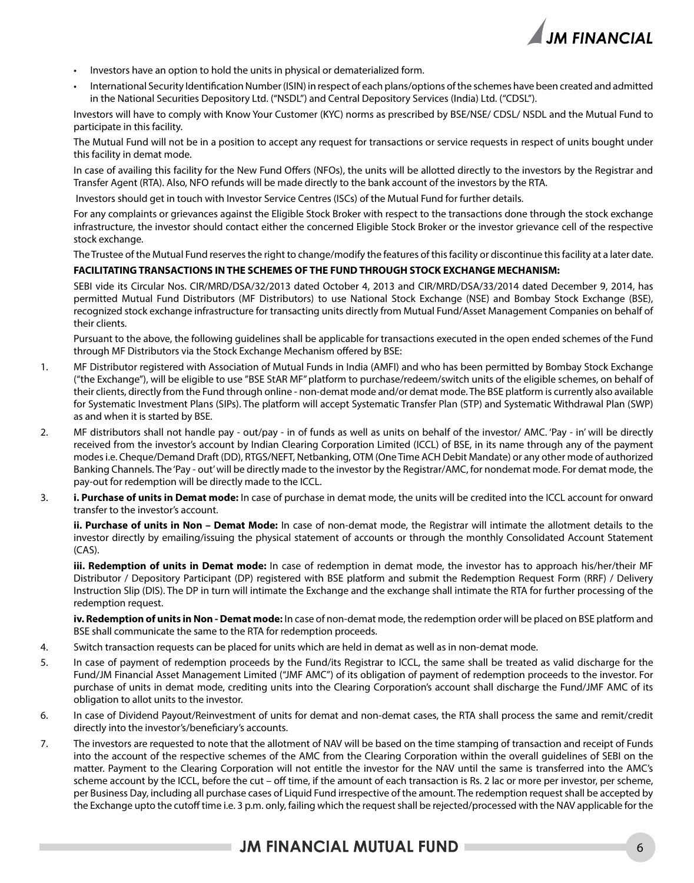- Investors have an option to hold the units in physical or dematerialized form.
- International Security Identification Number (ISIN) in respect of each plans/options of the schemes have been created and admitted in the National Securities Depository Ltd. ("NSDL") and Central Depository Services (India) Ltd. ("CDSL").

Investors will have to comply with Know Your Customer (KYC) norms as prescribed by BSE/NSE/ CDSL/ NSDL and the Mutual Fund to participate in this facility.

The Mutual Fund will not be in a position to accept any request for transactions or service requests in respect of units bought under this facility in demat mode.

In case of availing this facility for the New Fund Offers (NFOs), the units will be allotted directly to the investors by the Registrar and Transfer Agent (RTA). Also, NFO refunds will be made directly to the bank account of the investors by the RTA.

Investors should get in touch with Investor Service Centres (ISCs) of the Mutual Fund for further details.

For any complaints or grievances against the Eligible Stock Broker with respect to the transactions done through the stock exchange infrastructure, the investor should contact either the concerned Eligible Stock Broker or the investor grievance cell of the respective stock exchange.

The Trustee of the Mutual Fund reserves the right to change/modify the features of this facility or discontinue this facility at a later date.

**FACILITATING TRANSACTIONS IN THE SCHEMES OF THE FUND THROUGH STOCK EXCHANGE MECHANISM:**

SEBI vide its Circular Nos. CIR/MRD/DSA/32/2013 dated October 4, 2013 and CIR/MRD/DSA/33/2014 dated December 9, 2014, has permitted Mutual Fund Distributors (MF Distributors) to use National Stock Exchange (NSE) and Bombay Stock Exchange (BSE), recognized stock exchange infrastructure for transacting units directly from Mutual Fund/Asset Management Companies on behalf of their clients.

Pursuant to the above, the following guidelines shall be applicable for transactions executed in the open ended schemes of the Fund through MF Distributors via the Stock Exchange Mechanism offered by BSE:

1. MF Distributor registered with Association of Mutual Funds in India (AMFI) and who has been permitted by Bombay Stock Exchange ("the Exchange"), will be eligible to use "BSE StAR MF" platform to purchase/redeem/switch units of the eligible schemes, on behalf of their clients, directly from the Fund through online - non-demat mode and/or demat mode. The BSE platform is currently also available for Systematic Investment Plans (SIPs). The platform will accept Systematic Transfer Plan (STP) and Systematic Withdrawal Plan (SWP) as and when it is started by BSE.

2. MF distributors shall not handle pay - out/pay - in of funds as well as units on behalf of the investor/ AMC. 'Pay - in' will be directly received from the investor's account by Indian Clearing Corporation Limited (ICCL) of BSE, in its name through any of the payment modes i.e. Cheque/Demand Draft (DD), RTGS/NEFT, Netbanking, OTM (One Time ACH Debit Mandate) or any other mode of authorized Banking Channels. The 'Pay - out' will be directly made to the investor by the Registrar/AMC, for nondemat mode. For demat mode, the pay-out for redemption will be directly made to the ICCL.

3. **i. Purchase of units in Demat mode:** In case of purchase in demat mode, the units will be credited into the ICCL account for onward transfer to the investor's account.

   **ii. Purchase of units in Non – Demat Mode:** In case of non-demat mode, the Registrar will intimate the allotment details to the investor directly by emailing/issuing the physical statement of accounts or through the monthly Consolidated Account Statement (CAS).

   **iii. Redemption of units in Demat mode:** In case of redemption in demat mode, the investor has to approach his/her/their MF Distributor / Depository Participant (DP) registered with BSE platform and submit the Redemption Request Form (RRF) / Delivery Instruction Slip (DIS). The DP in turn will intimate the Exchange and the exchange shall intimate the RTA for further processing of the redemption request.

   **iv. Redemption of units in Non - Demat mode:** In case of non-demat mode, the redemption order will be placed on BSE platform and BSE shall communicate the same to the RTA for redemption proceeds.

4. Switch transaction requests can be placed for units which are held in demat as well as in non-demat mode.

5. In case of payment of redemption proceeds by the Fund/its Registrar to ICCL, the same shall be treated as valid discharge for the Fund/JM Financial Asset Management Limited ("JMF AMC") of its obligation of payment of redemption proceeds to the investor. For purchase of units in demat mode, crediting units into the Clearing Corporation's account shall discharge the Fund/JMF AMC of its obligation to allot units to the investor.

6. In case of Dividend Payout/Reinvestment of units for demat and non-demat cases, the RTA shall process the same and remit/credit directly into the investor's/beneficiary's accounts.

7. The investors are requested to note that the allotment of NAV will be based on the time stamping of transaction and receipt of Funds into the account of the respective schemes of the AMC from the Clearing Corporation within the overall guidelines of SEBI on the matter. Payment to the Clearing Corporation will not entitle the investor for the NAV until the same is transferred into the AMC's scheme account by the ICCL, before the cut – off time, if the amount of each transaction is Rs. 2 lac or more per investor, per scheme, per Business Day, including all purchase cases of Liquid Fund irrespective of the amount. The redemption request shall be accepted by the Exchange upto the cutoff time i.e. 3 p.m. only, failing which the request shall be rejected/processed with the NAV applicable for the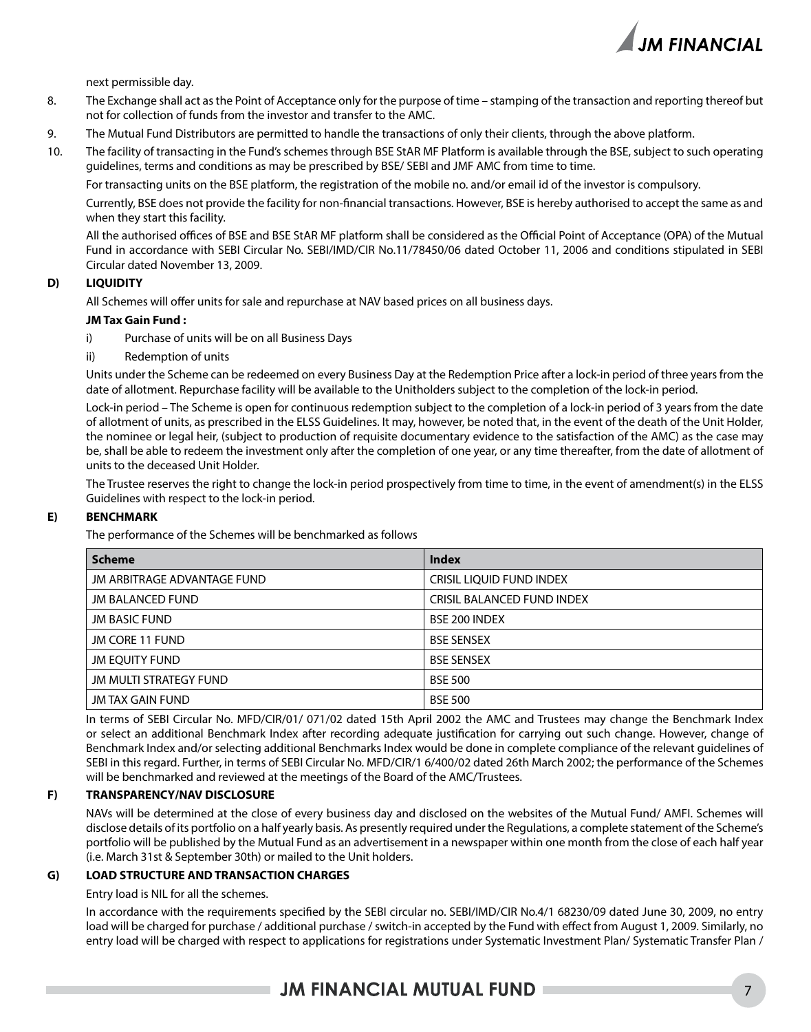next permissible day.

8. The Exchange shall act as the Point of Acceptance only for the purpose of time – stamping of the transaction and reporting thereof but not for collection of funds from the investor and transfer to the AMC.
9. The Mutual Fund Distributors are permitted to handle the transactions of only their clients, through the above platform.
10. The facility of transacting in the Fund's schemes through BSE StAR MF Platform is available through the BSE, subject to such operating guidelines, terms and conditions as may be prescribed by BSE/ SEBI and JMF AMC from time to time.

    For transacting units on the BSE platform, the registration of the mobile no. and/or email id of the investor is compulsory.

    Currently, BSE does not provide the facility for non-financial transactions. However, BSE is hereby authorised to accept the same as and when they start this facility.

    All the authorised offices of BSE and BSE StAR MF platform shall be considered as the Official Point of Acceptance (OPA) of the Mutual Fund in accordance with SEBI Circular No. SEBI/IMD/CIR No.11/78450/06 dated October 11, 2006 and conditions stipulated in SEBI Circular dated November 13, 2009.

## D) LIQUIDITY

All Schemes will offer units for sale and repurchase at NAV based prices on all business days.

**JM Tax Gain Fund :**

i) Purchase of units will be on all Business Days

ii) Redemption of units

Units under the Scheme can be redeemed on every Business Day at the Redemption Price after a lock-in period of three years from the date of allotment. Repurchase facility will be available to the Unitholders subject to the completion of the lock-in period.

Lock-in period – The Scheme is open for continuous redemption subject to the completion of a lock-in period of 3 years from the date of allotment of units, as prescribed in the ELSS Guidelines. It may, however, be noted that, in the event of the death of the Unit Holder, the nominee or legal heir, (subject to production of requisite documentary evidence to the satisfaction of the AMC) as the case may be, shall be able to redeem the investment only after the completion of one year, or any time thereafter, from the date of allotment of units to the deceased Unit Holder.

The Trustee reserves the right to change the lock-in period prospectively from time to time, in the event of amendment(s) in the ELSS Guidelines with respect to the lock-in period.

## E) BENCHMARK

The performance of the Schemes will be benchmarked as follows

| Scheme | Index |
|---|---|
| JM ARBITRAGE ADVANTAGE FUND | CRISIL LIQUID FUND INDEX |
| JM BALANCED FUND | CRISIL BALANCED FUND INDEX |
| JM BASIC FUND | BSE 200 INDEX |
| JM CORE 11 FUND | BSE SENSEX |
| JM EQUITY FUND | BSE SENSEX |
| JM MULTI STRATEGY FUND | BSE 500 |
| JM TAX GAIN FUND | BSE 500 |

In terms of SEBI Circular No. MFD/CIR/01/ 071/02 dated 15th April 2002 the AMC and Trustees may change the Benchmark Index or select an additional Benchmark Index after recording adequate justification for carrying out such change. However, change of Benchmark Index and/or selecting additional Benchmarks Index would be done in complete compliance of the relevant guidelines of SEBI in this regard. Further, in terms of SEBI Circular No. MFD/CIR/1 6/400/02 dated 26th March 2002; the performance of the Schemes will be benchmarked and reviewed at the meetings of the Board of the AMC/Trustees.

## F) TRANSPARENCY/NAV DISCLOSURE

NAVs will be determined at the close of every business day and disclosed on the websites of the Mutual Fund/ AMFI. Schemes will disclose details of its portfolio on a half yearly basis. As presently required under the Regulations, a complete statement of the Scheme's portfolio will be published by the Mutual Fund as an advertisement in a newspaper within one month from the close of each half year (i.e. March 31st & September 30th) or mailed to the Unit holders.

## G) LOAD STRUCTURE AND TRANSACTION CHARGES

Entry load is NIL for all the schemes.

In accordance with the requirements specified by the SEBI circular no. SEBI/IMD/CIR No.4/1 68230/09 dated June 30, 2009, no entry load will be charged for purchase / additional purchase / switch-in accepted by the Fund with effect from August 1, 2009. Similarly, no entry load will be charged with respect to applications for registrations under Systematic Investment Plan/ Systematic Transfer Plan /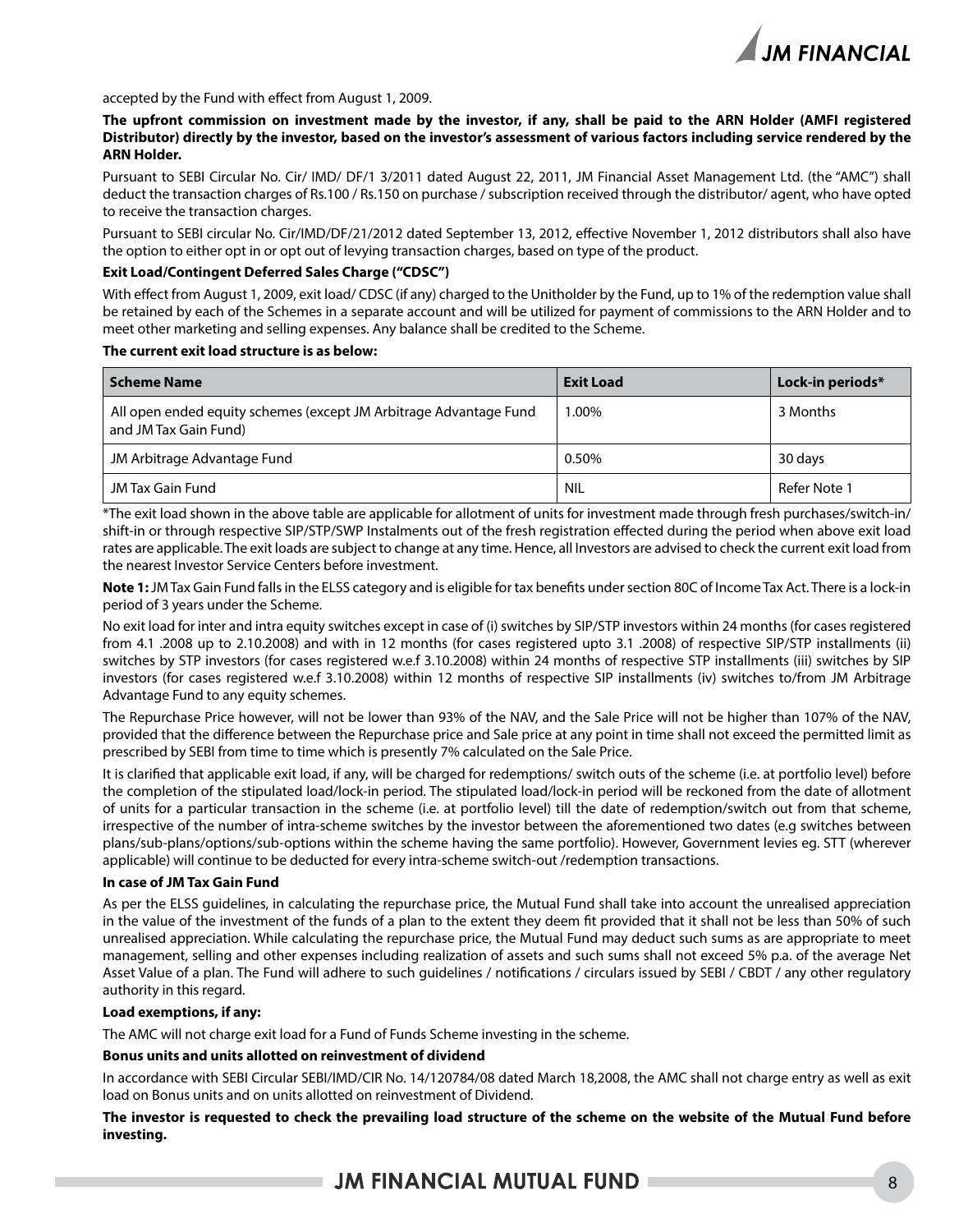accepted by the Fund with effect from August 1, 2009.

**The upfront commission on investment made by the investor, if any, shall be paid to the ARN Holder (AMFI registered Distributor) directly by the investor, based on the investor's assessment of various factors including service rendered by the ARN Holder.**

Pursuant to SEBI Circular No. Cir/ IMD/ DF/1 3/2011 dated August 22, 2011, JM Financial Asset Management Ltd. (the "AMC") shall deduct the transaction charges of Rs.100 / Rs.150 on purchase / subscription received through the distributor/ agent, who have opted to receive the transaction charges.

Pursuant to SEBI circular No. Cir/IMD/DF/21/2012 dated September 13, 2012, effective November 1, 2012 distributors shall also have the option to either opt in or opt out of levying transaction charges, based on type of the product.

**Exit Load/Contingent Deferred Sales Charge ("CDSC")**

With effect from August 1, 2009, exit load/ CDSC (if any) charged to the Unitholder by the Fund, up to 1% of the redemption value shall be retained by each of the Schemes in a separate account and will be utilized for payment of commissions to the ARN Holder and to meet other marketing and selling expenses. Any balance shall be credited to the Scheme.

**The current exit load structure is as below:**

| Scheme Name | Exit Load | Lock-in periods* |
|---|---|---|
| All open ended equity schemes (except JM Arbitrage Advantage Fund and JM Tax Gain Fund) | 1.00% | 3 Months |
| JM Arbitrage Advantage Fund | 0.50% | 30 days |
| JM Tax Gain Fund | NIL | Refer Note 1 |

*The exit load shown in the above table are applicable for allotment of units for investment made through fresh purchases/switch-in/ shift-in or through respective SIP/STP/SWP Instalments out of the fresh registration effected during the period when above exit load rates are applicable. The exit loads are subject to change at any time. Hence, all Investors are advised to check the current exit load from the nearest Investor Service Centers before investment.

**Note 1:** JM Tax Gain Fund falls in the ELSS category and is eligible for tax benefits under section 80C of Income Tax Act. There is a lock-in period of 3 years under the Scheme.

No exit load for inter and intra equity switches except in case of (i) switches by SIP/STP investors within 24 months (for cases registered from 4.1 .2008 up to 2.10.2008) and with in 12 months (for cases registered upto 3.1 .2008) of respective SIP/STP installments (ii) switches by STP investors (for cases registered w.e.f 3.10.2008) within 24 months of respective STP installments (iii) switches by SIP investors (for cases registered w.e.f 3.10.2008) within 12 months of respective SIP installments (iv) switches to/from JM Arbitrage Advantage Fund to any equity schemes.

The Repurchase Price however, will not be lower than 93% of the NAV, and the Sale Price will not be higher than 107% of the NAV, provided that the difference between the Repurchase price and Sale price at any point in time shall not exceed the permitted limit as prescribed by SEBI from time to time which is presently 7% calculated on the Sale Price.

It is clarified that applicable exit load, if any, will be charged for redemptions/ switch outs of the scheme (i.e. at portfolio level) before the completion of the stipulated load/lock-in period. The stipulated load/lock-in period will be reckoned from the date of allotment of units for a particular transaction in the scheme (i.e. at portfolio level) till the date of redemption/switch out from that scheme, irrespective of the number of intra-scheme switches by the investor between the aforementioned two dates (e.g switches between plans/sub-plans/options/sub-options within the scheme having the same portfolio). However, Government levies eg. STT (wherever applicable) will continue to be deducted for every intra-scheme switch-out /redemption transactions.

**In case of JM Tax Gain Fund**

As per the ELSS guidelines, in calculating the repurchase price, the Mutual Fund shall take into account the unrealised appreciation in the value of the investment of the funds of a plan to the extent they deem fit provided that it shall not be less than 50% of such unrealised appreciation. While calculating the repurchase price, the Mutual Fund may deduct such sums as are appropriate to meet management, selling and other expenses including realization of assets and such sums shall not exceed 5% p.a. of the average Net Asset Value of a plan. The Fund will adhere to such guidelines / notifications / circulars issued by SEBI / CBDT / any other regulatory authority in this regard.

**Load exemptions, if any:**

The AMC will not charge exit load for a Fund of Funds Scheme investing in the scheme.

**Bonus units and units allotted on reinvestment of dividend**

In accordance with SEBI Circular SEBI/IMD/CIR No. 14/120784/08 dated March 18,2008, the AMC shall not charge entry as well as exit load on Bonus units and on units allotted on reinvestment of Dividend.

**The investor is requested to check the prevailing load structure of the scheme on the website of the Mutual Fund before investing.**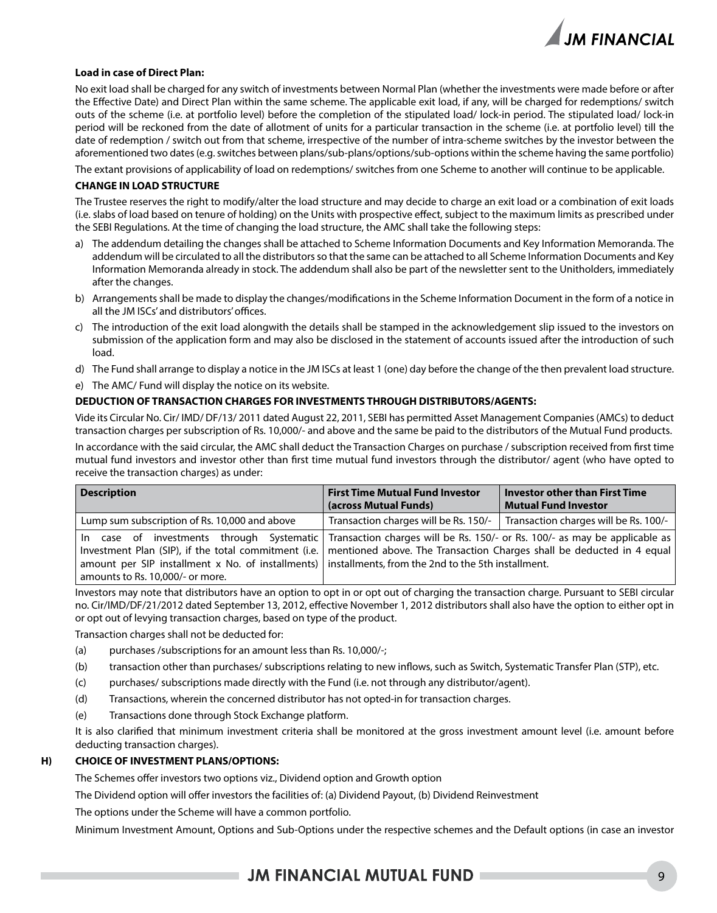**Load in case of Direct Plan:**

No exit load shall be charged for any switch of investments between Normal Plan (whether the investments were made before or after the Effective Date) and Direct Plan within the same scheme. The applicable exit load, if any, will be charged for redemptions/ switch outs of the scheme (i.e. at portfolio level) before the completion of the stipulated load/ lock-in period. The stipulated load/ lock-in period will be reckoned from the date of allotment of units for a particular transaction in the scheme (i.e. at portfolio level) till the date of redemption / switch out from that scheme, irrespective of the number of intra-scheme switches by the investor between the aforementioned two dates (e.g. switches between plans/sub-plans/options/sub-options within the scheme having the same portfolio)

The extant provisions of applicability of load on redemptions/ switches from one Scheme to another will continue to be applicable.

**CHANGE IN LOAD STRUCTURE**

The Trustee reserves the right to modify/alter the load structure and may decide to charge an exit load or a combination of exit loads (i.e. slabs of load based on tenure of holding) on the Units with prospective effect, subject to the maximum limits as prescribed under the SEBI Regulations. At the time of changing the load structure, the AMC shall take the following steps:

a) The addendum detailing the changes shall be attached to Scheme Information Documents and Key Information Memoranda. The addendum will be circulated to all the distributors so that the same can be attached to all Scheme Information Documents and Key Information Memoranda already in stock. The addendum shall also be part of the newsletter sent to the Unitholders, immediately after the changes.
b) Arrangements shall be made to display the changes/modifications in the Scheme Information Document in the form of a notice in all the JM ISCs' and distributors' offices.
c) The introduction of the exit load alongwith the details shall be stamped in the acknowledgement slip issued to the investors on submission of the application form and may also be disclosed in the statement of accounts issued after the introduction of such load.
d) The Fund shall arrange to display a notice in the JM ISCs at least 1 (one) day before the change of the then prevalent load structure.
e) The AMC/ Fund will display the notice on its website.

**DEDUCTION OF TRANSACTION CHARGES FOR INVESTMENTS THROUGH DISTRIBUTORS/AGENTS:**

Vide its Circular No. Cir/ IMD/ DF/13/ 2011 dated August 22, 2011, SEBI has permitted Asset Management Companies (AMCs) to deduct transaction charges per subscription of Rs. 10,000/- and above and the same be paid to the distributors of the Mutual Fund products.

In accordance with the said circular, the AMC shall deduct the Transaction Charges on purchase / subscription received from first time mutual fund investors and investor other than first time mutual fund investors through the distributor/ agent (who have opted to receive the transaction charges) as under:

| Description | First Time Mutual Fund Investor (across Mutual Funds) | Investor other than First Time Mutual Fund Investor |
|---|---|---|
| Lump sum subscription of Rs. 10,000 and above | Transaction charges will be Rs. 150/- | Transaction charges will be Rs. 100/- |
| In case of investments through Systematic Investment Plan (SIP), if the total commitment (i.e. amount per SIP installment x No. of installments) amounts to Rs. 10,000/- or more. | Transaction charges will be Rs. 150/- or Rs. 100/- as may be applicable as mentioned above. The Transaction Charges shall be deducted in 4 equal installments, from the 2nd to the 5th installment. | |

Investors may note that distributors have an option to opt in or opt out of charging the transaction charge. Pursuant to SEBI circular no. Cir/IMD/DF/21/2012 dated September 13, 2012, effective November 1, 2012 distributors shall also have the option to either opt in or opt out of levying transaction charges, based on type of the product.

Transaction charges shall not be deducted for:

(a) purchases /subscriptions for an amount less than Rs. 10,000/-;
(b) transaction other than purchases/ subscriptions relating to new inflows, such as Switch, Systematic Transfer Plan (STP), etc.
(c) purchases/ subscriptions made directly with the Fund (i.e. not through any distributor/agent).
(d) Transactions, wherein the concerned distributor has not opted-in for transaction charges.
(e) Transactions done through Stock Exchange platform.

It is also clarified that minimum investment criteria shall be monitored at the gross investment amount level (i.e. amount before deducting transaction charges).

**H) CHOICE OF INVESTMENT PLANS/OPTIONS:**

The Schemes offer investors two options viz., Dividend option and Growth option

The Dividend option will offer investors the facilities of: (a) Dividend Payout, (b) Dividend Reinvestment

The options under the Scheme will have a common portfolio.

Minimum Investment Amount, Options and Sub-Options under the respective schemes and the Default options (in case an investor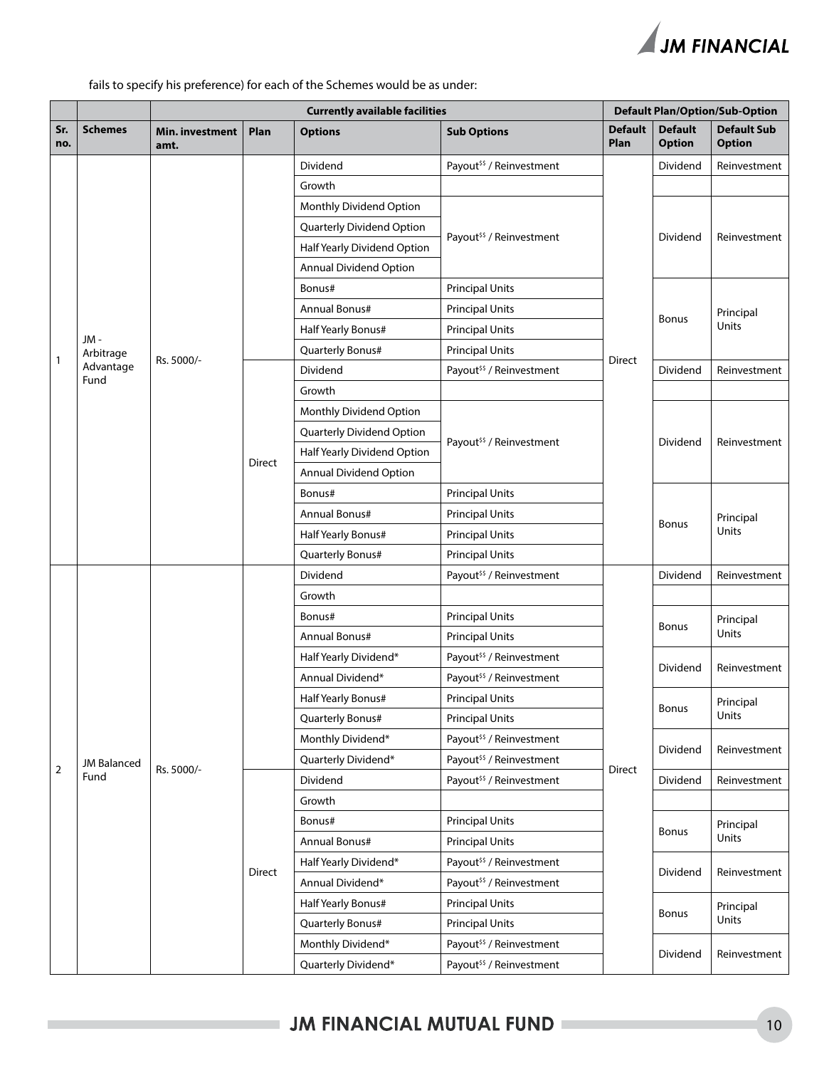fails to specify his preference) for each of the Schemes would be as under:

| | | Currently available facilities | | | | Default Plan/Option/Sub-Option | | |
|---|---|---|---|---|---|---|---|---|
| Sr. no. | Schemes | Min. investment amt. | Plan | Options | Sub Options | Default Plan | Default Option | Default Sub Option |
| 1 | JM - Arbitrage Advantage Fund | Rs. 5000/- | | Dividend | Payout$$ / Reinvestment | Direct | Dividend | Reinvestment |
| | | | | Growth | | | | |
| | | | | Monthly Dividend Option | Payout$$ / Reinvestment | | Dividend | Reinvestment |
| | | | | Quarterly Dividend Option | | | | |
| | | | | Half Yearly Dividend Option | | | | |
| | | | | Annual Dividend Option | | | | |
| | | | | Bonus# | Principal Units | | Bonus | Principal Units |
| | | | | Annual Bonus# | Principal Units | | | |
| | | | | Half Yearly Bonus# | Principal Units | | | |
| | | | | Quarterly Bonus# | Principal Units | | | |
| | | | Direct | Dividend | Payout$$ / Reinvestment | | Dividend | Reinvestment |
| | | | | Growth | | | | |
| | | | | Monthly Dividend Option | Payout$$ / Reinvestment | | Dividend | Reinvestment |
| | | | | Quarterly Dividend Option | | | | |
| | | | | Half Yearly Dividend Option | | | | |
| | | | | Annual Dividend Option | | | | |
| | | | | Bonus# | Principal Units | | Bonus | Principal Units |
| | | | | Annual Bonus# | Principal Units | | | |
| | | | | Half Yearly Bonus# | Principal Units | | | |
| | | | | Quarterly Bonus# | Principal Units | | | |
| 2 | JM Balanced Fund | Rs. 5000/- | | Dividend | Payout$$ / Reinvestment | Direct | Dividend | Reinvestment |
| | | | | Growth | | | | |
| | | | | Bonus# | Principal Units | | Bonus | Principal Units |
| | | | | Annual Bonus# | Principal Units | | | |
| | | | | Half Yearly Dividend* | Payout$$ / Reinvestment | | Dividend | Reinvestment |
| | | | | Annual Dividend* | Payout$$ / Reinvestment | | | |
| | | | | Half Yearly Bonus# | Principal Units | | Bonus | Principal Units |
| | | | | Quarterly Bonus# | Principal Units | | | |
| | | | | Monthly Dividend* | Payout$$ / Reinvestment | | Dividend | Reinvestment |
| | | | | Quarterly Dividend* | Payout$$ / Reinvestment | | | |
| | | | Direct | Dividend | Payout$$ / Reinvestment | | Dividend | Reinvestment |
| | | | | Growth | | | | |
| | | | | Bonus# | Principal Units | | Bonus | Principal Units |
| | | | | Annual Bonus# | Principal Units | | | |
| | | | | Half Yearly Dividend* | Payout$$ / Reinvestment | | Dividend | Reinvestment |
| | | | | Annual Dividend* | Payout$$ / Reinvestment | | | |
| | | | | Half Yearly Bonus# | Principal Units | | Bonus | Principal Units |
| | | | | Quarterly Bonus# | Principal Units | | | |
| | | | | Monthly Dividend* | Payout$$ / Reinvestment | | Dividend | Reinvestment |
| | | | | Quarterly Dividend* | Payout$$ / Reinvestment | | | |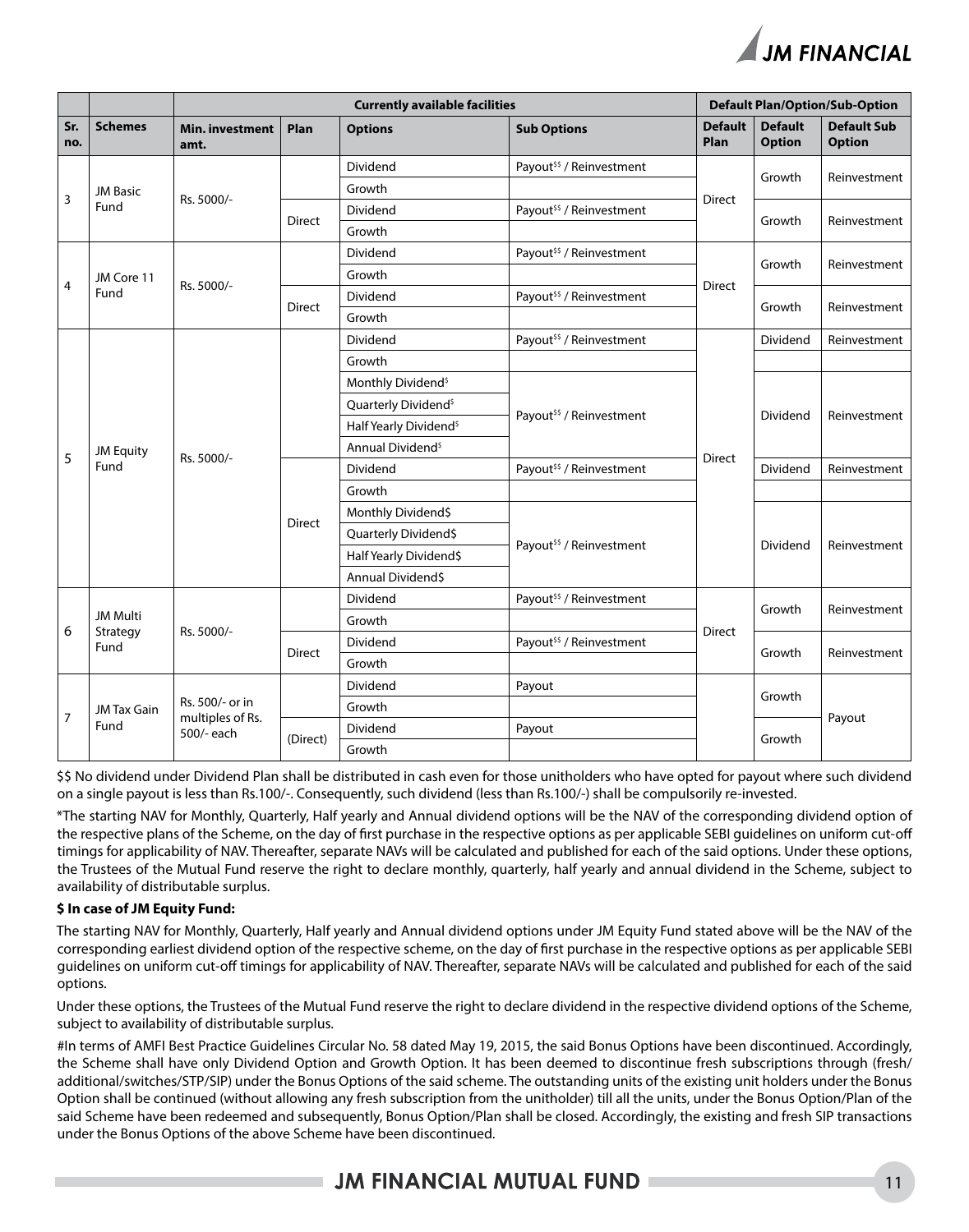| | | Currently available facilities | | | | Default Plan/Option/Sub-Option | | |
|---|---|---|---|---|---|---|---|---|
| Sr. no. | Schemes | Min. investment amt. | Plan | Options | Sub Options | Default Plan | Default Option | Default Sub Option |
| 3 | JM Basic Fund | Rs. 5000/- | | Dividend | Payout$$ / Reinvestment | Direct | Growth | Reinvestment |
| | | | | Growth | | | | |
| | | | Direct | Dividend | Payout$$ / Reinvestment | | Growth | Reinvestment |
| | | | | Growth | | | | |
| 4 | JM Core 11 Fund | Rs. 5000/- | | Dividend | Payout$$ / Reinvestment | Direct | Growth | Reinvestment |
| | | | | Growth | | | | |
| | | | Direct | Dividend | Payout$$ / Reinvestment | | Growth | Reinvestment |
| | | | | Growth | | | | |
| 5 | JM Equity Fund | Rs. 5000/- | | Dividend | Payout$$ / Reinvestment | Direct | Dividend | Reinvestment |
| | | | | Growth | | | | |
| | | | | Monthly Dividend$ | Payout$$ / Reinvestment | | Dividend | Reinvestment |
| | | | | Quarterly Dividend$ | | | | |
| | | | | Half Yearly Dividend$ | | | | |
| | | | | Annual Dividend$ | | | | |
| | | | Direct | Dividend | Payout$$ / Reinvestment | | Dividend | Reinvestment |
| | | | | Growth | | | | |
| | | | | Monthly Dividend$ | Payout$$ / Reinvestment | | Dividend | Reinvestment |
| | | | | Quarterly Dividend$ | | | | |
| | | | | Half Yearly Dividend$ | | | | |
| | | | | Annual Dividend$ | | | | |
| 6 | JM Multi Strategy Fund | Rs. 5000/- | | Dividend | Payout$$ / Reinvestment | Direct | Growth | Reinvestment |
| | | | | Growth | | | | |
| | | | Direct | Dividend | Payout$$ / Reinvestment | | Growth | Reinvestment |
| | | | | Growth | | | | |
| 7 | JM Tax Gain Fund | Rs. 500/- or in multiples of Rs. 500/- each | | Dividend | Payout | | Growth | Payout |
| | | | | Growth | | | | |
| | | | (Direct) | Dividend | Payout | | Growth | |
| | | | | Growth | | | | |

$$ No dividend under Dividend Plan shall be distributed in cash even for those unitholders who have opted for payout where such dividend on a single payout is less than Rs.100/-. Consequently, such dividend (less than Rs.100/-) shall be compulsorily re-invested.

*The starting NAV for Monthly, Quarterly, Half yearly and Annual dividend options will be the NAV of the corresponding dividend option of the respective plans of the Scheme, on the day of first purchase in the respective options as per applicable SEBI guidelines on uniform cut-off timings for applicability of NAV. Thereafter, separate NAVs will be calculated and published for each of the said options. Under these options, the Trustees of the Mutual Fund reserve the right to declare monthly, quarterly, half yearly and annual dividend in the Scheme, subject to availability of distributable surplus.

**$ In case of JM Equity Fund:**

The starting NAV for Monthly, Quarterly, Half yearly and Annual dividend options under JM Equity Fund stated above will be the NAV of the corresponding earliest dividend option of the respective scheme, on the day of first purchase in the respective options as per applicable SEBI guidelines on uniform cut-off timings for applicability of NAV. Thereafter, separate NAVs will be calculated and published for each of the said options.

Under these options, the Trustees of the Mutual Fund reserve the right to declare dividend in the respective dividend options of the Scheme, subject to availability of distributable surplus.

#In terms of AMFI Best Practice Guidelines Circular No. 58 dated May 19, 2015, the said Bonus Options have been discontinued. Accordingly, the Scheme shall have only Dividend Option and Growth Option. It has been deemed to discontinue fresh subscriptions through (fresh/additional/switches/STP/SIP) under the Bonus Options of the said scheme. The outstanding units of the existing unit holders under the Bonus Option shall be continued (without allowing any fresh subscription from the unitholder) till all the units, under the Bonus Option/Plan of the said Scheme have been redeemed and subsequently, Bonus Option/Plan shall be closed. Accordingly, the existing and fresh SIP transactions under the Bonus Options of the above Scheme have been discontinued.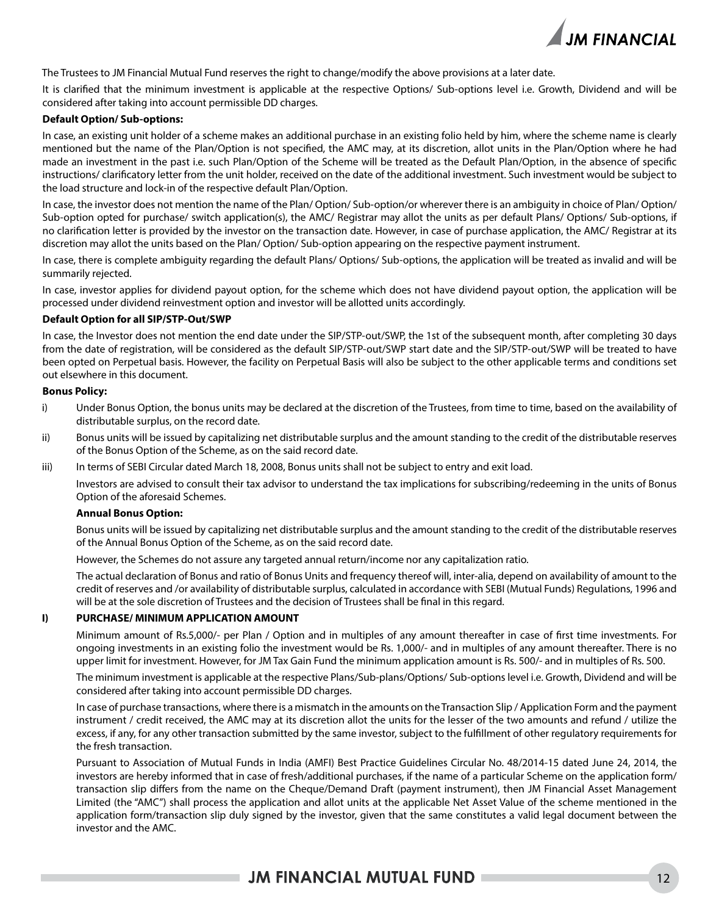The Trustees to JM Financial Mutual Fund reserves the right to change/modify the above provisions at a later date.

It is clarified that the minimum investment is applicable at the respective Options/ Sub-options level i.e. Growth, Dividend and will be considered after taking into account permissible DD charges.

**Default Option/ Sub-options:**

In case, an existing unit holder of a scheme makes an additional purchase in an existing folio held by him, where the scheme name is clearly mentioned but the name of the Plan/Option is not specified, the AMC may, at its discretion, allot units in the Plan/Option where he had made an investment in the past i.e. such Plan/Option of the Scheme will be treated as the Default Plan/Option, in the absence of specific instructions/ clarificatory letter from the unit holder, received on the date of the additional investment. Such investment would be subject to the load structure and lock-in of the respective default Plan/Option.

In case, the investor does not mention the name of the Plan/ Option/ Sub-option/or wherever there is an ambiguity in choice of Plan/ Option/ Sub-option opted for purchase/ switch application(s), the AMC/ Registrar may allot the units as per default Plans/ Options/ Sub-options, if no clarification letter is provided by the investor on the transaction date. However, in case of purchase application, the AMC/ Registrar at its discretion may allot the units based on the Plan/ Option/ Sub-option appearing on the respective payment instrument.

In case, there is complete ambiguity regarding the default Plans/ Options/ Sub-options, the application will be treated as invalid and will be summarily rejected.

In case, investor applies for dividend payout option, for the scheme which does not have dividend payout option, the application will be processed under dividend reinvestment option and investor will be allotted units accordingly.

**Default Option for all SIP/STP-Out/SWP**

In case, the Investor does not mention the end date under the SIP/STP-out/SWP, the 1st of the subsequent month, after completing 30 days from the date of registration, will be considered as the default SIP/STP-out/SWP start date and the SIP/STP-out/SWP will be treated to have been opted on Perpetual basis. However, the facility on Perpetual Basis will also be subject to the other applicable terms and conditions set out elsewhere in this document.

**Bonus Policy:**

i) Under Bonus Option, the bonus units may be declared at the discretion of the Trustees, from time to time, based on the availability of distributable surplus, on the record date.

ii) Bonus units will be issued by capitalizing net distributable surplus and the amount standing to the credit of the distributable reserves of the Bonus Option of the Scheme, as on the said record date.

iii) In terms of SEBI Circular dated March 18, 2008, Bonus units shall not be subject to entry and exit load.

Investors are advised to consult their tax advisor to understand the tax implications for subscribing/redeeming in the units of Bonus Option of the aforesaid Schemes.

**Annual Bonus Option:**

Bonus units will be issued by capitalizing net distributable surplus and the amount standing to the credit of the distributable reserves of the Annual Bonus Option of the Scheme, as on the said record date.

However, the Schemes do not assure any targeted annual return/income nor any capitalization ratio.

The actual declaration of Bonus and ratio of Bonus Units and frequency thereof will, inter-alia, depend on availability of amount to the credit of reserves and /or availability of distributable surplus, calculated in accordance with SEBI (Mutual Funds) Regulations, 1996 and will be at the sole discretion of Trustees and the decision of Trustees shall be final in this regard.

**I) PURCHASE/ MINIMUM APPLICATION AMOUNT**

Minimum amount of Rs.5,000/- per Plan / Option and in multiples of any amount thereafter in case of first time investments. For ongoing investments in an existing folio the investment would be Rs. 1,000/- and in multiples of any amount thereafter. There is no upper limit for investment. However, for JM Tax Gain Fund the minimum application amount is Rs. 500/- and in multiples of Rs. 500.

The minimum investment is applicable at the respective Plans/Sub-plans/Options/ Sub-options level i.e. Growth, Dividend and will be considered after taking into account permissible DD charges.

In case of purchase transactions, where there is a mismatch in the amounts on the Transaction Slip / Application Form and the payment instrument / credit received, the AMC may at its discretion allot the units for the lesser of the two amounts and refund / utilize the excess, if any, for any other transaction submitted by the same investor, subject to the fulfillment of other regulatory requirements for the fresh transaction.

Pursuant to Association of Mutual Funds in India (AMFI) Best Practice Guidelines Circular No. 48/2014-15 dated June 24, 2014, the investors are hereby informed that in case of fresh/additional purchases, if the name of a particular Scheme on the application form/ transaction slip differs from the name on the Cheque/Demand Draft (payment instrument), then JM Financial Asset Management Limited (the "AMC") shall process the application and allot units at the applicable Net Asset Value of the scheme mentioned in the application form/transaction slip duly signed by the investor, given that the same constitutes a valid legal document between the investor and the AMC.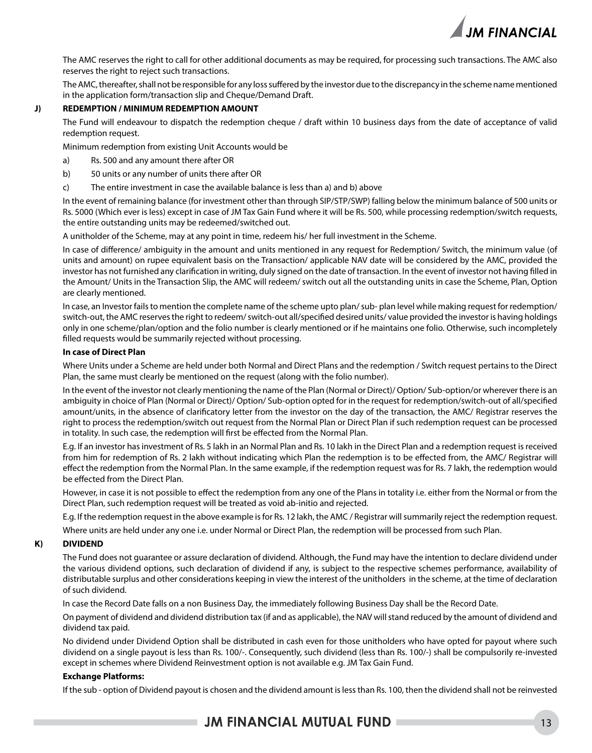The AMC reserves the right to call for other additional documents as may be required, for processing such transactions. The AMC also reserves the right to reject such transactions.

The AMC, thereafter, shall not be responsible for any loss suffered by the investor due to the discrepancy in the scheme name mentioned in the application form/transaction slip and Cheque/Demand Draft.

**J) REDEMPTION / MINIMUM REDEMPTION AMOUNT**

The Fund will endeavour to dispatch the redemption cheque / draft within 10 business days from the date of acceptance of valid redemption request.

Minimum redemption from existing Unit Accounts would be

a) Rs. 500 and any amount there after OR

b) 50 units or any number of units there after OR

c) The entire investment in case the available balance is less than a) and b) above

In the event of remaining balance (for investment other than through SIP/STP/SWP) falling below the minimum balance of 500 units or Rs. 5000 (Which ever is less) except in case of JM Tax Gain Fund where it will be Rs. 500, while processing redemption/switch requests, the entire outstanding units may be redeemed/switched out.

A unitholder of the Scheme, may at any point in time, redeem his/ her full investment in the Scheme.

In case of difference/ ambiguity in the amount and units mentioned in any request for Redemption/ Switch, the minimum value (of units and amount) on rupee equivalent basis on the Transaction/ applicable NAV date will be considered by the AMC, provided the investor has not furnished any clarification in writing, duly signed on the date of transaction. In the event of investor not having filled in the Amount/ Units in the Transaction Slip, the AMC will redeem/ switch out all the outstanding units in case the Scheme, Plan, Option are clearly mentioned.

In case, an Investor fails to mention the complete name of the scheme upto plan/ sub- plan level while making request for redemption/ switch-out, the AMC reserves the right to redeem/ switch-out all/specified desired units/ value provided the investor is having holdings only in one scheme/plan/option and the folio number is clearly mentioned or if he maintains one folio. Otherwise, such incompletely filled requests would be summarily rejected without processing.

**In case of Direct Plan**

Where Units under a Scheme are held under both Normal and Direct Plans and the redemption / Switch request pertains to the Direct Plan, the same must clearly be mentioned on the request (along with the folio number).

In the event of the investor not clearly mentioning the name of the Plan (Normal or Direct)/ Option/ Sub-option/or wherever there is an ambiguity in choice of Plan (Normal or Direct)/ Option/ Sub-option opted for in the request for redemption/switch-out of all/specified amount/units, in the absence of clarificatory letter from the investor on the day of the transaction, the AMC/ Registrar reserves the right to process the redemption/switch out request from the Normal Plan or Direct Plan if such redemption request can be processed in totality. In such case, the redemption will first be effected from the Normal Plan.

E.g. If an investor has investment of Rs. 5 lakh in an Normal Plan and Rs. 10 lakh in the Direct Plan and a redemption request is received from him for redemption of Rs. 2 lakh without indicating which Plan the redemption is to be effected from, the AMC/ Registrar will effect the redemption from the Normal Plan. In the same example, if the redemption request was for Rs. 7 lakh, the redemption would be effected from the Direct Plan.

However, in case it is not possible to effect the redemption from any one of the Plans in totality i.e. either from the Normal or from the Direct Plan, such redemption request will be treated as void ab-initio and rejected.

E.g. If the redemption request in the above example is for Rs. 12 lakh, the AMC / Registrar will summarily reject the redemption request.

Where units are held under any one i.e. under Normal or Direct Plan, the redemption will be processed from such Plan.

**K) DIVIDEND**

The Fund does not guarantee or assure declaration of dividend. Although, the Fund may have the intention to declare dividend under the various dividend options, such declaration of dividend if any, is subject to the respective schemes performance, availability of distributable surplus and other considerations keeping in view the interest of the unitholders in the scheme, at the time of declaration of such dividend.

In case the Record Date falls on a non Business Day, the immediately following Business Day shall be the Record Date.

On payment of dividend and dividend distribution tax (if and as applicable), the NAV will stand reduced by the amount of dividend and dividend tax paid.

No dividend under Dividend Option shall be distributed in cash even for those unitholders who have opted for payout where such dividend on a single payout is less than Rs. 100/-. Consequently, such dividend (less than Rs. 100/-) shall be compulsorily re-invested except in schemes where Dividend Reinvestment option is not available e.g. JM Tax Gain Fund.

**Exchange Platforms:**

If the sub - option of Dividend payout is chosen and the dividend amount is less than Rs. 100, then the dividend shall not be reinvested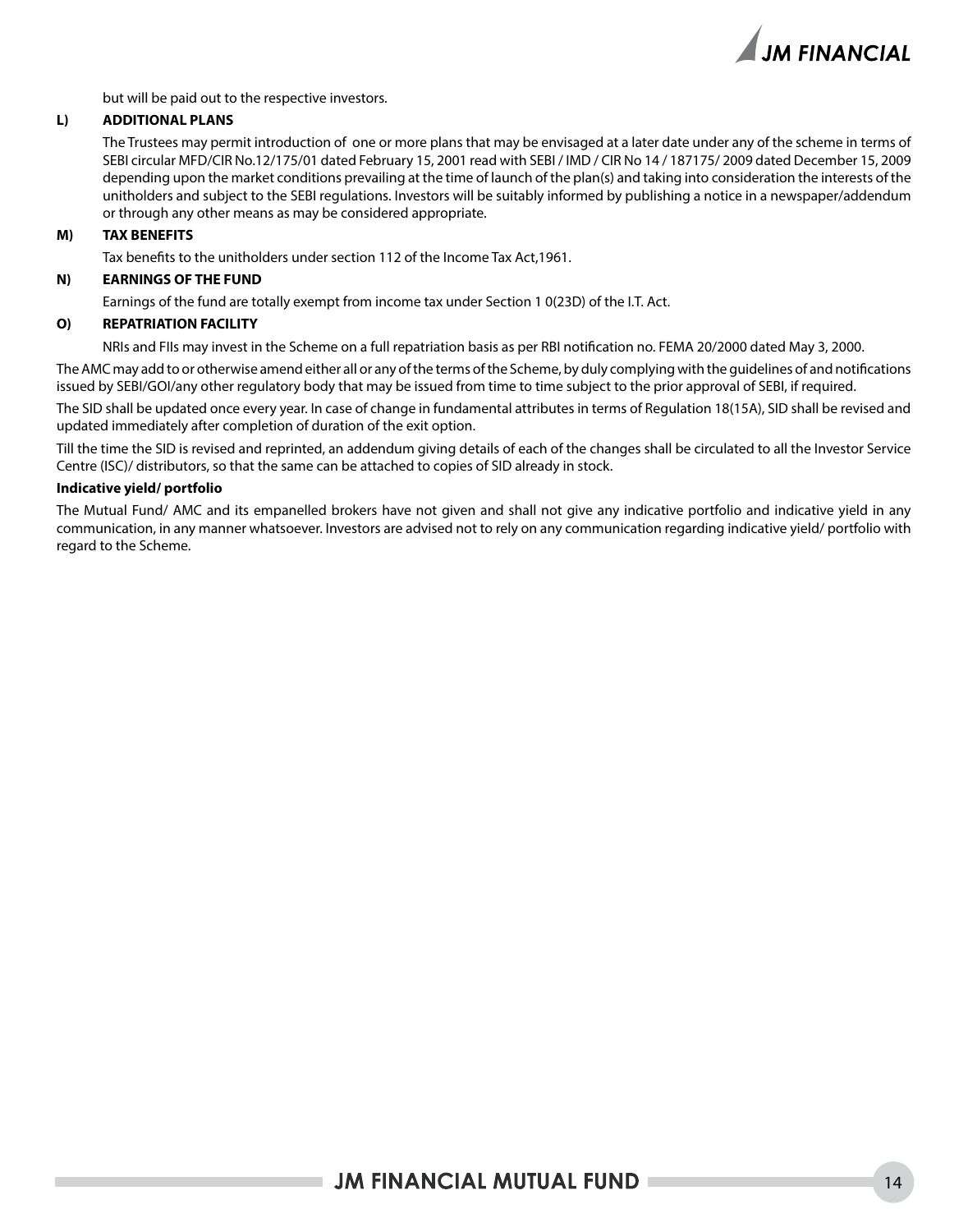but will be paid out to the respective investors.

**L) ADDITIONAL PLANS**

The Trustees may permit introduction of one or more plans that may be envisaged at a later date under any of the scheme in terms of SEBI circular MFD/CIR No.12/175/01 dated February 15, 2001 read with SEBI / IMD / CIR No 14 / 187175/ 2009 dated December 15, 2009 depending upon the market conditions prevailing at the time of launch of the plan(s) and taking into consideration the interests of the unitholders and subject to the SEBI regulations. Investors will be suitably informed by publishing a notice in a newspaper/addendum or through any other means as may be considered appropriate.

**M) TAX BENEFITS**

Tax benefits to the unitholders under section 112 of the Income Tax Act,1961.

**N) EARNINGS OF THE FUND**

Earnings of the fund are totally exempt from income tax under Section 1 0(23D) of the I.T. Act.

**O) REPATRIATION FACILITY**

NRIs and FIIs may invest in the Scheme on a full repatriation basis as per RBI notification no. FEMA 20/2000 dated May 3, 2000.

The AMC may add to or otherwise amend either all or any of the terms of the Scheme, by duly complying with the guidelines of and notifications issued by SEBI/GOI/any other regulatory body that may be issued from time to time subject to the prior approval of SEBI, if required.

The SID shall be updated once every year. In case of change in fundamental attributes in terms of Regulation 18(15A), SID shall be revised and updated immediately after completion of duration of the exit option.

Till the time the SID is revised and reprinted, an addendum giving details of each of the changes shall be circulated to all the Investor Service Centre (ISC)/ distributors, so that the same can be attached to copies of SID already in stock.

**Indicative yield/ portfolio**

The Mutual Fund/ AMC and its empanelled brokers have not given and shall not give any indicative portfolio and indicative yield in any communication, in any manner whatsoever. Investors are advised not to rely on any communication regarding indicative yield/ portfolio with regard to the Scheme.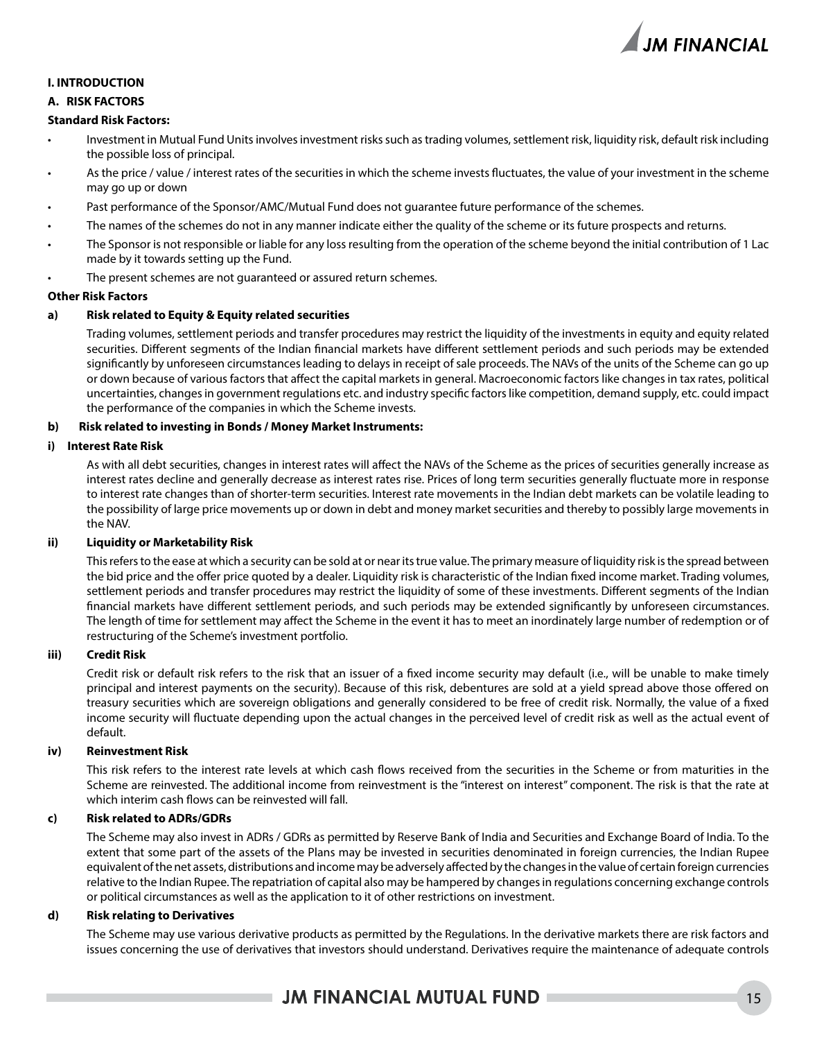# I. INTRODUCTION

## A. RISK FACTORS

**Standard Risk Factors:**

- Investment in Mutual Fund Units involves investment risks such as trading volumes, settlement risk, liquidity risk, default risk including the possible loss of principal.
- As the price / value / interest rates of the securities in which the scheme invests fluctuates, the value of your investment in the scheme may go up or down
- Past performance of the Sponsor/AMC/Mutual Fund does not guarantee future performance of the schemes.
- The names of the schemes do not in any manner indicate either the quality of the scheme or its future prospects and returns.
- The Sponsor is not responsible or liable for any loss resulting from the operation of the scheme beyond the initial contribution of 1 Lac made by it towards setting up the Fund.
- The present schemes are not guaranteed or assured return schemes.

**Other Risk Factors**

**a) Risk related to Equity & Equity related securities**

Trading volumes, settlement periods and transfer procedures may restrict the liquidity of the investments in equity and equity related securities. Different segments of the Indian financial markets have different settlement periods and such periods may be extended significantly by unforeseen circumstances leading to delays in receipt of sale proceeds. The NAVs of the units of the Scheme can go up or down because of various factors that affect the capital markets in general. Macroeconomic factors like changes in tax rates, political uncertainties, changes in government regulations etc. and industry specific factors like competition, demand supply, etc. could impact the performance of the companies in which the Scheme invests.

**b) Risk related to investing in Bonds / Money Market Instruments:**

**i) Interest Rate Risk**

As with all debt securities, changes in interest rates will affect the NAVs of the Scheme as the prices of securities generally increase as interest rates decline and generally decrease as interest rates rise. Prices of long term securities generally fluctuate more in response to interest rate changes than of shorter-term securities. Interest rate movements in the Indian debt markets can be volatile leading to the possibility of large price movements up or down in debt and money market securities and thereby to possibly large movements in the NAV.

**ii) Liquidity or Marketability Risk**

This refers to the ease at which a security can be sold at or near its true value. The primary measure of liquidity risk is the spread between the bid price and the offer price quoted by a dealer. Liquidity risk is characteristic of the Indian fixed income market. Trading volumes, settlement periods and transfer procedures may restrict the liquidity of some of these investments. Different segments of the Indian financial markets have different settlement periods, and such periods may be extended significantly by unforeseen circumstances. The length of time for settlement may affect the Scheme in the event it has to meet an inordinately large number of redemption or of restructuring of the Scheme's investment portfolio.

**iii) Credit Risk**

Credit risk or default risk refers to the risk that an issuer of a fixed income security may default (i.e., will be unable to make timely principal and interest payments on the security). Because of this risk, debentures are sold at a yield spread above those offered on treasury securities which are sovereign obligations and generally considered to be free of credit risk. Normally, the value of a fixed income security will fluctuate depending upon the actual changes in the perceived level of credit risk as well as the actual event of default.

**iv) Reinvestment Risk**

This risk refers to the interest rate levels at which cash flows received from the securities in the Scheme or from maturities in the Scheme are reinvested. The additional income from reinvestment is the "interest on interest" component. The risk is that the rate at which interim cash flows can be reinvested will fall.

**c) Risk related to ADRs/GDRs**

The Scheme may also invest in ADRs / GDRs as permitted by Reserve Bank of India and Securities and Exchange Board of India. To the extent that some part of the assets of the Plans may be invested in securities denominated in foreign currencies, the Indian Rupee equivalent of the net assets, distributions and income may be adversely affected by the changes in the value of certain foreign currencies relative to the Indian Rupee. The repatriation of capital also may be hampered by changes in regulations concerning exchange controls or political circumstances as well as the application to it of other restrictions on investment.

**d) Risk relating to Derivatives**

The Scheme may use various derivative products as permitted by the Regulations. In the derivative markets there are risk factors and issues concerning the use of derivatives that investors should understand. Derivatives require the maintenance of adequate controls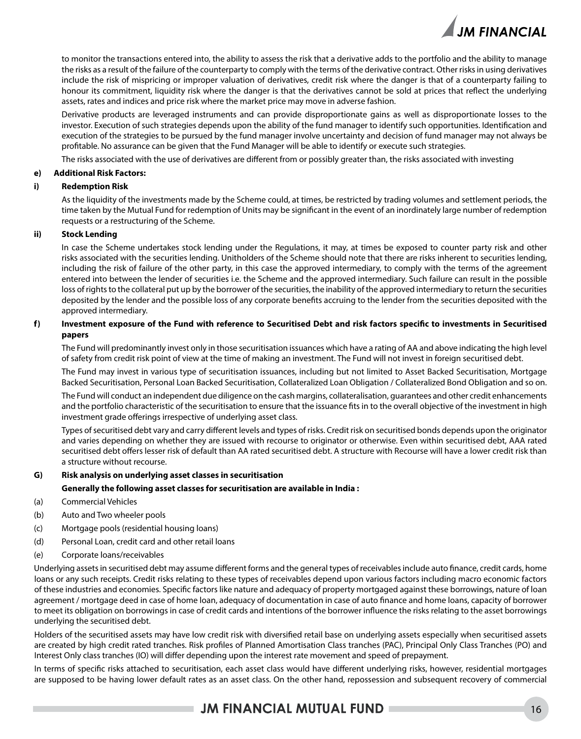to monitor the transactions entered into, the ability to assess the risk that a derivative adds to the portfolio and the ability to manage the risks as a result of the failure of the counterparty to comply with the terms of the derivative contract. Other risks in using derivatives include the risk of mispricing or improper valuation of derivatives, credit risk where the danger is that of a counterparty failing to honour its commitment, liquidity risk where the danger is that the derivatives cannot be sold at prices that reflect the underlying assets, rates and indices and price risk where the market price may move in adverse fashion.

Derivative products are leveraged instruments and can provide disproportionate gains as well as disproportionate losses to the investor. Execution of such strategies depends upon the ability of the fund manager to identify such opportunities. Identification and execution of the strategies to be pursued by the fund manager involve uncertainty and decision of fund manager may not always be profitable. No assurance can be given that the Fund Manager will be able to identify or execute such strategies.

The risks associated with the use of derivatives are different from or possibly greater than, the risks associated with investing

**e) Additional Risk Factors:**

**i) Redemption Risk**

As the liquidity of the investments made by the Scheme could, at times, be restricted by trading volumes and settlement periods, the time taken by the Mutual Fund for redemption of Units may be significant in the event of an inordinately large number of redemption requests or a restructuring of the Scheme.

**ii) Stock Lending**

In case the Scheme undertakes stock lending under the Regulations, it may, at times be exposed to counter party risk and other risks associated with the securities lending. Unitholders of the Scheme should note that there are risks inherent to securities lending, including the risk of failure of the other party, in this case the approved intermediary, to comply with the terms of the agreement entered into between the lender of securities i.e. the Scheme and the approved intermediary. Such failure can result in the possible loss of rights to the collateral put up by the borrower of the securities, the inability of the approved intermediary to return the securities deposited by the lender and the possible loss of any corporate benefits accruing to the lender from the securities deposited with the approved intermediary.

**f) Investment exposure of the Fund with reference to Securitised Debt and risk factors specific to investments in Securitised papers**

The Fund will predominantly invest only in those securitisation issuances which have a rating of AA and above indicating the high level of safety from credit risk point of view at the time of making an investment. The Fund will not invest in foreign securitised debt.

The Fund may invest in various type of securitisation issuances, including but not limited to Asset Backed Securitisation, Mortgage Backed Securitisation, Personal Loan Backed Securitisation, Collateralized Loan Obligation / Collateralized Bond Obligation and so on.

The Fund will conduct an independent due diligence on the cash margins, collateralisation, guarantees and other credit enhancements and the portfolio characteristic of the securitisation to ensure that the issuance fits in to the overall objective of the investment in high investment grade offerings irrespective of underlying asset class.

Types of securitised debt vary and carry different levels and types of risks. Credit risk on securitised bonds depends upon the originator and varies depending on whether they are issued with recourse to originator or otherwise. Even within securitised debt, AAA rated securitised debt offers lesser risk of default than AA rated securitised debt. A structure with Recourse will have a lower credit risk than a structure without recourse.

**G) Risk analysis on underlying asset classes in securitisation**

**Generally the following asset classes for securitisation are available in India :**

(a) Commercial Vehicles

(b) Auto and Two wheeler pools

(c) Mortgage pools (residential housing loans)

(d) Personal Loan, credit card and other retail loans

(e) Corporate loans/receivables

Underlying assets in securitised debt may assume different forms and the general types of receivables include auto finance, credit cards, home loans or any such receipts. Credit risks relating to these types of receivables depend upon various factors including macro economic factors of these industries and economies. Specific factors like nature and adequacy of property mortgaged against these borrowings, nature of loan agreement / mortgage deed in case of home loan, adequacy of documentation in case of auto finance and home loans, capacity of borrower to meet its obligation on borrowings in case of credit cards and intentions of the borrower influence the risks relating to the asset borrowings underlying the securitised debt.

Holders of the securitised assets may have low credit risk with diversified retail base on underlying assets especially when securitised assets are created by high credit rated tranches. Risk profiles of Planned Amortisation Class tranches (PAC), Principal Only Class Tranches (PO) and Interest Only class tranches (IO) will differ depending upon the interest rate movement and speed of prepayment.

In terms of specific risks attached to securitisation, each asset class would have different underlying risks, however, residential mortgages are supposed to be having lower default rates as an asset class. On the other hand, repossession and subsequent recovery of commercial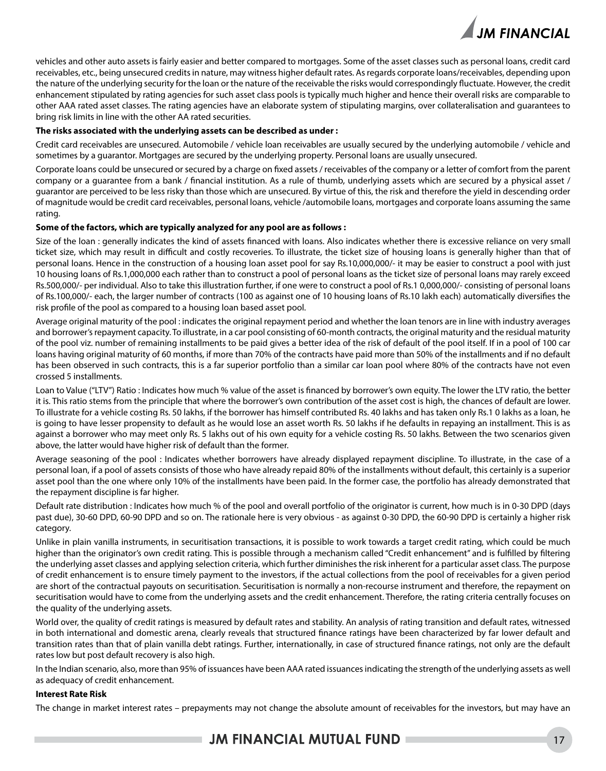vehicles and other auto assets is fairly easier and better compared to mortgages. Some of the asset classes such as personal loans, credit card receivables, etc., being unsecured credits in nature, may witness higher default rates. As regards corporate loans/receivables, depending upon the nature of the underlying security for the loan or the nature of the receivable the risks would correspondingly fluctuate. However, the credit enhancement stipulated by rating agencies for such asset class pools is typically much higher and hence their overall risks are comparable to other AAA rated asset classes. The rating agencies have an elaborate system of stipulating margins, over collateralisation and guarantees to bring risk limits in line with the other AA rated securities.

**The risks associated with the underlying assets can be described as under :**

Credit card receivables are unsecured. Automobile / vehicle loan receivables are usually secured by the underlying automobile / vehicle and sometimes by a guarantor. Mortgages are secured by the underlying property. Personal loans are usually unsecured.

Corporate loans could be unsecured or secured by a charge on fixed assets / receivables of the company or a letter of comfort from the parent company or a guarantee from a bank / financial institution. As a rule of thumb, underlying assets which are secured by a physical asset / guarantor are perceived to be less risky than those which are unsecured. By virtue of this, the risk and therefore the yield in descending order of magnitude would be credit card receivables, personal loans, vehicle /automobile loans, mortgages and corporate loans assuming the same rating.

**Some of the factors, which are typically analyzed for any pool are as follows :**

Size of the loan : generally indicates the kind of assets financed with loans. Also indicates whether there is excessive reliance on very small ticket size, which may result in difficult and costly recoveries. To illustrate, the ticket size of housing loans is generally higher than that of personal loans. Hence in the construction of a housing loan asset pool for say Rs.10,000,000/- it may be easier to construct a pool with just 10 housing loans of Rs.1,000,000 each rather than to construct a pool of personal loans as the ticket size of personal loans may rarely exceed Rs.500,000/- per individual. Also to take this illustration further, if one were to construct a pool of Rs.1 0,000,000/- consisting of personal loans of Rs.100,000/- each, the larger number of contracts (100 as against one of 10 housing loans of Rs.10 lakh each) automatically diversifies the risk profile of the pool as compared to a housing loan based asset pool.

Average original maturity of the pool : indicates the original repayment period and whether the loan tenors are in line with industry averages and borrower's repayment capacity. To illustrate, in a car pool consisting of 60-month contracts, the original maturity and the residual maturity of the pool viz. number of remaining installments to be paid gives a better idea of the risk of default of the pool itself. If in a pool of 100 car loans having original maturity of 60 months, if more than 70% of the contracts have paid more than 50% of the installments and if no default has been observed in such contracts, this is a far superior portfolio than a similar car loan pool where 80% of the contracts have not even crossed 5 installments.

Loan to Value ("LTV") Ratio : Indicates how much % value of the asset is financed by borrower's own equity. The lower the LTV ratio, the better it is. This ratio stems from the principle that where the borrower's own contribution of the asset cost is high, the chances of default are lower. To illustrate for a vehicle costing Rs. 50 lakhs, if the borrower has himself contributed Rs. 40 lakhs and has taken only Rs.1 0 lakhs as a loan, he is going to have lesser propensity to default as he would lose an asset worth Rs. 50 lakhs if he defaults in repaying an installment. This is as against a borrower who may meet only Rs. 5 lakhs out of his own equity for a vehicle costing Rs. 50 lakhs. Between the two scenarios given above, the latter would have higher risk of default than the former.

Average seasoning of the pool : Indicates whether borrowers have already displayed repayment discipline. To illustrate, in the case of a personal loan, if a pool of assets consists of those who have already repaid 80% of the installments without default, this certainly is a superior asset pool than the one where only 10% of the installments have been paid. In the former case, the portfolio has already demonstrated that the repayment discipline is far higher.

Default rate distribution : Indicates how much % of the pool and overall portfolio of the originator is current, how much is in 0-30 DPD (days past due), 30-60 DPD, 60-90 DPD and so on. The rationale here is very obvious - as against 0-30 DPD, the 60-90 DPD is certainly a higher risk category.

Unlike in plain vanilla instruments, in securitisation transactions, it is possible to work towards a target credit rating, which could be much higher than the originator's own credit rating. This is possible through a mechanism called "Credit enhancement" and is fulfilled by filtering the underlying asset classes and applying selection criteria, which further diminishes the risk inherent for a particular asset class. The purpose of credit enhancement is to ensure timely payment to the investors, if the actual collections from the pool of receivables for a given period are short of the contractual payouts on securitisation. Securitisation is normally a non-recourse instrument and therefore, the repayment on securitisation would have to come from the underlying assets and the credit enhancement. Therefore, the rating criteria centrally focuses on the quality of the underlying assets.

World over, the quality of credit ratings is measured by default rates and stability. An analysis of rating transition and default rates, witnessed in both international and domestic arena, clearly reveals that structured finance ratings have been characterized by far lower default and transition rates than that of plain vanilla debt ratings. Further, internationally, in case of structured finance ratings, not only are the default rates low but post default recovery is also high.

In the Indian scenario, also, more than 95% of issuances have been AAA rated issuances indicating the strength of the underlying assets as well as adequacy of credit enhancement.

**Interest Rate Risk**

The change in market interest rates – prepayments may not change the absolute amount of receivables for the investors, but may have an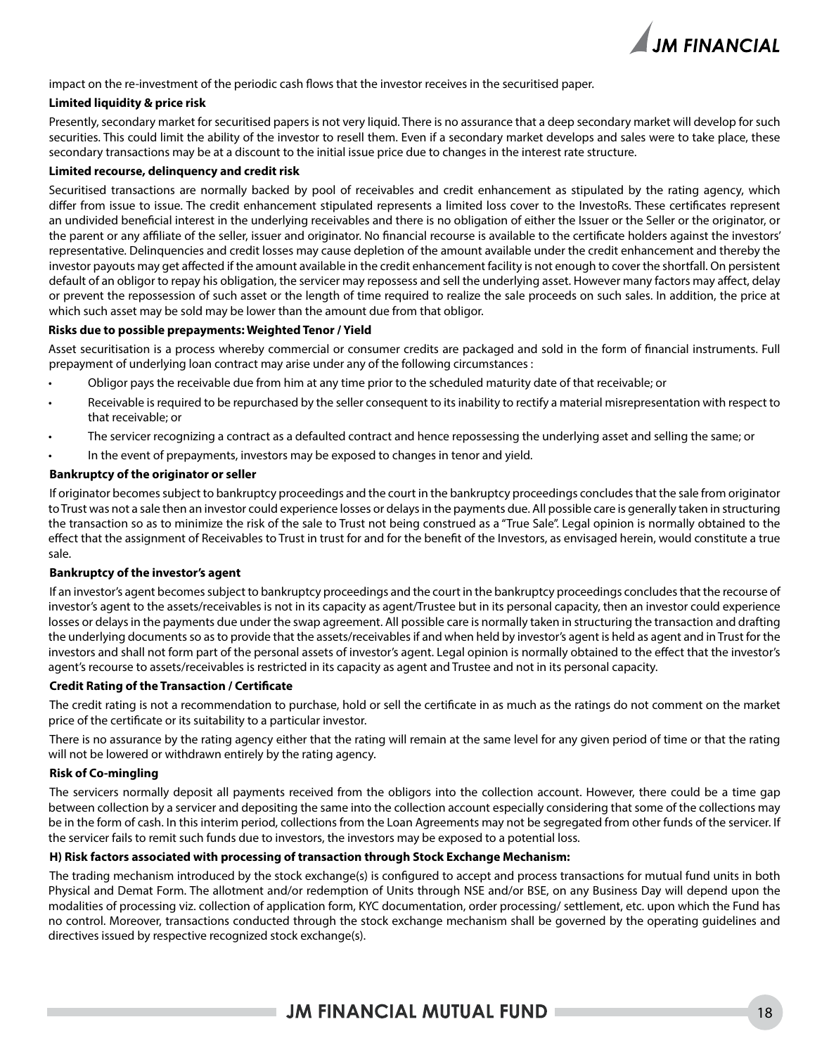impact on the re-investment of the periodic cash flows that the investor receives in the securitised paper.

**Limited liquidity & price risk**

Presently, secondary market for securitised papers is not very liquid. There is no assurance that a deep secondary market will develop for such securities. This could limit the ability of the investor to resell them. Even if a secondary market develops and sales were to take place, these secondary transactions may be at a discount to the initial issue price due to changes in the interest rate structure.

**Limited recourse, delinquency and credit risk**

Securitised transactions are normally backed by pool of receivables and credit enhancement as stipulated by the rating agency, which differ from issue to issue. The credit enhancement stipulated represents a limited loss cover to the InvestoRs. These certificates represent an undivided beneficial interest in the underlying receivables and there is no obligation of either the Issuer or the Seller or the originator, or the parent or any affiliate of the seller, issuer and originator. No financial recourse is available to the certificate holders against the investors' representative. Delinquencies and credit losses may cause depletion of the amount available under the credit enhancement and thereby the investor payouts may get affected if the amount available in the credit enhancement facility is not enough to cover the shortfall. On persistent default of an obligor to repay his obligation, the servicer may repossess and sell the underlying asset. However many factors may affect, delay or prevent the repossession of such asset or the length of time required to realize the sale proceeds on such sales. In addition, the price at which such asset may be sold may be lower than the amount due from that obligor.

**Risks due to possible prepayments: Weighted Tenor / Yield**

Asset securitisation is a process whereby commercial or consumer credits are packaged and sold in the form of financial instruments. Full prepayment of underlying loan contract may arise under any of the following circumstances :

- Obligor pays the receivable due from him at any time prior to the scheduled maturity date of that receivable; or
- Receivable is required to be repurchased by the seller consequent to its inability to rectify a material misrepresentation with respect to that receivable; or
- The servicer recognizing a contract as a defaulted contract and hence repossessing the underlying asset and selling the same; or
- In the event of prepayments, investors may be exposed to changes in tenor and yield.

**Bankruptcy of the originator or seller**

If originator becomes subject to bankruptcy proceedings and the court in the bankruptcy proceedings concludes that the sale from originator to Trust was not a sale then an investor could experience losses or delays in the payments due. All possible care is generally taken in structuring the transaction so as to minimize the risk of the sale to Trust not being construed as a "True Sale". Legal opinion is normally obtained to the effect that the assignment of Receivables to Trust in trust for and for the benefit of the Investors, as envisaged herein, would constitute a true sale.

**Bankruptcy of the investor's agent**

If an investor's agent becomes subject to bankruptcy proceedings and the court in the bankruptcy proceedings concludes that the recourse of investor's agent to the assets/receivables is not in its capacity as agent/Trustee but in its personal capacity, then an investor could experience losses or delays in the payments due under the swap agreement. All possible care is normally taken in structuring the transaction and drafting the underlying documents so as to provide that the assets/receivables if and when held by investor's agent is held as agent and in Trust for the investors and shall not form part of the personal assets of investor's agent. Legal opinion is normally obtained to the effect that the investor's agent's recourse to assets/receivables is restricted in its capacity as agent and Trustee and not in its personal capacity.

**Credit Rating of the Transaction / Certificate**

The credit rating is not a recommendation to purchase, hold or sell the certificate in as much as the ratings do not comment on the market price of the certificate or its suitability to a particular investor.

There is no assurance by the rating agency either that the rating will remain at the same level for any given period of time or that the rating will not be lowered or withdrawn entirely by the rating agency.

**Risk of Co-mingling**

The servicers normally deposit all payments received from the obligors into the collection account. However, there could be a time gap between collection by a servicer and depositing the same into the collection account especially considering that some of the collections may be in the form of cash. In this interim period, collections from the Loan Agreements may not be segregated from other funds of the servicer. If the servicer fails to remit such funds due to investors, the investors may be exposed to a potential loss.

**H) Risk factors associated with processing of transaction through Stock Exchange Mechanism:**

The trading mechanism introduced by the stock exchange(s) is configured to accept and process transactions for mutual fund units in both Physical and Demat Form. The allotment and/or redemption of Units through NSE and/or BSE, on any Business Day will depend upon the modalities of processing viz. collection of application form, KYC documentation, order processing/ settlement, etc. upon which the Fund has no control. Moreover, transactions conducted through the stock exchange mechanism shall be governed by the operating guidelines and directives issued by respective recognized stock exchange(s).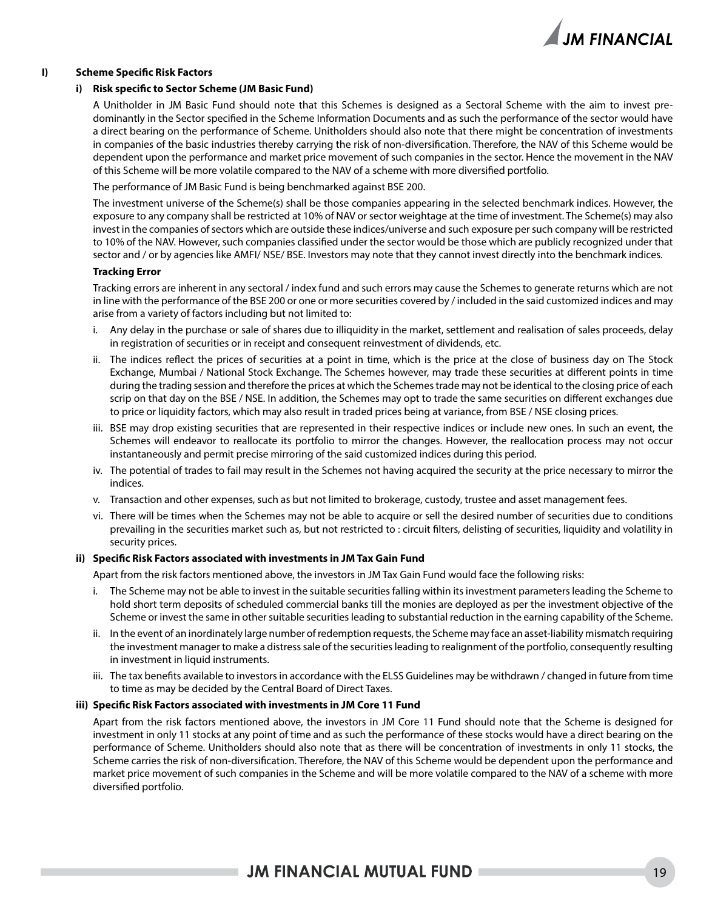## I) Scheme Specific Risk Factors

### i) Risk specific to Sector Scheme (JM Basic Fund)

A Unitholder in JM Basic Fund should note that this Schemes is designed as a Sectoral Scheme with the aim to invest predominantly in the Sector specified in the Scheme Information Documents and as such the performance of the sector would have a direct bearing on the performance of Scheme. Unitholders should also note that there might be concentration of investments in companies of the basic industries thereby carrying the risk of non-diversification. Therefore, the NAV of this Scheme would be dependent upon the performance and market price movement of such companies in the sector. Hence the movement in the NAV of this Scheme will be more volatile compared to the NAV of a scheme with more diversified portfolio.

The performance of JM Basic Fund is being benchmarked against BSE 200.

The investment universe of the Scheme(s) shall be those companies appearing in the selected benchmark indices. However, the exposure to any company shall be restricted at 10% of NAV or sector weightage at the time of investment. The Scheme(s) may also invest in the companies of sectors which are outside these indices/universe and such exposure per such company will be restricted to 10% of the NAV. However, such companies classified under the sector would be those which are publicly recognized under that sector and / or by agencies like AMFI/ NSE/ BSE. Investors may note that they cannot invest directly into the benchmark indices.

**Tracking Error**

Tracking errors are inherent in any sectoral / index fund and such errors may cause the Schemes to generate returns which are not in line with the performance of the BSE 200 or one or more securities covered by / included in the said customized indices and may arise from a variety of factors including but not limited to:

i. Any delay in the purchase or sale of shares due to illiquidity in the market, settlement and realisation of sales proceeds, delay in registration of securities or in receipt and consequent reinvestment of dividends, etc.

ii. The indices reflect the prices of securities at a point in time, which is the price at the close of business day on The Stock Exchange, Mumbai / National Stock Exchange. The Schemes however, may trade these securities at different points in time during the trading session and therefore the prices at which the Schemes trade may not be identical to the closing price of each scrip on that day on the BSE / NSE. In addition, the Schemes may opt to trade the same securities on different exchanges due to price or liquidity factors, which may also result in traded prices being at variance, from BSE / NSE closing prices.

iii. BSE may drop existing securities that are represented in their respective indices or include new ones. In such an event, the Schemes will endeavor to reallocate its portfolio to mirror the changes. However, the reallocation process may not occur instantaneously and permit precise mirroring of the said customized indices during this period.

iv. The potential of trades to fail may result in the Schemes not having acquired the security at the price necessary to mirror the indices.

v. Transaction and other expenses, such as but not limited to brokerage, custody, trustee and asset management fees.

vi. There will be times when the Schemes may not be able to acquire or sell the desired number of securities due to conditions prevailing in the securities market such as, but not restricted to : circuit filters, delisting of securities, liquidity and volatility in security prices.

### ii) Specific Risk Factors associated with investments in JM Tax Gain Fund

Apart from the risk factors mentioned above, the investors in JM Tax Gain Fund would face the following risks:

i. The Scheme may not be able to invest in the suitable securities falling within its investment parameters leading the Scheme to hold short term deposits of scheduled commercial banks till the monies are deployed as per the investment objective of the Scheme or invest the same in other suitable securities leading to substantial reduction in the earning capability of the Scheme.

ii. In the event of an inordinately large number of redemption requests, the Scheme may face an asset-liability mismatch requiring the investment manager to make a distress sale of the securities leading to realignment of the portfolio, consequently resulting in investment in liquid instruments.

iii. The tax benefits available to investors in accordance with the ELSS Guidelines may be withdrawn / changed in future from time to time as may be decided by the Central Board of Direct Taxes.

### iii) Specific Risk Factors associated with investments in JM Core 11 Fund

Apart from the risk factors mentioned above, the investors in JM Core 11 Fund should note that the Scheme is designed for investment in only 11 stocks at any point of time and as such the performance of these stocks would have a direct bearing on the performance of Scheme. Unitholders should also note that as there will be concentration of investments in only 11 stocks, the Scheme carries the risk of non-diversification. Therefore, the NAV of this Scheme would be dependent upon the performance and market price movement of such companies in the Scheme and will be more volatile compared to the NAV of a scheme with more diversified portfolio.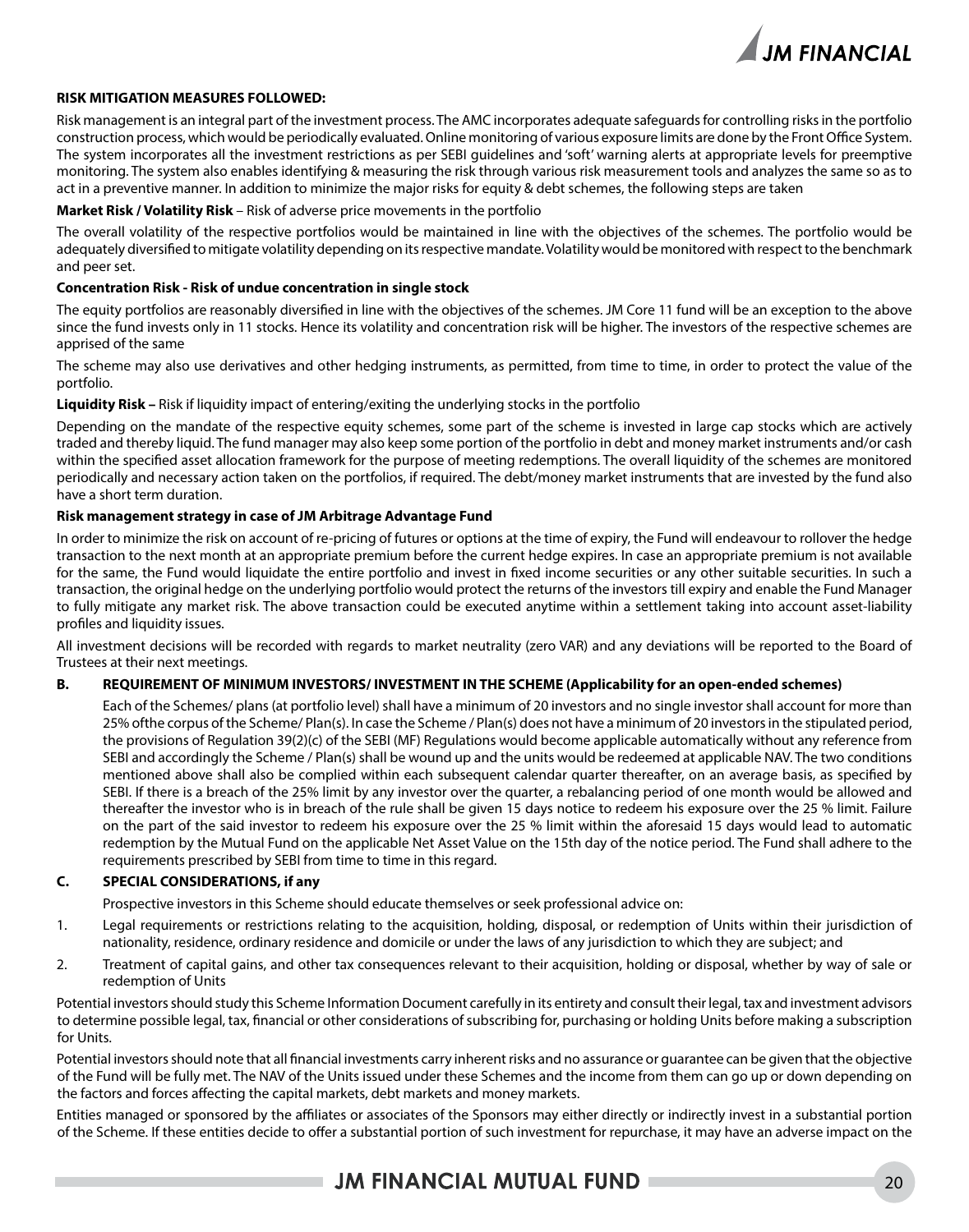**RISK MITIGATION MEASURES FOLLOWED:**

Risk management is an integral part of the investment process. The AMC incorporates adequate safeguards for controlling risks in the portfolio construction process, which would be periodically evaluated. Online monitoring of various exposure limits are done by the Front Office System. The system incorporates all the investment restrictions as per SEBI guidelines and 'soft' warning alerts at appropriate levels for preemptive monitoring. The system also enables identifying & measuring the risk through various risk measurement tools and analyzes the same so as to act in a preventive manner. In addition to minimize the major risks for equity & debt schemes, the following steps are taken

**Market Risk / Volatility Risk** – Risk of adverse price movements in the portfolio

The overall volatility of the respective portfolios would be maintained in line with the objectives of the schemes. The portfolio would be adequately diversified to mitigate volatility depending on its respective mandate. Volatility would be monitored with respect to the benchmark and peer set.

**Concentration Risk - Risk of undue concentration in single stock**

The equity portfolios are reasonably diversified in line with the objectives of the schemes. JM Core 11 fund will be an exception to the above since the fund invests only in 11 stocks. Hence its volatility and concentration risk will be higher. The investors of the respective schemes are apprised of the same

The scheme may also use derivatives and other hedging instruments, as permitted, from time to time, in order to protect the value of the portfolio.

**Liquidity Risk –** Risk if liquidity impact of entering/exiting the underlying stocks in the portfolio

Depending on the mandate of the respective equity schemes, some part of the scheme is invested in large cap stocks which are actively traded and thereby liquid. The fund manager may also keep some portion of the portfolio in debt and money market instruments and/or cash within the specified asset allocation framework for the purpose of meeting redemptions. The overall liquidity of the schemes are monitored periodically and necessary action taken on the portfolios, if required. The debt/money market instruments that are invested by the fund also have a short term duration.

**Risk management strategy in case of JM Arbitrage Advantage Fund**

In order to minimize the risk on account of re-pricing of futures or options at the time of expiry, the Fund will endeavour to rollover the hedge transaction to the next month at an appropriate premium before the current hedge expires. In case an appropriate premium is not available for the same, the Fund would liquidate the entire portfolio and invest in fixed income securities or any other suitable securities. In such a transaction, the original hedge on the underlying portfolio would protect the returns of the investors till expiry and enable the Fund Manager to fully mitigate any market risk. The above transaction could be executed anytime within a settlement taking into account asset-liability profiles and liquidity issues.

All investment decisions will be recorded with regards to market neutrality (zero VAR) and any deviations will be reported to the Board of Trustees at their next meetings.

**B. REQUIREMENT OF MINIMUM INVESTORS/ INVESTMENT IN THE SCHEME (Applicability for an open-ended schemes)**

Each of the Schemes/ plans (at portfolio level) shall have a minimum of 20 investors and no single investor shall account for more than 25% ofthe corpus of the Scheme/ Plan(s). In case the Scheme / Plan(s) does not have a minimum of 20 investors in the stipulated period, the provisions of Regulation 39(2)(c) of the SEBI (MF) Regulations would become applicable automatically without any reference from SEBI and accordingly the Scheme / Plan(s) shall be wound up and the units would be redeemed at applicable NAV. The two conditions mentioned above shall also be complied within each subsequent calendar quarter thereafter, on an average basis, as specified by SEBI. If there is a breach of the 25% limit by any investor over the quarter, a rebalancing period of one month would be allowed and thereafter the investor who is in breach of the rule shall be given 15 days notice to redeem his exposure over the 25 % limit. Failure on the part of the said investor to redeem his exposure over the 25 % limit within the aforesaid 15 days would lead to automatic redemption by the Mutual Fund on the applicable Net Asset Value on the 15th day of the notice period. The Fund shall adhere to the requirements prescribed by SEBI from time to time in this regard.

**C. SPECIAL CONSIDERATIONS, if any**

Prospective investors in this Scheme should educate themselves or seek professional advice on:

1. Legal requirements or restrictions relating to the acquisition, holding, disposal, or redemption of Units within their jurisdiction of nationality, residence, ordinary residence and domicile or under the laws of any jurisdiction to which they are subject; and
2. Treatment of capital gains, and other tax consequences relevant to their acquisition, holding or disposal, whether by way of sale or redemption of Units

Potential investors should study this Scheme Information Document carefully in its entirety and consult their legal, tax and investment advisors to determine possible legal, tax, financial or other considerations of subscribing for, purchasing or holding Units before making a subscription for Units.

Potential investors should note that all financial investments carry inherent risks and no assurance or guarantee can be given that the objective of the Fund will be fully met. The NAV of the Units issued under these Schemes and the income from them can go up or down depending on the factors and forces affecting the capital markets, debt markets and money markets.

Entities managed or sponsored by the affiliates or associates of the Sponsors may either directly or indirectly invest in a substantial portion of the Scheme. If these entities decide to offer a substantial portion of such investment for repurchase, it may have an adverse impact on the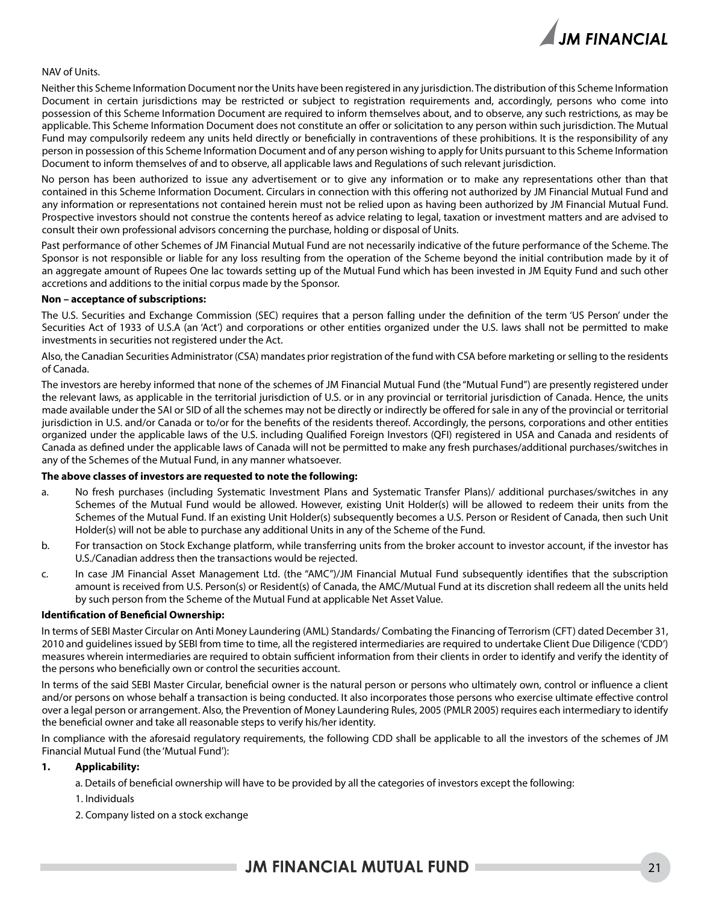NAV of Units.

Neither this Scheme Information Document nor the Units have been registered in any jurisdiction. The distribution of this Scheme Information Document in certain jurisdictions may be restricted or subject to registration requirements and, accordingly, persons who come into possession of this Scheme Information Document are required to inform themselves about, and to observe, any such restrictions, as may be applicable. This Scheme Information Document does not constitute an offer or solicitation to any person within such jurisdiction. The Mutual Fund may compulsorily redeem any units held directly or beneficially in contraventions of these prohibitions. It is the responsibility of any person in possession of this Scheme Information Document and of any person wishing to apply for Units pursuant to this Scheme Information Document to inform themselves of and to observe, all applicable laws and Regulations of such relevant jurisdiction.

No person has been authorized to issue any advertisement or to give any information or to make any representations other than that contained in this Scheme Information Document. Circulars in connection with this offering not authorized by JM Financial Mutual Fund and any information or representations not contained herein must not be relied upon as having been authorized by JM Financial Mutual Fund. Prospective investors should not construe the contents hereof as advice relating to legal, taxation or investment matters and are advised to consult their own professional advisors concerning the purchase, holding or disposal of Units.

Past performance of other Schemes of JM Financial Mutual Fund are not necessarily indicative of the future performance of the Scheme. The Sponsor is not responsible or liable for any loss resulting from the operation of the Scheme beyond the initial contribution made by it of an aggregate amount of Rupees One lac towards setting up of the Mutual Fund which has been invested in JM Equity Fund and such other accretions and additions to the initial corpus made by the Sponsor.

**Non – acceptance of subscriptions:**

The U.S. Securities and Exchange Commission (SEC) requires that a person falling under the definition of the term 'US Person' under the Securities Act of 1933 of U.S.A (an 'Act') and corporations or other entities organized under the U.S. laws shall not be permitted to make investments in securities not registered under the Act.

Also, the Canadian Securities Administrator (CSA) mandates prior registration of the fund with CSA before marketing or selling to the residents of Canada.

The investors are hereby informed that none of the schemes of JM Financial Mutual Fund (the "Mutual Fund") are presently registered under the relevant laws, as applicable in the territorial jurisdiction of U.S. or in any provincial or territorial jurisdiction of Canada. Hence, the units made available under the SAI or SID of all the schemes may not be directly or indirectly be offered for sale in any of the provincial or territorial jurisdiction in U.S. and/or Canada or to/or for the benefits of the residents thereof. Accordingly, the persons, corporations and other entities organized under the applicable laws of the U.S. including Qualified Foreign Investors (QFI) registered in USA and Canada and residents of Canada as defined under the applicable laws of Canada will not be permitted to make any fresh purchases/additional purchases/switches in any of the Schemes of the Mutual Fund, in any manner whatsoever.

**The above classes of investors are requested to note the following:**

a. No fresh purchases (including Systematic Investment Plans and Systematic Transfer Plans)/ additional purchases/switches in any Schemes of the Mutual Fund would be allowed. However, existing Unit Holder(s) will be allowed to redeem their units from the Schemes of the Mutual Fund. If an existing Unit Holder(s) subsequently becomes a U.S. Person or Resident of Canada, then such Unit Holder(s) will not be able to purchase any additional Units in any of the Scheme of the Fund.

b. For transaction on Stock Exchange platform, while transferring units from the broker account to investor account, if the investor has U.S./Canadian address then the transactions would be rejected.

c. In case JM Financial Asset Management Ltd. (the "AMC")/JM Financial Mutual Fund subsequently identifies that the subscription amount is received from U.S. Person(s) or Resident(s) of Canada, the AMC/Mutual Fund at its discretion shall redeem all the units held by such person from the Scheme of the Mutual Fund at applicable Net Asset Value.

**Identification of Beneficial Ownership:**

In terms of SEBI Master Circular on Anti Money Laundering (AML) Standards/ Combating the Financing of Terrorism (CFT) dated December 31, 2010 and guidelines issued by SEBI from time to time, all the registered intermediaries are required to undertake Client Due Diligence ('CDD') measures wherein intermediaries are required to obtain sufficient information from their clients in order to identify and verify the identity of the persons who beneficially own or control the securities account.

In terms of the said SEBI Master Circular, beneficial owner is the natural person or persons who ultimately own, control or influence a client and/or persons on whose behalf a transaction is being conducted. It also incorporates those persons who exercise ultimate effective control over a legal person or arrangement. Also, the Prevention of Money Laundering Rules, 2005 (PMLR 2005) requires each intermediary to identify the beneficial owner and take all reasonable steps to verify his/her identity.

In compliance with the aforesaid regulatory requirements, the following CDD shall be applicable to all the investors of the schemes of JM Financial Mutual Fund (the 'Mutual Fund'):

**1. Applicability:**

a. Details of beneficial ownership will have to be provided by all the categories of investors except the following:

1. Individuals

2. Company listed on a stock exchange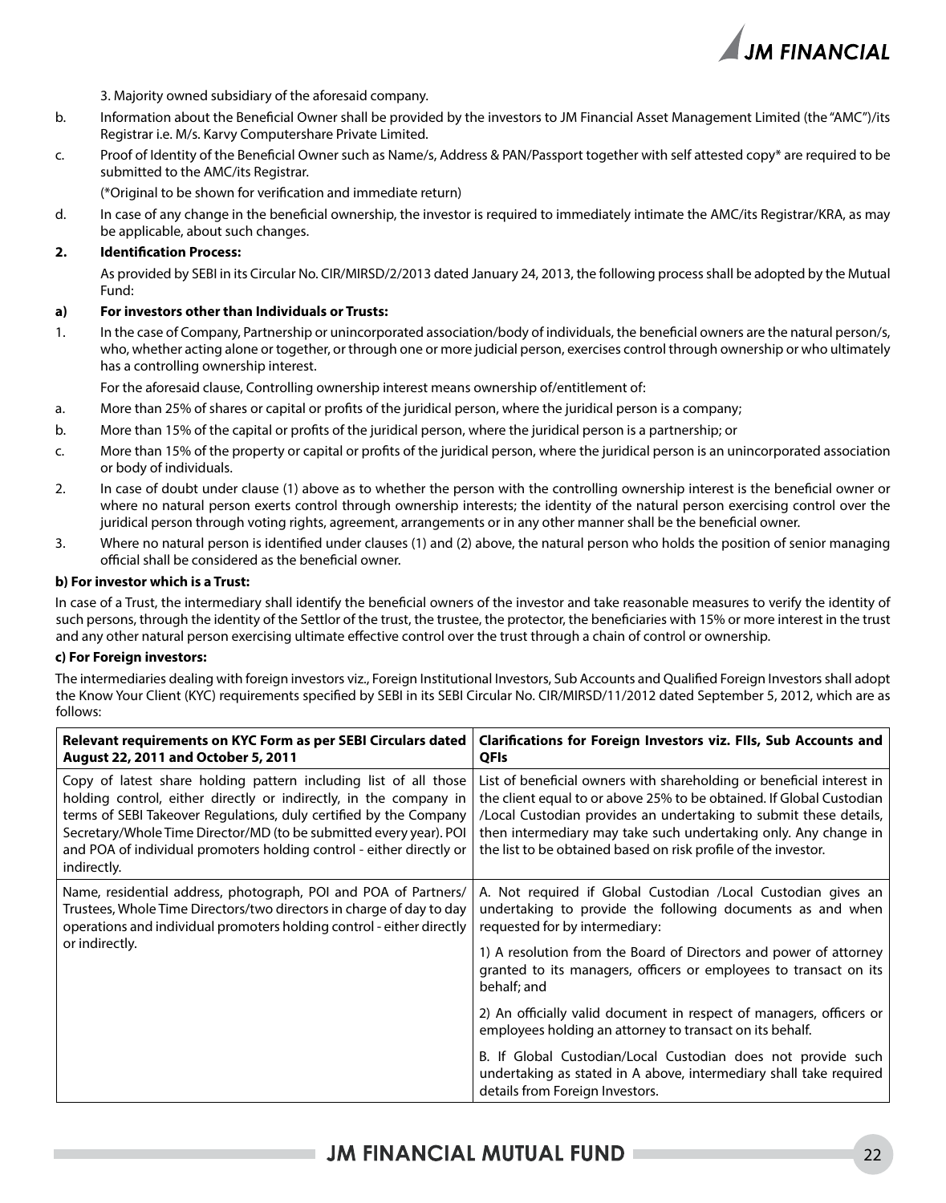3. Majority owned subsidiary of the aforesaid company.

b. Information about the Beneficial Owner shall be provided by the investors to JM Financial Asset Management Limited (the "AMC")/its Registrar i.e. M/s. Karvy Computershare Private Limited.

c. Proof of Identity of the Beneficial Owner such as Name/s, Address & PAN/Passport together with self attested copy* are required to be submitted to the AMC/its Registrar.

(*Original to be shown for verification and immediate return)

d. In case of any change in the beneficial ownership, the investor is required to immediately intimate the AMC/its Registrar/KRA, as may be applicable, about such changes.

**2. Identification Process:**

As provided by SEBI in its Circular No. CIR/MIRSD/2/2013 dated January 24, 2013, the following process shall be adopted by the Mutual Fund:

**a) For investors other than Individuals or Trusts:**

1. In the case of Company, Partnership or unincorporated association/body of individuals, the beneficial owners are the natural person/s, who, whether acting alone or together, or through one or more judicial person, exercises control through ownership or who ultimately has a controlling ownership interest.

   For the aforesaid clause, Controlling ownership interest means ownership of/entitlement of:

a. More than 25% of shares or capital or profits of the juridical person, where the juridical person is a company;

b. More than 15% of the capital or profits of the juridical person, where the juridical person is a partnership; or

c. More than 15% of the property or capital or profits of the juridical person, where the juridical person is an unincorporated association or body of individuals.

2. In case of doubt under clause (1) above as to whether the person with the controlling ownership interest is the beneficial owner or where no natural person exerts control through ownership interests; the identity of the natural person exercising control over the juridical person through voting rights, agreement, arrangements or in any other manner shall be the beneficial owner.

3. Where no natural person is identified under clauses (1) and (2) above, the natural person who holds the position of senior managing official shall be considered as the beneficial owner.

**b) For investor which is a Trust:**

In case of a Trust, the intermediary shall identify the beneficial owners of the investor and take reasonable measures to verify the identity of such persons, through the identity of the Settlor of the trust, the trustee, the protector, the beneficiaries with 15% or more interest in the trust and any other natural person exercising ultimate effective control over the trust through a chain of control or ownership.

**c) For Foreign investors:**

The intermediaries dealing with foreign investors viz., Foreign Institutional Investors, Sub Accounts and Qualified Foreign Investors shall adopt the Know Your Client (KYC) requirements specified by SEBI in its SEBI Circular No. CIR/MIRSD/11/2012 dated September 5, 2012, which are as follows:

| Relevant requirements on KYC Form as per SEBI Circulars dated August 22, 2011 and October 5, 2011 | Clarifications for Foreign Investors viz. FIIs, Sub Accounts and QFIs |
|---|---|
| Copy of latest share holding pattern including list of all those holding control, either directly or indirectly, in the company in terms of SEBI Takeover Regulations, duly certified by the Company Secretary/Whole Time Director/MD (to be submitted every year). POI and POA of individual promoters holding control - either directly or indirectly. | List of beneficial owners with shareholding or beneficial interest in the client equal to or above 25% to be obtained. If Global Custodian /Local Custodian provides an undertaking to submit these details, then intermediary may take such undertaking only. Any change in the list to be obtained based on risk profile of the investor. |
| Name, residential address, photograph, POI and POA of Partners/ Trustees, Whole Time Directors/two directors in charge of day to day operations and individual promoters holding control - either directly or indirectly. | A. Not required if Global Custodian /Local Custodian gives an undertaking to provide the following documents as and when requested for by intermediary:<br><br>1) A resolution from the Board of Directors and power of attorney granted to its managers, officers or employees to transact on its behalf; and<br><br>2) An officially valid document in respect of managers, officers or employees holding an attorney to transact on its behalf.<br><br>B. If Global Custodian/Local Custodian does not provide such undertaking as stated in A above, intermediary shall take required details from Foreign Investors. |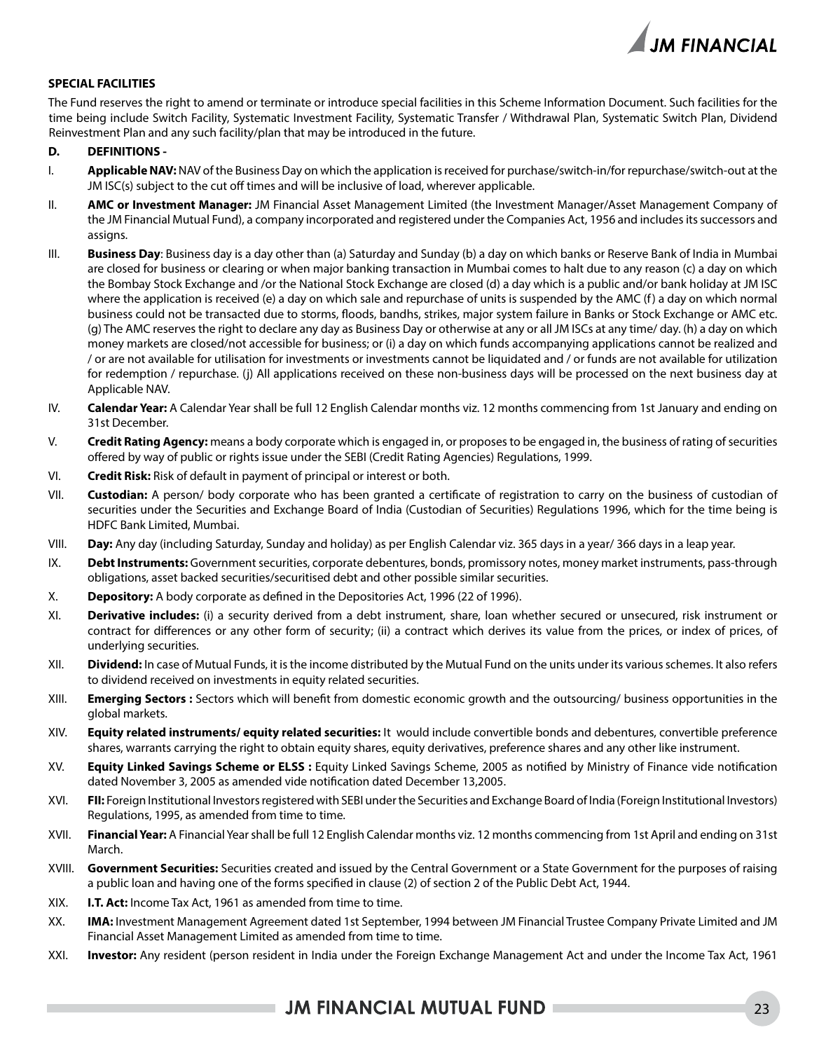**SPECIAL FACILITIES**

The Fund reserves the right to amend or terminate or introduce special facilities in this Scheme Information Document. Such facilities for the time being include Switch Facility, Systematic Investment Facility, Systematic Transfer / Withdrawal Plan, Systematic Switch Plan, Dividend Reinvestment Plan and any such facility/plan that may be introduced in the future.

**D. DEFINITIONS -**

I. **Applicable NAV:** NAV of the Business Day on which the application is received for purchase/switch-in/for repurchase/switch-out at the JM ISC(s) subject to the cut off times and will be inclusive of load, wherever applicable.

II. **AMC or Investment Manager:** JM Financial Asset Management Limited (the Investment Manager/Asset Management Company of the JM Financial Mutual Fund), a company incorporated and registered under the Companies Act, 1956 and includes its successors and assigns.

III. **Business Day**: Business day is a day other than (a) Saturday and Sunday (b) a day on which banks or Reserve Bank of India in Mumbai are closed for business or clearing or when major banking transaction in Mumbai comes to halt due to any reason (c) a day on which the Bombay Stock Exchange and /or the National Stock Exchange are closed (d) a day which is a public and/or bank holiday at JM ISC where the application is received (e) a day on which sale and repurchase of units is suspended by the AMC (f) a day on which normal business could not be transacted due to storms, floods, bandhs, strikes, major system failure in Banks or Stock Exchange or AMC etc. (g) The AMC reserves the right to declare any day as Business Day or otherwise at any or all JM ISCs at any time/ day. (h) a day on which money markets are closed/not accessible for business; or (i) a day on which funds accompanying applications cannot be realized and / or are not available for utilisation for investments or investments cannot be liquidated and / or funds are not available for utilization for redemption / repurchase. (j) All applications received on these non-business days will be processed on the next business day at Applicable NAV.

IV. **Calendar Year:** A Calendar Year shall be full 12 English Calendar months viz. 12 months commencing from 1st January and ending on 31st December.

V. **Credit Rating Agency:** means a body corporate which is engaged in, or proposes to be engaged in, the business of rating of securities offered by way of public or rights issue under the SEBI (Credit Rating Agencies) Regulations, 1999.

VI. **Credit Risk:** Risk of default in payment of principal or interest or both.

VII. **Custodian:** A person/ body corporate who has been granted a certificate of registration to carry on the business of custodian of securities under the Securities and Exchange Board of India (Custodian of Securities) Regulations 1996, which for the time being is HDFC Bank Limited, Mumbai.

VIII. **Day:** Any day (including Saturday, Sunday and holiday) as per English Calendar viz. 365 days in a year/ 366 days in a leap year.

IX. **Debt Instruments:** Government securities, corporate debentures, bonds, promissory notes, money market instruments, pass-through obligations, asset backed securities/securitised debt and other possible similar securities.

X. **Depository:** A body corporate as defined in the Depositories Act, 1996 (22 of 1996).

XI. **Derivative includes:** (i) a security derived from a debt instrument, share, loan whether secured or unsecured, risk instrument or contract for differences or any other form of security; (ii) a contract which derives its value from the prices, or index of prices, of underlying securities.

XII. **Dividend:** In case of Mutual Funds, it is the income distributed by the Mutual Fund on the units under its various schemes. It also refers to dividend received on investments in equity related securities.

XIII. **Emerging Sectors :** Sectors which will benefit from domestic economic growth and the outsourcing/ business opportunities in the global markets.

XIV. **Equity related instruments/ equity related securities:** It would include convertible bonds and debentures, convertible preference shares, warrants carrying the right to obtain equity shares, equity derivatives, preference shares and any other like instrument.

XV. **Equity Linked Savings Scheme or ELSS :** Equity Linked Savings Scheme, 2005 as notified by Ministry of Finance vide notification dated November 3, 2005 as amended vide notification dated December 13,2005.

XVI. **FII:** Foreign Institutional Investors registered with SEBI under the Securities and Exchange Board of India (Foreign Institutional Investors) Regulations, 1995, as amended from time to time.

XVII. **Financial Year:** A Financial Year shall be full 12 English Calendar months viz. 12 months commencing from 1st April and ending on 31st March.

XVIII. **Government Securities:** Securities created and issued by the Central Government or a State Government for the purposes of raising a public loan and having one of the forms specified in clause (2) of section 2 of the Public Debt Act, 1944.

XIX. **I.T. Act:** Income Tax Act, 1961 as amended from time to time.

XX. **IMA:** Investment Management Agreement dated 1st September, 1994 between JM Financial Trustee Company Private Limited and JM Financial Asset Management Limited as amended from time to time.

XXI. **Investor:** Any resident (person resident in India under the Foreign Exchange Management Act and under the Income Tax Act, 1961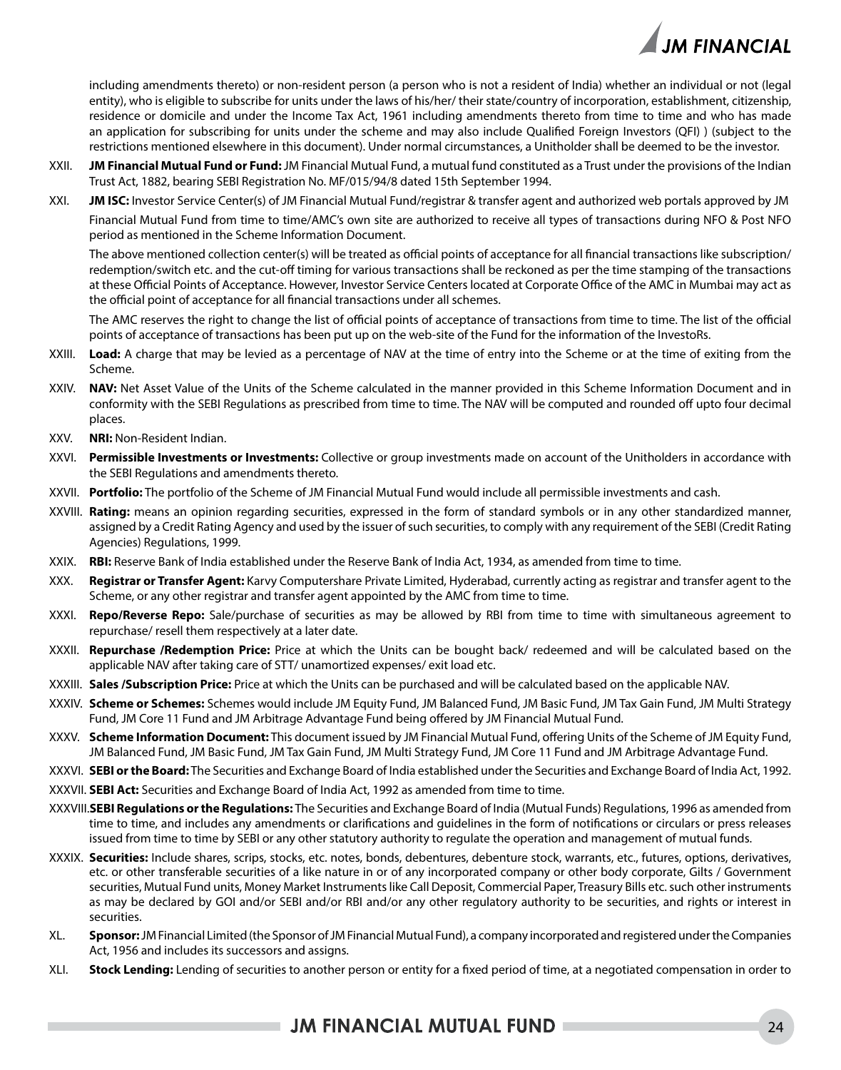including amendments thereto) or non-resident person (a person who is not a resident of India) whether an individual or not (legal entity), who is eligible to subscribe for units under the laws of his/her/ their state/country of incorporation, establishment, citizenship, residence or domicile and under the Income Tax Act, 1961 including amendments thereto from time to time and who has made an application for subscribing for units under the scheme and may also include Qualified Foreign Investors (QFI) ) (subject to the restrictions mentioned elsewhere in this document). Under normal circumstances, a Unitholder shall be deemed to be the investor.

XXII. **JM Financial Mutual Fund or Fund:** JM Financial Mutual Fund, a mutual fund constituted as a Trust under the provisions of the Indian Trust Act, 1882, bearing SEBI Registration No. MF/015/94/8 dated 15th September 1994.

XXI. **JM ISC:** Investor Service Center(s) of JM Financial Mutual Fund/registrar & transfer agent and authorized web portals approved by JM Financial Mutual Fund from time to time/AMC's own site are authorized to receive all types of transactions during NFO & Post NFO period as mentioned in the Scheme Information Document.

The above mentioned collection center(s) will be treated as official points of acceptance for all financial transactions like subscription/ redemption/switch etc. and the cut-off timing for various transactions shall be reckoned as per the time stamping of the transactions at these Official Points of Acceptance. However, Investor Service Centers located at Corporate Office of the AMC in Mumbai may act as the official point of acceptance for all financial transactions under all schemes.

The AMC reserves the right to change the list of official points of acceptance of transactions from time to time. The list of the official points of acceptance of transactions has been put up on the web-site of the Fund for the information of the InvestoRs.

XXIII. **Load:** A charge that may be levied as a percentage of NAV at the time of entry into the Scheme or at the time of exiting from the Scheme.

XXIV. **NAV:** Net Asset Value of the Units of the Scheme calculated in the manner provided in this Scheme Information Document and in conformity with the SEBI Regulations as prescribed from time to time. The NAV will be computed and rounded off upto four decimal places.

XXV. **NRI:** Non-Resident Indian.

XXVI. **Permissible Investments or Investments:** Collective or group investments made on account of the Unitholders in accordance with the SEBI Regulations and amendments thereto.

XXVII. **Portfolio:** The portfolio of the Scheme of JM Financial Mutual Fund would include all permissible investments and cash.

XXVIII. **Rating:** means an opinion regarding securities, expressed in the form of standard symbols or in any other standardized manner, assigned by a Credit Rating Agency and used by the issuer of such securities, to comply with any requirement of the SEBI (Credit Rating Agencies) Regulations, 1999.

XXIX. **RBI:** Reserve Bank of India established under the Reserve Bank of India Act, 1934, as amended from time to time.

XXX. **Registrar or Transfer Agent:** Karvy Computershare Private Limited, Hyderabad, currently acting as registrar and transfer agent to the Scheme, or any other registrar and transfer agent appointed by the AMC from time to time.

XXXI. **Repo/Reverse Repo:** Sale/purchase of securities as may be allowed by RBI from time to time with simultaneous agreement to repurchase/ resell them respectively at a later date.

XXXII. **Repurchase /Redemption Price:** Price at which the Units can be bought back/ redeemed and will be calculated based on the applicable NAV after taking care of STT/ unamortized expenses/ exit load etc.

XXXIII. **Sales /Subscription Price:** Price at which the Units can be purchased and will be calculated based on the applicable NAV.

XXXIV. **Scheme or Schemes:** Schemes would include JM Equity Fund, JM Balanced Fund, JM Basic Fund, JM Tax Gain Fund, JM Multi Strategy Fund, JM Core 11 Fund and JM Arbitrage Advantage Fund being offered by JM Financial Mutual Fund.

XXXV. **Scheme Information Document:** This document issued by JM Financial Mutual Fund, offering Units of the Scheme of JM Equity Fund, JM Balanced Fund, JM Basic Fund, JM Tax Gain Fund, JM Multi Strategy Fund, JM Core 11 Fund and JM Arbitrage Advantage Fund.

XXXVI. **SEBI or the Board:** The Securities and Exchange Board of India established under the Securities and Exchange Board of India Act, 1992.

XXXVII. **SEBI Act:** Securities and Exchange Board of India Act, 1992 as amended from time to time.

XXXVIII. **SEBI Regulations or the Regulations:** The Securities and Exchange Board of India (Mutual Funds) Regulations, 1996 as amended from time to time, and includes any amendments or clarifications and guidelines in the form of notifications or circulars or press releases issued from time to time by SEBI or any other statutory authority to regulate the operation and management of mutual funds.

XXXIX. **Securities:** Include shares, scrips, stocks, etc. notes, bonds, debentures, debenture stock, warrants, etc., futures, options, derivatives, etc. or other transferable securities of a like nature in or of any incorporated company or other body corporate, Gilts / Government securities, Mutual Fund units, Money Market Instruments like Call Deposit, Commercial Paper, Treasury Bills etc. such other instruments as may be declared by GOI and/or SEBI and/or RBI and/or any other regulatory authority to be securities, and rights or interest in securities.

XL. **Sponsor:** JM Financial Limited (the Sponsor of JM Financial Mutual Fund), a company incorporated and registered under the Companies Act, 1956 and includes its successors and assigns.

XLI. **Stock Lending:** Lending of securities to another person or entity for a fixed period of time, at a negotiated compensation in order to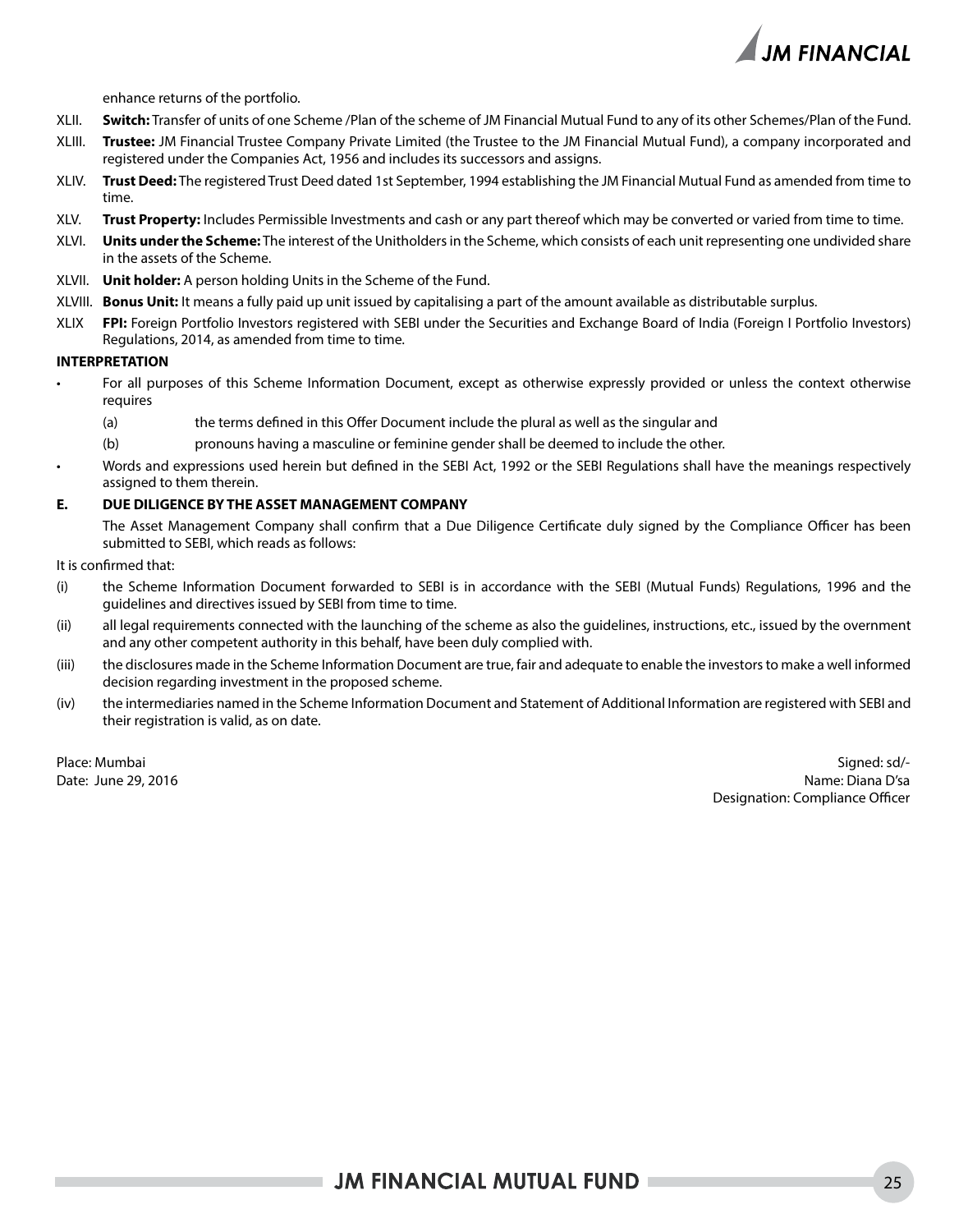enhance returns of the portfolio.

XLII. **Switch:** Transfer of units of one Scheme /Plan of the scheme of JM Financial Mutual Fund to any of its other Schemes/Plan of the Fund.

XLIII. **Trustee:** JM Financial Trustee Company Private Limited (the Trustee to the JM Financial Mutual Fund), a company incorporated and registered under the Companies Act, 1956 and includes its successors and assigns.

XLIV. **Trust Deed:** The registered Trust Deed dated 1st September, 1994 establishing the JM Financial Mutual Fund as amended from time to time.

XLV. **Trust Property:** Includes Permissible Investments and cash or any part thereof which may be converted or varied from time to time.

XLVI. **Units under the Scheme:** The interest of the Unitholders in the Scheme, which consists of each unit representing one undivided share in the assets of the Scheme.

XLVII. **Unit holder:** A person holding Units in the Scheme of the Fund.

XLVIII. **Bonus Unit:** It means a fully paid up unit issued by capitalising a part of the amount available as distributable surplus.

XLIX **FPI:** Foreign Portfolio Investors registered with SEBI under the Securities and Exchange Board of India (Foreign I Portfolio Investors) Regulations, 2014, as amended from time to time.

**INTERPRETATION**

- For all purposes of this Scheme Information Document, except as otherwise expressly provided or unless the context otherwise requires
  - (a) the terms defined in this Offer Document include the plural as well as the singular and
  - (b) pronouns having a masculine or feminine gender shall be deemed to include the other.
- Words and expressions used herein but defined in the SEBI Act, 1992 or the SEBI Regulations shall have the meanings respectively assigned to them therein.

**E. DUE DILIGENCE BY THE ASSET MANAGEMENT COMPANY**

The Asset Management Company shall confirm that a Due Diligence Certificate duly signed by the Compliance Officer has been submitted to SEBI, which reads as follows:

It is confirmed that:

(i) the Scheme Information Document forwarded to SEBI is in accordance with the SEBI (Mutual Funds) Regulations, 1996 and the guidelines and directives issued by SEBI from time to time.

(ii) all legal requirements connected with the launching of the scheme as also the guidelines, instructions, etc., issued by the overnment and any other competent authority in this behalf, have been duly complied with.

(iii) the disclosures made in the Scheme Information Document are true, fair and adequate to enable the investors to make a well informed decision regarding investment in the proposed scheme.

(iv) the intermediaries named in the Scheme Information Document and Statement of Additional Information are registered with SEBI and their registration is valid, as on date.

Place: Mumbai
Date: June 29, 2016

Signed: sd/-
Name: Diana D'sa
Designation: Compliance Officer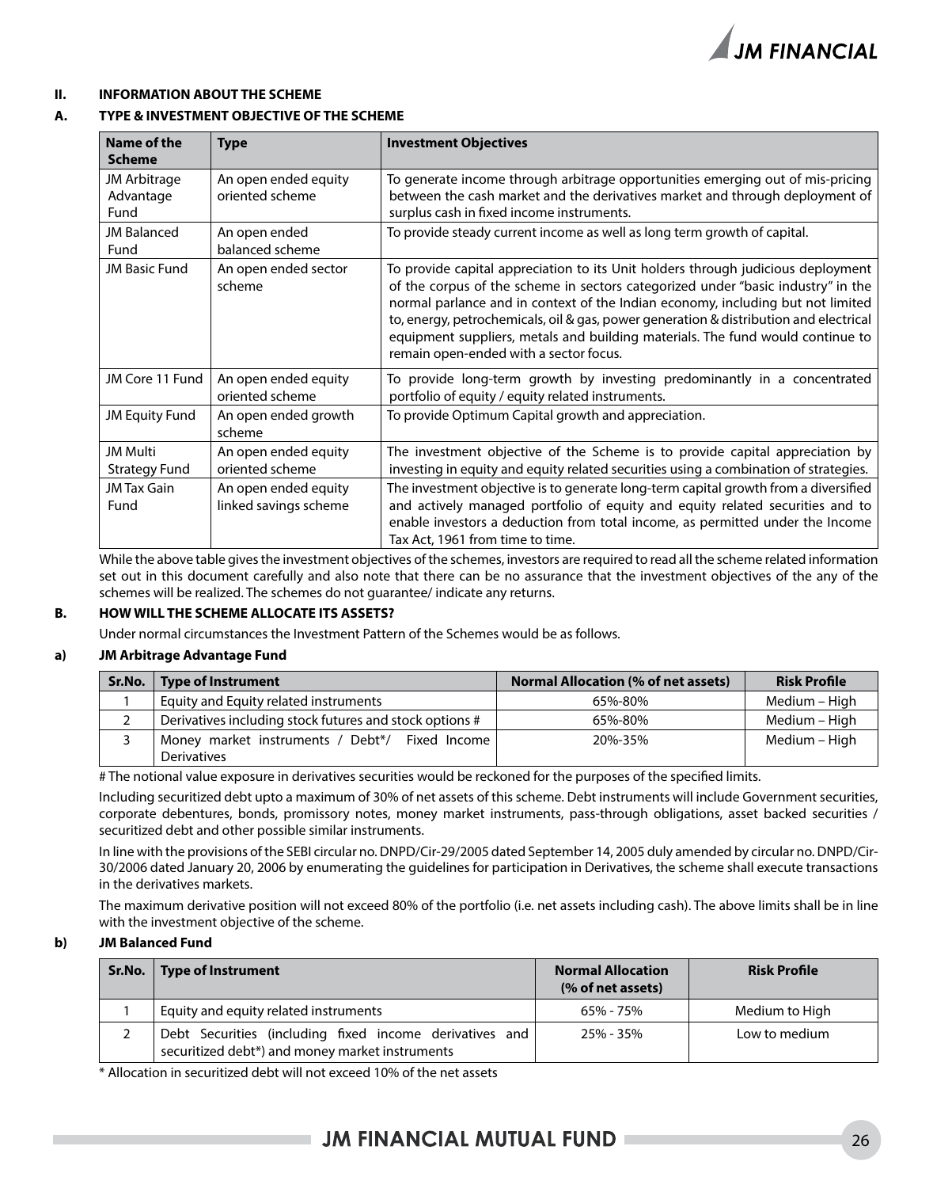## II. INFORMATION ABOUT THE SCHEME

### A. TYPE & INVESTMENT OBJECTIVE OF THE SCHEME

| Name of the Scheme | Type | Investment Objectives |
|---|---|---|
| JM Arbitrage Advantage Fund | An open ended equity oriented scheme | To generate income through arbitrage opportunities emerging out of mis-pricing between the cash market and the derivatives market and through deployment of surplus cash in fixed income instruments. |
| JM Balanced Fund | An open ended balanced scheme | To provide steady current income as well as long term growth of capital. |
| JM Basic Fund | An open ended sector scheme | To provide capital appreciation to its Unit holders through judicious deployment of the corpus of the scheme in sectors categorized under "basic industry" in the normal parlance and in context of the Indian economy, including but not limited to, energy, petrochemicals, oil & gas, power generation & distribution and electrical equipment suppliers, metals and building materials. The fund would continue to remain open-ended with a sector focus. |
| JM Core 11 Fund | An open ended equity oriented scheme | To provide long-term growth by investing predominantly in a concentrated portfolio of equity / equity related instruments. |
| JM Equity Fund | An open ended growth scheme | To provide Optimum Capital growth and appreciation. |
| JM Multi Strategy Fund | An open ended equity oriented scheme | The investment objective of the Scheme is to provide capital appreciation by investing in equity and equity related securities using a combination of strategies. |
| JM Tax Gain Fund | An open ended equity linked savings scheme | The investment objective is to generate long-term capital growth from a diversified and actively managed portfolio of equity and equity related securities and to enable investors a deduction from total income, as permitted under the Income Tax Act, 1961 from time to time. |

While the above table gives the investment objectives of the schemes, investors are required to read all the scheme related information set out in this document carefully and also note that there can be no assurance that the investment objectives of the any of the schemes will be realized. The schemes do not guarantee/ indicate any returns.

### B. HOW WILL THE SCHEME ALLOCATE ITS ASSETS?

Under normal circumstances the Investment Pattern of the Schemes would be as follows.

#### a) JM Arbitrage Advantage Fund

| Sr.No. | Type of Instrument | Normal Allocation (% of net assets) | Risk Profile |
|---|---|---|---|
| 1 | Equity and Equity related instruments | 65%-80% | Medium – High |
| 2 | Derivatives including stock futures and stock options # | 65%-80% | Medium – High |
| 3 | Money market instruments / Debt*/ Fixed Income Derivatives | 20%-35% | Medium – High |

# The notional value exposure in derivatives securities would be reckoned for the purposes of the specified limits.

Including securitized debt upto a maximum of 30% of net assets of this scheme. Debt instruments will include Government securities, corporate debentures, bonds, promissory notes, money market instruments, pass-through obligations, asset backed securities / securitized debt and other possible similar instruments.

In line with the provisions of the SEBI circular no. DNPD/Cir-29/2005 dated September 14, 2005 duly amended by circular no. DNPD/Cir-30/2006 dated January 20, 2006 by enumerating the guidelines for participation in Derivatives, the scheme shall execute transactions in the derivatives markets.

The maximum derivative position will not exceed 80% of the portfolio (i.e. net assets including cash). The above limits shall be in line with the investment objective of the scheme.

#### b) JM Balanced Fund

| Sr.No. | Type of Instrument | Normal Allocation (% of net assets) | Risk Profile |
|---|---|---|---|
| 1 | Equity and equity related instruments | 65% - 75% | Medium to High |
| 2 | Debt Securities (including fixed income derivatives and securitized debt*) and money market instruments | 25% - 35% | Low to medium |

* Allocation in securitized debt will not exceed 10% of the net assets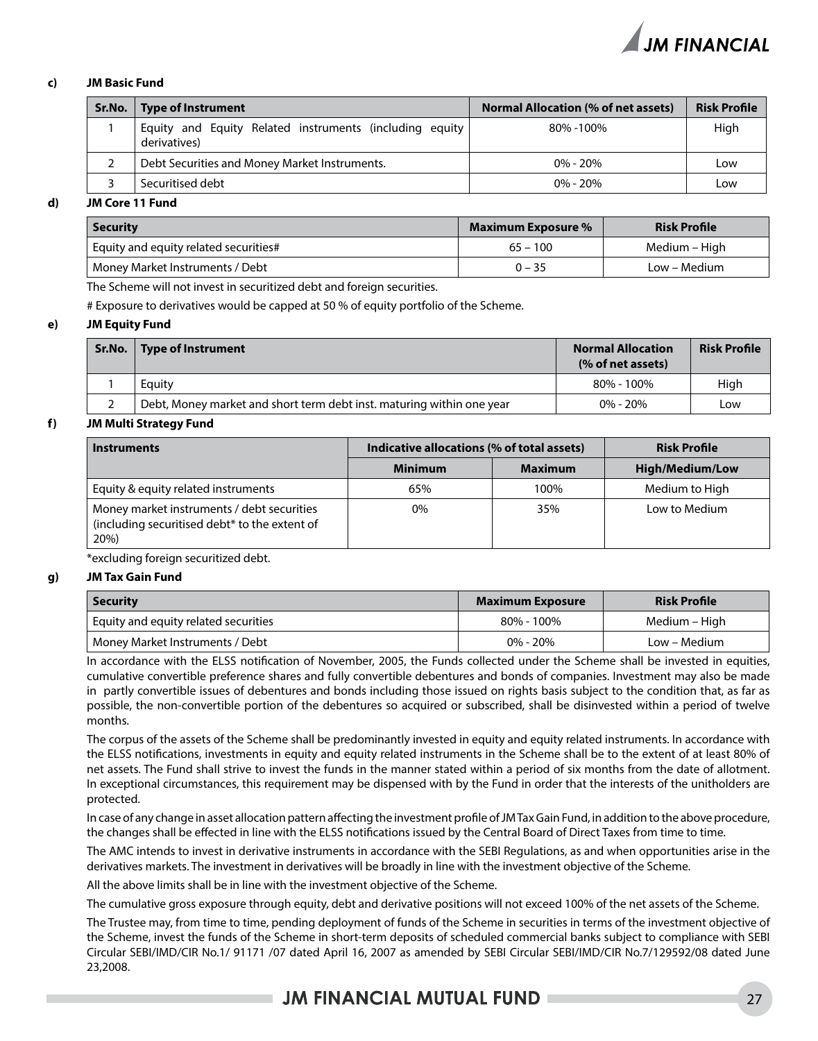**c) JM Basic Fund**

| Sr.No. | Type of Instrument | Normal Allocation (% of net assets) | Risk Profile |
|---|---|---|---|
| 1 | Equity and Equity Related instruments (including equity derivatives) | 80% -100% | High |
| 2 | Debt Securities and Money Market Instruments. | 0% - 20% | Low |
| 3 | Securitised debt | 0% - 20% | Low |

**d) JM Core 11 Fund**

| Security | Maximum Exposure % | Risk Profile |
|---|---|---|
| Equity and equity related securities# | 65 – 100 | Medium – High |
| Money Market Instruments / Debt | 0 – 35 | Low – Medium |

The Scheme will not invest in securitized debt and foreign securities.

# Exposure to derivatives would be capped at 50 % of equity portfolio of the Scheme.

**e) JM Equity Fund**

| Sr.No. | Type of Instrument | Normal Allocation (% of net assets) | Risk Profile |
|---|---|---|---|
| 1 | Equity | 80% - 100% | High |
| 2 | Debt, Money market and short term debt inst. maturing within one year | 0% - 20% | Low |

**f) JM Multi Strategy Fund**

| Instruments | Indicative allocations (% of total assets) | | Risk Profile |
|---|---|---|---|
| | Minimum | Maximum | High/Medium/Low |
| Equity & equity related instruments | 65% | 100% | Medium to High |
| Money market instruments / debt securities (including securitised debt* to the extent of 20%) | 0% | 35% | Low to Medium |

*excluding foreign securitized debt.

**g) JM Tax Gain Fund**

| Security | Maximum Exposure | Risk Profile |
|---|---|---|
| Equity and equity related securities | 80% - 100% | Medium – High |
| Money Market Instruments / Debt | 0% - 20% | Low – Medium |

In accordance with the ELSS notification of November, 2005, the Funds collected under the Scheme shall be invested in equities, cumulative convertible preference shares and fully convertible debentures and bonds of companies. Investment may also be made in partly convertible issues of debentures and bonds including those issued on rights basis subject to the condition that, as far as possible, the non-convertible portion of the debentures so acquired or subscribed, shall be disinvested within a period of twelve months.

The corpus of the assets of the Scheme shall be predominantly invested in equity and equity related instruments. In accordance with the ELSS notifications, investments in equity and equity related instruments in the Scheme shall be to the extent of at least 80% of net assets. The Fund shall strive to invest the funds in the manner stated within a period of six months from the date of allotment. In exceptional circumstances, this requirement may be dispensed with by the Fund in order that the interests of the unitholders are protected.

In case of any change in asset allocation pattern affecting the investment profile of JM Tax Gain Fund, in addition to the above procedure, the changes shall be effected in line with the ELSS notifications issued by the Central Board of Direct Taxes from time to time.

The AMC intends to invest in derivative instruments in accordance with the SEBI Regulations, as and when opportunities arise in the derivatives markets. The investment in derivatives will be broadly in line with the investment objective of the Scheme.

All the above limits shall be in line with the investment objective of the Scheme.

The cumulative gross exposure through equity, debt and derivative positions will not exceed 100% of the net assets of the Scheme.

The Trustee may, from time to time, pending deployment of funds of the Scheme in securities in terms of the investment objective of the Scheme, invest the funds of the Scheme in short-term deposits of scheduled commercial banks subject to compliance with SEBI Circular SEBI/IMD/CIR No.1/ 91171 /07 dated April 16, 2007 as amended by SEBI Circular SEBI/IMD/CIR No.7/129592/08 dated June 23,2008.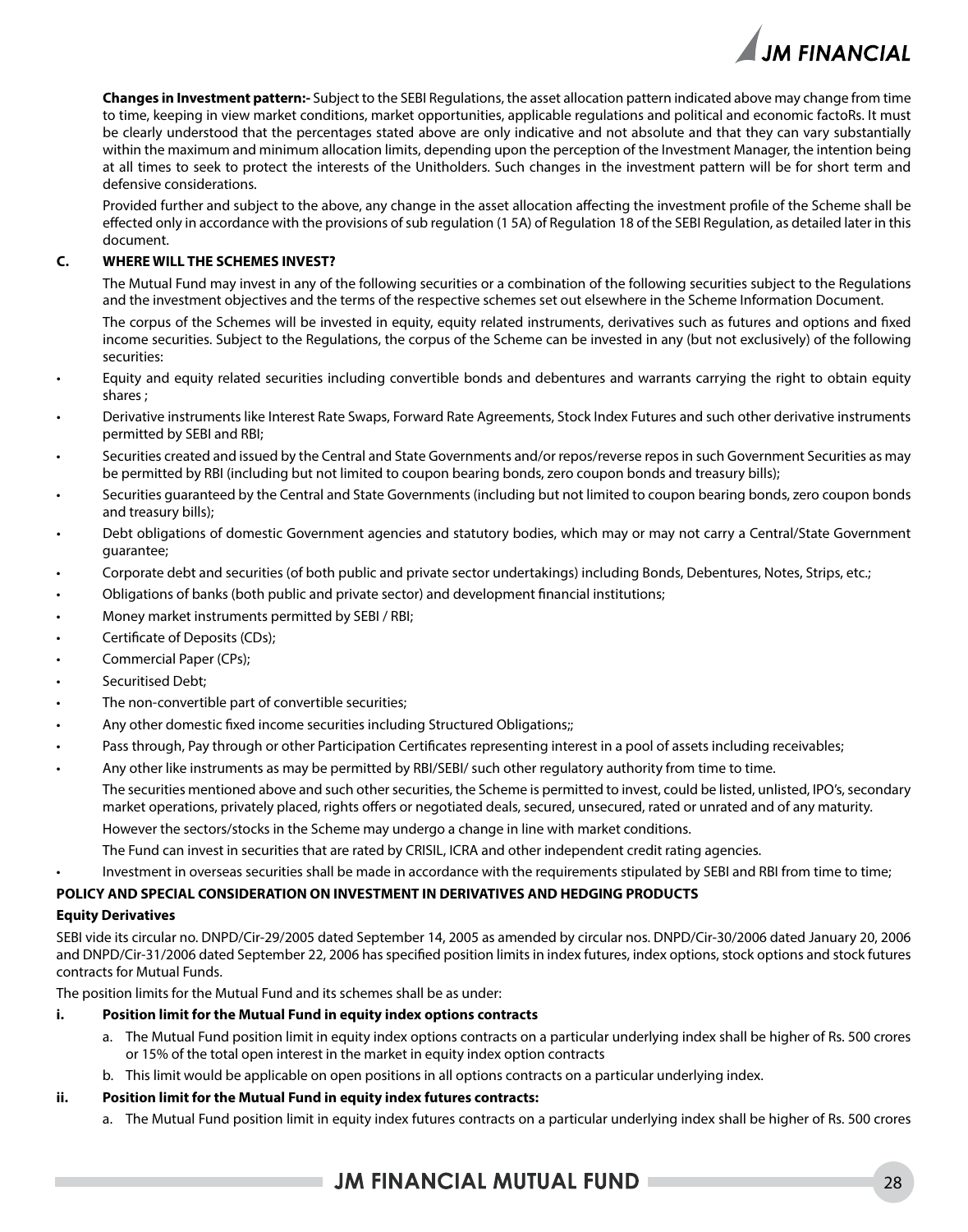**Changes in Investment pattern:-** Subject to the SEBI Regulations, the asset allocation pattern indicated above may change from time to time, keeping in view market conditions, market opportunities, applicable regulations and political and economic factoRs. It must be clearly understood that the percentages stated above are only indicative and not absolute and that they can vary substantially within the maximum and minimum allocation limits, depending upon the perception of the Investment Manager, the intention being at all times to seek to protect the interests of the Unitholders. Such changes in the investment pattern will be for short term and defensive considerations.

Provided further and subject to the above, any change in the asset allocation affecting the investment profile of the Scheme shall be effected only in accordance with the provisions of sub regulation (1 5A) of Regulation 18 of the SEBI Regulation, as detailed later in this document.

### C. WHERE WILL THE SCHEMES INVEST?

The Mutual Fund may invest in any of the following securities or a combination of the following securities subject to the Regulations and the investment objectives and the terms of the respective schemes set out elsewhere in the Scheme Information Document.

The corpus of the Schemes will be invested in equity, equity related instruments, derivatives such as futures and options and fixed income securities. Subject to the Regulations, the corpus of the Scheme can be invested in any (but not exclusively) of the following securities:

- Equity and equity related securities including convertible bonds and debentures and warrants carrying the right to obtain equity shares ;
- Derivative instruments like Interest Rate Swaps, Forward Rate Agreements, Stock Index Futures and such other derivative instruments permitted by SEBI and RBI;
- Securities created and issued by the Central and State Governments and/or repos/reverse repos in such Government Securities as may be permitted by RBI (including but not limited to coupon bearing bonds, zero coupon bonds and treasury bills);
- Securities guaranteed by the Central and State Governments (including but not limited to coupon bearing bonds, zero coupon bonds and treasury bills);
- Debt obligations of domestic Government agencies and statutory bodies, which may or may not carry a Central/State Government guarantee;
- Corporate debt and securities (of both public and private sector undertakings) including Bonds, Debentures, Notes, Strips, etc.;
- Obligations of banks (both public and private sector) and development financial institutions;
- Money market instruments permitted by SEBI / RBI;
- Certificate of Deposits (CDs);
- Commercial Paper (CPs);
- Securitised Debt;
- The non-convertible part of convertible securities;
- Any other domestic fixed income securities including Structured Obligations;;
- Pass through, Pay through or other Participation Certificates representing interest in a pool of assets including receivables;
- Any other like instruments as may be permitted by RBI/SEBI/ such other regulatory authority from time to time.

  The securities mentioned above and such other securities, the Scheme is permitted to invest, could be listed, unlisted, IPO's, secondary market operations, privately placed, rights offers or negotiated deals, secured, unsecured, rated or unrated and of any maturity.

  However the sectors/stocks in the Scheme may undergo a change in line with market conditions.

  The Fund can invest in securities that are rated by CRISIL, ICRA and other independent credit rating agencies.
- Investment in overseas securities shall be made in accordance with the requirements stipulated by SEBI and RBI from time to time;

### POLICY AND SPECIAL CONSIDERATION ON INVESTMENT IN DERIVATIVES AND HEDGING PRODUCTS

**Equity Derivatives**

SEBI vide its circular no. DNPD/Cir-29/2005 dated September 14, 2005 as amended by circular nos. DNPD/Cir-30/2006 dated January 20, 2006 and DNPD/Cir-31/2006 dated September 22, 2006 has specified position limits in index futures, index options, stock options and stock futures contracts for Mutual Funds.

The position limits for the Mutual Fund and its schemes shall be as under:

**i. Position limit for the Mutual Fund in equity index options contracts**

a. The Mutual Fund position limit in equity index options contracts on a particular underlying index shall be higher of Rs. 500 crores or 15% of the total open interest in the market in equity index option contracts

b. This limit would be applicable on open positions in all options contracts on a particular underlying index.

**ii. Position limit for the Mutual Fund in equity index futures contracts:**

a. The Mutual Fund position limit in equity index futures contracts on a particular underlying index shall be higher of Rs. 500 crores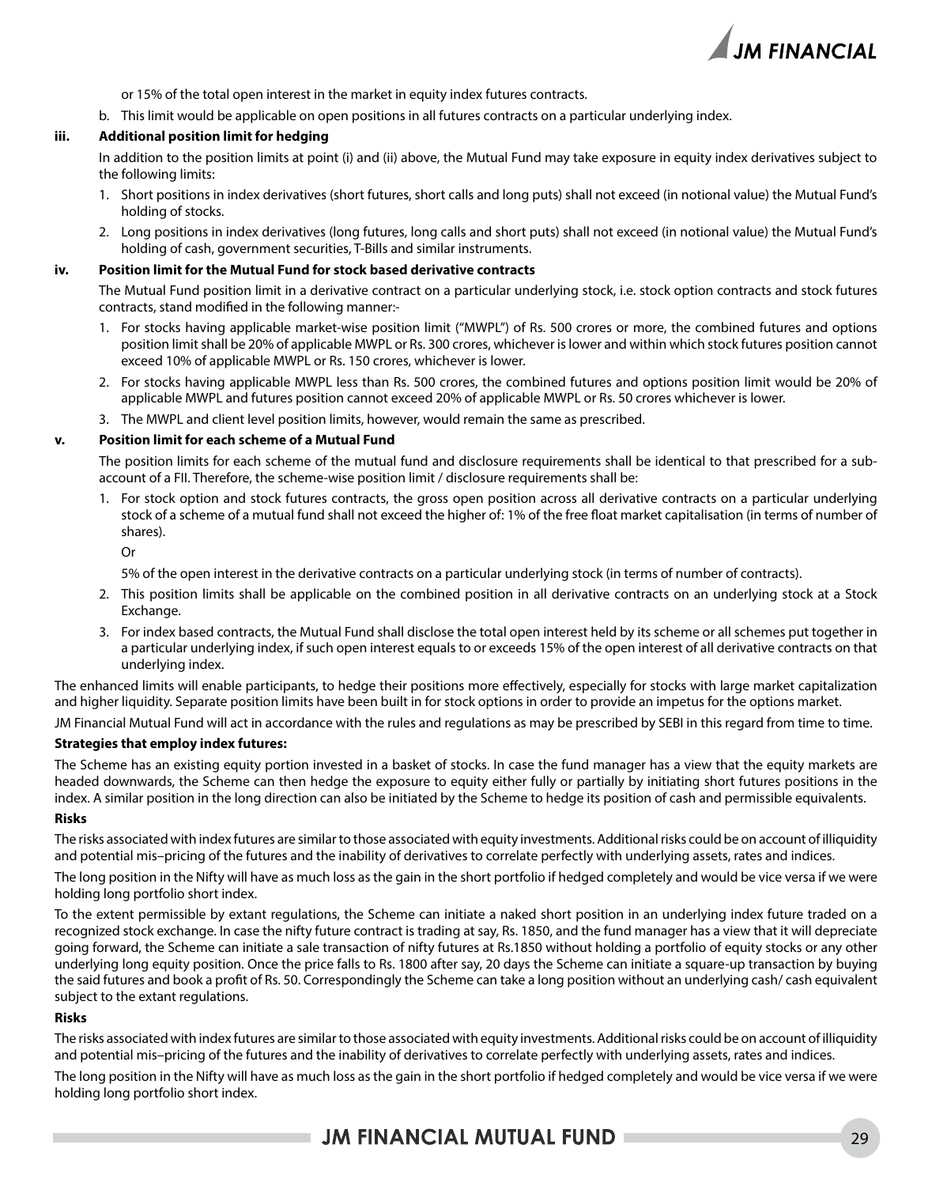or 15% of the total open interest in the market in equity index futures contracts.

b. This limit would be applicable on open positions in all futures contracts on a particular underlying index.

**iii. Additional position limit for hedging**

In addition to the position limits at point (i) and (ii) above, the Mutual Fund may take exposure in equity index derivatives subject to the following limits:

1. Short positions in index derivatives (short futures, short calls and long puts) shall not exceed (in notional value) the Mutual Fund's holding of stocks.
2. Long positions in index derivatives (long futures, long calls and short puts) shall not exceed (in notional value) the Mutual Fund's holding of cash, government securities, T-Bills and similar instruments.

**iv. Position limit for the Mutual Fund for stock based derivative contracts**

The Mutual Fund position limit in a derivative contract on a particular underlying stock, i.e. stock option contracts and stock futures contracts, stand modified in the following manner:-

1. For stocks having applicable market-wise position limit ("MWPL") of Rs. 500 crores or more, the combined futures and options position limit shall be 20% of applicable MWPL or Rs. 300 crores, whichever is lower and within which stock futures position cannot exceed 10% of applicable MWPL or Rs. 150 crores, whichever is lower.
2. For stocks having applicable MWPL less than Rs. 500 crores, the combined futures and options position limit would be 20% of applicable MWPL and futures position cannot exceed 20% of applicable MWPL or Rs. 50 crores whichever is lower.
3. The MWPL and client level position limits, however, would remain the same as prescribed.

**v. Position limit for each scheme of a Mutual Fund**

The position limits for each scheme of the mutual fund and disclosure requirements shall be identical to that prescribed for a sub-account of a FII. Therefore, the scheme-wise position limit / disclosure requirements shall be:

1. For stock option and stock futures contracts, the gross open position across all derivative contracts on a particular underlying stock of a scheme of a mutual fund shall not exceed the higher of: 1% of the free float market capitalisation (in terms of number of shares).

   Or

   5% of the open interest in the derivative contracts on a particular underlying stock (in terms of number of contracts).
2. This position limits shall be applicable on the combined position in all derivative contracts on an underlying stock at a Stock Exchange.
3. For index based contracts, the Mutual Fund shall disclose the total open interest held by its scheme or all schemes put together in a particular underlying index, if such open interest equals to or exceeds 15% of the open interest of all derivative contracts on that underlying index.

The enhanced limits will enable participants, to hedge their positions more effectively, especially for stocks with large market capitalization and higher liquidity. Separate position limits have been built in for stock options in order to provide an impetus for the options market.

JM Financial Mutual Fund will act in accordance with the rules and regulations as may be prescribed by SEBI in this regard from time to time.

**Strategies that employ index futures:**

The Scheme has an existing equity portion invested in a basket of stocks. In case the fund manager has a view that the equity markets are headed downwards, the Scheme can then hedge the exposure to equity either fully or partially by initiating short futures positions in the index. A similar position in the long direction can also be initiated by the Scheme to hedge its position of cash and permissible equivalents.

**Risks**

The risks associated with index futures are similar to those associated with equity investments. Additional risks could be on account of illiquidity and potential mis–pricing of the futures and the inability of derivatives to correlate perfectly with underlying assets, rates and indices.

The long position in the Nifty will have as much loss as the gain in the short portfolio if hedged completely and would be vice versa if we were holding long portfolio short index.

To the extent permissible by extant regulations, the Scheme can initiate a naked short position in an underlying index future traded on a recognized stock exchange. In case the nifty future contract is trading at say, Rs. 1850, and the fund manager has a view that it will depreciate going forward, the Scheme can initiate a sale transaction of nifty futures at Rs.1850 without holding a portfolio of equity stocks or any other underlying long equity position. Once the price falls to Rs. 1800 after say, 20 days the Scheme can initiate a square-up transaction by buying the said futures and book a profit of Rs. 50. Correspondingly the Scheme can take a long position without an underlying cash/ cash equivalent subject to the extant regulations.

**Risks**

The risks associated with index futures are similar to those associated with equity investments. Additional risks could be on account of illiquidity and potential mis–pricing of the futures and the inability of derivatives to correlate perfectly with underlying assets, rates and indices.

The long position in the Nifty will have as much loss as the gain in the short portfolio if hedged completely and would be vice versa if we were holding long portfolio short index.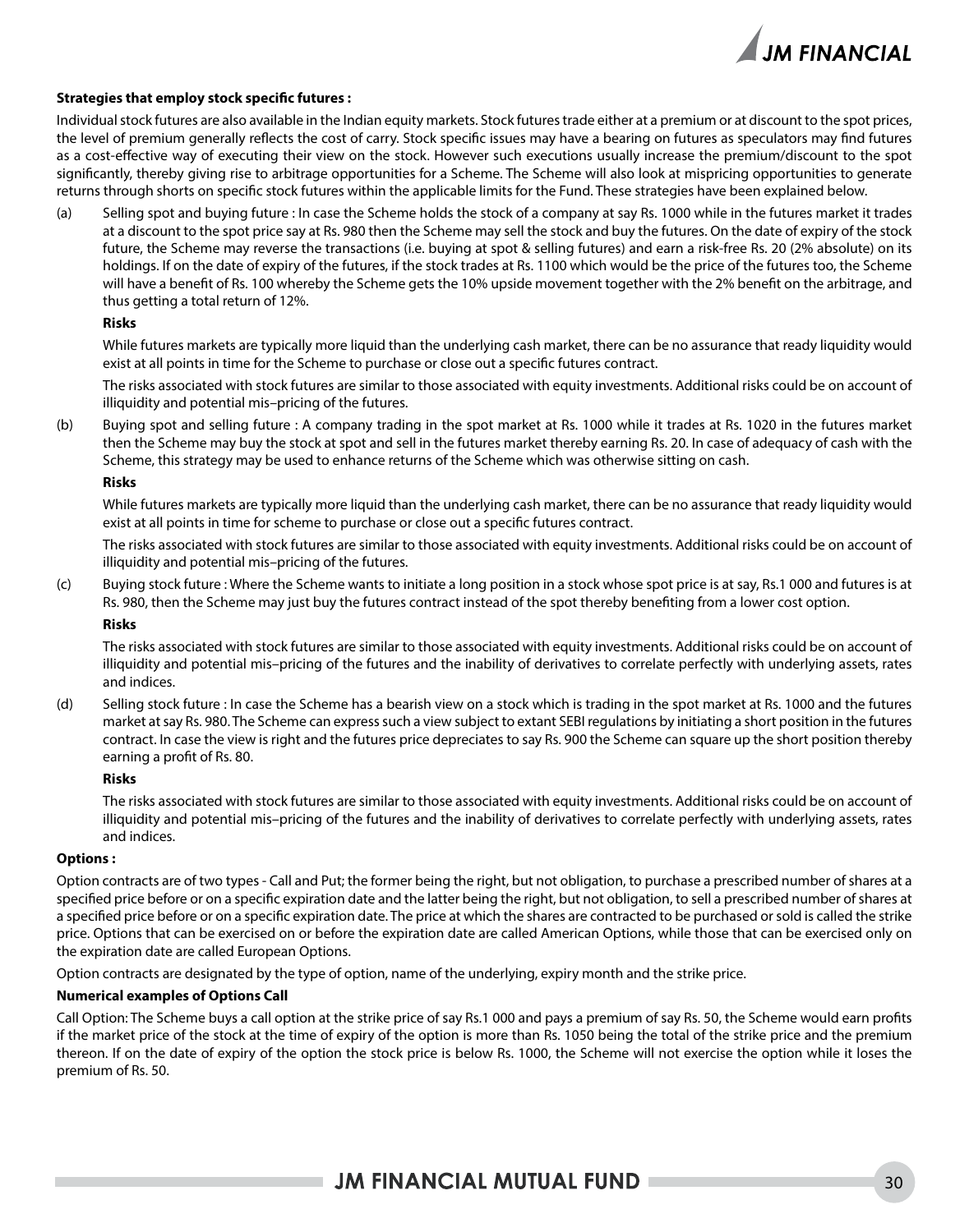**Strategies that employ stock specific futures :**

Individual stock futures are also available in the Indian equity markets. Stock futures trade either at a premium or at discount to the spot prices, the level of premium generally reflects the cost of carry. Stock specific issues may have a bearing on futures as speculators may find futures as a cost-effective way of executing their view on the stock. However such executions usually increase the premium/discount to the spot significantly, thereby giving rise to arbitrage opportunities for a Scheme. The Scheme will also look at mispricing opportunities to generate returns through shorts on specific stock futures within the applicable limits for the Fund. These strategies have been explained below.

(a) Selling spot and buying future : In case the Scheme holds the stock of a company at say Rs. 1000 while in the futures market it trades at a discount to the spot price say at Rs. 980 then the Scheme may sell the stock and buy the futures. On the date of expiry of the stock future, the Scheme may reverse the transactions (i.e. buying at spot & selling futures) and earn a risk-free Rs. 20 (2% absolute) on its holdings. If on the date of expiry of the futures, if the stock trades at Rs. 1100 which would be the price of the futures too, the Scheme will have a benefit of Rs. 100 whereby the Scheme gets the 10% upside movement together with the 2% benefit on the arbitrage, and thus getting a total return of 12%.

**Risks**

While futures markets are typically more liquid than the underlying cash market, there can be no assurance that ready liquidity would exist at all points in time for the Scheme to purchase or close out a specific futures contract.

The risks associated with stock futures are similar to those associated with equity investments. Additional risks could be on account of illiquidity and potential mis–pricing of the futures.

(b) Buying spot and selling future : A company trading in the spot market at Rs. 1000 while it trades at Rs. 1020 in the futures market then the Scheme may buy the stock at spot and sell in the futures market thereby earning Rs. 20. In case of adequacy of cash with the Scheme, this strategy may be used to enhance returns of the Scheme which was otherwise sitting on cash.

**Risks**

While futures markets are typically more liquid than the underlying cash market, there can be no assurance that ready liquidity would exist at all points in time for scheme to purchase or close out a specific futures contract.

The risks associated with stock futures are similar to those associated with equity investments. Additional risks could be on account of illiquidity and potential mis–pricing of the futures.

(c) Buying stock future : Where the Scheme wants to initiate a long position in a stock whose spot price is at say, Rs.1 000 and futures is at Rs. 980, then the Scheme may just buy the futures contract instead of the spot thereby benefiting from a lower cost option.

**Risks**

The risks associated with stock futures are similar to those associated with equity investments. Additional risks could be on account of illiquidity and potential mis–pricing of the futures and the inability of derivatives to correlate perfectly with underlying assets, rates and indices.

(d) Selling stock future : In case the Scheme has a bearish view on a stock which is trading in the spot market at Rs. 1000 and the futures market at say Rs. 980. The Scheme can express such a view subject to extant SEBI regulations by initiating a short position in the futures contract. In case the view is right and the futures price depreciates to say Rs. 900 the Scheme can square up the short position thereby earning a profit of Rs. 80.

**Risks**

The risks associated with stock futures are similar to those associated with equity investments. Additional risks could be on account of illiquidity and potential mis–pricing of the futures and the inability of derivatives to correlate perfectly with underlying assets, rates and indices.

**Options :**

Option contracts are of two types - Call and Put; the former being the right, but not obligation, to purchase a prescribed number of shares at a specified price before or on a specific expiration date and the latter being the right, but not obligation, to sell a prescribed number of shares at a specified price before or on a specific expiration date. The price at which the shares are contracted to be purchased or sold is called the strike price. Options that can be exercised on or before the expiration date are called American Options, while those that can be exercised only on the expiration date are called European Options.

Option contracts are designated by the type of option, name of the underlying, expiry month and the strike price.

**Numerical examples of Options Call**

Call Option: The Scheme buys a call option at the strike price of say Rs.1 000 and pays a premium of say Rs. 50, the Scheme would earn profits if the market price of the stock at the time of expiry of the option is more than Rs. 1050 being the total of the strike price and the premium thereon. If on the date of expiry of the option the stock price is below Rs. 1000, the Scheme will not exercise the option while it loses the premium of Rs. 50.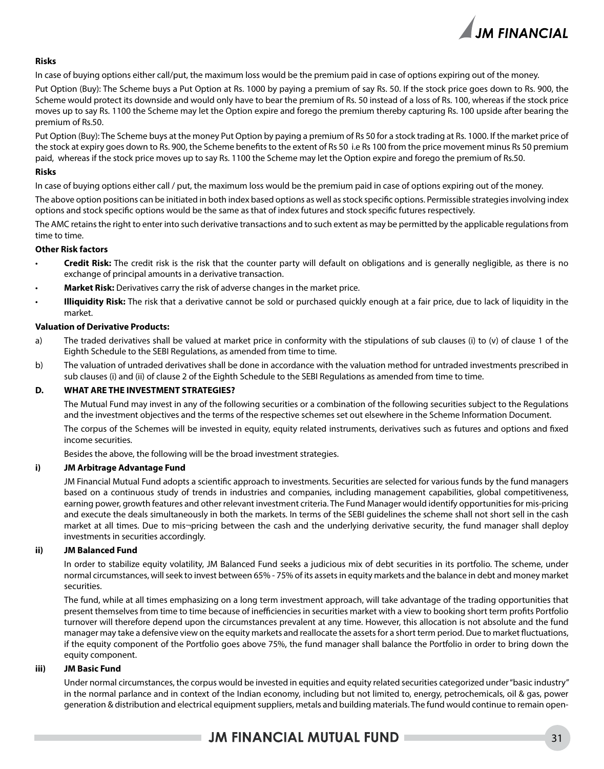**Risks**

In case of buying options either call/put, the maximum loss would be the premium paid in case of options expiring out of the money.

Put Option (Buy): The Scheme buys a Put Option at Rs. 1000 by paying a premium of say Rs. 50. If the stock price goes down to Rs. 900, the Scheme would protect its downside and would only have to bear the premium of Rs. 50 instead of a loss of Rs. 100, whereas if the stock price moves up to say Rs. 1100 the Scheme may let the Option expire and forego the premium thereby capturing Rs. 100 upside after bearing the premium of Rs.50.

Put Option (Buy): The Scheme buys at the money Put Option by paying a premium of Rs 50 for a stock trading at Rs. 1000. If the market price of the stock at expiry goes down to Rs. 900, the Scheme benefits to the extent of Rs 50 i.e Rs 100 from the price movement minus Rs 50 premium paid, whereas if the stock price moves up to say Rs. 1100 the Scheme may let the Option expire and forego the premium of Rs.50.

**Risks**

In case of buying options either call / put, the maximum loss would be the premium paid in case of options expiring out of the money.

The above option positions can be initiated in both index based options as well as stock specific options. Permissible strategies involving index options and stock specific options would be the same as that of index futures and stock specific futures respectively.

The AMC retains the right to enter into such derivative transactions and to such extent as may be permitted by the applicable regulations from time to time.

**Other Risk factors**

- **Credit Risk:** The credit risk is the risk that the counter party will default on obligations and is generally negligible, as there is no exchange of principal amounts in a derivative transaction.
- **Market Risk:** Derivatives carry the risk of adverse changes in the market price.
- **Illiquidity Risk:** The risk that a derivative cannot be sold or purchased quickly enough at a fair price, due to lack of liquidity in the market.

**Valuation of Derivative Products:**

a) The traded derivatives shall be valued at market price in conformity with the stipulations of sub clauses (i) to (v) of clause 1 of the Eighth Schedule to the SEBI Regulations, as amended from time to time.

b) The valuation of untraded derivatives shall be done in accordance with the valuation method for untraded investments prescribed in sub clauses (i) and (ii) of clause 2 of the Eighth Schedule to the SEBI Regulations as amended from time to time.

## D. WHAT ARE THE INVESTMENT STRATEGIES?

The Mutual Fund may invest in any of the following securities or a combination of the following securities subject to the Regulations and the investment objectives and the terms of the respective schemes set out elsewhere in the Scheme Information Document.

The corpus of the Schemes will be invested in equity, equity related instruments, derivatives such as futures and options and fixed income securities.

Besides the above, the following will be the broad investment strategies.

### i) JM Arbitrage Advantage Fund

JM Financial Mutual Fund adopts a scientific approach to investments. Securities are selected for various funds by the fund managers based on a continuous study of trends in industries and companies, including management capabilities, global competitiveness, earning power, growth features and other relevant investment criteria. The Fund Manager would identify opportunities for mis-pricing and execute the deals simultaneously in both the markets. In terms of the SEBI guidelines the scheme shall not short sell in the cash market at all times. Due to mis¬pricing between the cash and the underlying derivative security, the fund manager shall deploy investments in securities accordingly.

### ii) JM Balanced Fund

In order to stabilize equity volatility, JM Balanced Fund seeks a judicious mix of debt securities in its portfolio. The scheme, under normal circumstances, will seek to invest between 65% - 75% of its assets in equity markets and the balance in debt and money market securities.

The fund, while at all times emphasizing on a long term investment approach, will take advantage of the trading opportunities that present themselves from time to time because of inefficiencies in securities market with a view to booking short term profits Portfolio turnover will therefore depend upon the circumstances prevalent at any time. However, this allocation is not absolute and the fund manager may take a defensive view on the equity markets and reallocate the assets for a short term period. Due to market fluctuations, if the equity component of the Portfolio goes above 75%, the fund manager shall balance the Portfolio in order to bring down the equity component.

### iii) JM Basic Fund

Under normal circumstances, the corpus would be invested in equities and equity related securities categorized under "basic industry" in the normal parlance and in context of the Indian economy, including but not limited to, energy, petrochemicals, oil & gas, power generation & distribution and electrical equipment suppliers, metals and building materials. The fund would continue to remain open-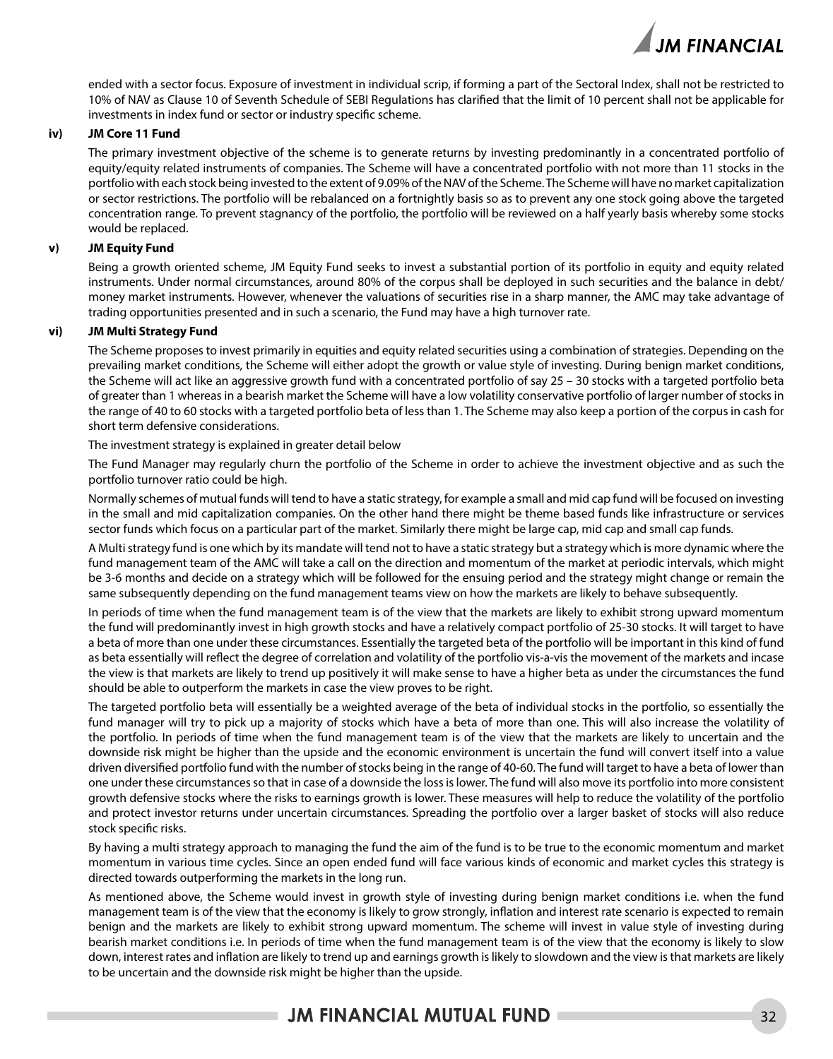ended with a sector focus. Exposure of investment in individual scrip, if forming a part of the Sectoral Index, shall not be restricted to 10% of NAV as Clause 10 of Seventh Schedule of SEBI Regulations has clarified that the limit of 10 percent shall not be applicable for investments in index fund or sector or industry specific scheme.

**iv) JM Core 11 Fund**

The primary investment objective of the scheme is to generate returns by investing predominantly in a concentrated portfolio of equity/equity related instruments of companies. The Scheme will have a concentrated portfolio with not more than 11 stocks in the portfolio with each stock being invested to the extent of 9.09% of the NAV of the Scheme. The Scheme will have no market capitalization or sector restrictions. The portfolio will be rebalanced on a fortnightly basis so as to prevent any one stock going above the targeted concentration range. To prevent stagnancy of the portfolio, the portfolio will be reviewed on a half yearly basis whereby some stocks would be replaced.

**v) JM Equity Fund**

Being a growth oriented scheme, JM Equity Fund seeks to invest a substantial portion of its portfolio in equity and equity related instruments. Under normal circumstances, around 80% of the corpus shall be deployed in such securities and the balance in debt/ money market instruments. However, whenever the valuations of securities rise in a sharp manner, the AMC may take advantage of trading opportunities presented and in such a scenario, the Fund may have a high turnover rate.

**vi) JM Multi Strategy Fund**

The Scheme proposes to invest primarily in equities and equity related securities using a combination of strategies. Depending on the prevailing market conditions, the Scheme will either adopt the growth or value style of investing. During benign market conditions, the Scheme will act like an aggressive growth fund with a concentrated portfolio of say 25 – 30 stocks with a targeted portfolio beta of greater than 1 whereas in a bearish market the Scheme will have a low volatility conservative portfolio of larger number of stocks in the range of 40 to 60 stocks with a targeted portfolio beta of less than 1. The Scheme may also keep a portion of the corpus in cash for short term defensive considerations.

The investment strategy is explained in greater detail below

The Fund Manager may regularly churn the portfolio of the Scheme in order to achieve the investment objective and as such the portfolio turnover ratio could be high.

Normally schemes of mutual funds will tend to have a static strategy, for example a small and mid cap fund will be focused on investing in the small and mid capitalization companies. On the other hand there might be theme based funds like infrastructure or services sector funds which focus on a particular part of the market. Similarly there might be large cap, mid cap and small cap funds.

A Multi strategy fund is one which by its mandate will tend not to have a static strategy but a strategy which is more dynamic where the fund management team of the AMC will take a call on the direction and momentum of the market at periodic intervals, which might be 3-6 months and decide on a strategy which will be followed for the ensuing period and the strategy might change or remain the same subsequently depending on the fund management teams view on how the markets are likely to behave subsequently.

In periods of time when the fund management team is of the view that the markets are likely to exhibit strong upward momentum the fund will predominantly invest in high growth stocks and have a relatively compact portfolio of 25-30 stocks. It will target to have a beta of more than one under these circumstances. Essentially the targeted beta of the portfolio will be important in this kind of fund as beta essentially will reflect the degree of correlation and volatility of the portfolio vis-a-vis the movement of the markets and incase the view is that markets are likely to trend up positively it will make sense to have a higher beta as under the circumstances the fund should be able to outperform the markets in case the view proves to be right.

The targeted portfolio beta will essentially be a weighted average of the beta of individual stocks in the portfolio, so essentially the fund manager will try to pick up a majority of stocks which have a beta of more than one. This will also increase the volatility of the portfolio. In periods of time when the fund management team is of the view that the markets are likely to uncertain and the downside risk might be higher than the upside and the economic environment is uncertain the fund will convert itself into a value driven diversified portfolio fund with the number of stocks being in the range of 40-60. The fund will target to have a beta of lower than one under these circumstances so that in case of a downside the loss is lower. The fund will also move its portfolio into more consistent growth defensive stocks where the risks to earnings growth is lower. These measures will help to reduce the volatility of the portfolio and protect investor returns under uncertain circumstances. Spreading the portfolio over a larger basket of stocks will also reduce stock specific risks.

By having a multi strategy approach to managing the fund the aim of the fund is to be true to the economic momentum and market momentum in various time cycles. Since an open ended fund will face various kinds of economic and market cycles this strategy is directed towards outperforming the markets in the long run.

As mentioned above, the Scheme would invest in growth style of investing during benign market conditions i.e. when the fund management team is of the view that the economy is likely to grow strongly, inflation and interest rate scenario is expected to remain benign and the markets are likely to exhibit strong upward momentum. The scheme will invest in value style of investing during bearish market conditions i.e. In periods of time when the fund management team is of the view that the economy is likely to slow down, interest rates and inflation are likely to trend up and earnings growth is likely to slowdown and the view is that markets are likely to be uncertain and the downside risk might be higher than the upside.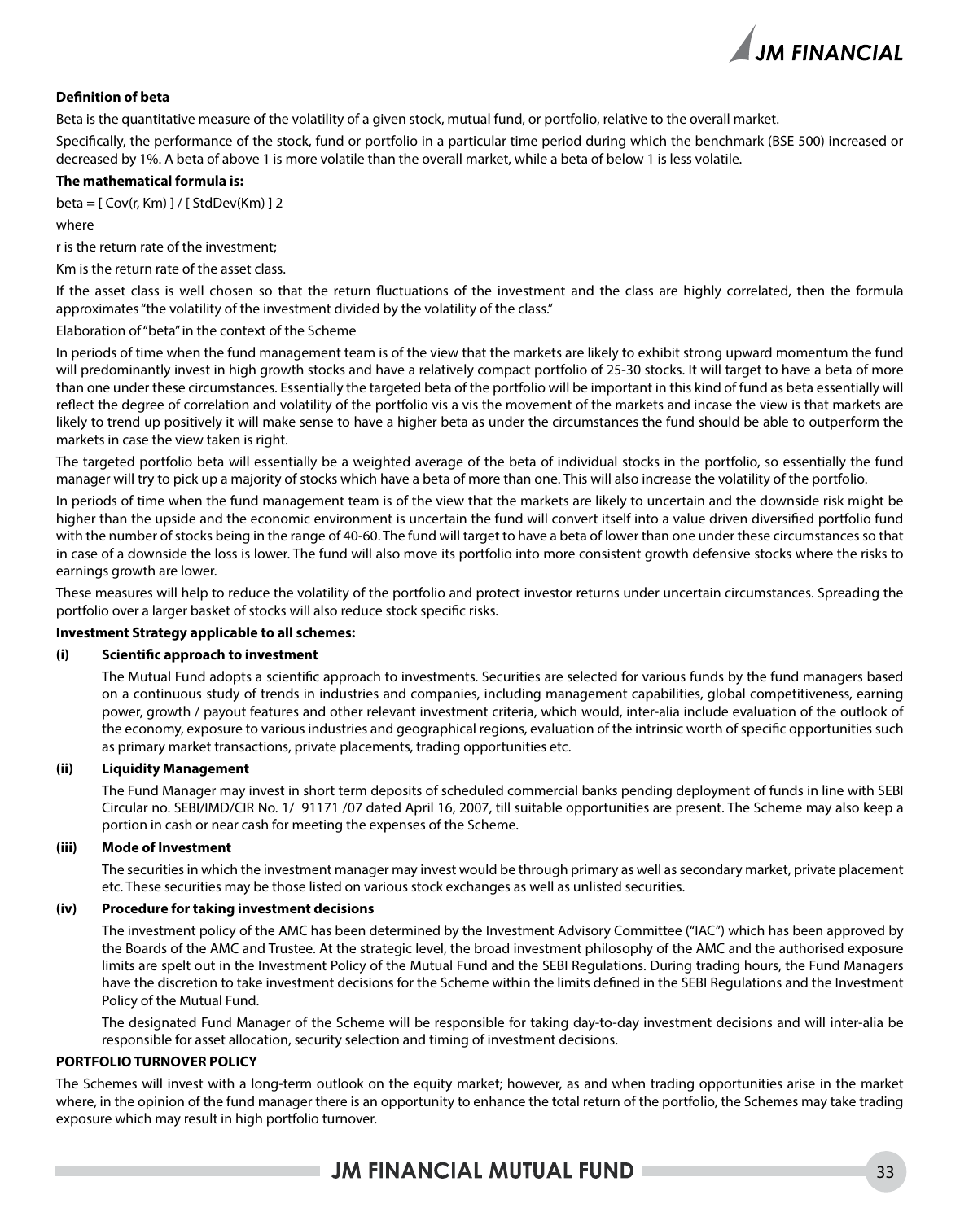**Definition of beta**

Beta is the quantitative measure of the volatility of a given stock, mutual fund, or portfolio, relative to the overall market.

Specifically, the performance of the stock, fund or portfolio in a particular time period during which the benchmark (BSE 500) increased or decreased by 1%. A beta of above 1 is more volatile than the overall market, while a beta of below 1 is less volatile.

**The mathematical formula is:**

beta = [ Cov(r, Km) ] / [ StdDev(Km) ] 2

where

r is the return rate of the investment;

Km is the return rate of the asset class.

If the asset class is well chosen so that the return fluctuations of the investment and the class are highly correlated, then the formula approximates "the volatility of the investment divided by the volatility of the class."

Elaboration of "beta" in the context of the Scheme

In periods of time when the fund management team is of the view that the markets are likely to exhibit strong upward momentum the fund will predominantly invest in high growth stocks and have a relatively compact portfolio of 25-30 stocks. It will target to have a beta of more than one under these circumstances. Essentially the targeted beta of the portfolio will be important in this kind of fund as beta essentially will reflect the degree of correlation and volatility of the portfolio vis a vis the movement of the markets and incase the view is that markets are likely to trend up positively it will make sense to have a higher beta as under the circumstances the fund should be able to outperform the markets in case the view taken is right.

The targeted portfolio beta will essentially be a weighted average of the beta of individual stocks in the portfolio, so essentially the fund manager will try to pick up a majority of stocks which have a beta of more than one. This will also increase the volatility of the portfolio.

In periods of time when the fund management team is of the view that the markets are likely to uncertain and the downside risk might be higher than the upside and the economic environment is uncertain the fund will convert itself into a value driven diversified portfolio fund with the number of stocks being in the range of 40-60. The fund will target to have a beta of lower than one under these circumstances so that in case of a downside the loss is lower. The fund will also move its portfolio into more consistent growth defensive stocks where the risks to earnings growth are lower.

These measures will help to reduce the volatility of the portfolio and protect investor returns under uncertain circumstances. Spreading the portfolio over a larger basket of stocks will also reduce stock specific risks.

**Investment Strategy applicable to all schemes:**

**(i) Scientific approach to investment**

The Mutual Fund adopts a scientific approach to investments. Securities are selected for various funds by the fund managers based on a continuous study of trends in industries and companies, including management capabilities, global competitiveness, earning power, growth / payout features and other relevant investment criteria, which would, inter-alia include evaluation of the outlook of the economy, exposure to various industries and geographical regions, evaluation of the intrinsic worth of specific opportunities such as primary market transactions, private placements, trading opportunities etc.

**(ii) Liquidity Management**

The Fund Manager may invest in short term deposits of scheduled commercial banks pending deployment of funds in line with SEBI Circular no. SEBI/IMD/CIR No. 1/ 91171 /07 dated April 16, 2007, till suitable opportunities are present. The Scheme may also keep a portion in cash or near cash for meeting the expenses of the Scheme.

**(iii) Mode of Investment**

The securities in which the investment manager may invest would be through primary as well as secondary market, private placement etc. These securities may be those listed on various stock exchanges as well as unlisted securities.

**(iv) Procedure for taking investment decisions**

The investment policy of the AMC has been determined by the Investment Advisory Committee ("IAC") which has been approved by the Boards of the AMC and Trustee. At the strategic level, the broad investment philosophy of the AMC and the authorised exposure limits are spelt out in the Investment Policy of the Mutual Fund and the SEBI Regulations. During trading hours, the Fund Managers have the discretion to take investment decisions for the Scheme within the limits defined in the SEBI Regulations and the Investment Policy of the Mutual Fund.

The designated Fund Manager of the Scheme will be responsible for taking day-to-day investment decisions and will inter-alia be responsible for asset allocation, security selection and timing of investment decisions.

**PORTFOLIO TURNOVER POLICY**

The Schemes will invest with a long-term outlook on the equity market; however, as and when trading opportunities arise in the market where, in the opinion of the fund manager there is an opportunity to enhance the total return of the portfolio, the Schemes may take trading exposure which may result in high portfolio turnover.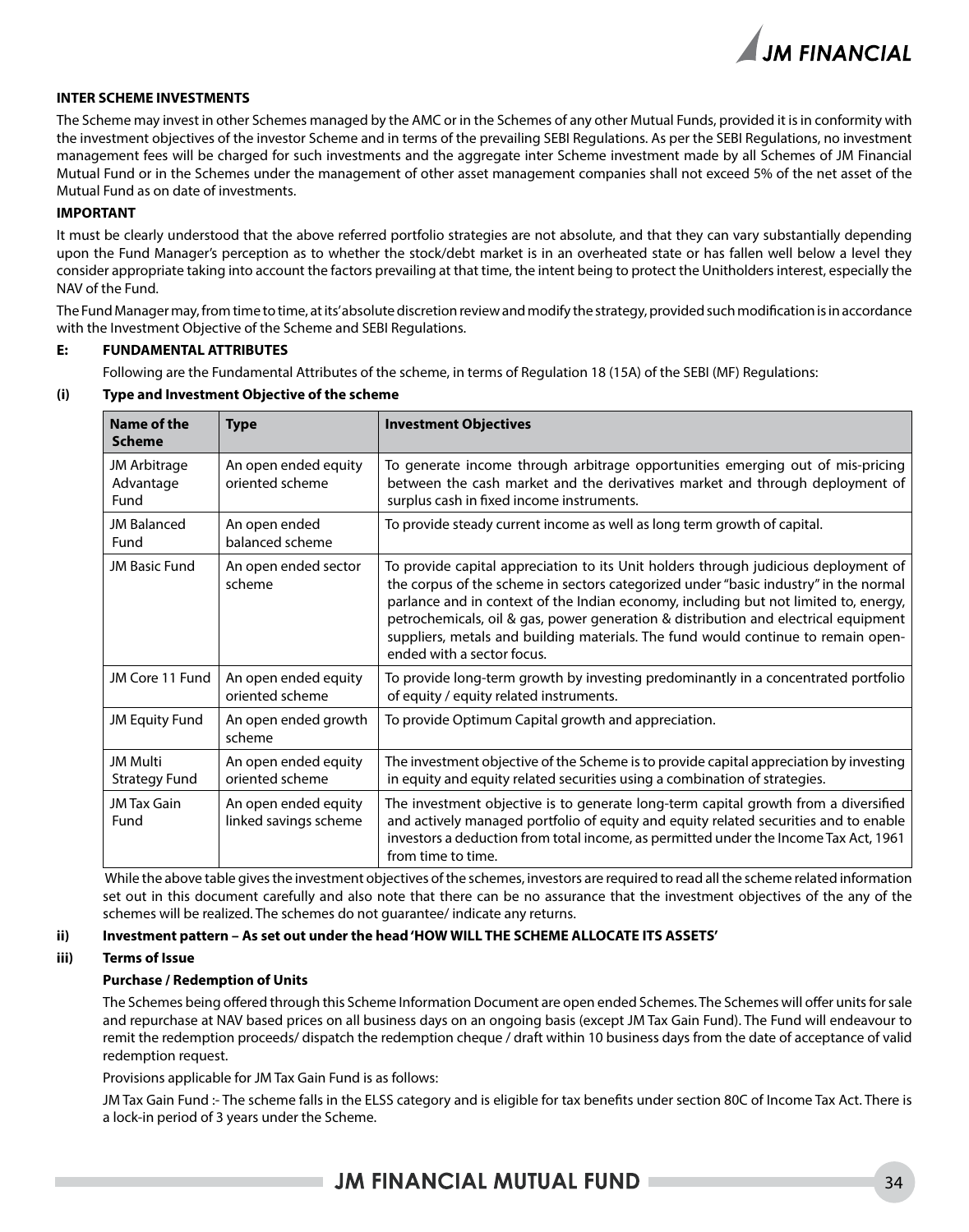#### INTER SCHEME INVESTMENTS

The Scheme may invest in other Schemes managed by the AMC or in the Schemes of any other Mutual Funds, provided it is in conformity with the investment objectives of the investor Scheme and in terms of the prevailing SEBI Regulations. As per the SEBI Regulations, no investment management fees will be charged for such investments and the aggregate inter Scheme investment made by all Schemes of JM Financial Mutual Fund or in the Schemes under the management of other asset management companies shall not exceed 5% of the net asset of the Mutual Fund as on date of investments.

#### IMPORTANT

It must be clearly understood that the above referred portfolio strategies are not absolute, and that they can vary substantially depending upon the Fund Manager's perception as to whether the stock/debt market is in an overheated state or has fallen well below a level they consider appropriate taking into account the factors prevailing at that time, the intent being to protect the Unitholders interest, especially the NAV of the Fund.

The Fund Manager may, from time to time, at its' absolute discretion review and modify the strategy, provided such modification is in accordance with the Investment Objective of the Scheme and SEBI Regulations.

### E: FUNDAMENTAL ATTRIBUTES

Following are the Fundamental Attributes of the scheme, in terms of Regulation 18 (15A) of the SEBI (MF) Regulations:

#### (i) Type and Investment Objective of the scheme

| Name of the Scheme | Type | Investment Objectives |
|---|---|---|
| JM Arbitrage Advantage Fund | An open ended equity oriented scheme | To generate income through arbitrage opportunities emerging out of mis-pricing between the cash market and the derivatives market and through deployment of surplus cash in fixed income instruments. |
| JM Balanced Fund | An open ended balanced scheme | To provide steady current income as well as long term growth of capital. |
| JM Basic Fund | An open ended sector scheme | To provide capital appreciation to its Unit holders through judicious deployment of the corpus of the scheme in sectors categorized under "basic industry" in the normal parlance and in context of the Indian economy, including but not limited to, energy, petrochemicals, oil & gas, power generation & distribution and electrical equipment suppliers, metals and building materials. The fund would continue to remain open-ended with a sector focus. |
| JM Core 11 Fund | An open ended equity oriented scheme | To provide long-term growth by investing predominantly in a concentrated portfolio of equity / equity related instruments. |
| JM Equity Fund | An open ended growth scheme | To provide Optimum Capital growth and appreciation. |
| JM Multi Strategy Fund | An open ended equity oriented scheme | The investment objective of the Scheme is to provide capital appreciation by investing in equity and equity related securities using a combination of strategies. |
| JM Tax Gain Fund | An open ended equity linked savings scheme | The investment objective is to generate long-term capital growth from a diversified and actively managed portfolio of equity and equity related securities and to enable investors a deduction from total income, as permitted under the Income Tax Act, 1961 from time to time. |

While the above table gives the investment objectives of the schemes, investors are required to read all the scheme related information set out in this document carefully and also note that there can be no assurance that the investment objectives of the any of the schemes will be realized. The schemes do not guarantee/ indicate any returns.

#### ii) Investment pattern – As set out under the head 'HOW WILL THE SCHEME ALLOCATE ITS ASSETS'

#### iii) Terms of Issue

**Purchase / Redemption of Units**

The Schemes being offered through this Scheme Information Document are open ended Schemes. The Schemes will offer units for sale and repurchase at NAV based prices on all business days on an ongoing basis (except JM Tax Gain Fund). The Fund will endeavour to remit the redemption proceeds/ dispatch the redemption cheque / draft within 10 business days from the date of acceptance of valid redemption request.

Provisions applicable for JM Tax Gain Fund is as follows:

JM Tax Gain Fund :- The scheme falls in the ELSS category and is eligible for tax benefits under section 80C of Income Tax Act. There is a lock-in period of 3 years under the Scheme.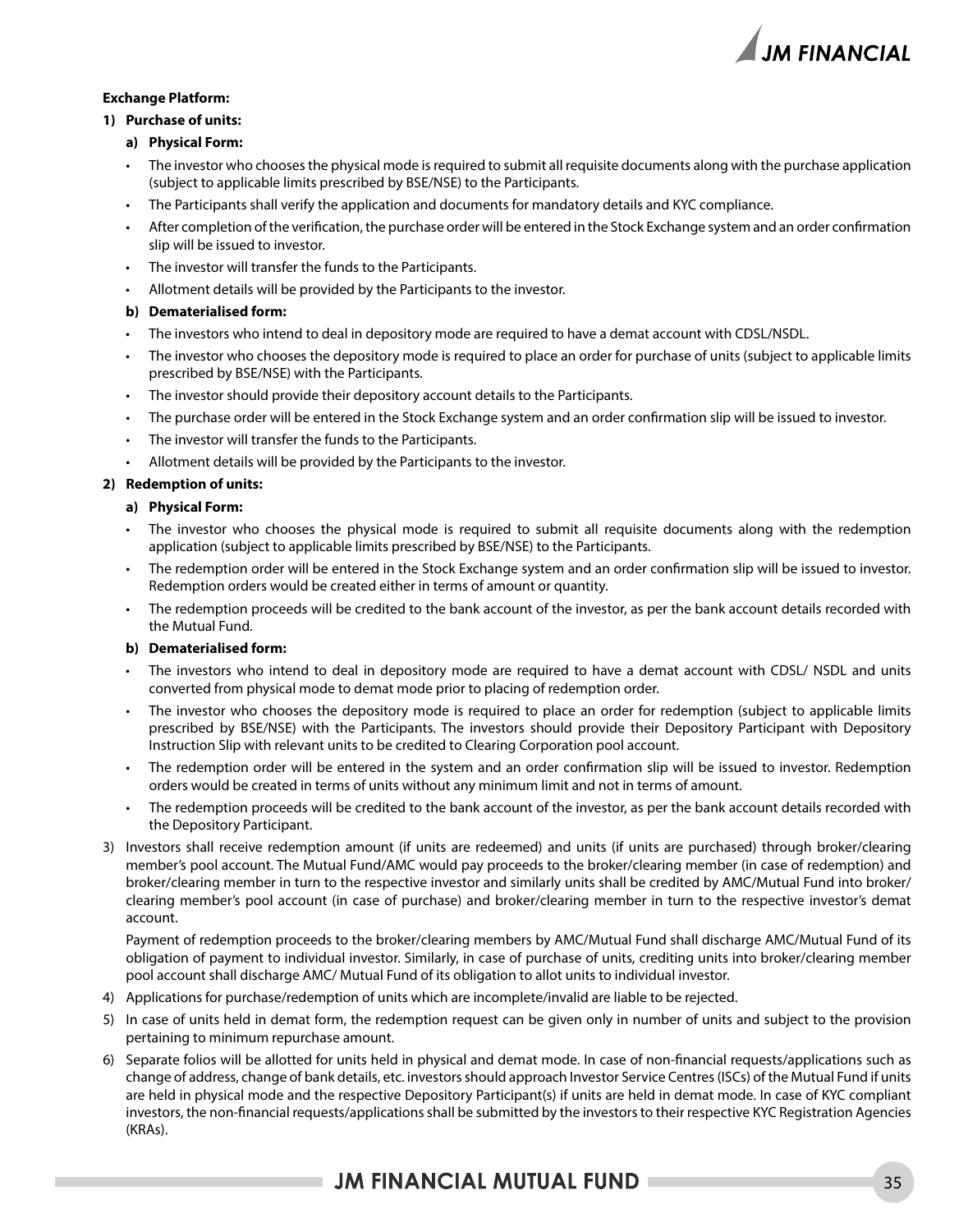**Exchange Platform:**

1) **Purchase of units:**

   a) **Physical Form:**

   - The investor who chooses the physical mode is required to submit all requisite documents along with the purchase application (subject to applicable limits prescribed by BSE/NSE) to the Participants.
   - The Participants shall verify the application and documents for mandatory details and KYC compliance.
   - After completion of the verification, the purchase order will be entered in the Stock Exchange system and an order confirmation slip will be issued to investor.
   - The investor will transfer the funds to the Participants.
   - Allotment details will be provided by the Participants to the investor.

   b) **Dematerialised form:**

   - The investors who intend to deal in depository mode are required to have a demat account with CDSL/NSDL.
   - The investor who chooses the depository mode is required to place an order for purchase of units (subject to applicable limits prescribed by BSE/NSE) with the Participants.
   - The investor should provide their depository account details to the Participants.
   - The purchase order will be entered in the Stock Exchange system and an order confirmation slip will be issued to investor.
   - The investor will transfer the funds to the Participants.
   - Allotment details will be provided by the Participants to the investor.

2) **Redemption of units:**

   a) **Physical Form:**

   - The investor who chooses the physical mode is required to submit all requisite documents along with the redemption application (subject to applicable limits prescribed by BSE/NSE) to the Participants.
   - The redemption order will be entered in the Stock Exchange system and an order confirmation slip will be issued to investor. Redemption orders would be created either in terms of amount or quantity.
   - The redemption proceeds will be credited to the bank account of the investor, as per the bank account details recorded with the Mutual Fund.

   b) **Dematerialised form:**

   - The investors who intend to deal in depository mode are required to have a demat account with CDSL/ NSDL and units converted from physical mode to demat mode prior to placing of redemption order.
   - The investor who chooses the depository mode is required to place an order for redemption (subject to applicable limits prescribed by BSE/NSE) with the Participants. The investors should provide their Depository Participant with Depository Instruction Slip with relevant units to be credited to Clearing Corporation pool account.
   - The redemption order will be entered in the system and an order confirmation slip will be issued to investor. Redemption orders would be created in terms of units without any minimum limit and not in terms of amount.
   - The redemption proceeds will be credited to the bank account of the investor, as per the bank account details recorded with the Depository Participant.

3) Investors shall receive redemption amount (if units are redeemed) and units (if units are purchased) through broker/clearing member's pool account. The Mutual Fund/AMC would pay proceeds to the broker/clearing member (in case of redemption) and broker/clearing member in turn to the respective investor and similarly units shall be credited by AMC/Mutual Fund into broker/ clearing member's pool account (in case of purchase) and broker/clearing member in turn to the respective investor's demat account.

   Payment of redemption proceeds to the broker/clearing members by AMC/Mutual Fund shall discharge AMC/Mutual Fund of its obligation of payment to individual investor. Similarly, in case of purchase of units, crediting units into broker/clearing member pool account shall discharge AMC/ Mutual Fund of its obligation to allot units to individual investor.

4) Applications for purchase/redemption of units which are incomplete/invalid are liable to be rejected.

5) In case of units held in demat form, the redemption request can be given only in number of units and subject to the provision pertaining to minimum repurchase amount.

6) Separate folios will be allotted for units held in physical and demat mode. In case of non-financial requests/applications such as change of address, change of bank details, etc. investors should approach Investor Service Centres (ISCs) of the Mutual Fund if units are held in physical mode and the respective Depository Participant(s) if units are held in demat mode. In case of KYC compliant investors, the non-financial requests/applications shall be submitted by the investors to their respective KYC Registration Agencies (KRAs).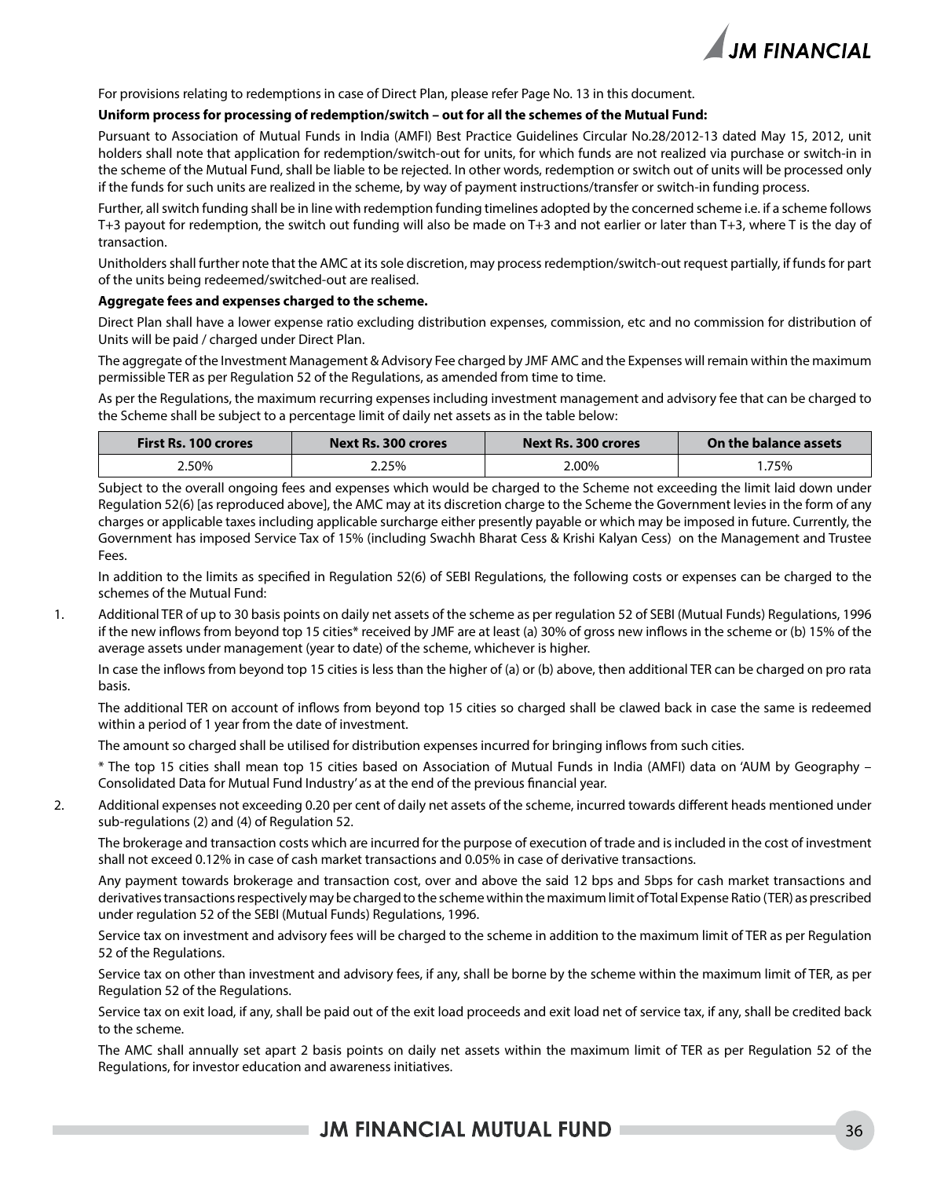For provisions relating to redemptions in case of Direct Plan, please refer Page No. 13 in this document.

**Uniform process for processing of redemption/switch – out for all the schemes of the Mutual Fund:**

Pursuant to Association of Mutual Funds in India (AMFI) Best Practice Guidelines Circular No.28/2012-13 dated May 15, 2012, unit holders shall note that application for redemption/switch-out for units, for which funds are not realized via purchase or switch-in in the scheme of the Mutual Fund, shall be liable to be rejected. In other words, redemption or switch out of units will be processed only if the funds for such units are realized in the scheme, by way of payment instructions/transfer or switch-in funding process.

Further, all switch funding shall be in line with redemption funding timelines adopted by the concerned scheme i.e. if a scheme follows T+3 payout for redemption, the switch out funding will also be made on T+3 and not earlier or later than T+3, where T is the day of transaction.

Unitholders shall further note that the AMC at its sole discretion, may process redemption/switch-out request partially, if funds for part of the units being redeemed/switched-out are realised.

**Aggregate fees and expenses charged to the scheme.**

Direct Plan shall have a lower expense ratio excluding distribution expenses, commission, etc and no commission for distribution of Units will be paid / charged under Direct Plan.

The aggregate of the Investment Management & Advisory Fee charged by JMF AMC and the Expenses will remain within the maximum permissible TER as per Regulation 52 of the Regulations, as amended from time to time.

As per the Regulations, the maximum recurring expenses including investment management and advisory fee that can be charged to the Scheme shall be subject to a percentage limit of daily net assets as in the table below:

| First Rs. 100 crores | Next Rs. 300 crores | Next Rs. 300 crores | On the balance assets |
|---|---|---|---|
| 2.50% | 2.25% | 2.00% | 1.75% |

Subject to the overall ongoing fees and expenses which would be charged to the Scheme not exceeding the limit laid down under Regulation 52(6) [as reproduced above], the AMC may at its discretion charge to the Scheme the Government levies in the form of any charges or applicable taxes including applicable surcharge either presently payable or which may be imposed in future. Currently, the Government has imposed Service Tax of 15% (including Swachh Bharat Cess & Krishi Kalyan Cess) on the Management and Trustee Fees.

In addition to the limits as specified in Regulation 52(6) of SEBI Regulations, the following costs or expenses can be charged to the schemes of the Mutual Fund:

1. Additional TER of up to 30 basis points on daily net assets of the scheme as per regulation 52 of SEBI (Mutual Funds) Regulations, 1996 if the new inflows from beyond top 15 cities* received by JMF are at least (a) 30% of gross new inflows in the scheme or (b) 15% of the average assets under management (year to date) of the scheme, whichever is higher.

   In case the inflows from beyond top 15 cities is less than the higher of (a) or (b) above, then additional TER can be charged on pro rata basis.

   The additional TER on account of inflows from beyond top 15 cities so charged shall be clawed back in case the same is redeemed within a period of 1 year from the date of investment.

   The amount so charged shall be utilised for distribution expenses incurred for bringing inflows from such cities.

   * The top 15 cities shall mean top 15 cities based on Association of Mutual Funds in India (AMFI) data on 'AUM by Geography – Consolidated Data for Mutual Fund Industry' as at the end of the previous financial year.

2. Additional expenses not exceeding 0.20 per cent of daily net assets of the scheme, incurred towards different heads mentioned under sub-regulations (2) and (4) of Regulation 52.

   The brokerage and transaction costs which are incurred for the purpose of execution of trade and is included in the cost of investment shall not exceed 0.12% in case of cash market transactions and 0.05% in case of derivative transactions.

   Any payment towards brokerage and transaction cost, over and above the said 12 bps and 5bps for cash market transactions and derivatives transactions respectively may be charged to the scheme within the maximum limit of Total Expense Ratio (TER) as prescribed under regulation 52 of the SEBI (Mutual Funds) Regulations, 1996.

   Service tax on investment and advisory fees will be charged to the scheme in addition to the maximum limit of TER as per Regulation 52 of the Regulations.

   Service tax on other than investment and advisory fees, if any, shall be borne by the scheme within the maximum limit of TER, as per Regulation 52 of the Regulations.

   Service tax on exit load, if any, shall be paid out of the exit load proceeds and exit load net of service tax, if any, shall be credited back to the scheme.

   The AMC shall annually set apart 2 basis points on daily net assets within the maximum limit of TER as per Regulation 52 of the Regulations, for investor education and awareness initiatives.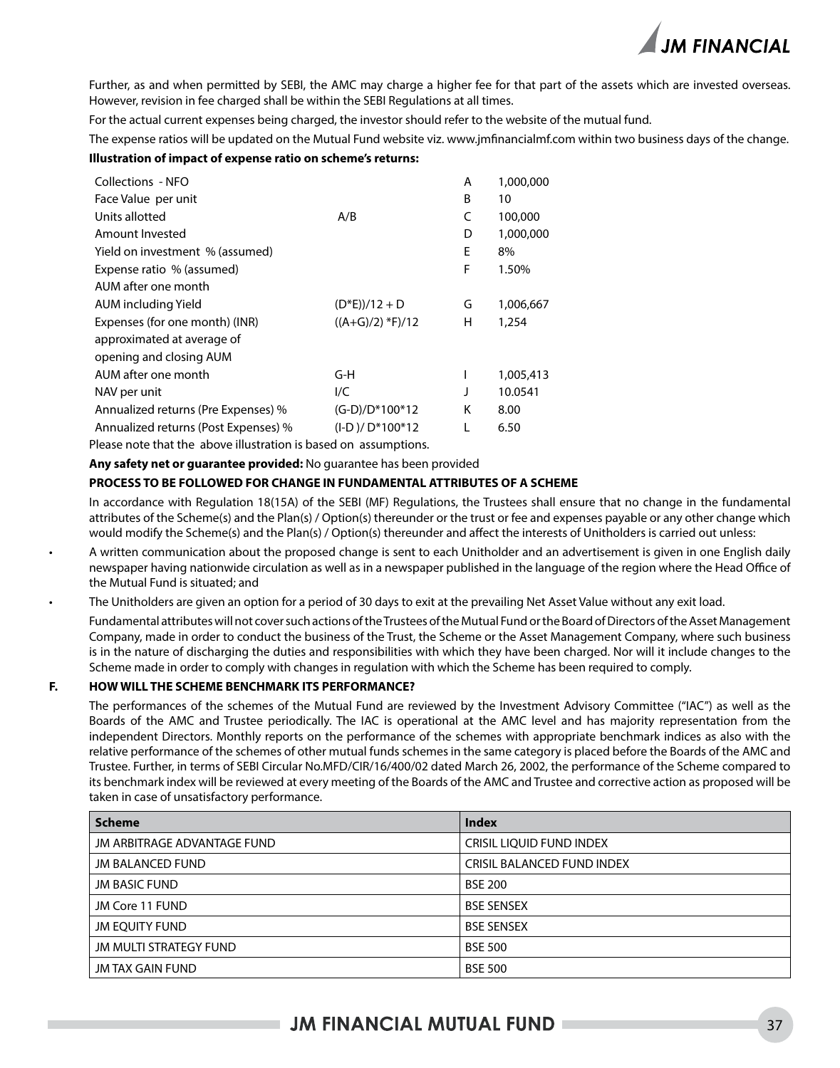Further, as and when permitted by SEBI, the AMC may charge a higher fee for that part of the assets which are invested overseas. However, revision in fee charged shall be within the SEBI Regulations at all times.

For the actual current expenses being charged, the investor should refer to the website of the mutual fund.

The expense ratios will be updated on the Mutual Fund website viz. www.jmfinancialmf.com within two business days of the change.

**Illustration of impact of expense ratio on scheme's returns:**

| | | | |
|---|---|---|---|
| Collections - NFO | | A | 1,000,000 |
| Face Value per unit | | B | 10 |
| Units allotted | A/B | C | 100,000 |
| Amount Invested | | D | 1,000,000 |
| Yield on investment % (assumed) | | E | 8% |
| Expense ratio % (assumed) | | F | 1.50% |
| AUM after one month | | | |
| AUM including Yield | (D*E))/12 + D | G | 1,006,667 |
| Expenses (for one month) (INR) approximated at average of opening and closing AUM | ((A+G)/2) *F)/12 | H | 1,254 |
| AUM after one month | G-H | I | 1,005,413 |
| NAV per unit | I/C | J | 10.0541 |
| Annualized returns (Pre Expenses) % | (G-D)/D*100*12 | K | 8.00 |
| Annualized returns (Post Expenses) % | (I-D )/ D*100*12 | L | 6.50 |

Please note that the above illustration is based on assumptions.

**Any safety net or guarantee provided:** No guarantee has been provided

**PROCESS TO BE FOLLOWED FOR CHANGE IN FUNDAMENTAL ATTRIBUTES OF A SCHEME**

In accordance with Regulation 18(15A) of the SEBI (MF) Regulations, the Trustees shall ensure that no change in the fundamental attributes of the Scheme(s) and the Plan(s) / Option(s) thereunder or the trust or fee and expenses payable or any other change which would modify the Scheme(s) and the Plan(s) / Option(s) thereunder and affect the interests of Unitholders is carried out unless:

- A written communication about the proposed change is sent to each Unitholder and an advertisement is given in one English daily newspaper having nationwide circulation as well as in a newspaper published in the language of the region where the Head Office of the Mutual Fund is situated; and
- The Unitholders are given an option for a period of 30 days to exit at the prevailing Net Asset Value without any exit load.

Fundamental attributes will not cover such actions of the Trustees of the Mutual Fund or the Board of Directors of the Asset Management Company, made in order to conduct the business of the Trust, the Scheme or the Asset Management Company, where such business is in the nature of discharging the duties and responsibilities with which they have been charged. Nor will it include changes to the Scheme made in order to comply with changes in regulation with which the Scheme has been required to comply.

## F. HOW WILL THE SCHEME BENCHMARK ITS PERFORMANCE?

The performances of the schemes of the Mutual Fund are reviewed by the Investment Advisory Committee ("IAC") as well as the Boards of the AMC and Trustee periodically. The IAC is operational at the AMC level and has majority representation from the independent Directors. Monthly reports on the performance of the schemes with appropriate benchmark indices as also with the relative performance of the schemes of other mutual funds schemes in the same category is placed before the Boards of the AMC and Trustee. Further, in terms of SEBI Circular No.MFD/CIR/16/400/02 dated March 26, 2002, the performance of the Scheme compared to its benchmark index will be reviewed at every meeting of the Boards of the AMC and Trustee and corrective action as proposed will be taken in case of unsatisfactory performance.

| Scheme | Index |
|---|---|
| JM ARBITRAGE ADVANTAGE FUND | CRISIL LIQUID FUND INDEX |
| JM BALANCED FUND | CRISIL BALANCED FUND INDEX |
| JM BASIC FUND | BSE 200 |
| JM Core 11 FUND | BSE SENSEX |
| JM EQUITY FUND | BSE SENSEX |
| JM MULTI STRATEGY FUND | BSE 500 |
| JM TAX GAIN FUND | BSE 500 |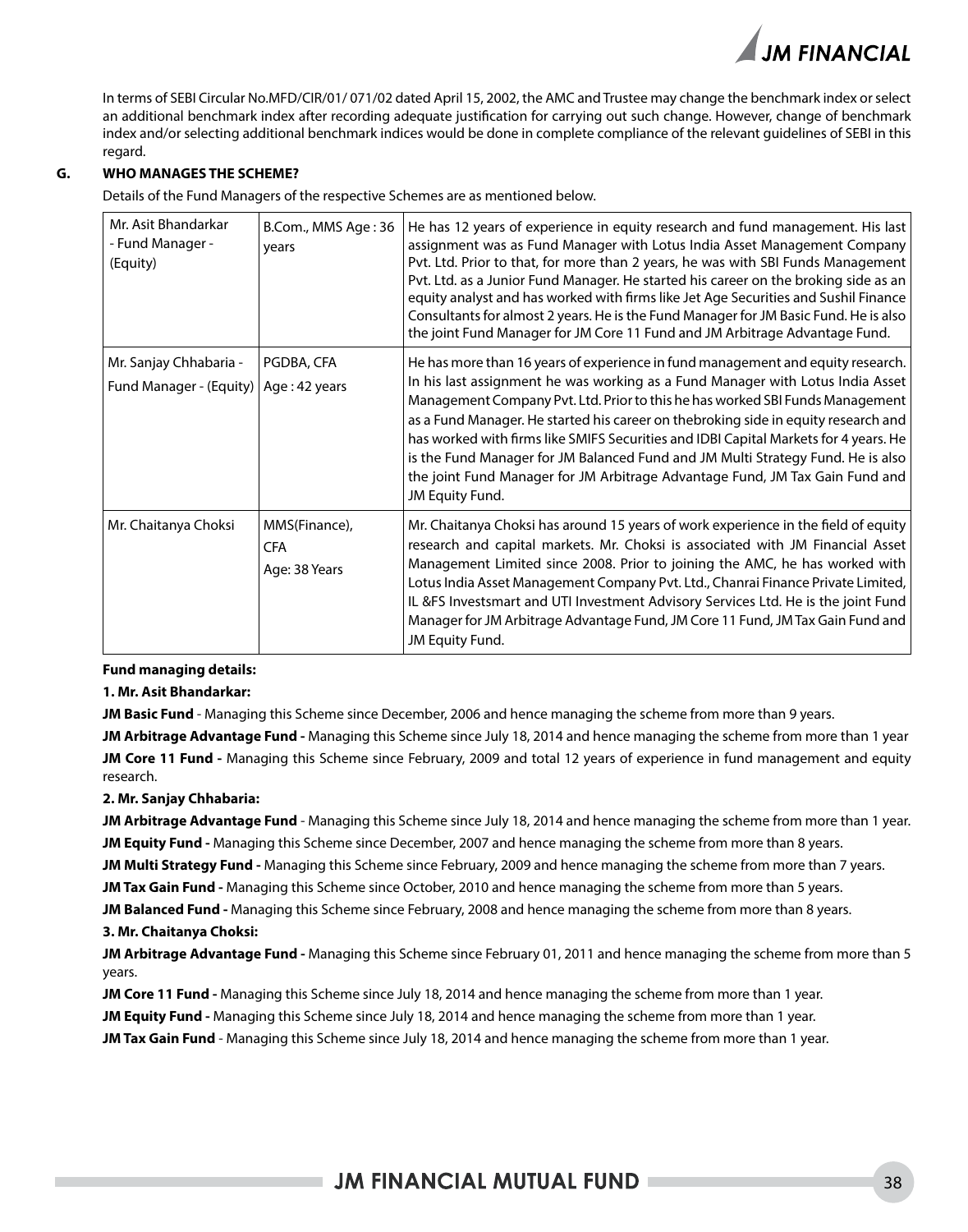In terms of SEBI Circular No.MFD/CIR/01/ 071/02 dated April 15, 2002, the AMC and Trustee may change the benchmark index or select an additional benchmark index after recording adequate justification for carrying out such change. However, change of benchmark index and/or selecting additional benchmark indices would be done in complete compliance of the relevant guidelines of SEBI in this regard.

## G. WHO MANAGES THE SCHEME?

Details of the Fund Managers of the respective Schemes are as mentioned below.

| Mr. Asit Bhandarkar - Fund Manager - (Equity) | B.Com., MMS Age : 36 years | He has 12 years of experience in equity research and fund management. His last assignment was as Fund Manager with Lotus India Asset Management Company Pvt. Ltd. Prior to that, for more than 2 years, he was with SBI Funds Management Pvt. Ltd. as a Junior Fund Manager. He started his career on the broking side as an equity analyst and has worked with firms like Jet Age Securities and Sushil Finance Consultants for almost 2 years. He is the Fund Manager for JM Basic Fund. He is also the joint Fund Manager for JM Core 11 Fund and JM Arbitrage Advantage Fund. |
|---|---|---|
| Mr. Sanjay Chhabaria - Fund Manager - (Equity) | PGDBA, CFA Age : 42 years | He has more than 16 years of experience in fund management and equity research. In his last assignment he was working as a Fund Manager with Lotus India Asset Management Company Pvt. Ltd. Prior to this he has worked SBI Funds Management as a Fund Manager. He started his career on thebroking side in equity research and has worked with firms like SMIFS Securities and IDBI Capital Markets for 4 years. He is the Fund Manager for JM Balanced Fund and JM Multi Strategy Fund. He is also the joint Fund Manager for JM Arbitrage Advantage Fund, JM Tax Gain Fund and JM Equity Fund. |
| Mr. Chaitanya Choksi | MMS(Finance), CFA Age: 38 Years | Mr. Chaitanya Choksi has around 15 years of work experience in the field of equity research and capital markets. Mr. Choksi is associated with JM Financial Asset Management Limited since 2008. Prior to joining the AMC, he has worked with Lotus India Asset Management Company Pvt. Ltd., Chanrai Finance Private Limited, IL &FS Investsmart and UTI Investment Advisory Services Ltd. He is the joint Fund Manager for JM Arbitrage Advantage Fund, JM Core 11 Fund, JM Tax Gain Fund and JM Equity Fund. |

**Fund managing details:**

**1. Mr. Asit Bhandarkar:**

**JM Basic Fund** - Managing this Scheme since December, 2006 and hence managing the scheme from more than 9 years.

**JM Arbitrage Advantage Fund -** Managing this Scheme since July 18, 2014 and hence managing the scheme from more than 1 year

**JM Core 11 Fund -** Managing this Scheme since February, 2009 and total 12 years of experience in fund management and equity research.

**2. Mr. Sanjay Chhabaria:**

**JM Arbitrage Advantage Fund** - Managing this Scheme since July 18, 2014 and hence managing the scheme from more than 1 year.

**JM Equity Fund -** Managing this Scheme since December, 2007 and hence managing the scheme from more than 8 years.

**JM Multi Strategy Fund -** Managing this Scheme since February, 2009 and hence managing the scheme from more than 7 years.

**JM Tax Gain Fund -** Managing this Scheme since October, 2010 and hence managing the scheme from more than 5 years.

**JM Balanced Fund -** Managing this Scheme since February, 2008 and hence managing the scheme from more than 8 years.

**3. Mr. Chaitanya Choksi:**

**JM Arbitrage Advantage Fund -** Managing this Scheme since February 01, 2011 and hence managing the scheme from more than 5 years.

**JM Core 11 Fund -** Managing this Scheme since July 18, 2014 and hence managing the scheme from more than 1 year.

**JM Equity Fund -** Managing this Scheme since July 18, 2014 and hence managing the scheme from more than 1 year.

**JM Tax Gain Fund** - Managing this Scheme since July 18, 2014 and hence managing the scheme from more than 1 year.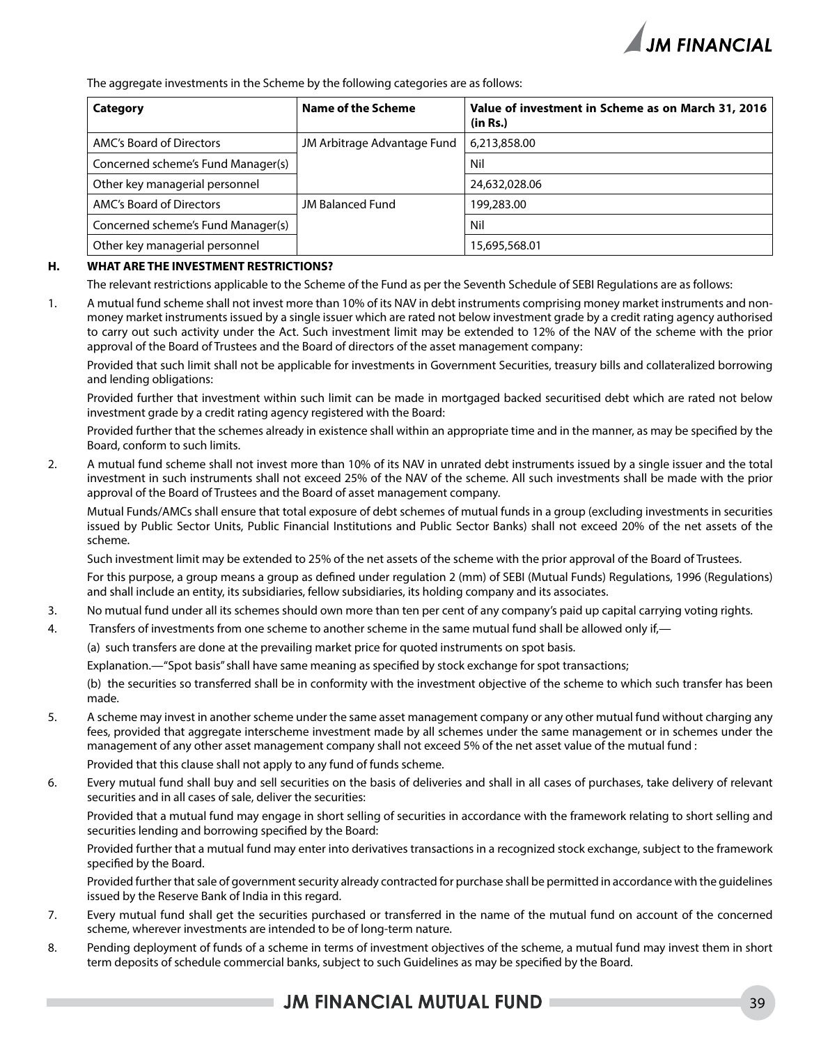The aggregate investments in the Scheme by the following categories are as follows:

| Category | Name of the Scheme | Value of investment in Scheme as on March 31, 2016 (in Rs.) |
|---|---|---|
| AMC's Board of Directors | JM Arbitrage Advantage Fund | 6,213,858.00 |
| Concerned scheme's Fund Manager(s) | | Nil |
| Other key managerial personnel | | 24,632,028.06 |
| AMC's Board of Directors | JM Balanced Fund | 199,283.00 |
| Concerned scheme's Fund Manager(s) | | Nil |
| Other key managerial personnel | | 15,695,568.01 |

## H. WHAT ARE THE INVESTMENT RESTRICTIONS?

The relevant restrictions applicable to the Scheme of the Fund as per the Seventh Schedule of SEBI Regulations are as follows:

1. A mutual fund scheme shall not invest more than 10% of its NAV in debt instruments comprising money market instruments and non-money market instruments issued by a single issuer which are rated not below investment grade by a credit rating agency authorised to carry out such activity under the Act. Such investment limit may be extended to 12% of the NAV of the scheme with the prior approval of the Board of Trustees and the Board of directors of the asset management company:

   Provided that such limit shall not be applicable for investments in Government Securities, treasury bills and collateralized borrowing and lending obligations:

   Provided further that investment within such limit can be made in mortgaged backed securitised debt which are rated not below investment grade by a credit rating agency registered with the Board:

   Provided further that the schemes already in existence shall within an appropriate time and in the manner, as may be specified by the Board, conform to such limits.

2. A mutual fund scheme shall not invest more than 10% of its NAV in unrated debt instruments issued by a single issuer and the total investment in such instruments shall not exceed 25% of the NAV of the scheme. All such investments shall be made with the prior approval of the Board of Trustees and the Board of asset management company.

   Mutual Funds/AMCs shall ensure that total exposure of debt schemes of mutual funds in a group (excluding investments in securities issued by Public Sector Units, Public Financial Institutions and Public Sector Banks) shall not exceed 20% of the net assets of the scheme.

   Such investment limit may be extended to 25% of the net assets of the scheme with the prior approval of the Board of Trustees.

   For this purpose, a group means a group as defined under regulation 2 (mm) of SEBI (Mutual Funds) Regulations, 1996 (Regulations) and shall include an entity, its subsidiaries, fellow subsidiaries, its holding company and its associates.

3. No mutual fund under all its schemes should own more than ten per cent of any company's paid up capital carrying voting rights.

4. Transfers of investments from one scheme to another scheme in the same mutual fund shall be allowed only if,—

   (a) such transfers are done at the prevailing market price for quoted instruments on spot basis.

   Explanation.—"Spot basis" shall have same meaning as specified by stock exchange for spot transactions;

   (b) the securities so transferred shall be in conformity with the investment objective of the scheme to which such transfer has been made.

5. A scheme may invest in another scheme under the same asset management company or any other mutual fund without charging any fees, provided that aggregate interscheme investment made by all schemes under the same management or in schemes under the management of any other asset management company shall not exceed 5% of the net asset value of the mutual fund :

   Provided that this clause shall not apply to any fund of funds scheme.

6. Every mutual fund shall buy and sell securities on the basis of deliveries and shall in all cases of purchases, take delivery of relevant securities and in all cases of sale, deliver the securities:

   Provided that a mutual fund may engage in short selling of securities in accordance with the framework relating to short selling and securities lending and borrowing specified by the Board:

   Provided further that a mutual fund may enter into derivatives transactions in a recognized stock exchange, subject to the framework specified by the Board.

   Provided further that sale of government security already contracted for purchase shall be permitted in accordance with the guidelines issued by the Reserve Bank of India in this regard.

7. Every mutual fund shall get the securities purchased or transferred in the name of the mutual fund on account of the concerned scheme, wherever investments are intended to be of long-term nature.

8. Pending deployment of funds of a scheme in terms of investment objectives of the scheme, a mutual fund may invest them in short term deposits of schedule commercial banks, subject to such Guidelines as may be specified by the Board.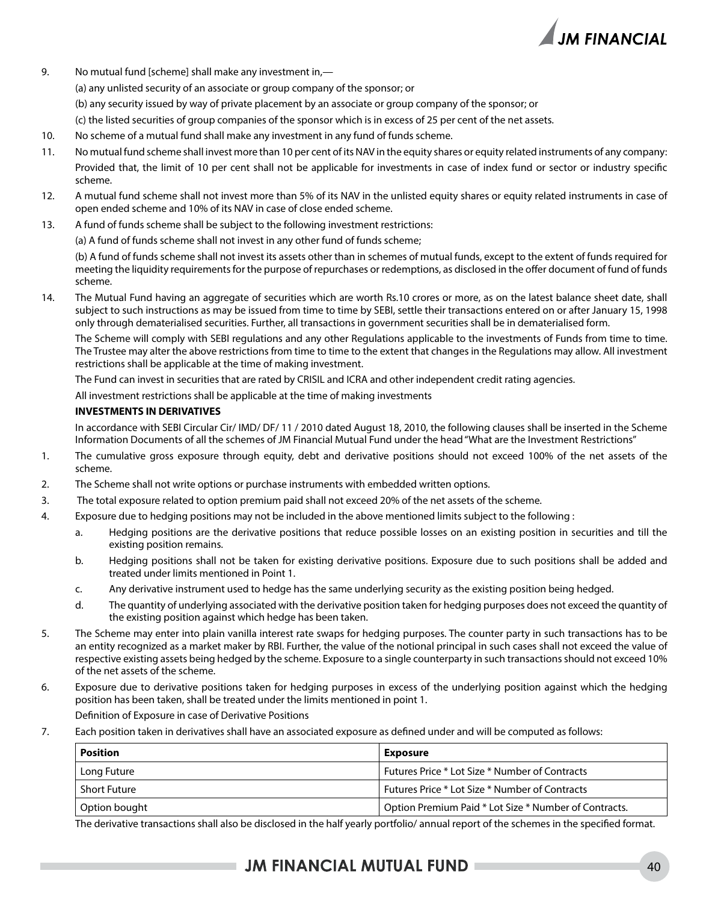9. No mutual fund [scheme] shall make any investment in,—

   (a) any unlisted security of an associate or group company of the sponsor; or

   (b) any security issued by way of private placement by an associate or group company of the sponsor; or

   (c) the listed securities of group companies of the sponsor which is in excess of 25 per cent of the net assets.

10. No scheme of a mutual fund shall make any investment in any fund of funds scheme.

11. No mutual fund scheme shall invest more than 10 per cent of its NAV in the equity shares or equity related instruments of any company: Provided that, the limit of 10 per cent shall not be applicable for investments in case of index fund or sector or industry specific scheme.

12. A mutual fund scheme shall not invest more than 5% of its NAV in the unlisted equity shares or equity related instruments in case of open ended scheme and 10% of its NAV in case of close ended scheme.

13. A fund of funds scheme shall be subject to the following investment restrictions:

    (a) A fund of funds scheme shall not invest in any other fund of funds scheme;

    (b) A fund of funds scheme shall not invest its assets other than in schemes of mutual funds, except to the extent of funds required for meeting the liquidity requirements for the purpose of repurchases or redemptions, as disclosed in the offer document of fund of funds scheme.

14. The Mutual Fund having an aggregate of securities which are worth Rs.10 crores or more, as on the latest balance sheet date, shall subject to such instructions as may be issued from time to time by SEBI, settle their transactions entered on or after January 15, 1998 only through dematerialised securities. Further, all transactions in government securities shall be in dematerialised form.

    The Scheme will comply with SEBI regulations and any other Regulations applicable to the investments of Funds from time to time. The Trustee may alter the above restrictions from time to time to the extent that changes in the Regulations may allow. All investment restrictions shall be applicable at the time of making investment.

    The Fund can invest in securities that are rated by CRISIL and ICRA and other independent credit rating agencies.

    All investment restrictions shall be applicable at the time of making investments

**INVESTMENTS IN DERIVATIVES**

In accordance with SEBI Circular Cir/ IMD/ DF/ 11 / 2010 dated August 18, 2010, the following clauses shall be inserted in the Scheme Information Documents of all the schemes of JM Financial Mutual Fund under the head "What are the Investment Restrictions"

1. The cumulative gross exposure through equity, debt and derivative positions should not exceed 100% of the net assets of the scheme.

2. The Scheme shall not write options or purchase instruments with embedded written options.

3. The total exposure related to option premium paid shall not exceed 20% of the net assets of the scheme.

4. Exposure due to hedging positions may not be included in the above mentioned limits subject to the following :

   a. Hedging positions are the derivative positions that reduce possible losses on an existing position in securities and till the existing position remains.

   b. Hedging positions shall not be taken for existing derivative positions. Exposure due to such positions shall be added and treated under limits mentioned in Point 1.

   c. Any derivative instrument used to hedge has the same underlying security as the existing position being hedged.

   d. The quantity of underlying associated with the derivative position taken for hedging purposes does not exceed the quantity of the existing position against which hedge has been taken.

5. The Scheme may enter into plain vanilla interest rate swaps for hedging purposes. The counter party in such transactions has to be an entity recognized as a market maker by RBI. Further, the value of the notional principal in such cases shall not exceed the value of respective existing assets being hedged by the scheme. Exposure to a single counterparty in such transactions should not exceed 10% of the net assets of the scheme.

6. Exposure due to derivative positions taken for hedging purposes in excess of the underlying position against which the hedging position has been taken, shall be treated under the limits mentioned in point 1.

   Definition of Exposure in case of Derivative Positions

7. Each position taken in derivatives shall have an associated exposure as defined under and will be computed as follows:

| **Position** | **Exposure** |
|---|---|
| Long Future | Futures Price * Lot Size * Number of Contracts |
| Short Future | Futures Price * Lot Size * Number of Contracts |
| Option bought | Option Premium Paid * Lot Size * Number of Contracts. |

The derivative transactions shall also be disclosed in the half yearly portfolio/ annual report of the schemes in the specified format.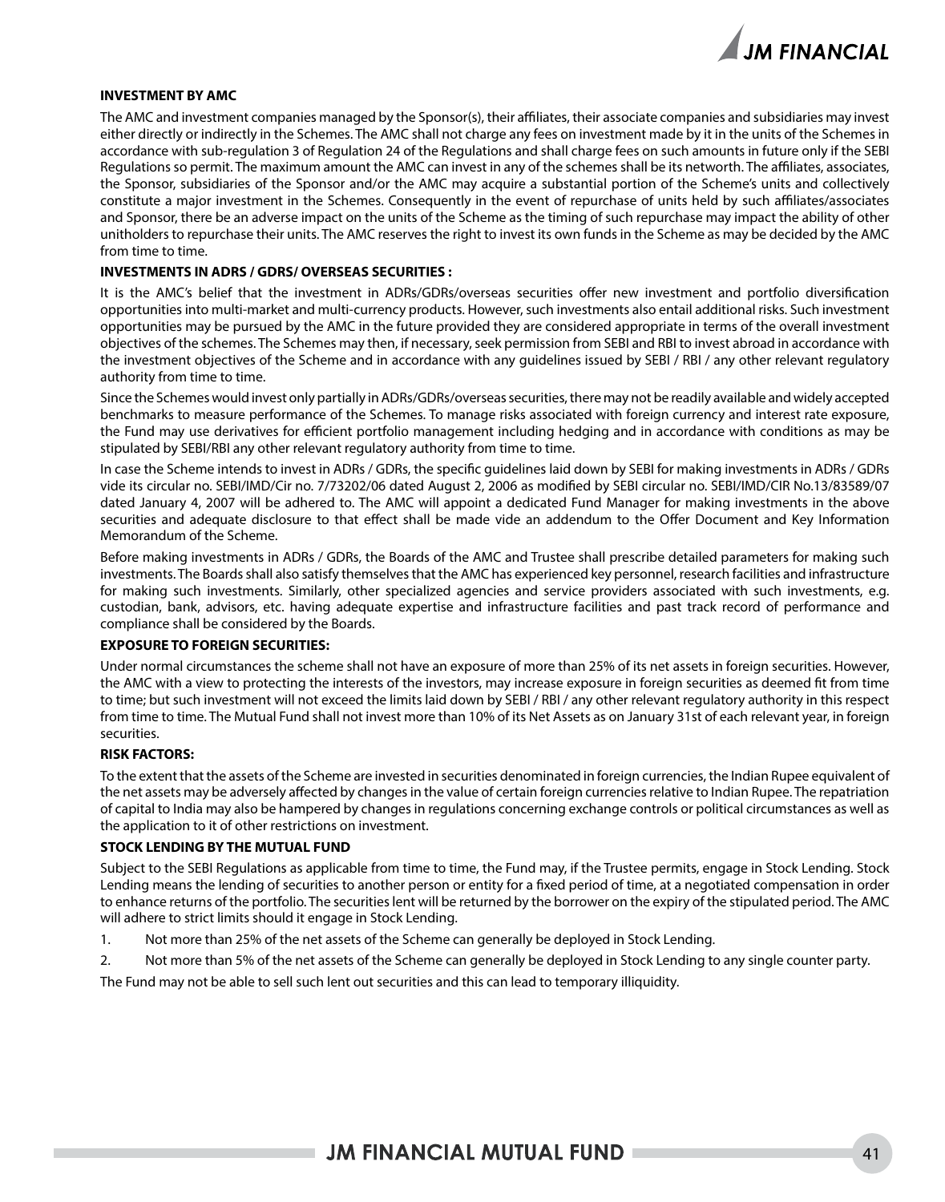## INVESTMENT BY AMC

The AMC and investment companies managed by the Sponsor(s), their affiliates, their associate companies and subsidiaries may invest either directly or indirectly in the Schemes. The AMC shall not charge any fees on investment made by it in the units of the Schemes in accordance with sub-regulation 3 of Regulation 24 of the Regulations and shall charge fees on such amounts in future only if the SEBI Regulations so permit. The maximum amount the AMC can invest in any of the schemes shall be its networth. The affiliates, associates, the Sponsor, subsidiaries of the Sponsor and/or the AMC may acquire a substantial portion of the Scheme's units and collectively constitute a major investment in the Schemes. Consequently in the event of repurchase of units held by such affiliates/associates and Sponsor, there be an adverse impact on the units of the Scheme as the timing of such repurchase may impact the ability of other unitholders to repurchase their units. The AMC reserves the right to invest its own funds in the Scheme as may be decided by the AMC from time to time.

## INVESTMENTS IN ADRS / GDRS/ OVERSEAS SECURITIES :

It is the AMC's belief that the investment in ADRs/GDRs/overseas securities offer new investment and portfolio diversification opportunities into multi-market and multi-currency products. However, such investments also entail additional risks. Such investment opportunities may be pursued by the AMC in the future provided they are considered appropriate in terms of the overall investment objectives of the schemes. The Schemes may then, if necessary, seek permission from SEBI and RBI to invest abroad in accordance with the investment objectives of the Scheme and in accordance with any guidelines issued by SEBI / RBI / any other relevant regulatory authority from time to time.

Since the Schemes would invest only partially in ADRs/GDRs/overseas securities, there may not be readily available and widely accepted benchmarks to measure performance of the Schemes. To manage risks associated with foreign currency and interest rate exposure, the Fund may use derivatives for efficient portfolio management including hedging and in accordance with conditions as may be stipulated by SEBI/RBI any other relevant regulatory authority from time to time.

In case the Scheme intends to invest in ADRs / GDRs, the specific guidelines laid down by SEBI for making investments in ADRs / GDRs vide its circular no. SEBI/IMD/Cir no. 7/73202/06 dated August 2, 2006 as modified by SEBI circular no. SEBI/IMD/CIR No.13/83589/07 dated January 4, 2007 will be adhered to. The AMC will appoint a dedicated Fund Manager for making investments in the above securities and adequate disclosure to that effect shall be made vide an addendum to the Offer Document and Key Information Memorandum of the Scheme.

Before making investments in ADRs / GDRs, the Boards of the AMC and Trustee shall prescribe detailed parameters for making such investments. The Boards shall also satisfy themselves that the AMC has experienced key personnel, research facilities and infrastructure for making such investments. Similarly, other specialized agencies and service providers associated with such investments, e.g. custodian, bank, advisors, etc. having adequate expertise and infrastructure facilities and past track record of performance and compliance shall be considered by the Boards.

## EXPOSURE TO FOREIGN SECURITIES:

Under normal circumstances the scheme shall not have an exposure of more than 25% of its net assets in foreign securities. However, the AMC with a view to protecting the interests of the investors, may increase exposure in foreign securities as deemed fit from time to time; but such investment will not exceed the limits laid down by SEBI / RBI / any other relevant regulatory authority in this respect from time to time. The Mutual Fund shall not invest more than 10% of its Net Assets as on January 31st of each relevant year, in foreign securities.

## RISK FACTORS:

To the extent that the assets of the Scheme are invested in securities denominated in foreign currencies, the Indian Rupee equivalent of the net assets may be adversely affected by changes in the value of certain foreign currencies relative to Indian Rupee. The repatriation of capital to India may also be hampered by changes in regulations concerning exchange controls or political circumstances as well as the application to it of other restrictions on investment.

## STOCK LENDING BY THE MUTUAL FUND

Subject to the SEBI Regulations as applicable from time to time, the Fund may, if the Trustee permits, engage in Stock Lending. Stock Lending means the lending of securities to another person or entity for a fixed period of time, at a negotiated compensation in order to enhance returns of the portfolio. The securities lent will be returned by the borrower on the expiry of the stipulated period. The AMC will adhere to strict limits should it engage in Stock Lending.

1. Not more than 25% of the net assets of the Scheme can generally be deployed in Stock Lending.
2. Not more than 5% of the net assets of the Scheme can generally be deployed in Stock Lending to any single counter party.

The Fund may not be able to sell such lent out securities and this can lead to temporary illiquidity.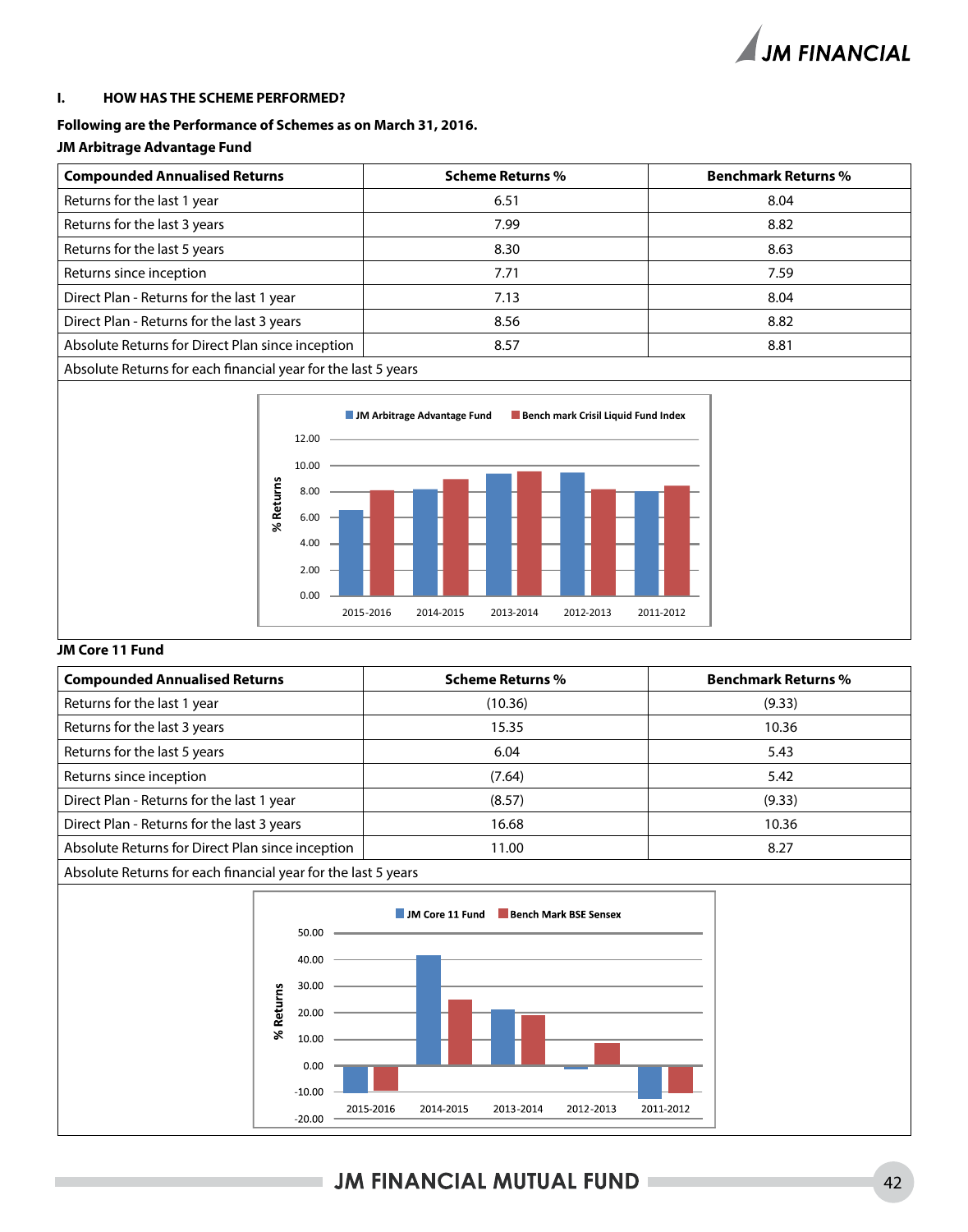## I. HOW HAS THE SCHEME PERFORMED?

**Following are the Performance of Schemes as on March 31, 2016.**

**JM Arbitrage Advantage Fund**

| Compounded Annualised Returns | Scheme Returns % | Benchmark Returns % |
|---|---|---|
| Returns for the last 1 year | 6.51 | 8.04 |
| Returns for the last 3 years | 7.99 | 8.82 |
| Returns for the last 5 years | 8.30 | 8.63 |
| Returns since inception | 7.71 | 7.59 |
| Direct Plan - Returns for the last 1 year | 7.13 | 8.04 |
| Direct Plan - Returns for the last 3 years | 8.56 | 8.82 |
| Absolute Returns for Direct Plan since inception | 8.57 | 8.81 |
| Absolute Returns for each financial year for the last 5 years | | |

**JM Core 11 Fund**

| Compounded Annualised Returns | Scheme Returns % | Benchmark Returns % |
|---|---|---|
| Returns for the last 1 year | (10.36) | (9.33) |
| Returns for the last 3 years | 15.35 | 10.36 |
| Returns for the last 5 years | 6.04 | 5.43 |
| Returns since inception | (7.64) | 5.42 |
| Direct Plan - Returns for the last 1 year | (8.57) | (9.33) |
| Direct Plan - Returns for the last 3 years | 16.68 | 10.36 |
| Absolute Returns for Direct Plan since inception | 11.00 | 8.27 |
| Absolute Returns for each financial year for the last 5 years | | |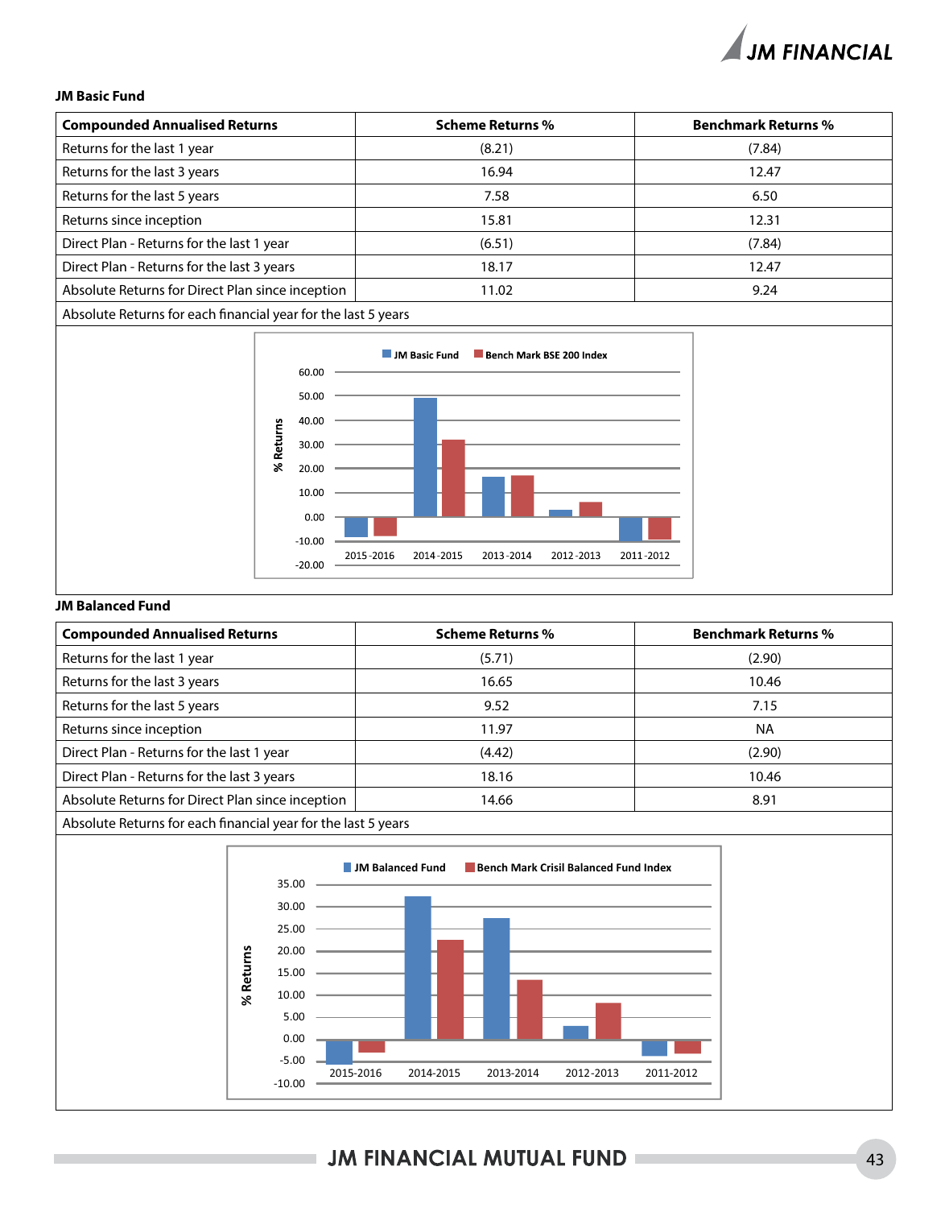**JM Basic Fund**

| Compounded Annualised Returns | Scheme Returns % | Benchmark Returns % |
|---|---|---|
| Returns for the last 1 year | (8.21) | (7.84) |
| Returns for the last 3 years | 16.94 | 12.47 |
| Returns for the last 5 years | 7.58 | 6.50 |
| Returns since inception | 15.81 | 12.31 |
| Direct Plan - Returns for the last 1 year | (6.51) | (7.84) |
| Direct Plan - Returns for the last 3 years | 18.17 | 12.47 |
| Absolute Returns for Direct Plan since inception | 11.02 | 9.24 |
| Absolute Returns for each financial year for the last 5 years | | |

**JM Balanced Fund**

| Compounded Annualised Returns | Scheme Returns % | Benchmark Returns % |
|---|---|---|
| Returns for the last 1 year | (5.71) | (2.90) |
| Returns for the last 3 years | 16.65 | 10.46 |
| Returns for the last 5 years | 9.52 | 7.15 |
| Returns since inception | 11.97 | NA |
| Direct Plan - Returns for the last 1 year | (4.42) | (2.90) |
| Direct Plan - Returns for the last 3 years | 18.16 | 10.46 |
| Absolute Returns for Direct Plan since inception | 14.66 | 8.91 |
| Absolute Returns for each financial year for the last 5 years | | |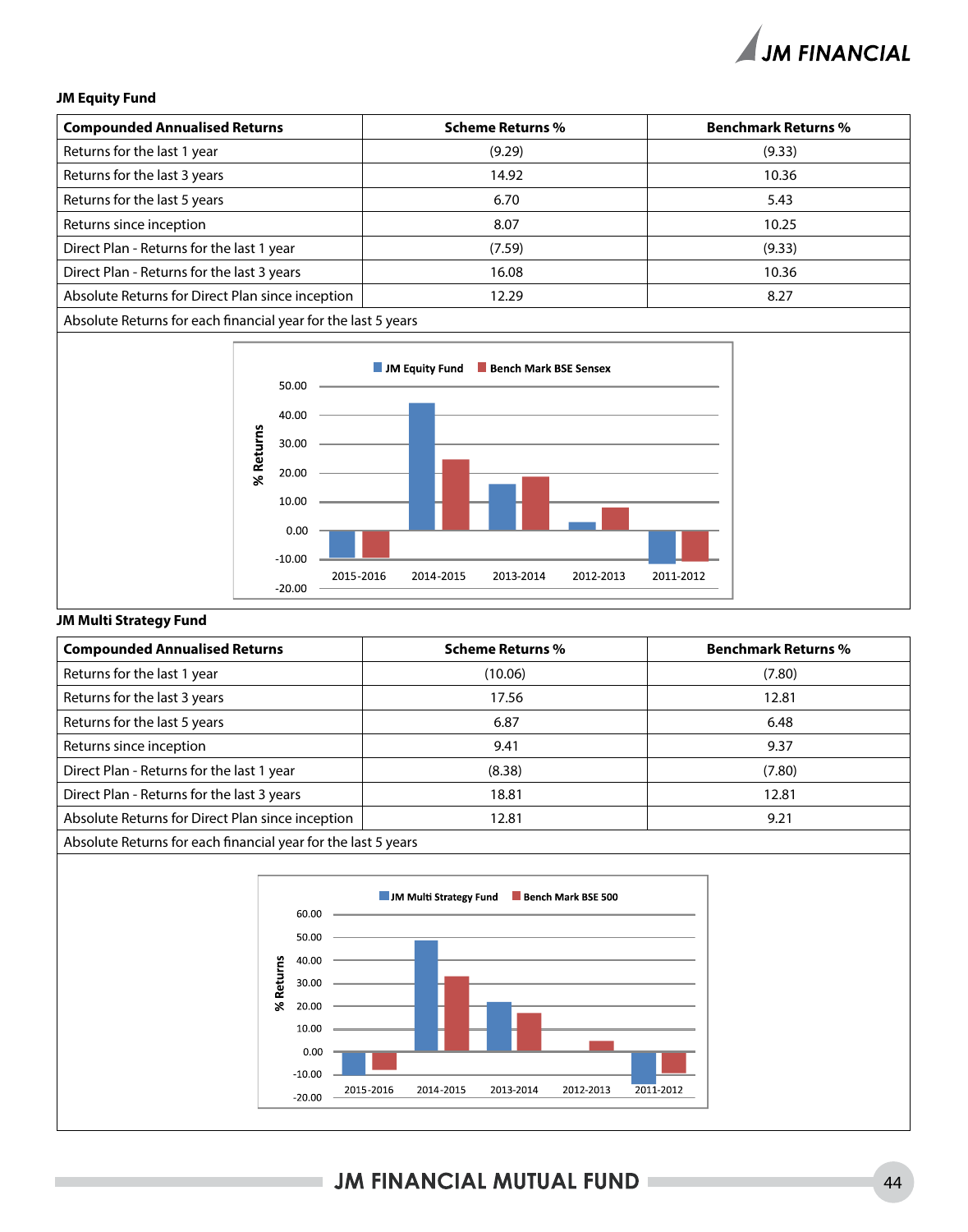**JM Equity Fund**

| Compounded Annualised Returns | Scheme Returns % | Benchmark Returns % |
|---|---|---|
| Returns for the last 1 year | (9.29) | (9.33) |
| Returns for the last 3 years | 14.92 | 10.36 |
| Returns for the last 5 years | 6.70 | 5.43 |
| Returns since inception | 8.07 | 10.25 |
| Direct Plan - Returns for the last 1 year | (7.59) | (9.33) |
| Direct Plan - Returns for the last 3 years | 16.08 | 10.36 |
| Absolute Returns for Direct Plan since inception | 12.29 | 8.27 |
| Absolute Returns for each financial year for the last 5 years | | |

**JM Multi Strategy Fund**

| Compounded Annualised Returns | Scheme Returns % | Benchmark Returns % |
|---|---|---|
| Returns for the last 1 year | (10.06) | (7.80) |
| Returns for the last 3 years | 17.56 | 12.81 |
| Returns for the last 5 years | 6.87 | 6.48 |
| Returns since inception | 9.41 | 9.37 |
| Direct Plan - Returns for the last 1 year | (8.38) | (7.80) |
| Direct Plan - Returns for the last 3 years | 18.81 | 12.81 |
| Absolute Returns for Direct Plan since inception | 12.81 | 9.21 |
| Absolute Returns for each financial year for the last 5 years | | |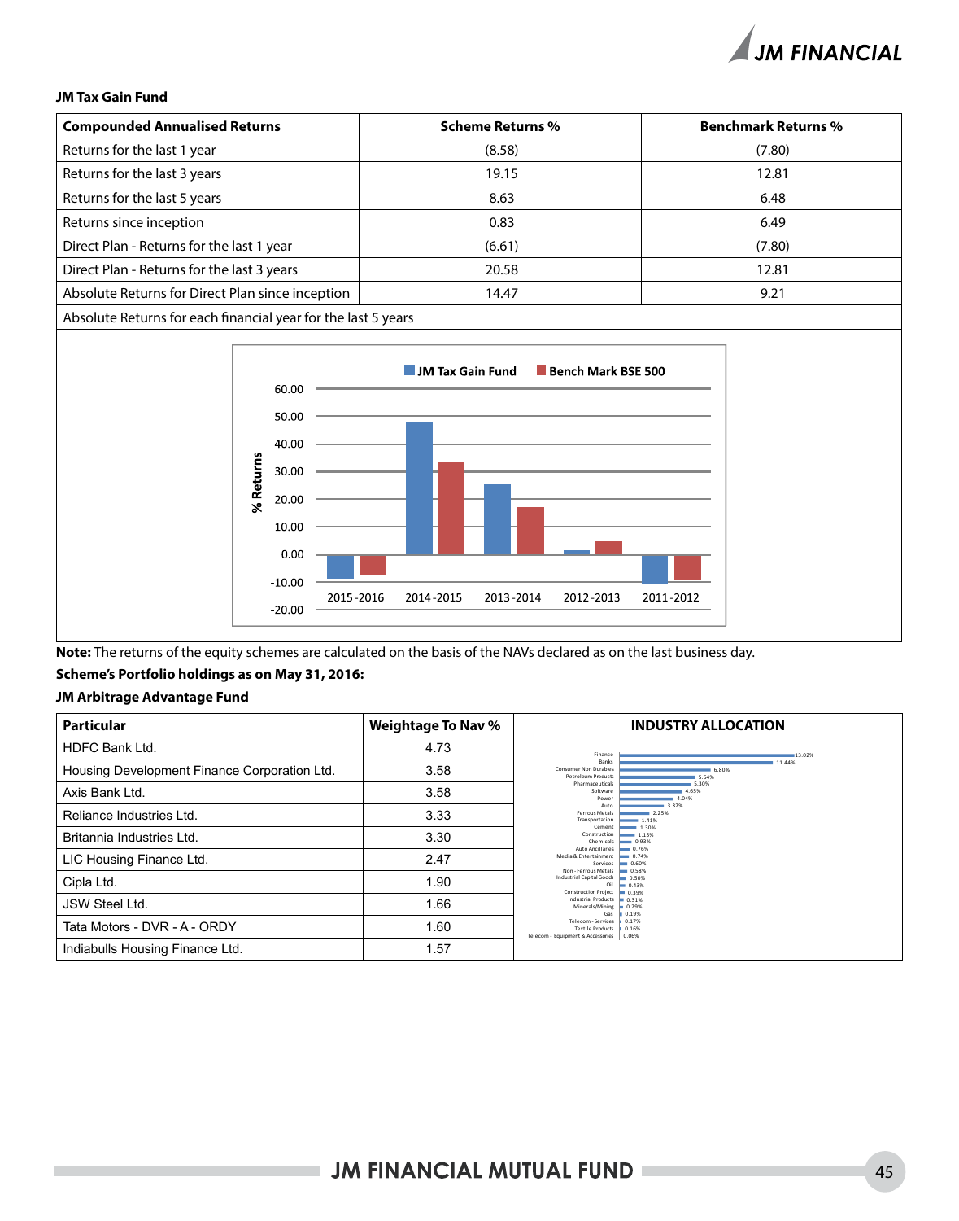**JM Tax Gain Fund**

| Compounded Annualised Returns | Scheme Returns % | Benchmark Returns % |
|---|---|---|
| Returns for the last 1 year | (8.58) | (7.80) |
| Returns for the last 3 years | 19.15 | 12.81 |
| Returns for the last 5 years | 8.63 | 6.48 |
| Returns since inception | 0.83 | 6.49 |
| Direct Plan - Returns for the last 1 year | (6.61) | (7.80) |
| Direct Plan - Returns for the last 3 years | 20.58 | 12.81 |
| Absolute Returns for Direct Plan since inception | 14.47 | 9.21 |
| Absolute Returns for each financial year for the last 5 years | | |

**Note:** The returns of the equity schemes are calculated on the basis of the NAVs declared as on the last business day.

**Scheme's Portfolio holdings as on May 31, 2016:**

**JM Arbitrage Advantage Fund**

| Particular | Weightage To Nav % |
|---|---|
| HDFC Bank Ltd. | 4.73 |
| Housing Development Finance Corporation Ltd. | 3.58 |
| Axis Bank Ltd. | 3.58 |
| Reliance Industries Ltd. | 3.33 |
| Britannia Industries Ltd. | 3.30 |
| LIC Housing Finance Ltd. | 2.47 |
| Cipla Ltd. | 1.90 |
| JSW Steel Ltd. | 1.66 |
| Tata Motors - DVR - A - ORDY | 1.60 |
| Indiabulls Housing Finance Ltd. | 1.57 |

**INDUSTRY ALLOCATION**

| Industry | % |
|---|---|
| Finance | 13.02% |
| Banks | 11.44% |
| Consumer Non Durables | 6.80% |
| Petroleum Products | 5.64% |
| Pharmaceuticals | 5.30% |
| Software | 4.65% |
| Power | 4.04% |
| Auto | 3.32% |
| Ferrous Metals | 2.25% |
| Transportation | 1.41% |
| Cement | 1.30% |
| Construction | 1.15% |
| Chemicals | 0.93% |
| Auto Ancillaries | 0.76% |
| Media & Entertainment | 0.74% |
| Services | 0.60% |
| Non - Ferrous Metals | 0.58% |
| Industrial Capital Goods | 0.50% |
| Oil | 0.43% |
| Construction Project | 0.39% |
| Industrial Products | 0.31% |
| Minerals/Mining | 0.29% |
| Gas | 0.19% |
| Telecom - Services | 0.17% |
| Textile Products | 0.16% |
| Telecom - Equipment & Accessories | 0.06% |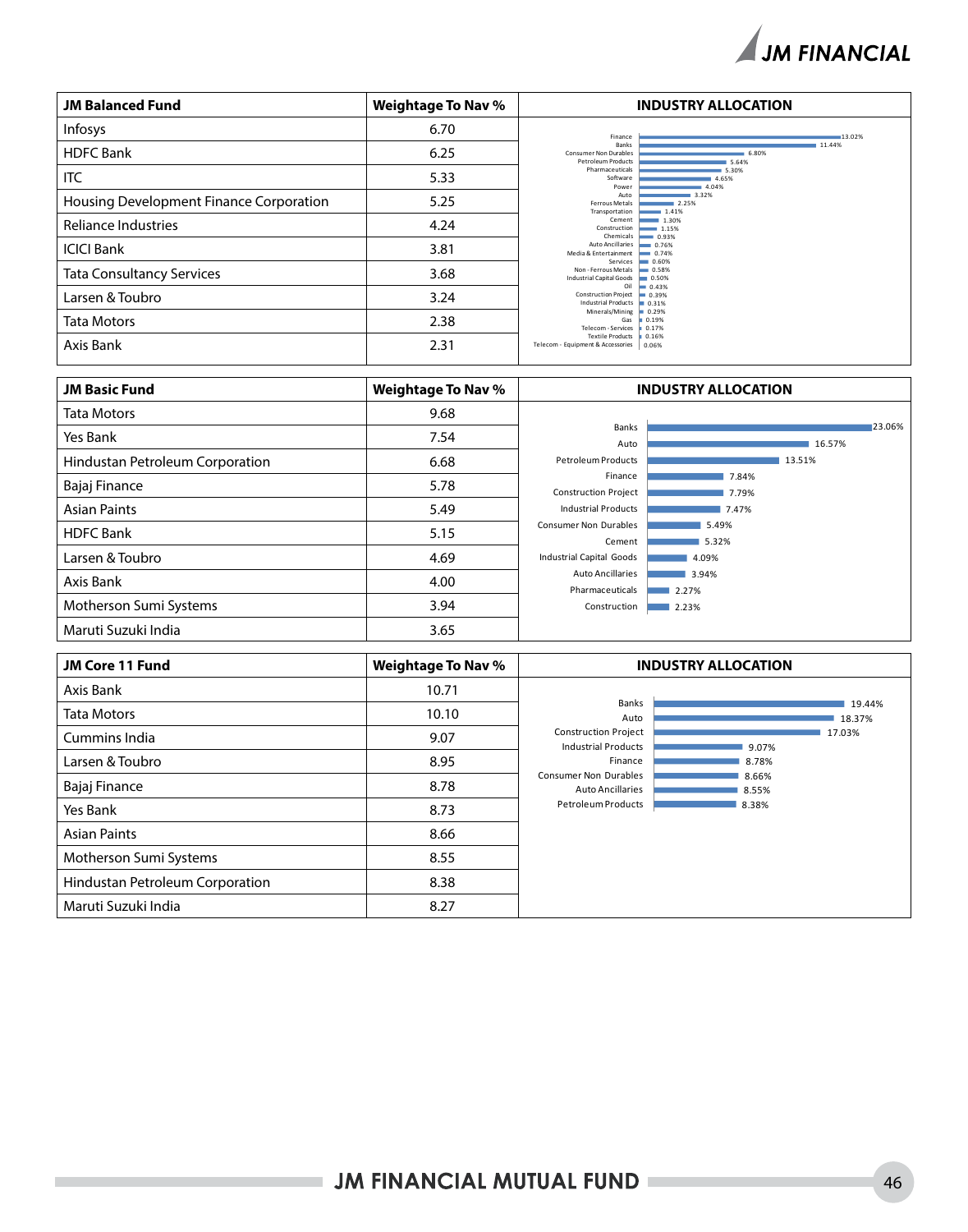| JM Balanced Fund | Weightage To Nav % |
|---|---|
| Infosys | 6.70 |
| HDFC Bank | 6.25 |
| ITC | 5.33 |
| Housing Development Finance Corporation | 5.25 |
| Reliance Industries | 4.24 |
| ICICI Bank | 3.81 |
| Tata Consultancy Services | 3.68 |
| Larsen & Toubro | 3.24 |
| Tata Motors | 2.38 |
| Axis Bank | 2.31 |

**INDUSTRY ALLOCATION**

| Industry | % |
|---|---|
| Finance | 13.02% |
| Banks | 11.44% |
| Consumer Non Durables | 6.80% |
| Petroleum Products | 5.64% |
| Pharmaceuticals | 5.30% |
| Software | 4.65% |
| Power | 4.04% |
| Auto | 3.32% |
| Ferrous Metals | 2.25% |
| Transportation | 1.41% |
| Cement | 1.30% |
| Construction | 1.15% |
| Chemicals | 0.93% |
| Auto Ancillaries | 0.76% |
| Media & Entertainment | 0.74% |
| Services | 0.60% |
| Non - Ferrous Metals | 0.58% |
| Industrial Capital Goods | 0.50% |
| Oil | 0.43% |
| Construction Project | 0.39% |
| Industrial Products | 0.31% |
| Minerals/Mining | 0.29% |
| Gas | 0.19% |
| Telecom - Services | 0.17% |
| Textile Products | 0.16% |
| Telecom - Equipment & Accessories | 0.06% |

| JM Basic Fund | Weightage To Nav % |
|---|---|
| Tata Motors | 9.68 |
| Yes Bank | 7.54 |
| Hindustan Petroleum Corporation | 6.68 |
| Bajaj Finance | 5.78 |
| Asian Paints | 5.49 |
| HDFC Bank | 5.15 |
| Larsen & Toubro | 4.69 |
| Axis Bank | 4.00 |
| Motherson Sumi Systems | 3.94 |
| Maruti Suzuki India | 3.65 |

**INDUSTRY ALLOCATION**

| Industry | % |
|---|---|
| Banks | 23.06% |
| Auto | 16.57% |
| Petroleum Products | 13.51% |
| Finance | 7.84% |
| Construction Project | 7.79% |
| Industrial Products | 7.47% |
| Consumer Non Durables | 5.49% |
| Cement | 5.32% |
| Industrial Capital Goods | 4.09% |
| Auto Ancillaries | 3.94% |
| Pharmaceuticals | 2.27% |
| Construction | 2.23% |

| JM Core 11 Fund | Weightage To Nav % |
|---|---|
| Axis Bank | 10.71 |
| Tata Motors | 10.10 |
| Cummins India | 9.07 |
| Larsen & Toubro | 8.95 |
| Bajaj Finance | 8.78 |
| Yes Bank | 8.73 |
| Asian Paints | 8.66 |
| Motherson Sumi Systems | 8.55 |
| Hindustan Petroleum Corporation | 8.38 |
| Maruti Suzuki India | 8.27 |

**INDUSTRY ALLOCATION**

| Industry | % |
|---|---|
| Banks | 19.44% |
| Auto | 18.37% |
| Construction Project | 17.03% |
| Industrial Products | 9.07% |
| Finance | 8.78% |
| Consumer Non Durables | 8.66% |
| Auto Ancillaries | 8.55% |
| Petroleum Products | 8.38% |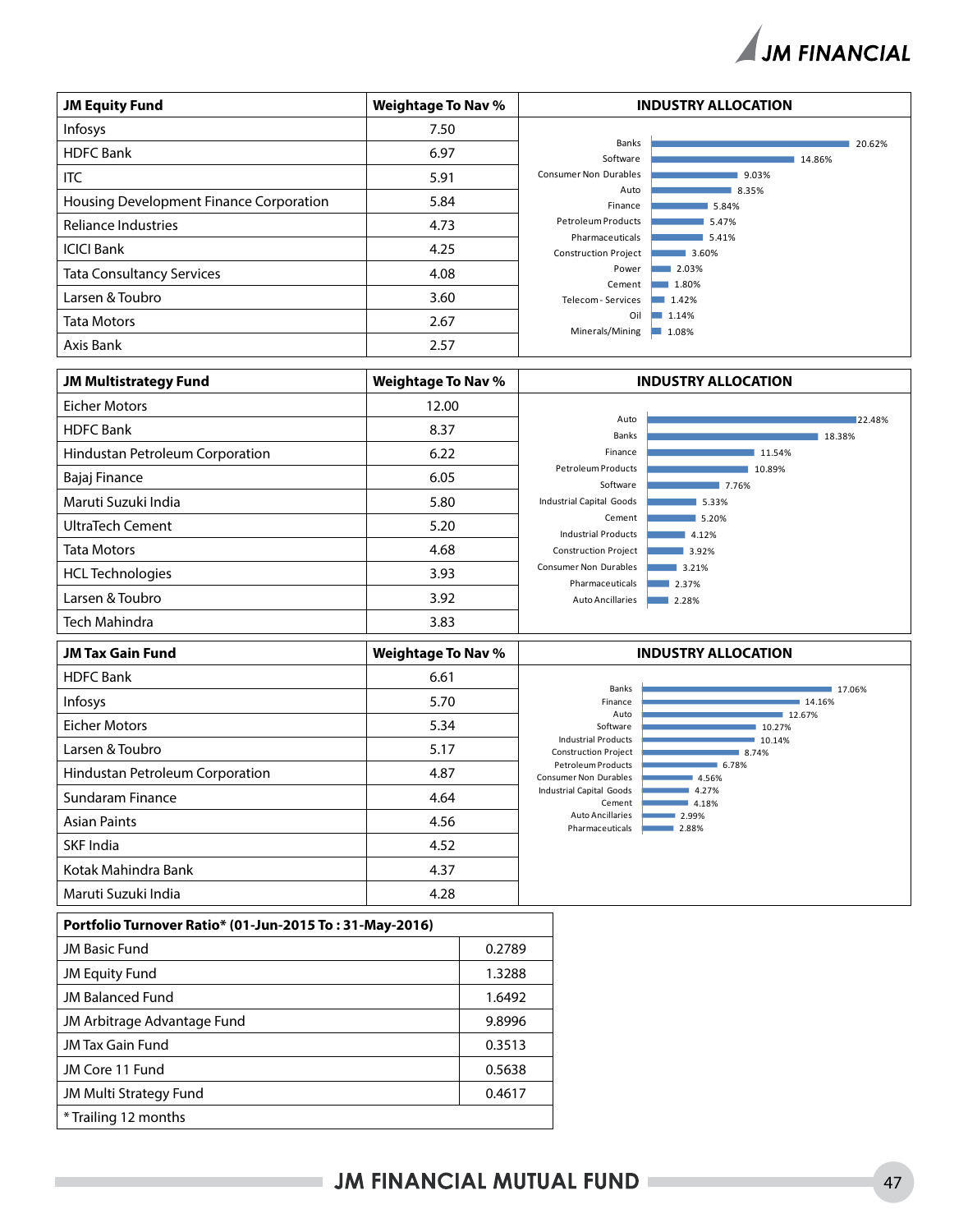| JM Equity Fund | Weightage To Nav % |
|---|---|
| Infosys | 7.50 |
| HDFC Bank | 6.97 |
| ITC | 5.91 |
| Housing Development Finance Corporation | 5.84 |
| Reliance Industries | 4.73 |
| ICICI Bank | 4.25 |
| Tata Consultancy Services | 4.08 |
| Larsen & Toubro | 3.60 |
| Tata Motors | 2.67 |
| Axis Bank | 2.57 |

**INDUSTRY ALLOCATION**

| Industry | % |
|---|---|
| Banks | 20.62% |
| Software | 14.86% |
| Consumer Non Durables | 9.03% |
| Auto | 8.35% |
| Finance | 5.84% |
| Petroleum Products | 5.47% |
| Pharmaceuticals | 5.41% |
| Construction Project | 3.60% |
| Power | 2.03% |
| Cement | 1.80% |
| Telecom - Services | 1.42% |
| Oil | 1.14% |
| Minerals/Mining | 1.08% |

| JM Multistrategy Fund | Weightage To Nav % |
|---|---|
| Eicher Motors | 12.00 |
| HDFC Bank | 8.37 |
| Hindustan Petroleum Corporation | 6.22 |
| Bajaj Finance | 6.05 |
| Maruti Suzuki India | 5.80 |
| UltraTech Cement | 5.20 |
| Tata Motors | 4.68 |
| HCL Technologies | 3.93 |
| Larsen & Toubro | 3.92 |
| Tech Mahindra | 3.83 |

**INDUSTRY ALLOCATION**

| Industry | % |
|---|---|
| Auto | 22.48% |
| Banks | 18.38% |
| Finance | 11.54% |
| Petroleum Products | 10.89% |
| Software | 7.76% |
| Industrial Capital Goods | 5.33% |
| Cement | 5.20% |
| Industrial Products | 4.12% |
| Construction Project | 3.92% |
| Consumer Non Durables | 3.21% |
| Pharmaceuticals | 2.37% |
| Auto Ancillaries | 2.28% |

| JM Tax Gain Fund | Weightage To Nav % |
|---|---|
| HDFC Bank | 6.61 |
| Infosys | 5.70 |
| Eicher Motors | 5.34 |
| Larsen & Toubro | 5.17 |
| Hindustan Petroleum Corporation | 4.87 |
| Sundaram Finance | 4.64 |
| Asian Paints | 4.56 |
| SKF India | 4.52 |
| Kotak Mahindra Bank | 4.37 |
| Maruti Suzuki India | 4.28 |

**INDUSTRY ALLOCATION**

| Industry | % |
|---|---|
| Banks | 17.06% |
| Finance | 14.16% |
| Auto | 12.67% |
| Software | 10.27% |
| Industrial Products | 10.14% |
| Construction Project | 8.74% |
| Petroleum Products | 6.78% |
| Consumer Non Durables | 4.56% |
| Industrial Capital Goods | 4.27% |
| Cement | 4.18% |
| Auto Ancillaries | 2.99% |
| Pharmaceuticals | 2.88% |

| Portfolio Turnover Ratio* (01-Jun-2015 To : 31-May-2016) | |
|---|---|
| JM Basic Fund | 0.2789 |
| JM Equity Fund | 1.3288 |
| JM Balanced Fund | 1.6492 |
| JM Arbitrage Advantage Fund | 9.8996 |
| JM Tax Gain Fund | 0.3513 |
| JM Core 11 Fund | 0.5638 |
| JM Multi Strategy Fund | 0.4617 |
| * Trailing 12 months | |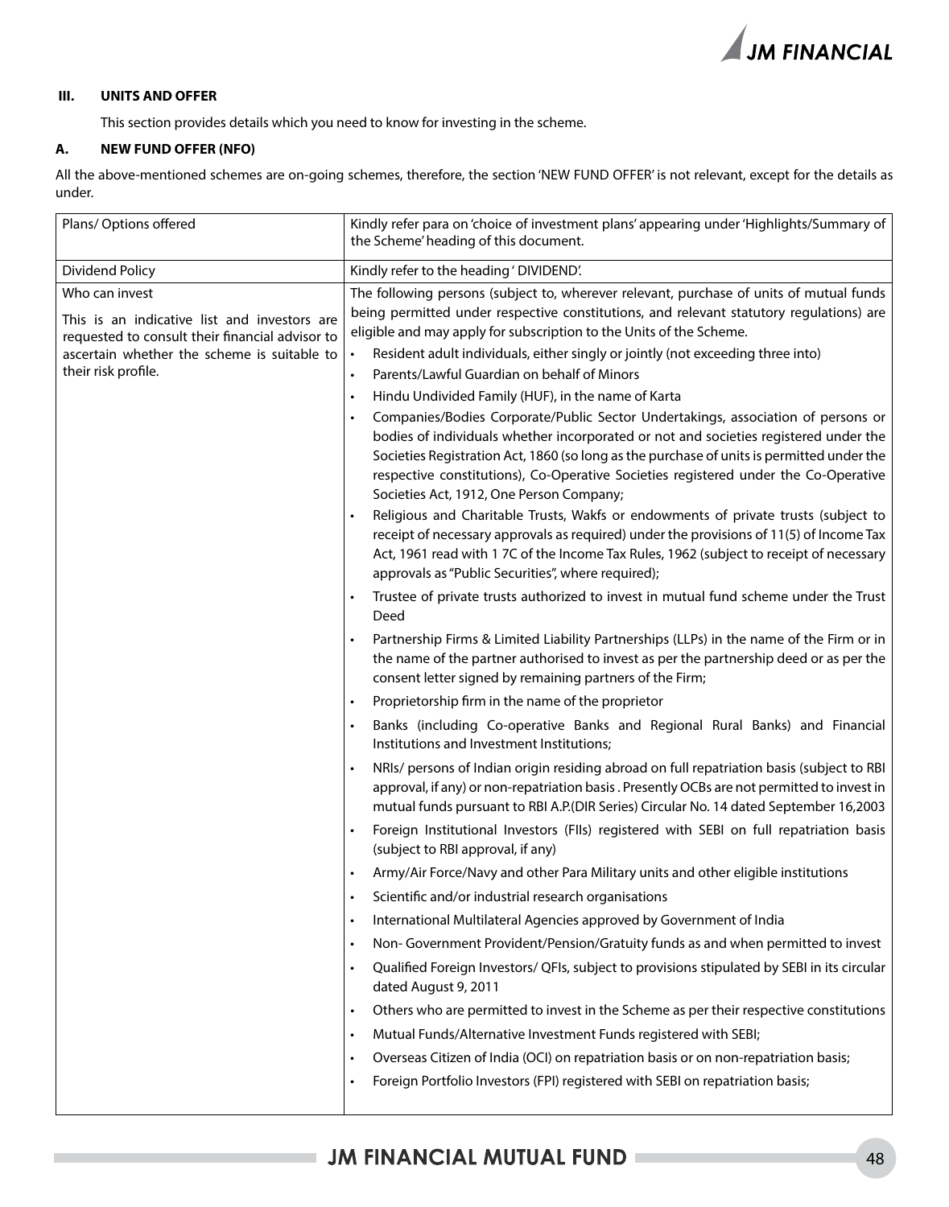## III. UNITS AND OFFER

This section provides details which you need to know for investing in the scheme.

### A. NEW FUND OFFER (NFO)

All the above-mentioned schemes are on-going schemes, therefore, the section 'NEW FUND OFFER' is not relevant, except for the details as under.

| | |
|---|---|
| Plans/ Options offered | Kindly refer para on 'choice of investment plans' appearing under 'Highlights/Summary of the Scheme' heading of this document. |
| Dividend Policy | Kindly refer to the heading ' DIVIDEND'. |
| Who can invest<br><br>This is an indicative list and investors are requested to consult their financial advisor to ascertain whether the scheme is suitable to their risk profile. | The following persons (subject to, wherever relevant, purchase of units of mutual funds being permitted under respective constitutions, and relevant statutory regulations) are eligible and may apply for subscription to the Units of the Scheme.<br>• Resident adult individuals, either singly or jointly (not exceeding three into)<br>• Parents/Lawful Guardian on behalf of Minors<br>• Hindu Undivided Family (HUF), in the name of Karta<br>• Companies/Bodies Corporate/Public Sector Undertakings, association of persons or bodies of individuals whether incorporated or not and societies registered under the Societies Registration Act, 1860 (so long as the purchase of units is permitted under the respective constitutions), Co-Operative Societies registered under the Co-Operative Societies Act, 1912, One Person Company;<br>• Religious and Charitable Trusts, Wakfs or endowments of private trusts (subject to receipt of necessary approvals as required) under the provisions of 11(5) of Income Tax Act, 1961 read with 1 7C of the Income Tax Rules, 1962 (subject to receipt of necessary approvals as "Public Securities", where required);<br>• Trustee of private trusts authorized to invest in mutual fund scheme under the Trust Deed<br>• Partnership Firms & Limited Liability Partnerships (LLPs) in the name of the Firm or in the name of the partner authorised to invest as per the partnership deed or as per the consent letter signed by remaining partners of the Firm;<br>• Proprietorship firm in the name of the proprietor<br>• Banks (including Co-operative Banks and Regional Rural Banks) and Financial Institutions and Investment Institutions;<br>• NRIs/ persons of Indian origin residing abroad on full repatriation basis (subject to RBI approval, if any) or non-repatriation basis . Presently OCBs are not permitted to invest in mutual funds pursuant to RBI A.P.(DIR Series) Circular No. 14 dated September 16,2003<br>• Foreign Institutional Investors (FIIs) registered with SEBI on full repatriation basis (subject to RBI approval, if any)<br>• Army/Air Force/Navy and other Para Military units and other eligible institutions<br>• Scientific and/or industrial research organisations<br>• International Multilateral Agencies approved by Government of India<br>• Non- Government Provident/Pension/Gratuity funds as and when permitted to invest<br>• Qualified Foreign Investors/ QFIs, subject to provisions stipulated by SEBI in its circular dated August 9, 2011<br>• Others who are permitted to invest in the Scheme as per their respective constitutions<br>• Mutual Funds/Alternative Investment Funds registered with SEBI;<br>• Overseas Citizen of India (OCI) on repatriation basis or on non-repatriation basis;<br>• Foreign Portfolio Investors (FPI) registered with SEBI on repatriation basis; |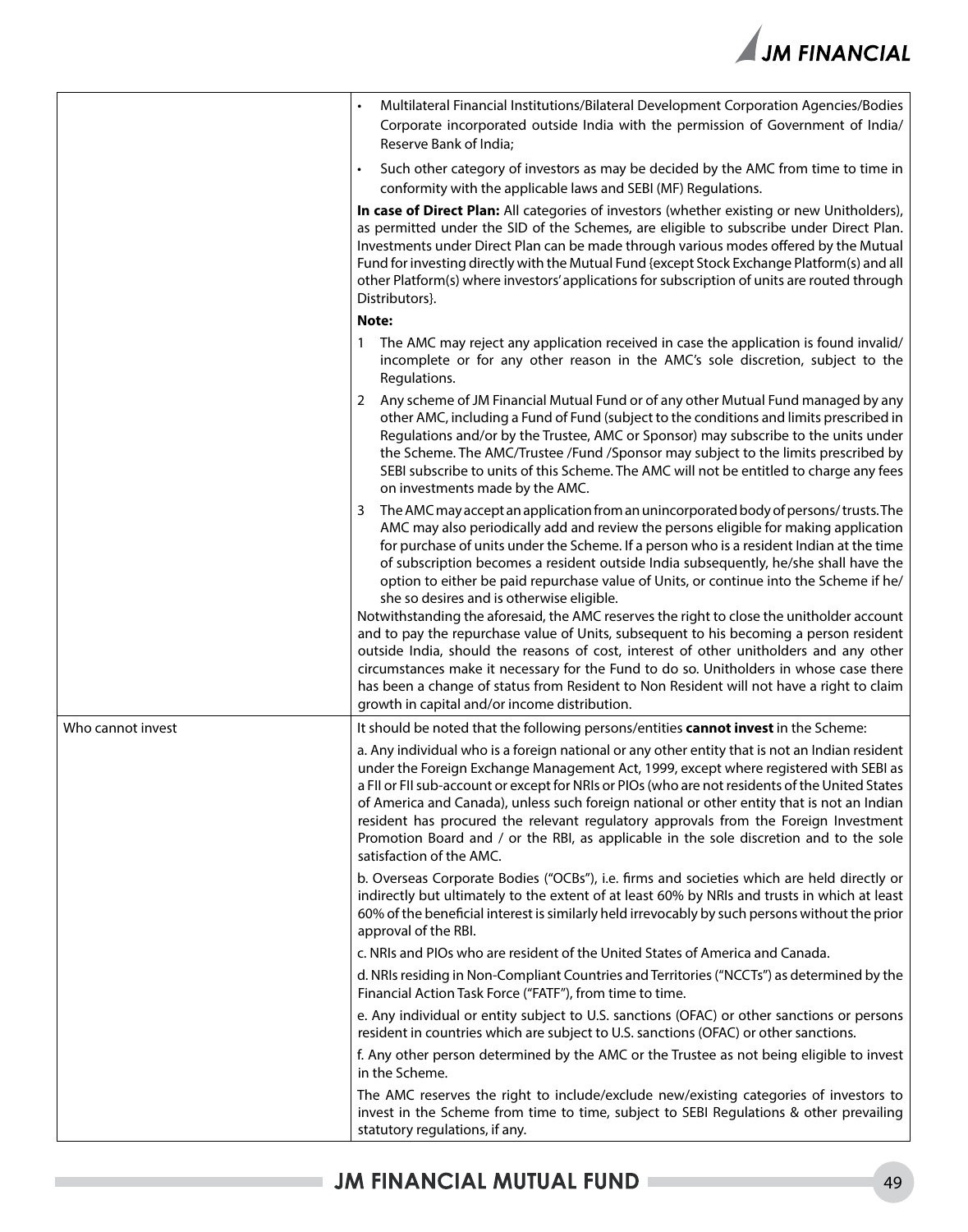| | |
|---|---|
| | • Multilateral Financial Institutions/Bilateral Development Corporation Agencies/Bodies Corporate incorporated outside India with the permission of Government of India/ Reserve Bank of India;<br><br>• Such other category of investors as may be decided by the AMC from time to time in conformity with the applicable laws and SEBI (MF) Regulations.<br><br>**In case of Direct Plan:** All categories of investors (whether existing or new Unitholders), as permitted under the SID of the Schemes, are eligible to subscribe under Direct Plan. Investments under Direct Plan can be made through various modes offered by the Mutual Fund for investing directly with the Mutual Fund {except Stock Exchange Platform(s) and all other Platform(s) where investors' applications for subscription of units are routed through Distributors}.<br><br>**Note:**<br><br>1 The AMC may reject any application received in case the application is found invalid/ incomplete or for any other reason in the AMC's sole discretion, subject to the Regulations.<br><br>2 Any scheme of JM Financial Mutual Fund or of any other Mutual Fund managed by any other AMC, including a Fund of Fund (subject to the conditions and limits prescribed in Regulations and/or by the Trustee, AMC or Sponsor) may subscribe to the units under the Scheme. The AMC/Trustee /Fund /Sponsor may subject to the limits prescribed by SEBI subscribe to units of this Scheme. The AMC will not be entitled to charge any fees on investments made by the AMC.<br><br>3 The AMC may accept an application from an unincorporated body of persons/ trusts. The AMC may also periodically add and review the persons eligible for making application for purchase of units under the Scheme. If a person who is a resident Indian at the time of subscription becomes a resident outside India subsequently, he/she shall have the option to either be paid repurchase value of Units, or continue into the Scheme if he/ she so desires and is otherwise eligible.<br><br>Notwithstanding the aforesaid, the AMC reserves the right to close the unitholder account and to pay the repurchase value of Units, subsequent to his becoming a person resident outside India, should the reasons of cost, interest of other unitholders and any other circumstances make it necessary for the Fund to do so. Unitholders in whose case there has been a change of status from Resident to Non Resident will not have a right to claim growth in capital and/or income distribution. |
| Who cannot invest | It should be noted that the following persons/entities **cannot invest** in the Scheme:<br><br>a. Any individual who is a foreign national or any other entity that is not an Indian resident under the Foreign Exchange Management Act, 1999, except where registered with SEBI as a FII or FII sub-account or except for NRIs or PIOs (who are not residents of the United States of America and Canada), unless such foreign national or other entity that is not an Indian resident has procured the relevant regulatory approvals from the Foreign Investment Promotion Board and / or the RBI, as applicable in the sole discretion and to the sole satisfaction of the AMC.<br><br>b. Overseas Corporate Bodies ("OCBs"), i.e. firms and societies which are held directly or indirectly but ultimately to the extent of at least 60% by NRIs and trusts in which at least 60% of the beneficial interest is similarly held irrevocably by such persons without the prior approval of the RBI.<br><br>c. NRIs and PIOs who are resident of the United States of America and Canada.<br><br>d. NRIs residing in Non-Compliant Countries and Territories ("NCCTs") as determined by the Financial Action Task Force ("FATF"), from time to time.<br><br>e. Any individual or entity subject to U.S. sanctions (OFAC) or other sanctions or persons resident in countries which are subject to U.S. sanctions (OFAC) or other sanctions.<br><br>f. Any other person determined by the AMC or the Trustee as not being eligible to invest in the Scheme.<br><br>The AMC reserves the right to include/exclude new/existing categories of investors to invest in the Scheme from time to time, subject to SEBI Regulations & other prevailing statutory regulations, if any. |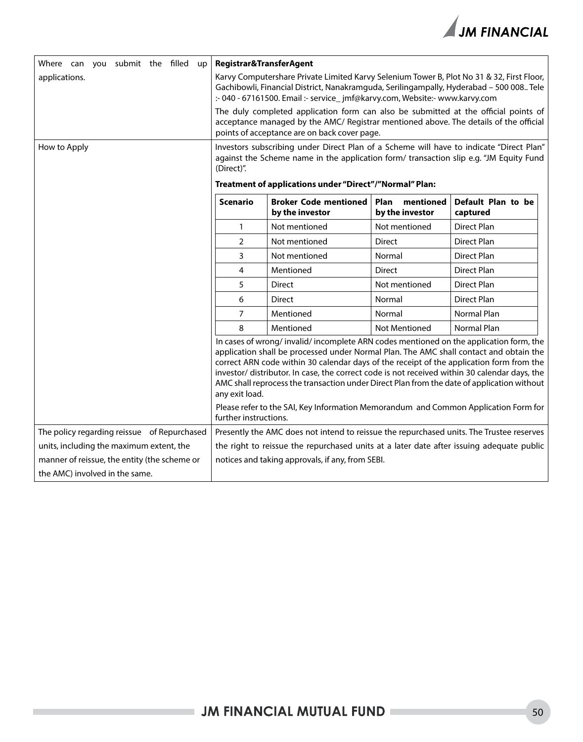| Where can you submit the filled up applications. | **Registrar&TransferAgent**<br>Karvy Computershare Private Limited Karvy Selenium Tower B, Plot No 31 & 32, First Floor, Gachibowli, Financial District, Nanakramguda, Serilingampally, Hyderabad – 500 008.. Tele :- 040 - 67161500. Email :- service_ jmf@karvy.com, Website:- www.karvy.com<br>The duly completed application form can also be submitted at the official points of acceptance managed by the AMC/ Registrar mentioned above. The details of the official points of acceptance are on back cover page. |
|---|---|
| How to Apply | Investors subscribing under Direct Plan of a Scheme will have to indicate "Direct Plan" against the Scheme name in the application form/ transaction slip e.g. "JM Equity Fund (Direct)".<br>**Treatment of applications under "Direct"/"Normal" Plan:** (see table below)<br>In cases of wrong/ invalid/ incomplete ARN codes mentioned on the application form, the application shall be processed under Normal Plan. The AMC shall contact and obtain the correct ARN code within 30 calendar days of the receipt of the application form from the investor/ distributor. In case, the correct code is not received within 30 calendar days, the AMC shall reprocess the transaction under Direct Plan from the date of application without any exit load.<br>Please refer to the SAI, Key Information Memorandum and Common Application Form for further instructions. |
| The policy regarding reissue of Repurchased units, including the maximum extent, the manner of reissue, the entity (the scheme or the AMC) involved in the same. | Presently the AMC does not intend to reissue the repurchased units. The Trustee reserves the right to reissue the repurchased units at a later date after issuing adequate public notices and taking approvals, if any, from SEBI. |

**Treatment of applications under "Direct"/"Normal" Plan:**

| Scenario | Broker Code mentioned by the investor | Plan mentioned by the investor | Default Plan to be captured |
|---|---|---|---|
| 1 | Not mentioned | Not mentioned | Direct Plan |
| 2 | Not mentioned | Direct | Direct Plan |
| 3 | Not mentioned | Normal | Direct Plan |
| 4 | Mentioned | Direct | Direct Plan |
| 5 | Direct | Not mentioned | Direct Plan |
| 6 | Direct | Normal | Direct Plan |
| 7 | Mentioned | Normal | Normal Plan |
| 8 | Mentioned | Not Mentioned | Normal Plan |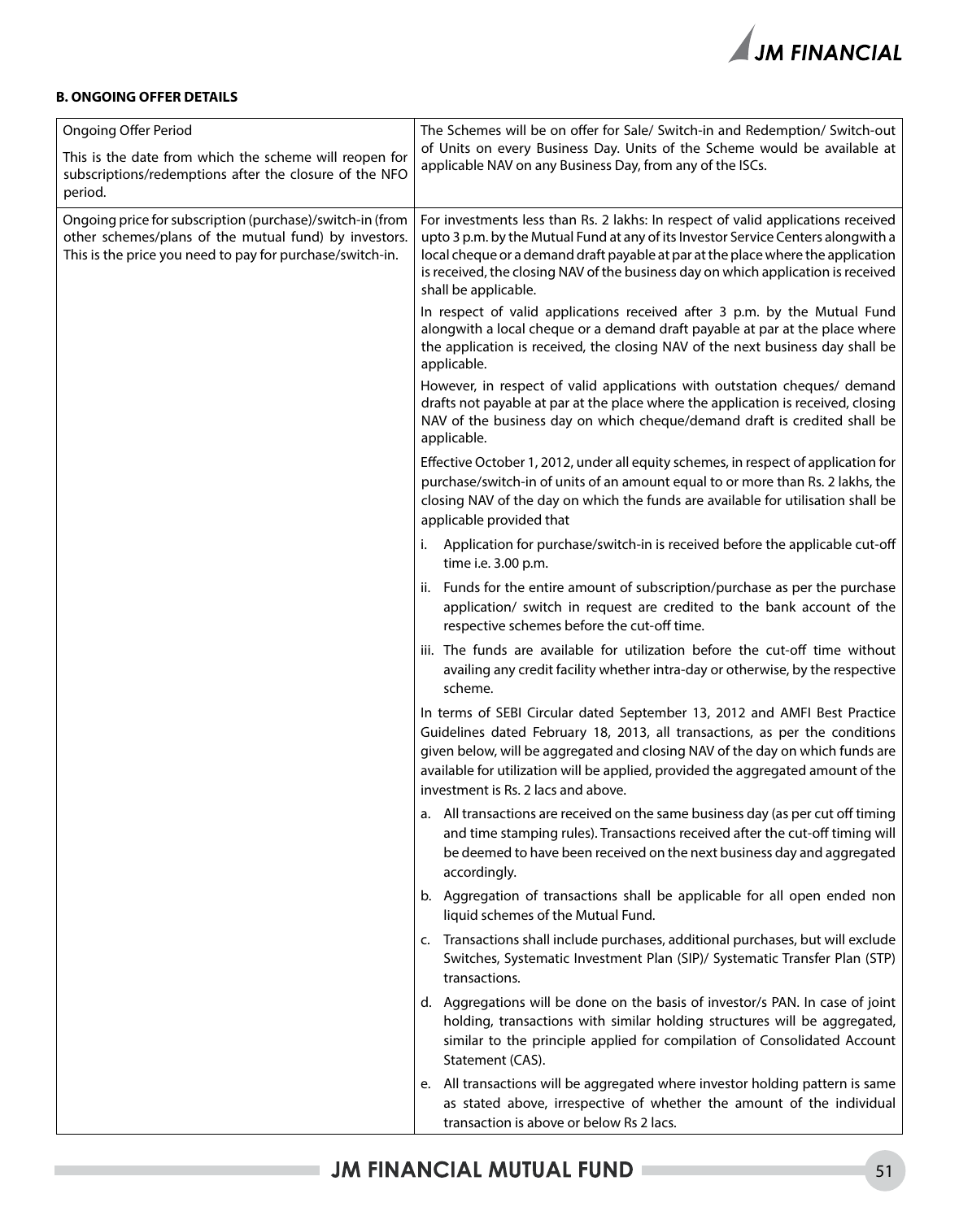#### B. ONGOING OFFER DETAILS

| | |
|---|---|
| Ongoing Offer Period<br><br>This is the date from which the scheme will reopen for subscriptions/redemptions after the closure of the NFO period. | The Schemes will be on offer for Sale/ Switch-in and Redemption/ Switch-out of Units on every Business Day. Units of the Scheme would be available at applicable NAV on any Business Day, from any of the ISCs. |
| Ongoing price for subscription (purchase)/switch-in (from other schemes/plans of the mutual fund) by investors. This is the price you need to pay for purchase/switch-in. | For investments less than Rs. 2 lakhs: In respect of valid applications received upto 3 p.m. by the Mutual Fund at any of its Investor Service Centers alongwith a local cheque or a demand draft payable at par at the place where the application is received, the closing NAV of the business day on which application is received shall be applicable.<br><br>In respect of valid applications received after 3 p.m. by the Mutual Fund alongwith a local cheque or a demand draft payable at par at the place where the application is received, the closing NAV of the next business day shall be applicable.<br><br>However, in respect of valid applications with outstation cheques/ demand drafts not payable at par at the place where the application is received, closing NAV of the business day on which cheque/demand draft is credited shall be applicable.<br><br>Effective October 1, 2012, under all equity schemes, in respect of application for purchase/switch-in of units of an amount equal to or more than Rs. 2 lakhs, the closing NAV of the day on which the funds are available for utilisation shall be applicable provided that<br><br>i. Application for purchase/switch-in is received before the applicable cut-off time i.e. 3.00 p.m.<br><br>ii. Funds for the entire amount of subscription/purchase as per the purchase application/ switch in request are credited to the bank account of the respective schemes before the cut-off time.<br><br>iii. The funds are available for utilization before the cut-off time without availing any credit facility whether intra-day or otherwise, by the respective scheme.<br><br>In terms of SEBI Circular dated September 13, 2012 and AMFI Best Practice Guidelines dated February 18, 2013, all transactions, as per the conditions given below, will be aggregated and closing NAV of the day on which funds are available for utilization will be applied, provided the aggregated amount of the investment is Rs. 2 lacs and above.<br><br>a. All transactions are received on the same business day (as per cut off timing and time stamping rules). Transactions received after the cut-off timing will be deemed to have been received on the next business day and aggregated accordingly.<br><br>b. Aggregation of transactions shall be applicable for all open ended non liquid schemes of the Mutual Fund.<br><br>c. Transactions shall include purchases, additional purchases, but will exclude Switches, Systematic Investment Plan (SIP)/ Systematic Transfer Plan (STP) transactions.<br><br>d. Aggregations will be done on the basis of investor/s PAN. In case of joint holding, transactions with similar holding structures will be aggregated, similar to the principle applied for compilation of Consolidated Account Statement (CAS).<br><br>e. All transactions will be aggregated where investor holding pattern is same as stated above, irrespective of whether the amount of the individual transaction is above or below Rs 2 lacs. |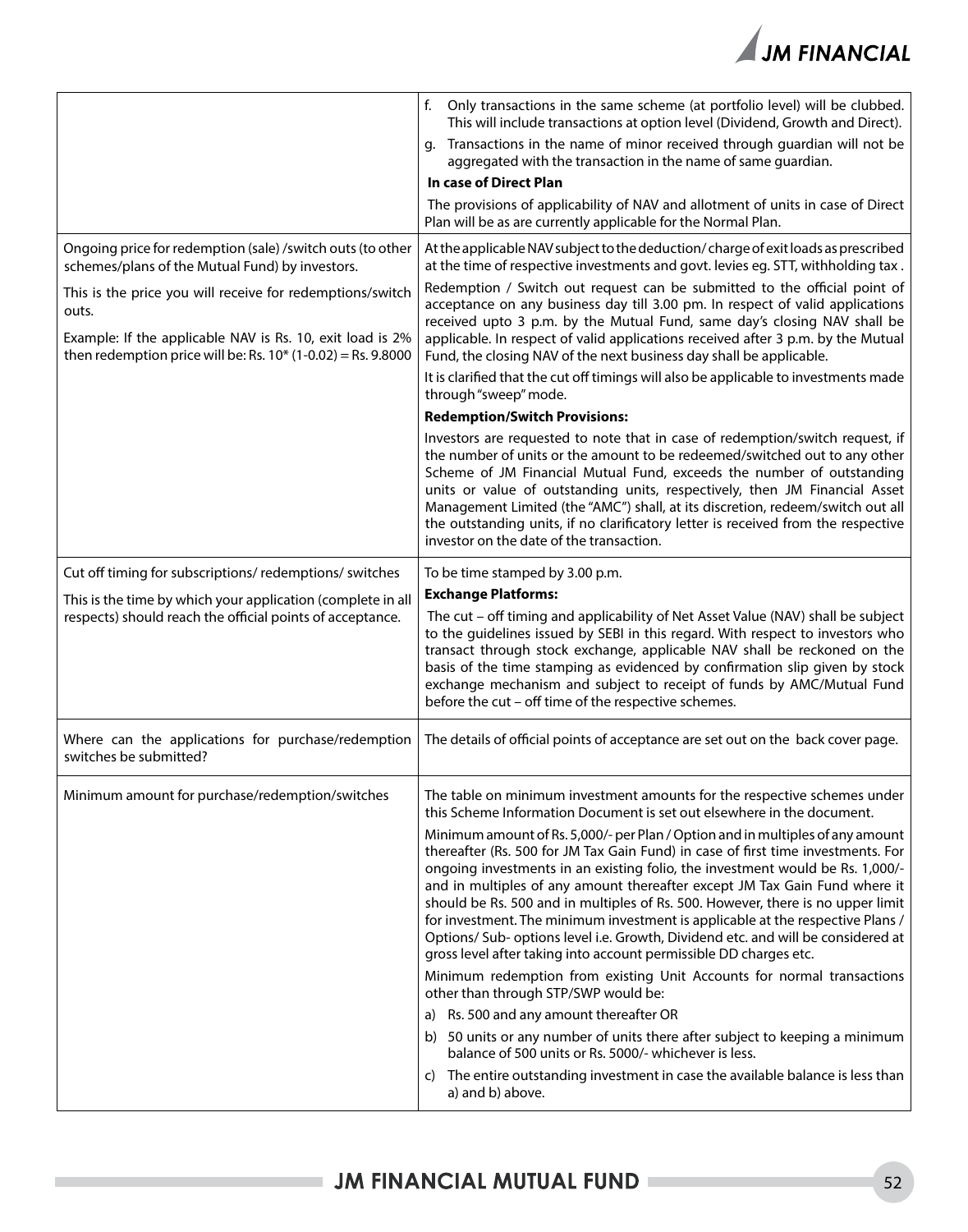| | |
|---|---|
| | f. Only transactions in the same scheme (at portfolio level) will be clubbed. This will include transactions at option level (Dividend, Growth and Direct).<br>g. Transactions in the name of minor received through guardian will not be aggregated with the transaction in the name of same guardian.<br>**In case of Direct Plan**<br>The provisions of applicability of NAV and allotment of units in case of Direct Plan will be as are currently applicable for the Normal Plan. |
| Ongoing price for redemption (sale) /switch outs (to other schemes/plans of the Mutual Fund) by investors.<br>This is the price you will receive for redemptions/switch outs.<br>Example: If the applicable NAV is Rs. 10, exit load is 2% then redemption price will be: Rs. 10* (1-0.02) = Rs. 9.8000 | At the applicable NAV subject to the deduction/ charge of exit loads as prescribed at the time of respective investments and govt. levies eg. STT, withholding tax .<br>Redemption / Switch out request can be submitted to the official point of acceptance on any business day till 3.00 pm. In respect of valid applications received upto 3 p.m. by the Mutual Fund, same day's closing NAV shall be applicable. In respect of valid applications received after 3 p.m. by the Mutual Fund, the closing NAV of the next business day shall be applicable.<br>It is clarified that the cut off timings will also be applicable to investments made through "sweep" mode.<br>**Redemption/Switch Provisions:**<br>Investors are requested to note that in case of redemption/switch request, if the number of units or the amount to be redeemed/switched out to any other Scheme of JM Financial Mutual Fund, exceeds the number of outstanding units or value of outstanding units, respectively, then JM Financial Asset Management Limited (the "AMC") shall, at its discretion, redeem/switch out all the outstanding units, if no clarificatory letter is received from the respective investor on the date of the transaction. |
| Cut off timing for subscriptions/ redemptions/ switches<br>This is the time by which your application (complete in all respects) should reach the official points of acceptance. | To be time stamped by 3.00 p.m.<br>**Exchange Platforms:**<br>The cut – off timing and applicability of Net Asset Value (NAV) shall be subject to the guidelines issued by SEBI in this regard. With respect to investors who transact through stock exchange, applicable NAV shall be reckoned on the basis of the time stamping as evidenced by confirmation slip given by stock exchange mechanism and subject to receipt of funds by AMC/Mutual Fund before the cut – off time of the respective schemes. |
| Where can the applications for purchase/redemption switches be submitted? | The details of official points of acceptance are set out on the back cover page. |
| Minimum amount for purchase/redemption/switches | The table on minimum investment amounts for the respective schemes under this Scheme Information Document is set out elsewhere in the document.<br>Minimum amount of Rs. 5,000/- per Plan / Option and in multiples of any amount thereafter (Rs. 500 for JM Tax Gain Fund) in case of first time investments. For ongoing investments in an existing folio, the investment would be Rs. 1,000/- and in multiples of any amount thereafter except JM Tax Gain Fund where it should be Rs. 500 and in multiples of Rs. 500. However, there is no upper limit for investment. The minimum investment is applicable at the respective Plans / Options/ Sub- options level i.e. Growth, Dividend etc. and will be considered at gross level after taking into account permissible DD charges etc.<br>Minimum redemption from existing Unit Accounts for normal transactions other than through STP/SWP would be:<br>a) Rs. 500 and any amount thereafter OR<br>b) 50 units or any number of units there after subject to keeping a minimum balance of 500 units or Rs. 5000/- whichever is less.<br>c) The entire outstanding investment in case the available balance is less than a) and b) above. |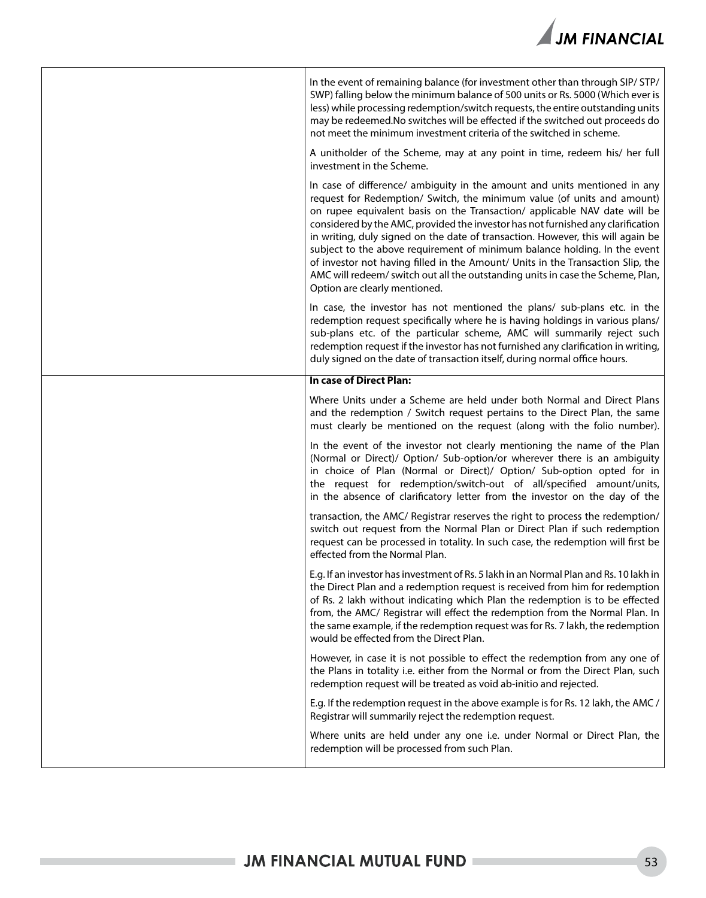|  |  |
|---|---|
|  | In the event of remaining balance (for investment other than through SIP/ STP/ SWP) falling below the minimum balance of 500 units or Rs. 5000 (Which ever is less) while processing redemption/switch requests, the entire outstanding units may be redeemed.No switches will be effected if the switched out proceeds do not meet the minimum investment criteria of the switched in scheme.<br><br>A unitholder of the Scheme, may at any point in time, redeem his/ her full investment in the Scheme.<br><br>In case of difference/ ambiguity in the amount and units mentioned in any request for Redemption/ Switch, the minimum value (of units and amount) on rupee equivalent basis on the Transaction/ applicable NAV date will be considered by the AMC, provided the investor has not furnished any clarification in writing, duly signed on the date of transaction. However, this will again be subject to the above requirement of minimum balance holding. In the event of investor not having filled in the Amount/ Units in the Transaction Slip, the AMC will redeem/ switch out all the outstanding units in case the Scheme, Plan, Option are clearly mentioned.<br><br>In case, the investor has not mentioned the plans/ sub-plans etc. in the redemption request specifically where he is having holdings in various plans/ sub-plans etc. of the particular scheme, AMC will summarily reject such redemption request if the investor has not furnished any clarification in writing, duly signed on the date of transaction itself, during normal office hours. |
|  | **In case of Direct Plan:**<br><br>Where Units under a Scheme are held under both Normal and Direct Plans and the redemption / Switch request pertains to the Direct Plan, the same must clearly be mentioned on the request (along with the folio number).<br><br>In the event of the investor not clearly mentioning the name of the Plan (Normal or Direct)/ Option/ Sub-option/or wherever there is an ambiguity in choice of Plan (Normal or Direct)/ Option/ Sub-option opted for in the request for redemption/switch-out of all/specified amount/units, in the absence of clarificatory letter from the investor on the day of the transaction, the AMC/ Registrar reserves the right to process the redemption/ switch out request from the Normal Plan or Direct Plan if such redemption request can be processed in totality. In such case, the redemption will first be effected from the Normal Plan.<br><br>E.g. If an investor has investment of Rs. 5 lakh in an Normal Plan and Rs. 10 lakh in the Direct Plan and a redemption request is received from him for redemption of Rs. 2 lakh without indicating which Plan the redemption is to be effected from, the AMC/ Registrar will effect the redemption from the Normal Plan. In the same example, if the redemption request was for Rs. 7 lakh, the redemption would be effected from the Direct Plan.<br><br>However, in case it is not possible to effect the redemption from any one of the Plans in totality i.e. either from the Normal or from the Direct Plan, such redemption request will be treated as void ab-initio and rejected.<br><br>E.g. If the redemption request in the above example is for Rs. 12 lakh, the AMC / Registrar will summarily reject the redemption request.<br><br>Where units are held under any one i.e. under Normal or Direct Plan, the redemption will be processed from such Plan. |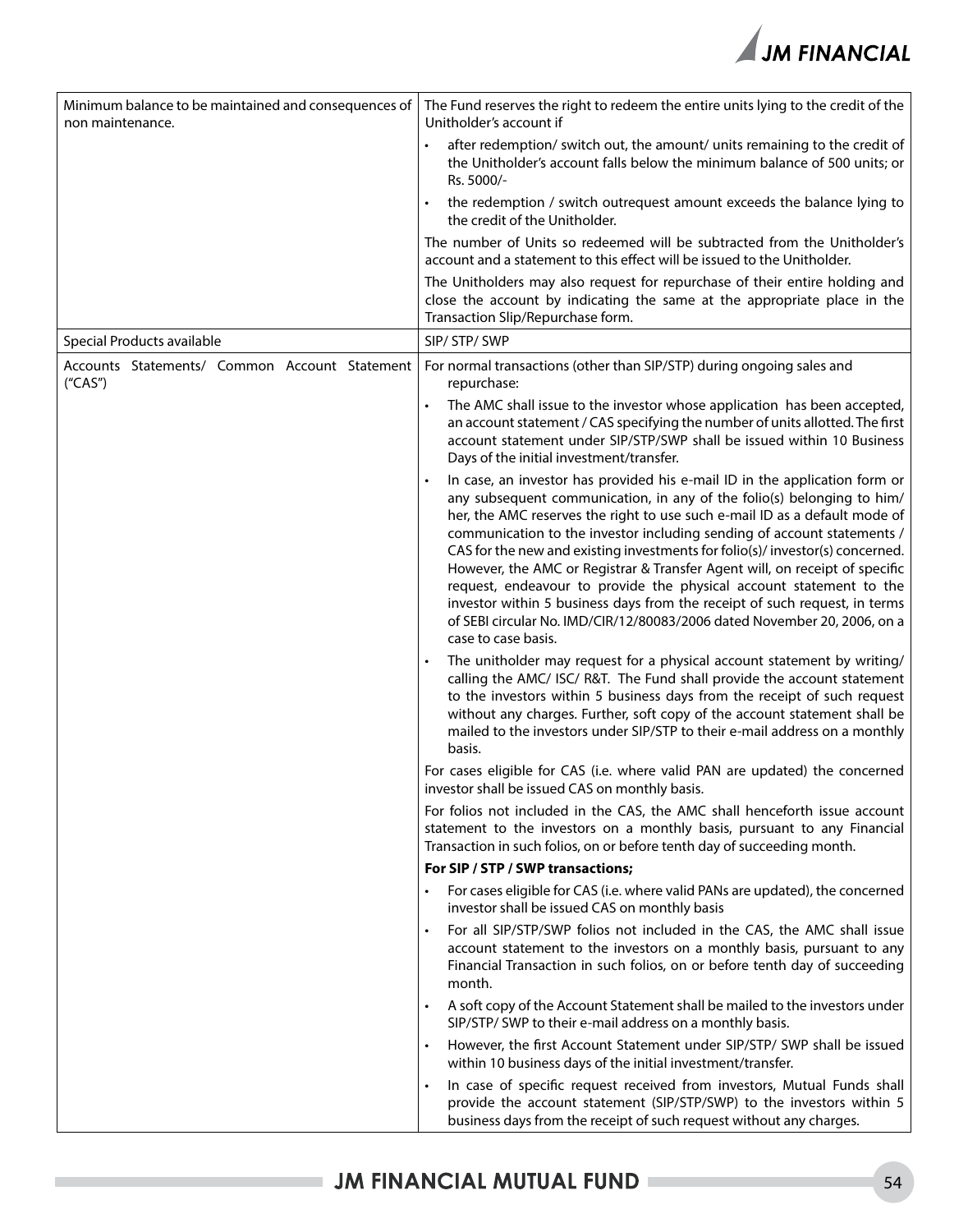| | |
|---|---|
| Minimum balance to be maintained and consequences of non maintenance. | The Fund reserves the right to redeem the entire units lying to the credit of the Unitholder's account if<br>• after redemption/ switch out, the amount/ units remaining to the credit of the Unitholder's account falls below the minimum balance of 500 units; or Rs. 5000/-<br>• the redemption / switch outrequest amount exceeds the balance lying to the credit of the Unitholder.<br>The number of Units so redeemed will be subtracted from the Unitholder's account and a statement to this effect will be issued to the Unitholder.<br>The Unitholders may also request for repurchase of their entire holding and close the account by indicating the same at the appropriate place in the Transaction Slip/Repurchase form. |
| Special Products available | SIP/ STP/ SWP |
| Accounts Statements/ Common Account Statement ("CAS") | For normal transactions (other than SIP/STP) during ongoing sales and repurchase:<br>• The AMC shall issue to the investor whose application has been accepted, an account statement / CAS specifying the number of units allotted. The first account statement under SIP/STP/SWP shall be issued within 10 Business Days of the initial investment/transfer.<br>• In case, an investor has provided his e-mail ID in the application form or any subsequent communication, in any of the folio(s) belonging to him/ her, the AMC reserves the right to use such e-mail ID as a default mode of communication to the investor including sending of account statements / CAS for the new and existing investments for folio(s)/ investor(s) concerned. However, the AMC or Registrar & Transfer Agent will, on receipt of specific request, endeavour to provide the physical account statement to the investor within 5 business days from the receipt of such request, in terms of SEBI circular No. IMD/CIR/12/80083/2006 dated November 20, 2006, on a case to case basis.<br>• The unitholder may request for a physical account statement by writing/ calling the AMC/ ISC/ R&T. The Fund shall provide the account statement to the investors within 5 business days from the receipt of such request without any charges. Further, soft copy of the account statement shall be mailed to the investors under SIP/STP to their e-mail address on a monthly basis.<br>For cases eligible for CAS (i.e. where valid PAN are updated) the concerned investor shall be issued CAS on monthly basis.<br>For folios not included in the CAS, the AMC shall henceforth issue account statement to the investors on a monthly basis, pursuant to any Financial Transaction in such folios, on or before tenth day of succeeding month.<br>**For SIP / STP / SWP transactions;**<br>• For cases eligible for CAS (i.e. where valid PANs are updated), the concerned investor shall be issued CAS on monthly basis<br>• For all SIP/STP/SWP folios not included in the CAS, the AMC shall issue account statement to the investors on a monthly basis, pursuant to any Financial Transaction in such folios, on or before tenth day of succeeding month.<br>• A soft copy of the Account Statement shall be mailed to the investors under SIP/STP/ SWP to their e-mail address on a monthly basis.<br>• However, the first Account Statement under SIP/STP/ SWP shall be issued within 10 business days of the initial investment/transfer.<br>• In case of specific request received from investors, Mutual Funds shall provide the account statement (SIP/STP/SWP) to the investors within 5 business days from the receipt of such request without any charges. |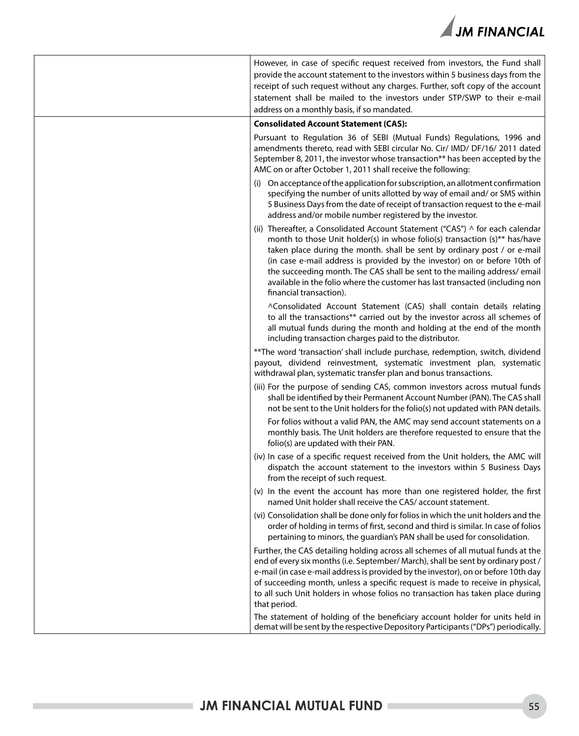| | |
|---|---|
| | However, in case of specific request received from investors, the Fund shall provide the account statement to the investors within 5 business days from the receipt of such request without any charges. Further, soft copy of the account statement shall be mailed to the investors under STP/SWP to their e-mail address on a monthly basis, if so mandated. |
| | **Consolidated Account Statement (CAS):**<br><br>Pursuant to Regulation 36 of SEBI (Mutual Funds) Regulations, 1996 and amendments thereto, read with SEBI circular No. Cir/ IMD/ DF/16/ 2011 dated September 8, 2011, the investor whose transaction** has been accepted by the AMC on or after October 1, 2011 shall receive the following:<br><br>(i) On acceptance of the application for subscription, an allotment confirmation specifying the number of units allotted by way of email and/ or SMS within 5 Business Days from the date of receipt of transaction request to the e-mail address and/or mobile number registered by the investor.<br><br>(ii) Thereafter, a Consolidated Account Statement ("CAS") ^ for each calendar month to those Unit holder(s) in whose folio(s) transaction (s)** has/have taken place during the month. shall be sent by ordinary post / or e-mail (in case e-mail address is provided by the investor) on or before 10th of the succeeding month. The CAS shall be sent to the mailing address/ email available in the folio where the customer has last transacted (including non financial transaction).<br><br>^Consolidated Account Statement (CAS) shall contain details relating to all the transactions** carried out by the investor across all schemes of all mutual funds during the month and holding at the end of the month including transaction charges paid to the distributor.<br><br>**The word 'transaction' shall include purchase, redemption, switch, dividend payout, dividend reinvestment, systematic investment plan, systematic withdrawal plan, systematic transfer plan and bonus transactions.<br><br>(iii) For the purpose of sending CAS, common investors across mutual funds shall be identified by their Permanent Account Number (PAN). The CAS shall not be sent to the Unit holders for the folio(s) not updated with PAN details.<br><br>For folios without a valid PAN, the AMC may send account statements on a monthly basis. The Unit holders are therefore requested to ensure that the folio(s) are updated with their PAN.<br><br>(iv) In case of a specific request received from the Unit holders, the AMC will dispatch the account statement to the investors within 5 Business Days from the receipt of such request.<br><br>(v) In the event the account has more than one registered holder, the first named Unit holder shall receive the CAS/ account statement.<br><br>(vi) Consolidation shall be done only for folios in which the unit holders and the order of holding in terms of first, second and third is similar. In case of folios pertaining to minors, the guardian's PAN shall be used for consolidation.<br><br>Further, the CAS detailing holding across all schemes of all mutual funds at the end of every six months (i.e. September/ March), shall be sent by ordinary post / e-mail (in case e-mail address is provided by the investor), on or before 10th day of succeeding month, unless a specific request is made to receive in physical, to all such Unit holders in whose folios no transaction has taken place during that period.<br><br>The statement of holding of the beneficiary account holder for units held in demat will be sent by the respective Depository Participants ("DPs") periodically. |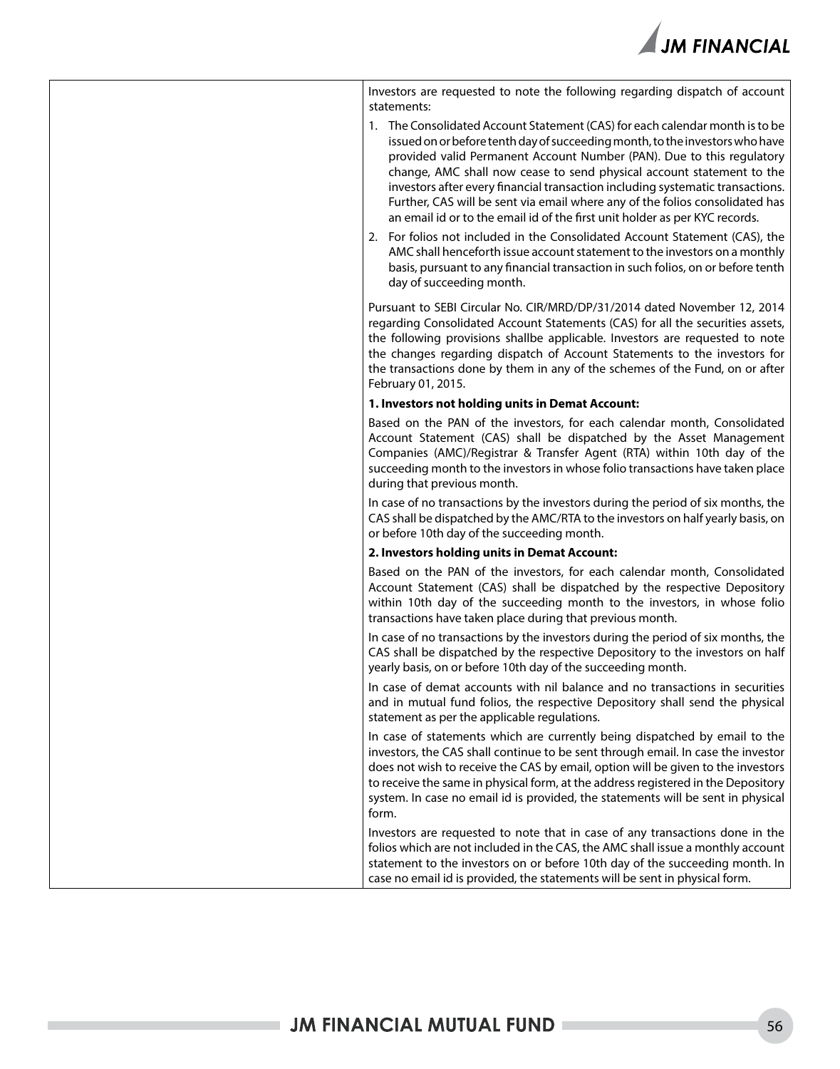Investors are requested to note the following regarding dispatch of account statements:

1. The Consolidated Account Statement (CAS) for each calendar month is to be issued on or before tenth day of succeeding month, to the investors who have provided valid Permanent Account Number (PAN). Due to this regulatory change, AMC shall now cease to send physical account statement to the investors after every financial transaction including systematic transactions. Further, CAS will be sent via email where any of the folios consolidated has an email id or to the email id of the first unit holder as per KYC records.
2. For folios not included in the Consolidated Account Statement (CAS), the AMC shall henceforth issue account statement to the investors on a monthly basis, pursuant to any financial transaction in such folios, on or before tenth day of succeeding month.

Pursuant to SEBI Circular No. CIR/MRD/DP/31/2014 dated November 12, 2014 regarding Consolidated Account Statements (CAS) for all the securities assets, the following provisions shallbe applicable. Investors are requested to note the changes regarding dispatch of Account Statements to the investors for the transactions done by them in any of the schemes of the Fund, on or after February 01, 2015.

**1. Investors not holding units in Demat Account:**

Based on the PAN of the investors, for each calendar month, Consolidated Account Statement (CAS) shall be dispatched by the Asset Management Companies (AMC)/Registrar & Transfer Agent (RTA) within 10th day of the succeeding month to the investors in whose folio transactions have taken place during that previous month.

In case of no transactions by the investors during the period of six months, the CAS shall be dispatched by the AMC/RTA to the investors on half yearly basis, on or before 10th day of the succeeding month.

**2. Investors holding units in Demat Account:**

Based on the PAN of the investors, for each calendar month, Consolidated Account Statement (CAS) shall be dispatched by the respective Depository within 10th day of the succeeding month to the investors, in whose folio transactions have taken place during that previous month.

In case of no transactions by the investors during the period of six months, the CAS shall be dispatched by the respective Depository to the investors on half yearly basis, on or before 10th day of the succeeding month.

In case of demat accounts with nil balance and no transactions in securities and in mutual fund folios, the respective Depository shall send the physical statement as per the applicable regulations.

In case of statements which are currently being dispatched by email to the investors, the CAS shall continue to be sent through email. In case the investor does not wish to receive the CAS by email, option will be given to the investors to receive the same in physical form, at the address registered in the Depository system. In case no email id is provided, the statements will be sent in physical form.

Investors are requested to note that in case of any transactions done in the folios which are not included in the CAS, the AMC shall issue a monthly account statement to the investors on or before 10th day of the succeeding month. In case no email id is provided, the statements will be sent in physical form.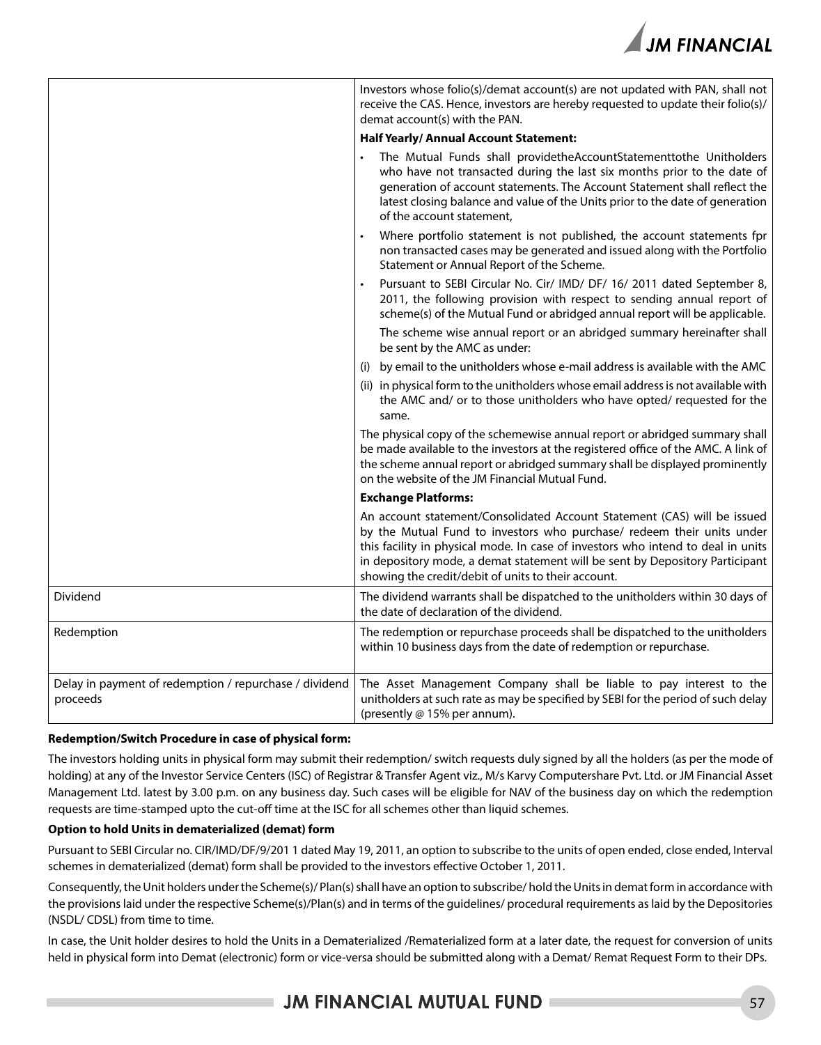| | |
|---|---|
| | Investors whose folio(s)/demat account(s) are not updated with PAN, shall not receive the CAS. Hence, investors are hereby requested to update their folio(s)/ demat account(s) with the PAN.<br><br>**Half Yearly/ Annual Account Statement:**<br><br>• The Mutual Funds shall providetheAccountStatementtothe Unitholders who have not transacted during the last six months prior to the date of generation of account statements. The Account Statement shall reflect the latest closing balance and value of the Units prior to the date of generation of the account statement,<br><br>• Where portfolio statement is not published, the account statements fpr non transacted cases may be generated and issued along with the Portfolio Statement or Annual Report of the Scheme.<br><br>• Pursuant to SEBI Circular No. Cir/ IMD/ DF/ 16/ 2011 dated September 8, 2011, the following provision with respect to sending annual report of scheme(s) of the Mutual Fund or abridged annual report will be applicable.<br><br>The scheme wise annual report or an abridged summary hereinafter shall be sent by the AMC as under:<br><br>(i) by email to the unitholders whose e-mail address is available with the AMC<br><br>(ii) in physical form to the unitholders whose email address is not available with the AMC and/ or to those unitholders who have opted/ requested for the same.<br><br>The physical copy of the schemewise annual report or abridged summary shall be made available to the investors at the registered office of the AMC. A link of the scheme annual report or abridged summary shall be displayed prominently on the website of the JM Financial Mutual Fund.<br><br>**Exchange Platforms:**<br><br>An account statement/Consolidated Account Statement (CAS) will be issued by the Mutual Fund to investors who purchase/ redeem their units under this facility in physical mode. In case of investors who intend to deal in units in depository mode, a demat statement will be sent by Depository Participant showing the credit/debit of units to their account. |
| Dividend | The dividend warrants shall be dispatched to the unitholders within 30 days of the date of declaration of the dividend. |
| Redemption | The redemption or repurchase proceeds shall be dispatched to the unitholders within 10 business days from the date of redemption or repurchase. |
| Delay in payment of redemption / repurchase / dividend proceeds | The Asset Management Company shall be liable to pay interest to the unitholders at such rate as may be specified by SEBI for the period of such delay (presently @ 15% per annum). |

**Redemption/Switch Procedure in case of physical form:**

The investors holding units in physical form may submit their redemption/ switch requests duly signed by all the holders (as per the mode of holding) at any of the Investor Service Centers (ISC) of Registrar & Transfer Agent viz., M/s Karvy Computershare Pvt. Ltd. or JM Financial Asset Management Ltd. latest by 3.00 p.m. on any business day. Such cases will be eligible for NAV of the business day on which the redemption requests are time-stamped upto the cut-off time at the ISC for all schemes other than liquid schemes.

**Option to hold Units in dematerialized (demat) form**

Pursuant to SEBI Circular no. CIR/IMD/DF/9/201 1 dated May 19, 2011, an option to subscribe to the units of open ended, close ended, Interval schemes in dematerialized (demat) form shall be provided to the investors effective October 1, 2011.

Consequently, the Unit holders under the Scheme(s)/ Plan(s) shall have an option to subscribe/ hold the Units in demat form in accordance with the provisions laid under the respective Scheme(s)/Plan(s) and in terms of the guidelines/ procedural requirements as laid by the Depositories (NSDL/ CDSL) from time to time.

In case, the Unit holder desires to hold the Units in a Dematerialized /Rematerialized form at a later date, the request for conversion of units held in physical form into Demat (electronic) form or vice-versa should be submitted along with a Demat/ Remat Request Form to their DPs.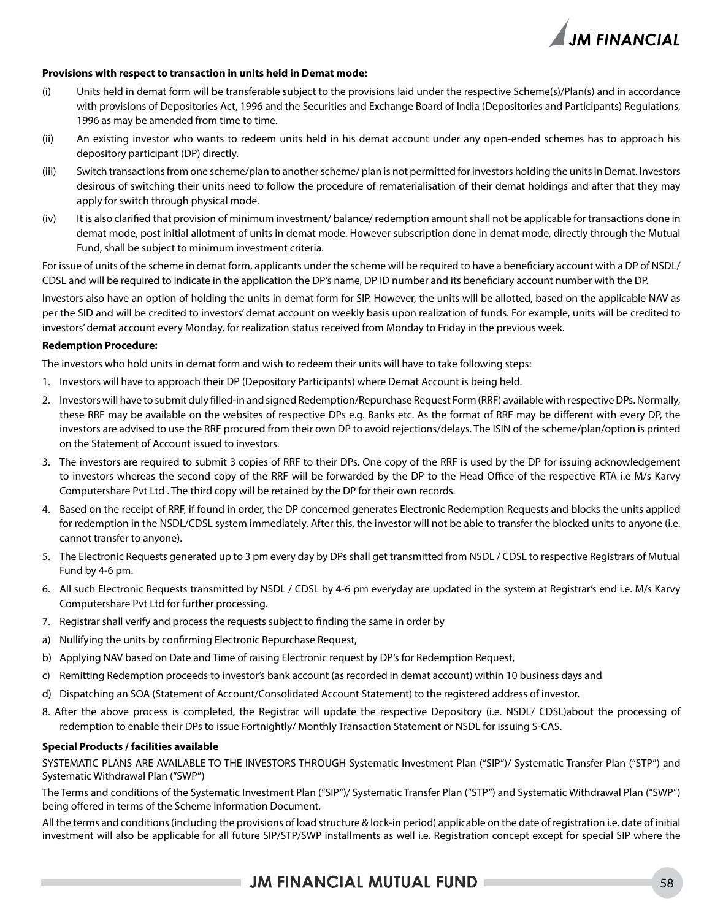**Provisions with respect to transaction in units held in Demat mode:**

(i) Units held in demat form will be transferable subject to the provisions laid under the respective Scheme(s)/Plan(s) and in accordance with provisions of Depositories Act, 1996 and the Securities and Exchange Board of India (Depositories and Participants) Regulations, 1996 as may be amended from time to time.

(ii) An existing investor who wants to redeem units held in his demat account under any open-ended schemes has to approach his depository participant (DP) directly.

(iii) Switch transactions from one scheme/plan to another scheme/ plan is not permitted for investors holding the units in Demat. Investors desirous of switching their units need to follow the procedure of rematerialisation of their demat holdings and after that they may apply for switch through physical mode.

(iv) It is also clarified that provision of minimum investment/ balance/ redemption amount shall not be applicable for transactions done in demat mode, post initial allotment of units in demat mode. However subscription done in demat mode, directly through the Mutual Fund, shall be subject to minimum investment criteria.

For issue of units of the scheme in demat form, applicants under the scheme will be required to have a beneficiary account with a DP of NSDL/ CDSL and will be required to indicate in the application the DP's name, DP ID number and its beneficiary account number with the DP.

Investors also have an option of holding the units in demat form for SIP. However, the units will be allotted, based on the applicable NAV as per the SID and will be credited to investors' demat account on weekly basis upon realization of funds. For example, units will be credited to investors' demat account every Monday, for realization status received from Monday to Friday in the previous week.

**Redemption Procedure:**

The investors who hold units in demat form and wish to redeem their units will have to take following steps:

1. Investors will have to approach their DP (Depository Participants) where Demat Account is being held.
2. Investors will have to submit duly filled-in and signed Redemption/Repurchase Request Form (RRF) available with respective DPs. Normally, these RRF may be available on the websites of respective DPs e.g. Banks etc. As the format of RRF may be different with every DP, the investors are advised to use the RRF procured from their own DP to avoid rejections/delays. The ISIN of the scheme/plan/option is printed on the Statement of Account issued to investors.
3. The investors are required to submit 3 copies of RRF to their DPs. One copy of the RRF is used by the DP for issuing acknowledgement to investors whereas the second copy of the RRF will be forwarded by the DP to the Head Office of the respective RTA i.e M/s Karvy Computershare Pvt Ltd . The third copy will be retained by the DP for their own records.
4. Based on the receipt of RRF, if found in order, the DP concerned generates Electronic Redemption Requests and blocks the units applied for redemption in the NSDL/CDSL system immediately. After this, the investor will not be able to transfer the blocked units to anyone (i.e. cannot transfer to anyone).
5. The Electronic Requests generated up to 3 pm every day by DPs shall get transmitted from NSDL / CDSL to respective Registrars of Mutual Fund by 4-6 pm.
6. All such Electronic Requests transmitted by NSDL / CDSL by 4-6 pm everyday are updated in the system at Registrar's end i.e. M/s Karvy Computershare Pvt Ltd for further processing.
7. Registrar shall verify and process the requests subject to finding the same in order by

a) Nullifying the units by confirming Electronic Repurchase Request,

b) Applying NAV based on Date and Time of raising Electronic request by DP's for Redemption Request,

c) Remitting Redemption proceeds to investor's bank account (as recorded in demat account) within 10 business days and

d) Dispatching an SOA (Statement of Account/Consolidated Account Statement) to the registered address of investor.

8. After the above process is completed, the Registrar will update the respective Depository (i.e. NSDL/ CDSL)about the processing of redemption to enable their DPs to issue Fortnightly/ Monthly Transaction Statement or NSDL for issuing S-CAS.

**Special Products / facilities available**

SYSTEMATIC PLANS ARE AVAILABLE TO THE INVESTORS THROUGH Systematic Investment Plan ("SIP")/ Systematic Transfer Plan ("STP") and Systematic Withdrawal Plan ("SWP")

The Terms and conditions of the Systematic Investment Plan ("SIP")/ Systematic Transfer Plan ("STP") and Systematic Withdrawal Plan ("SWP") being offered in terms of the Scheme Information Document.

All the terms and conditions (including the provisions of load structure & lock-in period) applicable on the date of registration i.e. date of initial investment will also be applicable for all future SIP/STP/SWP installments as well i.e. Registration concept except for special SIP where the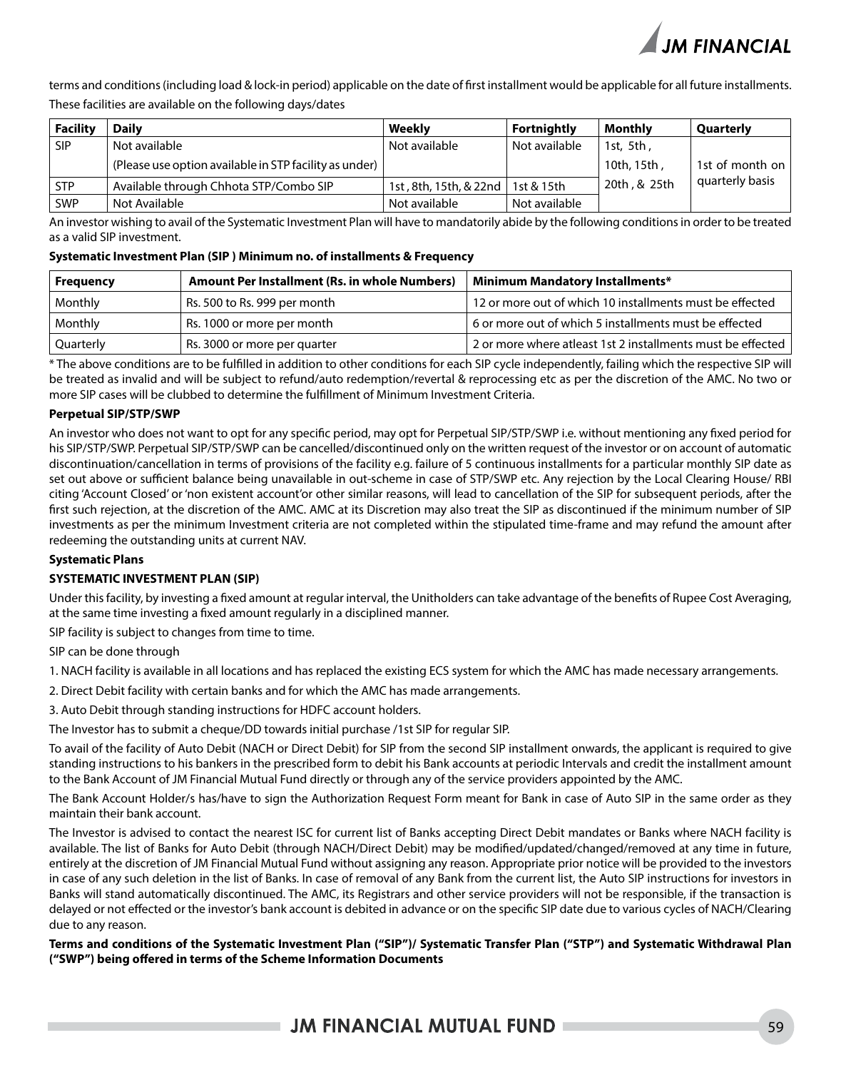terms and conditions (including load & lock-in period) applicable on the date of first installment would be applicable for all future installments.

These facilities are available on the following days/dates

| Facility | Daily | Weekly | Fortnightly | Monthly | Quarterly |
|---|---|---|---|---|---|
| SIP | Not available (Please use option available in STP facility as under) | Not available | Not available | 1st, 5th, 10th, 15th, 20th, & 25th | 1st of month on quarterly basis |
| STP | Available through Chhota STP/Combo SIP | 1st, 8th, 15th, & 22nd | 1st & 15th | | |
| SWP | Not Available | Not available | Not available | | |

An investor wishing to avail of the Systematic Investment Plan will have to mandatorily abide by the following conditions in order to be treated as a valid SIP investment.

**Systematic Investment Plan (SIP ) Minimum no. of installments & Frequency**

| Frequency | Amount Per Installment (Rs. in whole Numbers) | Minimum Mandatory Installments* |
|---|---|---|
| Monthly | Rs. 500 to Rs. 999 per month | 12 or more out of which 10 installments must be effected |
| Monthly | Rs. 1000 or more per month | 6 or more out of which 5 installments must be effected |
| Quarterly | Rs. 3000 or more per quarter | 2 or more where atleast 1st 2 installments must be effected |

* The above conditions are to be fulfilled in addition to other conditions for each SIP cycle independently, failing which the respective SIP will be treated as invalid and will be subject to refund/auto redemption/revertal & reprocessing etc as per the discretion of the AMC. No two or more SIP cases will be clubbed to determine the fulfillment of Minimum Investment Criteria.

**Perpetual SIP/STP/SWP**

An investor who does not want to opt for any specific period, may opt for Perpetual SIP/STP/SWP i.e. without mentioning any fixed period for his SIP/STP/SWP. Perpetual SIP/STP/SWP can be cancelled/discontinued only on the written request of the investor or on account of automatic discontinuation/cancellation in terms of provisions of the facility e.g. failure of 5 continuous installments for a particular monthly SIP date as set out above or sufficient balance being unavailable in out-scheme in case of STP/SWP etc. Any rejection by the Local Clearing House/ RBI citing 'Account Closed' or 'non existent account'or other similar reasons, will lead to cancellation of the SIP for subsequent periods, after the first such rejection, at the discretion of the AMC. AMC at its Discretion may also treat the SIP as discontinued if the minimum number of SIP investments as per the minimum Investment criteria are not completed within the stipulated time-frame and may refund the amount after redeeming the outstanding units at current NAV.

**Systematic Plans**

**SYSTEMATIC INVESTMENT PLAN (SIP)**

Under this facility, by investing a fixed amount at regular interval, the Unitholders can take advantage of the benefits of Rupee Cost Averaging, at the same time investing a fixed amount regularly in a disciplined manner.

SIP facility is subject to changes from time to time.

SIP can be done through

1. NACH facility is available in all locations and has replaced the existing ECS system for which the AMC has made necessary arrangements.
2. Direct Debit facility with certain banks and for which the AMC has made arrangements.
3. Auto Debit through standing instructions for HDFC account holders.

The Investor has to submit a cheque/DD towards initial purchase /1st SIP for regular SIP.

To avail of the facility of Auto Debit (NACH or Direct Debit) for SIP from the second SIP installment onwards, the applicant is required to give standing instructions to his bankers in the prescribed form to debit his Bank accounts at periodic Intervals and credit the installment amount to the Bank Account of JM Financial Mutual Fund directly or through any of the service providers appointed by the AMC.

The Bank Account Holder/s has/have to sign the Authorization Request Form meant for Bank in case of Auto SIP in the same order as they maintain their bank account.

The Investor is advised to contact the nearest ISC for current list of Banks accepting Direct Debit mandates or Banks where NACH facility is available. The list of Banks for Auto Debit (through NACH/Direct Debit) may be modified/updated/changed/removed at any time in future, entirely at the discretion of JM Financial Mutual Fund without assigning any reason. Appropriate prior notice will be provided to the investors in case of any such deletion in the list of Banks. In case of removal of any Bank from the current list, the Auto SIP instructions for investors in Banks will stand automatically discontinued. The AMC, its Registrars and other service providers will not be responsible, if the transaction is delayed or not effected or the investor's bank account is debited in advance or on the specific SIP date due to various cycles of NACH/Clearing due to any reason.

**Terms and conditions of the Systematic Investment Plan ("SIP")/ Systematic Transfer Plan ("STP") and Systematic Withdrawal Plan ("SWP") being offered in terms of the Scheme Information Documents**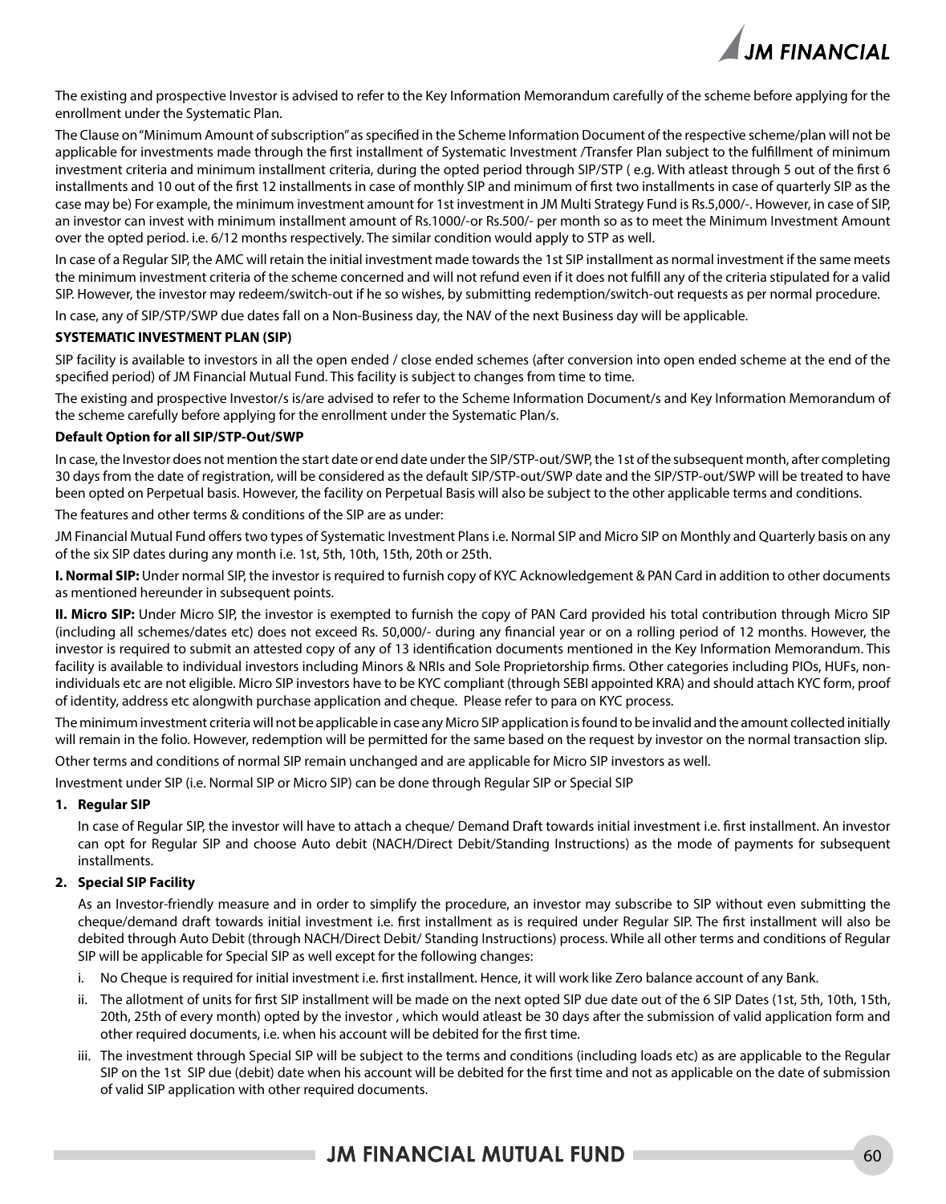The existing and prospective Investor is advised to refer to the Key Information Memorandum carefully of the scheme before applying for the enrollment under the Systematic Plan.

The Clause on "Minimum Amount of subscription" as specified in the Scheme Information Document of the respective scheme/plan will not be applicable for investments made through the first installment of Systematic Investment /Transfer Plan subject to the fulfillment of minimum investment criteria and minimum installment criteria, during the opted period through SIP/STP ( e.g. With atleast through 5 out of the first 6 installments and 10 out of the first 12 installments in case of monthly SIP and minimum of first two installments in case of quarterly SIP as the case may be) For example, the minimum investment amount for 1st investment in JM Multi Strategy Fund is Rs.5,000/-. However, in case of SIP, an investor can invest with minimum installment amount of Rs.1000/-or Rs.500/- per month so as to meet the Minimum Investment Amount over the opted period. i.e. 6/12 months respectively. The similar condition would apply to STP as well.

In case of a Regular SIP, the AMC will retain the initial investment made towards the 1st SIP installment as normal investment if the same meets the minimum investment criteria of the scheme concerned and will not refund even if it does not fulfill any of the criteria stipulated for a valid SIP. However, the investor may redeem/switch-out if he so wishes, by submitting redemption/switch-out requests as per normal procedure.

In case, any of SIP/STP/SWP due dates fall on a Non-Business day, the NAV of the next Business day will be applicable.

**SYSTEMATIC INVESTMENT PLAN (SIP)**

SIP facility is available to investors in all the open ended / close ended schemes (after conversion into open ended scheme at the end of the specified period) of JM Financial Mutual Fund. This facility is subject to changes from time to time.

The existing and prospective Investor/s is/are advised to refer to the Scheme Information Document/s and Key Information Memorandum of the scheme carefully before applying for the enrollment under the Systematic Plan/s.

**Default Option for all SIP/STP-Out/SWP**

In case, the Investor does not mention the start date or end date under the SIP/STP-out/SWP, the 1st of the subsequent month, after completing 30 days from the date of registration, will be considered as the default SIP/STP-out/SWP date and the SIP/STP-out/SWP will be treated to have been opted on Perpetual basis. However, the facility on Perpetual Basis will also be subject to the other applicable terms and conditions.

The features and other terms & conditions of the SIP are as under:

JM Financial Mutual Fund offers two types of Systematic Investment Plans i.e. Normal SIP and Micro SIP on Monthly and Quarterly basis on any of the six SIP dates during any month i.e. 1st, 5th, 10th, 15th, 20th or 25th.

**I. Normal SIP:** Under normal SIP, the investor is required to furnish copy of KYC Acknowledgement & PAN Card in addition to other documents as mentioned hereunder in subsequent points.

**II. Micro SIP:** Under Micro SIP, the investor is exempted to furnish the copy of PAN Card provided his total contribution through Micro SIP (including all schemes/dates etc) does not exceed Rs. 50,000/- during any financial year or on a rolling period of 12 months. However, the investor is required to submit an attested copy of any of 13 identification documents mentioned in the Key Information Memorandum. This facility is available to individual investors including Minors & NRIs and Sole Proprietorship firms. Other categories including PIOs, HUFs, non-individuals etc are not eligible. Micro SIP investors have to be KYC compliant (through SEBI appointed KRA) and should attach KYC form, proof of identity, address etc alongwith purchase application and cheque. Please refer to para on KYC process.

The minimum investment criteria will not be applicable in case any Micro SIP application is found to be invalid and the amount collected initially will remain in the folio. However, redemption will be permitted for the same based on the request by investor on the normal transaction slip.

Other terms and conditions of normal SIP remain unchanged and are applicable for Micro SIP investors as well.

Investment under SIP (i.e. Normal SIP or Micro SIP) can be done through Regular SIP or Special SIP

**1. Regular SIP**

In case of Regular SIP, the investor will have to attach a cheque/ Demand Draft towards initial investment i.e. first installment. An investor can opt for Regular SIP and choose Auto debit (NACH/Direct Debit/Standing Instructions) as the mode of payments for subsequent installments.

**2. Special SIP Facility**

As an Investor-friendly measure and in order to simplify the procedure, an investor may subscribe to SIP without even submitting the cheque/demand draft towards initial investment i.e. first installment as is required under Regular SIP. The first installment will also be debited through Auto Debit (through NACH/Direct Debit/ Standing Instructions) process. While all other terms and conditions of Regular SIP will be applicable for Special SIP as well except for the following changes:

i. No Cheque is required for initial investment i.e. first installment. Hence, it will work like Zero balance account of any Bank.

ii. The allotment of units for first SIP installment will be made on the next opted SIP due date out of the 6 SIP Dates (1st, 5th, 10th, 15th, 20th, 25th of every month) opted by the investor , which would atleast be 30 days after the submission of valid application form and other required documents, i.e. when his account will be debited for the first time.

iii. The investment through Special SIP will be subject to the terms and conditions (including loads etc) as are applicable to the Regular SIP on the 1st SIP due (debit) date when his account will be debited for the first time and not as applicable on the date of submission of valid SIP application with other required documents.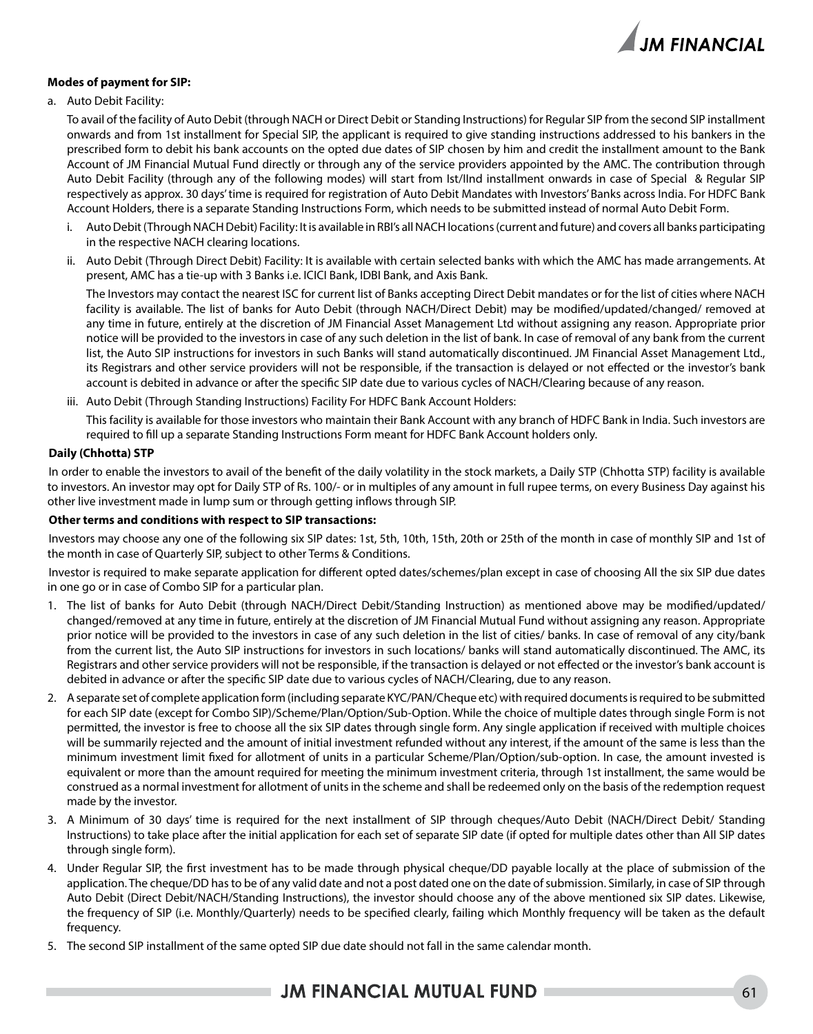**Modes of payment for SIP:**

a. Auto Debit Facility:

To avail of the facility of Auto Debit (through NACH or Direct Debit or Standing Instructions) for Regular SIP from the second SIP installment onwards and from 1st installment for Special SIP, the applicant is required to give standing instructions addressed to his bankers in the prescribed form to debit his bank accounts on the opted due dates of SIP chosen by him and credit the installment amount to the Bank Account of JM Financial Mutual Fund directly or through any of the service providers appointed by the AMC. The contribution through Auto Debit Facility (through any of the following modes) will start from Ist/IInd installment onwards in case of Special & Regular SIP respectively as approx. 30 days' time is required for registration of Auto Debit Mandates with Investors' Banks across India. For HDFC Bank Account Holders, there is a separate Standing Instructions Form, which needs to be submitted instead of normal Auto Debit Form.

i. Auto Debit (Through NACH Debit) Facility: It is available in RBI's all NACH locations (current and future) and covers all banks participating in the respective NACH clearing locations.

ii. Auto Debit (Through Direct Debit) Facility: It is available with certain selected banks with which the AMC has made arrangements. At present, AMC has a tie-up with 3 Banks i.e. ICICI Bank, IDBI Bank, and Axis Bank.

The Investors may contact the nearest ISC for current list of Banks accepting Direct Debit mandates or for the list of cities where NACH facility is available. The list of banks for Auto Debit (through NACH/Direct Debit) may be modified/updated/changed/ removed at any time in future, entirely at the discretion of JM Financial Asset Management Ltd without assigning any reason. Appropriate prior notice will be provided to the investors in case of any such deletion in the list of bank. In case of removal of any bank from the current list, the Auto SIP instructions for investors in such Banks will stand automatically discontinued. JM Financial Asset Management Ltd., its Registrars and other service providers will not be responsible, if the transaction is delayed or not effected or the investor's bank account is debited in advance or after the specific SIP date due to various cycles of NACH/Clearing because of any reason.

iii. Auto Debit (Through Standing Instructions) Facility For HDFC Bank Account Holders:

This facility is available for those investors who maintain their Bank Account with any branch of HDFC Bank in India. Such investors are required to fill up a separate Standing Instructions Form meant for HDFC Bank Account holders only.

**Daily (Chhotta) STP**

In order to enable the investors to avail of the benefit of the daily volatility in the stock markets, a Daily STP (Chhotta STP) facility is available to investors. An investor may opt for Daily STP of Rs. 100/- or in multiples of any amount in full rupee terms, on every Business Day against his other live investment made in lump sum or through getting inflows through SIP.

**Other terms and conditions with respect to SIP transactions:**

Investors may choose any one of the following six SIP dates: 1st, 5th, 10th, 15th, 20th or 25th of the month in case of monthly SIP and 1st of the month in case of Quarterly SIP, subject to other Terms & Conditions.

Investor is required to make separate application for different opted dates/schemes/plan except in case of choosing All the six SIP due dates in one go or in case of Combo SIP for a particular plan.

1. The list of banks for Auto Debit (through NACH/Direct Debit/Standing Instruction) as mentioned above may be modified/updated/ changed/removed at any time in future, entirely at the discretion of JM Financial Mutual Fund without assigning any reason. Appropriate prior notice will be provided to the investors in case of any such deletion in the list of cities/ banks. In case of removal of any city/bank from the current list, the Auto SIP instructions for investors in such locations/ banks will stand automatically discontinued. The AMC, its Registrars and other service providers will not be responsible, if the transaction is delayed or not effected or the investor's bank account is debited in advance or after the specific SIP date due to various cycles of NACH/Clearing, due to any reason.

2. A separate set of complete application form (including separate KYC/PAN/Cheque etc) with required documents is required to be submitted for each SIP date (except for Combo SIP)/Scheme/Plan/Option/Sub-Option. While the choice of multiple dates through single Form is not permitted, the investor is free to choose all the six SIP dates through single form. Any single application if received with multiple choices will be summarily rejected and the amount of initial investment refunded without any interest, if the amount of the same is less than the minimum investment limit fixed for allotment of units in a particular Scheme/Plan/Option/sub-option. In case, the amount invested is equivalent or more than the amount required for meeting the minimum investment criteria, through 1st installment, the same would be construed as a normal investment for allotment of units in the scheme and shall be redeemed only on the basis of the redemption request made by the investor.

3. A Minimum of 30 days' time is required for the next installment of SIP through cheques/Auto Debit (NACH/Direct Debit/ Standing Instructions) to take place after the initial application for each set of separate SIP date (if opted for multiple dates other than All SIP dates through single form).

4. Under Regular SIP, the first investment has to be made through physical cheque/DD payable locally at the place of submission of the application. The cheque/DD has to be of any valid date and not a post dated one on the date of submission. Similarly, in case of SIP through Auto Debit (Direct Debit/NACH/Standing Instructions), the investor should choose any of the above mentioned six SIP dates. Likewise, the frequency of SIP (i.e. Monthly/Quarterly) needs to be specified clearly, failing which Monthly frequency will be taken as the default frequency.

5. The second SIP installment of the same opted SIP due date should not fall in the same calendar month.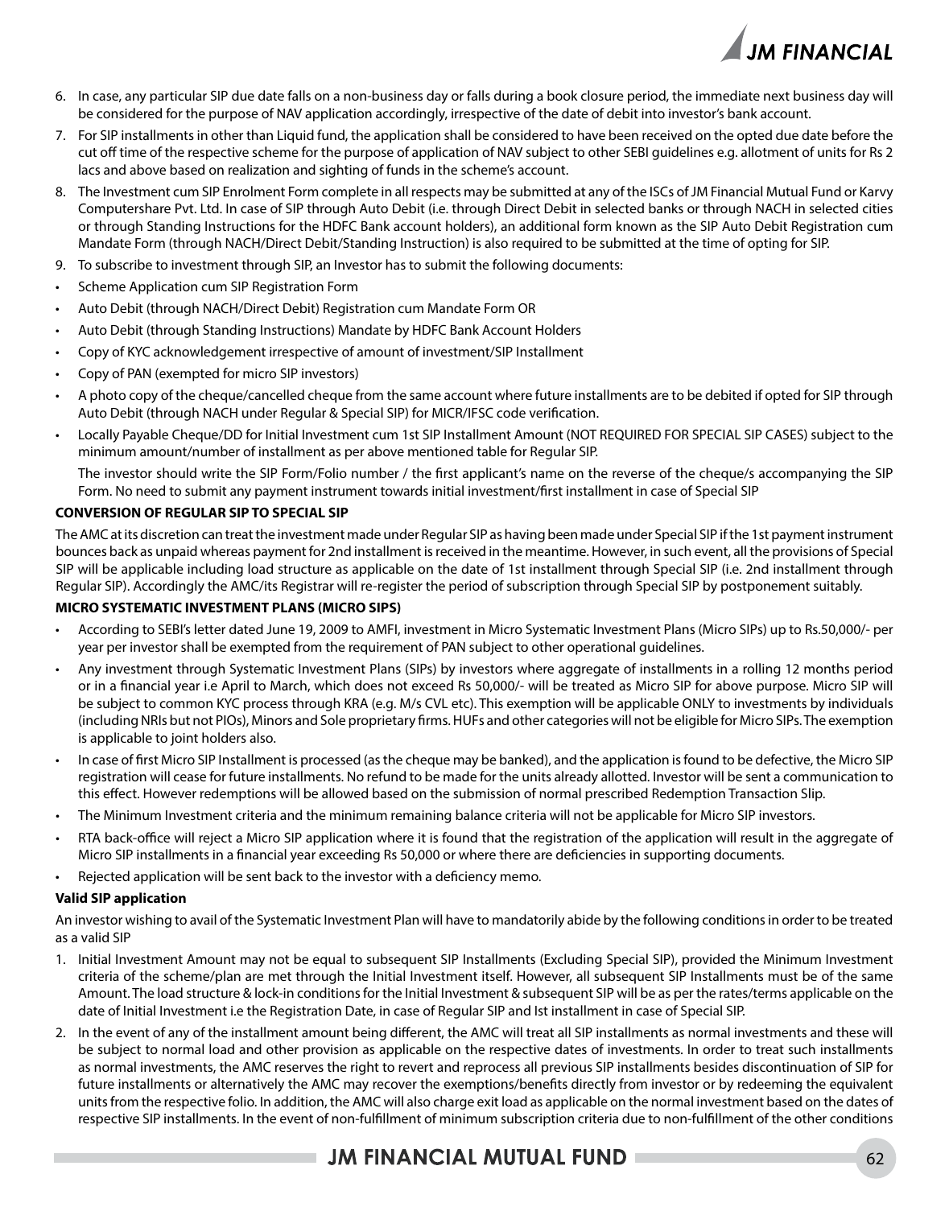6. In case, any particular SIP due date falls on a non-business day or falls during a book closure period, the immediate next business day will be considered for the purpose of NAV application accordingly, irrespective of the date of debit into investor's bank account.
7. For SIP installments in other than Liquid fund, the application shall be considered to have been received on the opted due date before the cut off time of the respective scheme for the purpose of application of NAV subject to other SEBI guidelines e.g. allotment of units for Rs 2 lacs and above based on realization and sighting of funds in the scheme's account.
8. The Investment cum SIP Enrolment Form complete in all respects may be submitted at any of the ISCs of JM Financial Mutual Fund or Karvy Computershare Pvt. Ltd. In case of SIP through Auto Debit (i.e. through Direct Debit in selected banks or through NACH in selected cities or through Standing Instructions for the HDFC Bank account holders), an additional form known as the SIP Auto Debit Registration cum Mandate Form (through NACH/Direct Debit/Standing Instruction) is also required to be submitted at the time of opting for SIP.
9. To subscribe to investment through SIP, an Investor has to submit the following documents:

- Scheme Application cum SIP Registration Form
- Auto Debit (through NACH/Direct Debit) Registration cum Mandate Form OR
- Auto Debit (through Standing Instructions) Mandate by HDFC Bank Account Holders
- Copy of KYC acknowledgement irrespective of amount of investment/SIP Installment
- Copy of PAN (exempted for micro SIP investors)
- A photo copy of the cheque/cancelled cheque from the same account where future installments are to be debited if opted for SIP through Auto Debit (through NACH under Regular & Special SIP) for MICR/IFSC code verification.
- Locally Payable Cheque/DD for Initial Investment cum 1st SIP Installment Amount (NOT REQUIRED FOR SPECIAL SIP CASES) subject to the minimum amount/number of installment as per above mentioned table for Regular SIP.

  The investor should write the SIP Form/Folio number / the first applicant's name on the reverse of the cheque/s accompanying the SIP Form. No need to submit any payment instrument towards initial investment/first installment in case of Special SIP

**CONVERSION OF REGULAR SIP TO SPECIAL SIP**

The AMC at its discretion can treat the investment made under Regular SIP as having been made under Special SIP if the 1st payment instrument bounces back as unpaid whereas payment for 2nd installment is received in the meantime. However, in such event, all the provisions of Special SIP will be applicable including load structure as applicable on the date of 1st installment through Special SIP (i.e. 2nd installment through Regular SIP). Accordingly the AMC/its Registrar will re-register the period of subscription through Special SIP by postponement suitably.

**MICRO SYSTEMATIC INVESTMENT PLANS (MICRO SIPS)**

- According to SEBI's letter dated June 19, 2009 to AMFI, investment in Micro Systematic Investment Plans (Micro SIPs) up to Rs.50,000/- per year per investor shall be exempted from the requirement of PAN subject to other operational guidelines.
- Any investment through Systematic Investment Plans (SIPs) by investors where aggregate of installments in a rolling 12 months period or in a financial year i.e April to March, which does not exceed Rs 50,000/- will be treated as Micro SIP for above purpose. Micro SIP will be subject to common KYC process through KRA (e.g. M/s CVL etc). This exemption will be applicable ONLY to investments by individuals (including NRIs but not PIOs), Minors and Sole proprietary firms. HUFs and other categories will not be eligible for Micro SIPs. The exemption is applicable to joint holders also.
- In case of first Micro SIP Installment is processed (as the cheque may be banked), and the application is found to be defective, the Micro SIP registration will cease for future installments. No refund to be made for the units already allotted. Investor will be sent a communication to this effect. However redemptions will be allowed based on the submission of normal prescribed Redemption Transaction Slip.
- The Minimum Investment criteria and the minimum remaining balance criteria will not be applicable for Micro SIP investors.
- RTA back-office will reject a Micro SIP application where it is found that the registration of the application will result in the aggregate of Micro SIP installments in a financial year exceeding Rs 50,000 or where there are deficiencies in supporting documents.
- Rejected application will be sent back to the investor with a deficiency memo.

**Valid SIP application**

An investor wishing to avail of the Systematic Investment Plan will have to mandatorily abide by the following conditions in order to be treated as a valid SIP

1. Initial Investment Amount may not be equal to subsequent SIP Installments (Excluding Special SIP), provided the Minimum Investment criteria of the scheme/plan are met through the Initial Investment itself. However, all subsequent SIP Installments must be of the same Amount. The load structure & lock-in conditions for the Initial Investment & subsequent SIP will be as per the rates/terms applicable on the date of Initial Investment i.e the Registration Date, in case of Regular SIP and Ist installment in case of Special SIP.
2. In the event of any of the installment amount being different, the AMC will treat all SIP installments as normal investments and these will be subject to normal load and other provision as applicable on the respective dates of investments. In order to treat such installments as normal investments, the AMC reserves the right to revert and reprocess all previous SIP installments besides discontinuation of SIP for future installments or alternatively the AMC may recover the exemptions/benefits directly from investor or by redeeming the equivalent units from the respective folio. In addition, the AMC will also charge exit load as applicable on the normal investment based on the dates of respective SIP installments. In the event of non-fulfillment of minimum subscription criteria due to non-fulfillment of the other conditions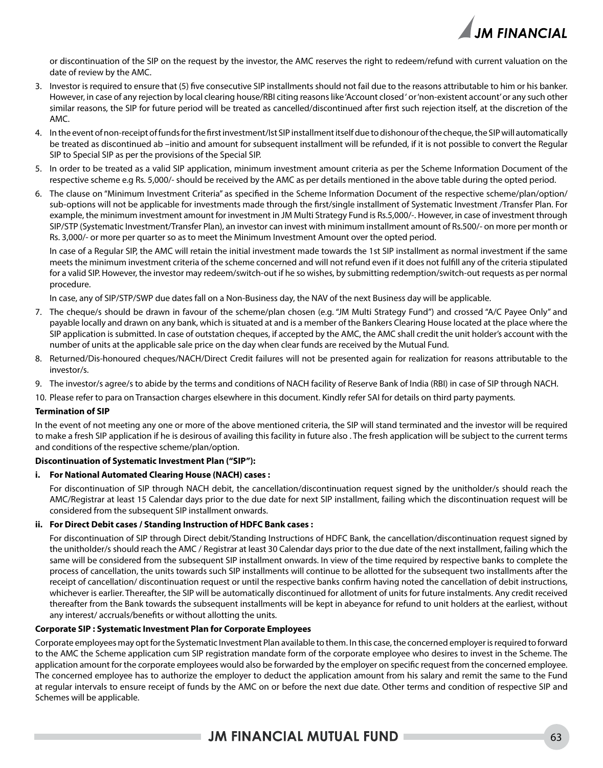or discontinuation of the SIP on the request by the investor, the AMC reserves the right to redeem/refund with current valuation on the date of review by the AMC.

3. Investor is required to ensure that (5) five consecutive SIP installments should not fail due to the reasons attributable to him or his banker. However, in case of any rejection by local clearing house/RBI citing reasons like 'Account closed ' or 'non-existent account' or any such other similar reasons, the SIP for future period will be treated as cancelled/discontinued after first such rejection itself, at the discretion of the AMC.
4. In the event of non-receipt of funds for the first investment/Ist SIP installment itself due to dishonour of the cheque, the SIP will automatically be treated as discontinued ab –initio and amount for subsequent installment will be refunded, if it is not possible to convert the Regular SIP to Special SIP as per the provisions of the Special SIP.
5. In order to be treated as a valid SIP application, minimum investment amount criteria as per the Scheme Information Document of the respective scheme e.g Rs. 5,000/- should be received by the AMC as per details mentioned in the above table during the opted period.
6. The clause on "Minimum Investment Criteria" as specified in the Scheme Information Document of the respective scheme/plan/option/ sub-options will not be applicable for investments made through the first/single installment of Systematic Investment /Transfer Plan. For example, the minimum investment amount for investment in JM Multi Strategy Fund is Rs.5,000/-. However, in case of investment through SIP/STP (Systematic Investment/Transfer Plan), an investor can invest with minimum installment amount of Rs.500/- on more per month or Rs. 3,000/- or more per quarter so as to meet the Minimum Investment Amount over the opted period.

   In case of a Regular SIP, the AMC will retain the initial investment made towards the 1st SIP installment as normal investment if the same meets the minimum investment criteria of the scheme concerned and will not refund even if it does not fulfill any of the criteria stipulated for a valid SIP. However, the investor may redeem/switch-out if he so wishes, by submitting redemption/switch-out requests as per normal procedure.

   In case, any of SIP/STP/SWP due dates fall on a Non-Business day, the NAV of the next Business day will be applicable.
7. The cheque/s should be drawn in favour of the scheme/plan chosen (e.g. "JM Multi Strategy Fund") and crossed "A/C Payee Only" and payable locally and drawn on any bank, which is situated at and is a member of the Bankers Clearing House located at the place where the SIP application is submitted. In case of outstation cheques, if accepted by the AMC, the AMC shall credit the unit holder's account with the number of units at the applicable sale price on the day when clear funds are received by the Mutual Fund.
8. Returned/Dis-honoured cheques/NACH/Direct Credit failures will not be presented again for realization for reasons attributable to the investor/s.
9. The investor/s agree/s to abide by the terms and conditions of NACH facility of Reserve Bank of India (RBI) in case of SIP through NACH.
10. Please refer to para on Transaction charges elsewhere in this document. Kindly refer SAI for details on third party payments.

**Termination of SIP**

In the event of not meeting any one or more of the above mentioned criteria, the SIP will stand terminated and the investor will be required to make a fresh SIP application if he is desirous of availing this facility in future also . The fresh application will be subject to the current terms and conditions of the respective scheme/plan/option.

**Discontinuation of Systematic Investment Plan ("SIP"):**

**i. For National Automated Clearing House (NACH) cases :**

For discontinuation of SIP through NACH debit, the cancellation/discontinuation request signed by the unitholder/s should reach the AMC/Registrar at least 15 Calendar days prior to the due date for next SIP installment, failing which the discontinuation request will be considered from the subsequent SIP installment onwards.

**ii. For Direct Debit cases / Standing Instruction of HDFC Bank cases :**

For discontinuation of SIP through Direct debit/Standing Instructions of HDFC Bank, the cancellation/discontinuation request signed by the unitholder/s should reach the AMC / Registrar at least 30 Calendar days prior to the due date of the next installment, failing which the same will be considered from the subsequent SIP installment onwards. In view of the time required by respective banks to complete the process of cancellation, the units towards such SIP installments will continue to be allotted for the subsequent two installments after the receipt of cancellation/ discontinuation request or until the respective banks confirm having noted the cancellation of debit instructions, whichever is earlier. Thereafter, the SIP will be automatically discontinued for allotment of units for future instalments. Any credit received thereafter from the Bank towards the subsequent installments will be kept in abeyance for refund to unit holders at the earliest, without any interest/ accruals/benefits or without allotting the units.

**Corporate SIP : Systematic Investment Plan for Corporate Employees**

Corporate employees may opt for the Systematic Investment Plan available to them. In this case, the concerned employer is required to forward to the AMC the Scheme application cum SIP registration mandate form of the corporate employee who desires to invest in the Scheme. The application amount for the corporate employees would also be forwarded by the employer on specific request from the concerned employee. The concerned employee has to authorize the employer to deduct the application amount from his salary and remit the same to the Fund at regular intervals to ensure receipt of funds by the AMC on or before the next due date. Other terms and condition of respective SIP and Schemes will be applicable.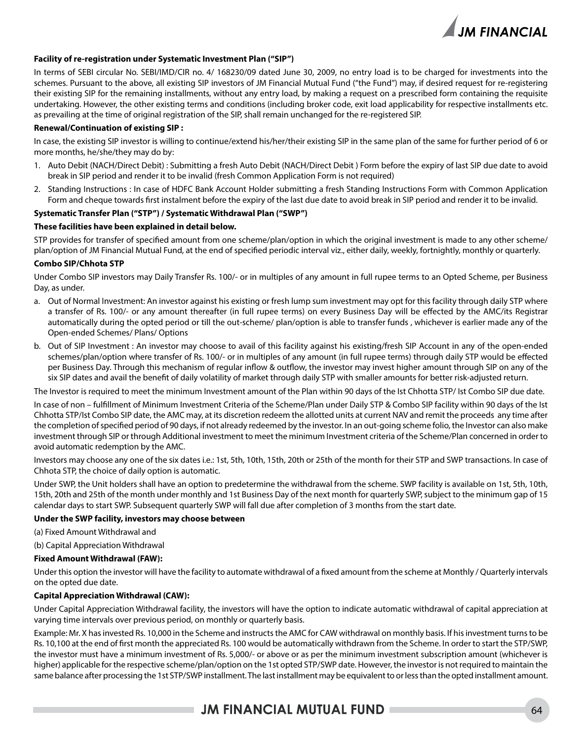**Facility of re-registration under Systematic Investment Plan ("SIP")**

In terms of SEBI circular No. SEBI/IMD/CIR no. 4/ 168230/09 dated June 30, 2009, no entry load is to be charged for investments into the schemes. Pursuant to the above, all existing SIP investors of JM Financial Mutual Fund ("the Fund") may, if desired request for re-registering their existing SIP for the remaining installments, without any entry load, by making a request on a prescribed form containing the requisite undertaking. However, the other existing terms and conditions (including broker code, exit load applicability for respective installments etc. as prevailing at the time of original registration of the SIP, shall remain unchanged for the re-registered SIP.

**Renewal/Continuation of existing SIP :**

In case, the existing SIP investor is willing to continue/extend his/her/their existing SIP in the same plan of the same for further period of 6 or more months, he/she/they may do by:

1. Auto Debit (NACH/Direct Debit) : Submitting a fresh Auto Debit (NACH/Direct Debit ) Form before the expiry of last SIP due date to avoid break in SIP period and render it to be invalid (fresh Common Application Form is not required)
2. Standing Instructions : In case of HDFC Bank Account Holder submitting a fresh Standing Instructions Form with Common Application Form and cheque towards first instalment before the expiry of the last due date to avoid break in SIP period and render it to be invalid.

**Systematic Transfer Plan ("STP") / Systematic Withdrawal Plan ("SWP")**

**These facilities have been explained in detail below.**

STP provides for transfer of specified amount from one scheme/plan/option in which the original investment is made to any other scheme/ plan/option of JM Financial Mutual Fund, at the end of specified periodic interval viz., either daily, weekly, fortnightly, monthly or quarterly.

**Combo SIP/Chhota STP**

Under Combo SIP investors may Daily Transfer Rs. 100/- or in multiples of any amount in full rupee terms to an Opted Scheme, per Business Day, as under.

a. Out of Normal Investment: An investor against his existing or fresh lump sum investment may opt for this facility through daily STP where a transfer of Rs. 100/- or any amount thereafter (in full rupee terms) on every Business Day will be effected by the AMC/its Registrar automatically during the opted period or till the out-scheme/ plan/option is able to transfer funds , whichever is earlier made any of the Open-ended Schemes/ Plans/ Options
b. Out of SIP Investment : An investor may choose to avail of this facility against his existing/fresh SIP Account in any of the open-ended schemes/plan/option where transfer of Rs. 100/- or in multiples of any amount (in full rupee terms) through daily STP would be effected per Business Day. Through this mechanism of regular inflow & outflow, the investor may invest higher amount through SIP on any of the six SIP dates and avail the benefit of daily volatility of market through daily STP with smaller amounts for better risk-adjusted return.

The Investor is required to meet the minimum Investment amount of the Plan within 90 days of the Ist Chhotta STP/ Ist Combo SIP due date.

In case of non – fulfillment of Minimum Investment Criteria of the Scheme/Plan under Daily STP & Combo SIP facility within 90 days of the Ist Chhotta STP/Ist Combo SIP date, the AMC may, at its discretion redeem the allotted units at current NAV and remit the proceeds any time after the completion of specified period of 90 days, if not already redeemed by the investor. In an out-going scheme folio, the Investor can also make investment through SIP or through Additional investment to meet the minimum Investment criteria of the Scheme/Plan concerned in order to avoid automatic redemption by the AMC.

Investors may choose any one of the six dates i.e.: 1st, 5th, 10th, 15th, 20th or 25th of the month for their STP and SWP transactions. In case of Chhota STP, the choice of daily option is automatic.

Under SWP, the Unit holders shall have an option to predetermine the withdrawal from the scheme. SWP facility is available on 1st, 5th, 10th, 15th, 20th and 25th of the month under monthly and 1st Business Day of the next month for quarterly SWP, subject to the minimum gap of 15 calendar days to start SWP. Subsequent quarterly SWP will fall due after completion of 3 months from the start date.

**Under the SWP facility, investors may choose between**

(a) Fixed Amount Withdrawal and

(b) Capital Appreciation Withdrawal

**Fixed Amount Withdrawal (FAW):**

Under this option the investor will have the facility to automate withdrawal of a fixed amount from the scheme at Monthly / Quarterly intervals on the opted due date.

**Capital Appreciation Withdrawal (CAW):**

Under Capital Appreciation Withdrawal facility, the investors will have the option to indicate automatic withdrawal of capital appreciation at varying time intervals over previous period, on monthly or quarterly basis.

Example: Mr. X has invested Rs. 10,000 in the Scheme and instructs the AMC for CAW withdrawal on monthly basis. If his investment turns to be Rs. 10,100 at the end of first month the appreciated Rs. 100 would be automatically withdrawn from the Scheme. In order to start the STP/SWP, the investor must have a minimum investment of Rs. 5,000/- or above or as per the minimum investment subscription amount (whichever is higher) applicable for the respective scheme/plan/option on the 1st opted STP/SWP date. However, the investor is not required to maintain the same balance after processing the 1st STP/SWP installment. The last installment may be equivalent to or less than the opted installment amount.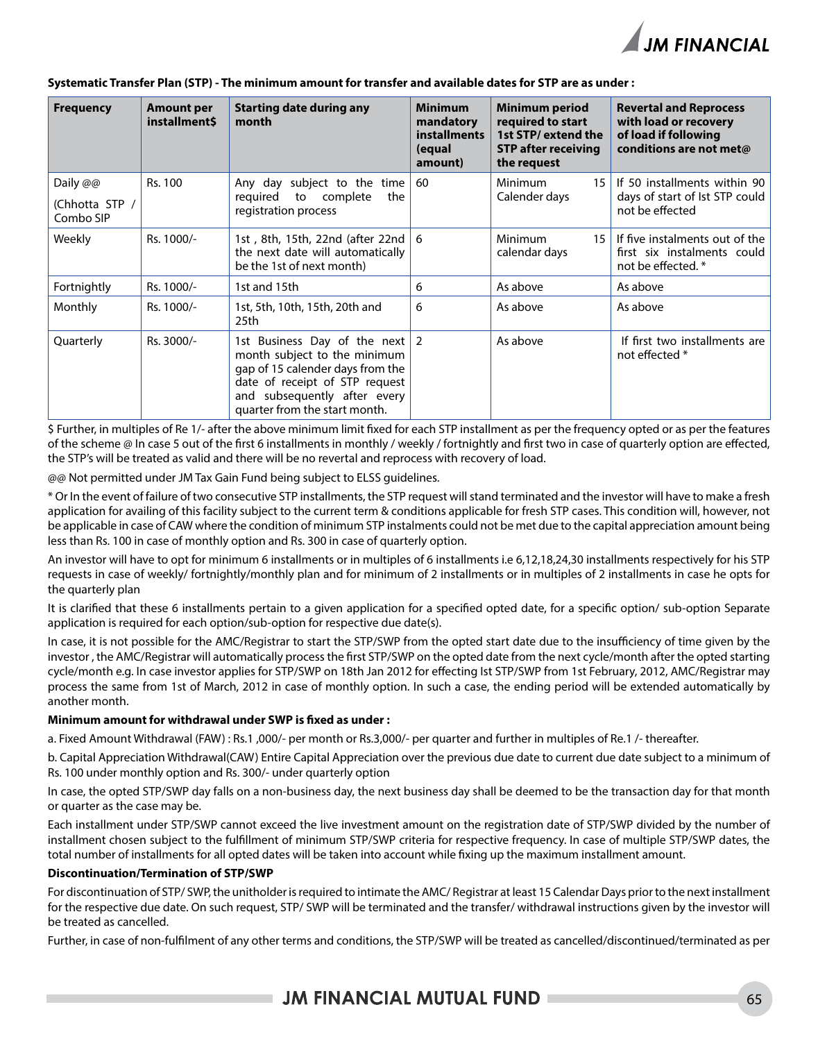**Systematic Transfer Plan (STP) - The minimum amount for transfer and available dates for STP are as under :**

| Frequency | Amount per installment$ | Starting date during any month | Minimum mandatory installments (equal amount) | Minimum period required to start 1st STP/ extend the STP after receiving the request | Revertal and Reprocess with load or recovery of load if following conditions are not met@ |
|---|---|---|---|---|---|
| Daily @@ (Chhotta STP / Combo SIP | Rs. 100 | Any day subject to the time required to complete the registration process | 60 | Minimum 15 Calender days | If 50 installments within 90 days of start of Ist STP could not be effected |
| Weekly | Rs. 1000/- | 1st , 8th, 15th, 22nd (after 22nd the next date will automatically be the 1st of next month) | 6 | Minimum 15 calendar days | If five instalments out of the first six instalments could not be effected. * |
| Fortnightly | Rs. 1000/- | 1st and 15th | 6 | As above | As above |
| Monthly | Rs. 1000/- | 1st, 5th, 10th, 15th, 20th and 25th | 6 | As above | As above |
| Quarterly | Rs. 3000/- | 1st Business Day of the next month subject to the minimum gap of 15 calender days from the date of receipt of STP request and subsequently after every quarter from the start month. | 2 | As above | If first two installments are not effected * |

$ Further, in multiples of Re 1/- after the above minimum limit fixed for each STP installment as per the frequency opted or as per the features of the scheme @ In case 5 out of the first 6 installments in monthly / weekly / fortnightly and first two in case of quarterly option are effected, the STP's will be treated as valid and there will be no revertal and reprocess with recovery of load.

@@ Not permitted under JM Tax Gain Fund being subject to ELSS guidelines.

* Or In the event of failure of two consecutive STP installments, the STP request will stand terminated and the investor will have to make a fresh application for availing of this facility subject to the current term & conditions applicable for fresh STP cases. This condition will, however, not be applicable in case of CAW where the condition of minimum STP instalments could not be met due to the capital appreciation amount being less than Rs. 100 in case of monthly option and Rs. 300 in case of quarterly option.

An investor will have to opt for minimum 6 installments or in multiples of 6 installments i.e 6,12,18,24,30 installments respectively for his STP requests in case of weekly/ fortnightly/monthly plan and for minimum of 2 installments or in multiples of 2 installments in case he opts for the quarterly plan

It is clarified that these 6 installments pertain to a given application for a specified opted date, for a specific option/ sub-option Separate application is required for each option/sub-option for respective due date(s).

In case, it is not possible for the AMC/Registrar to start the STP/SWP from the opted start date due to the insufficiency of time given by the investor , the AMC/Registrar will automatically process the first STP/SWP on the opted date from the next cycle/month after the opted starting cycle/month e.g. In case investor applies for STP/SWP on 18th Jan 2012 for effecting Ist STP/SWP from 1st February, 2012, AMC/Registrar may process the same from 1st of March, 2012 in case of monthly option. In such a case, the ending period will be extended automatically by another month.

**Minimum amount for withdrawal under SWP is fixed as under :**

a. Fixed Amount Withdrawal (FAW) : Rs.1 ,000/- per month or Rs.3,000/- per quarter and further in multiples of Re.1 /- thereafter.

b. Capital Appreciation Withdrawal(CAW) Entire Capital Appreciation over the previous due date to current due date subject to a minimum of Rs. 100 under monthly option and Rs. 300/- under quarterly option

In case, the opted STP/SWP day falls on a non-business day, the next business day shall be deemed to be the transaction day for that month or quarter as the case may be.

Each installment under STP/SWP cannot exceed the live investment amount on the registration date of STP/SWP divided by the number of installment chosen subject to the fulfillment of minimum STP/SWP criteria for respective frequency. In case of multiple STP/SWP dates, the total number of installments for all opted dates will be taken into account while fixing up the maximum installment amount.

**Discontinuation/Termination of STP/SWP**

For discontinuation of STP/ SWP, the unitholder is required to intimate the AMC/ Registrar at least 15 Calendar Days prior to the next installment for the respective due date. On such request, STP/ SWP will be terminated and the transfer/ withdrawal instructions given by the investor will be treated as cancelled.

Further, in case of non-fulfilment of any other terms and conditions, the STP/SWP will be treated as cancelled/discontinued/terminated as per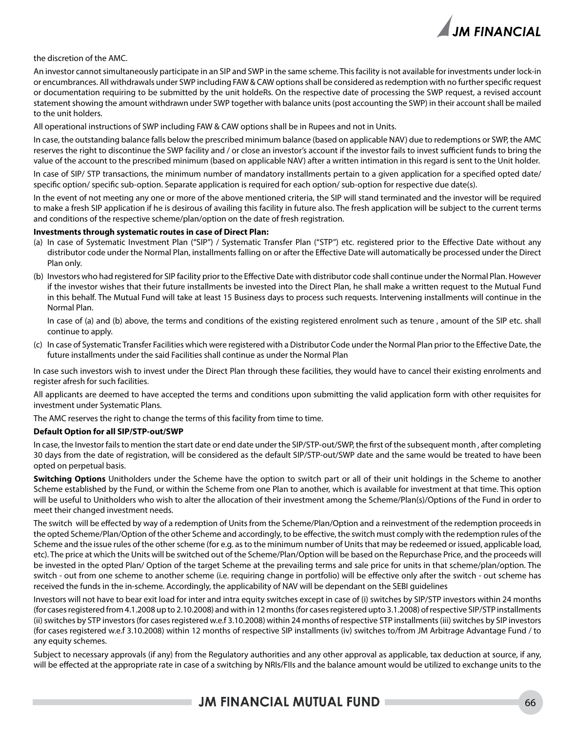the discretion of the AMC.

An investor cannot simultaneously participate in an SIP and SWP in the same scheme. This facility is not available for investments under lock-in or encumbrances. All withdrawals under SWP including FAW & CAW options shall be considered as redemption with no further specific request or documentation requiring to be submitted by the unit holdeRs. On the respective date of processing the SWP request, a revised account statement showing the amount withdrawn under SWP together with balance units (post accounting the SWP) in their account shall be mailed to the unit holders.

All operational instructions of SWP including FAW & CAW options shall be in Rupees and not in Units.

In case, the outstanding balance falls below the prescribed minimum balance (based on applicable NAV) due to redemptions or SWP, the AMC reserves the right to discontinue the SWP facility and / or close an investor's account if the investor fails to invest sufficient funds to bring the value of the account to the prescribed minimum (based on applicable NAV) after a written intimation in this regard is sent to the Unit holder.

In case of SIP/ STP transactions, the minimum number of mandatory installments pertain to a given application for a specified opted date/ specific option/ specific sub-option. Separate application is required for each option/ sub-option for respective due date(s).

In the event of not meeting any one or more of the above mentioned criteria, the SIP will stand terminated and the investor will be required to make a fresh SIP application if he is desirous of availing this facility in future also. The fresh application will be subject to the current terms and conditions of the respective scheme/plan/option on the date of fresh registration.

**Investments through systematic routes in case of Direct Plan:**

(a) In case of Systematic Investment Plan ("SIP") / Systematic Transfer Plan ("STP") etc. registered prior to the Effective Date without any distributor code under the Normal Plan, installments falling on or after the Effective Date will automatically be processed under the Direct Plan only.

(b) Investors who had registered for SIP facility prior to the Effective Date with distributor code shall continue under the Normal Plan. However if the investor wishes that their future installments be invested into the Direct Plan, he shall make a written request to the Mutual Fund in this behalf. The Mutual Fund will take at least 15 Business days to process such requests. Intervening installments will continue in the Normal Plan.

    In case of (a) and (b) above, the terms and conditions of the existing registered enrolment such as tenure , amount of the SIP etc. shall continue to apply.

(c) In case of Systematic Transfer Facilities which were registered with a Distributor Code under the Normal Plan prior to the Effective Date, the future installments under the said Facilities shall continue as under the Normal Plan

In case such investors wish to invest under the Direct Plan through these facilities, they would have to cancel their existing enrolments and register afresh for such facilities.

All applicants are deemed to have accepted the terms and conditions upon submitting the valid application form with other requisites for investment under Systematic Plans.

The AMC reserves the right to change the terms of this facility from time to time.

**Default Option for all SIP/STP-out/SWP**

In case, the Investor fails to mention the start date or end date under the SIP/STP-out/SWP, the first of the subsequent month , after completing 30 days from the date of registration, will be considered as the default SIP/STP-out/SWP date and the same would be treated to have been opted on perpetual basis.

**Switching Options** Unitholders under the Scheme have the option to switch part or all of their unit holdings in the Scheme to another Scheme established by the Fund, or within the Scheme from one Plan to another, which is available for investment at that time. This option will be useful to Unitholders who wish to alter the allocation of their investment among the Scheme/Plan(s)/Options of the Fund in order to meet their changed investment needs.

The switch will be effected by way of a redemption of Units from the Scheme/Plan/Option and a reinvestment of the redemption proceeds in the opted Scheme/Plan/Option of the other Scheme and accordingly, to be effective, the switch must comply with the redemption rules of the Scheme and the issue rules of the other scheme (for e.g. as to the minimum number of Units that may be redeemed or issued, applicable load, etc). The price at which the Units will be switched out of the Scheme/Plan/Option will be based on the Repurchase Price, and the proceeds will be invested in the opted Plan/ Option of the target Scheme at the prevailing terms and sale price for units in that scheme/plan/option. The switch - out from one scheme to another scheme (i.e. requiring change in portfolio) will be effective only after the switch - out scheme has received the funds in the in-scheme. Accordingly, the applicability of NAV will be dependant on the SEBI guidelines

Investors will not have to bear exit load for inter and intra equity switches except in case of (i) switches by SIP/STP investors within 24 months (for cases registered from 4.1.2008 up to 2.10.2008) and with in 12 months (for cases registered upto 3.1.2008) of respective SIP/STP installments (ii) switches by STP investors (for cases registered w.e.f 3.10.2008) within 24 months of respective STP installments (iii) switches by SIP investors (for cases registered w.e.f 3.10.2008) within 12 months of respective SIP installments (iv) switches to/from JM Arbitrage Advantage Fund / to any equity schemes.

Subject to necessary approvals (if any) from the Regulatory authorities and any other approval as applicable, tax deduction at source, if any, will be effected at the appropriate rate in case of a switching by NRIs/FIIs and the balance amount would be utilized to exchange units to the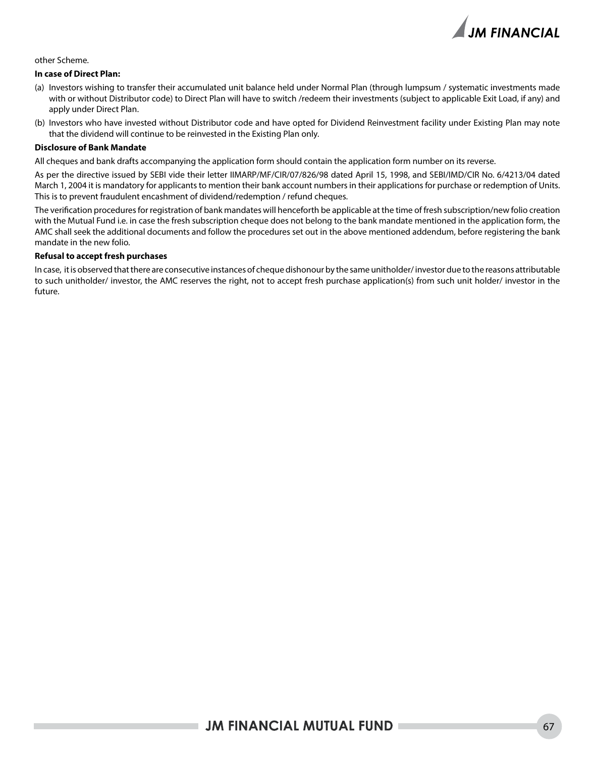other Scheme.

**In case of Direct Plan:**

(a) Investors wishing to transfer their accumulated unit balance held under Normal Plan (through lumpsum / systematic investments made with or without Distributor code) to Direct Plan will have to switch /redeem their investments (subject to applicable Exit Load, if any) and apply under Direct Plan.

(b) Investors who have invested without Distributor code and have opted for Dividend Reinvestment facility under Existing Plan may note that the dividend will continue to be reinvested in the Existing Plan only.

**Disclosure of Bank Mandate**

All cheques and bank drafts accompanying the application form should contain the application form number on its reverse.

As per the directive issued by SEBI vide their letter IIMARP/MF/CIR/07/826/98 dated April 15, 1998, and SEBI/IMD/CIR No. 6/4213/04 dated March 1, 2004 it is mandatory for applicants to mention their bank account numbers in their applications for purchase or redemption of Units. This is to prevent fraudulent encashment of dividend/redemption / refund cheques.

The verification procedures for registration of bank mandates will henceforth be applicable at the time of fresh subscription/new folio creation with the Mutual Fund i.e. in case the fresh subscription cheque does not belong to the bank mandate mentioned in the application form, the AMC shall seek the additional documents and follow the procedures set out in the above mentioned addendum, before registering the bank mandate in the new folio.

**Refusal to accept fresh purchases**

In case, it is observed that there are consecutive instances of cheque dishonour by the same unitholder/ investor due to the reasons attributable to such unitholder/ investor, the AMC reserves the right, not to accept fresh purchase application(s) from such unit holder/ investor in the future.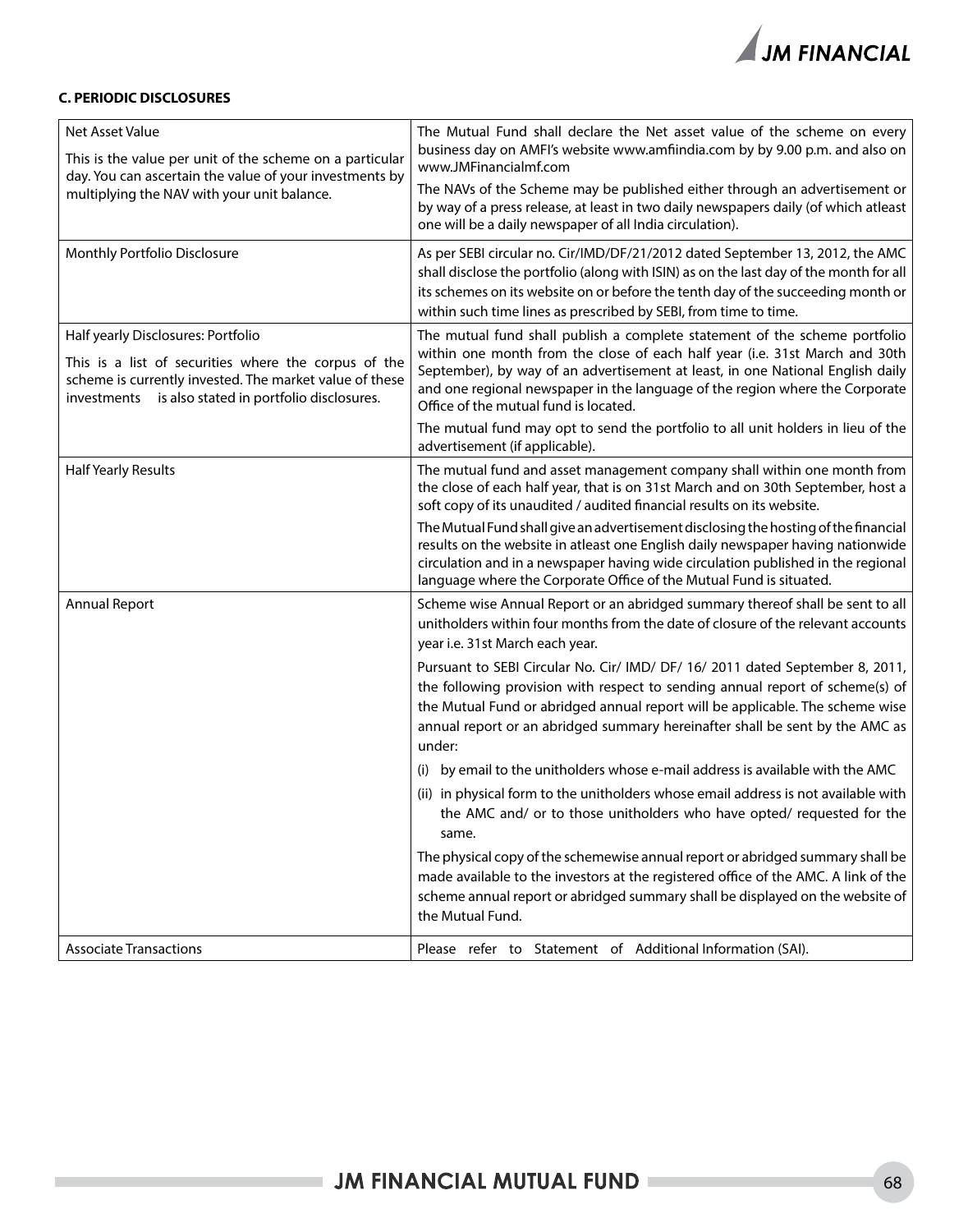### C. PERIODIC DISCLOSURES

| | |
|---|---|
| Net Asset Value<br><br>This is the value per unit of the scheme on a particular day. You can ascertain the value of your investments by multiplying the NAV with your unit balance. | The Mutual Fund shall declare the Net asset value of the scheme on every business day on AMFI's website www.amfiindia.com by by 9.00 p.m. and also on www.JMFinancialmf.com<br><br>The NAVs of the Scheme may be published either through an advertisement or by way of a press release, at least in two daily newspapers daily (of which atleast one will be a daily newspaper of all India circulation). |
| Monthly Portfolio Disclosure | As per SEBI circular no. Cir/IMD/DF/21/2012 dated September 13, 2012, the AMC shall disclose the portfolio (along with ISIN) as on the last day of the month for all its schemes on its website on or before the tenth day of the succeeding month or within such time lines as prescribed by SEBI, from time to time. |
| Half yearly Disclosures: Portfolio<br><br>This is a list of securities where the corpus of the scheme is currently invested. The market value of these investments is also stated in portfolio disclosures. | The mutual fund shall publish a complete statement of the scheme portfolio within one month from the close of each half year (i.e. 31st March and 30th September), by way of an advertisement at least, in one National English daily and one regional newspaper in the language of the region where the Corporate Office of the mutual fund is located.<br><br>The mutual fund may opt to send the portfolio to all unit holders in lieu of the advertisement (if applicable). |
| Half Yearly Results | The mutual fund and asset management company shall within one month from the close of each half year, that is on 31st March and on 30th September, host a soft copy of its unaudited / audited financial results on its website.<br><br>The Mutual Fund shall give an advertisement disclosing the hosting of the financial results on the website in atleast one English daily newspaper having nationwide circulation and in a newspaper having wide circulation published in the regional language where the Corporate Office of the Mutual Fund is situated. |
| Annual Report | Scheme wise Annual Report or an abridged summary thereof shall be sent to all unitholders within four months from the date of closure of the relevant accounts year i.e. 31st March each year.<br><br>Pursuant to SEBI Circular No. Cir/ IMD/ DF/ 16/ 2011 dated September 8, 2011, the following provision with respect to sending annual report of scheme(s) of the Mutual Fund or abridged annual report will be applicable. The scheme wise annual report or an abridged summary hereinafter shall be sent by the AMC as under:<br><br>(i) by email to the unitholders whose e-mail address is available with the AMC<br><br>(ii) in physical form to the unitholders whose email address is not available with the AMC and/ or to those unitholders who have opted/ requested for the same.<br><br>The physical copy of the schemewise annual report or abridged summary shall be made available to the investors at the registered office of the AMC. A link of the scheme annual report or abridged summary shall be displayed on the website of the Mutual Fund. |
| Associate Transactions | Please refer to Statement of Additional Information (SAI). |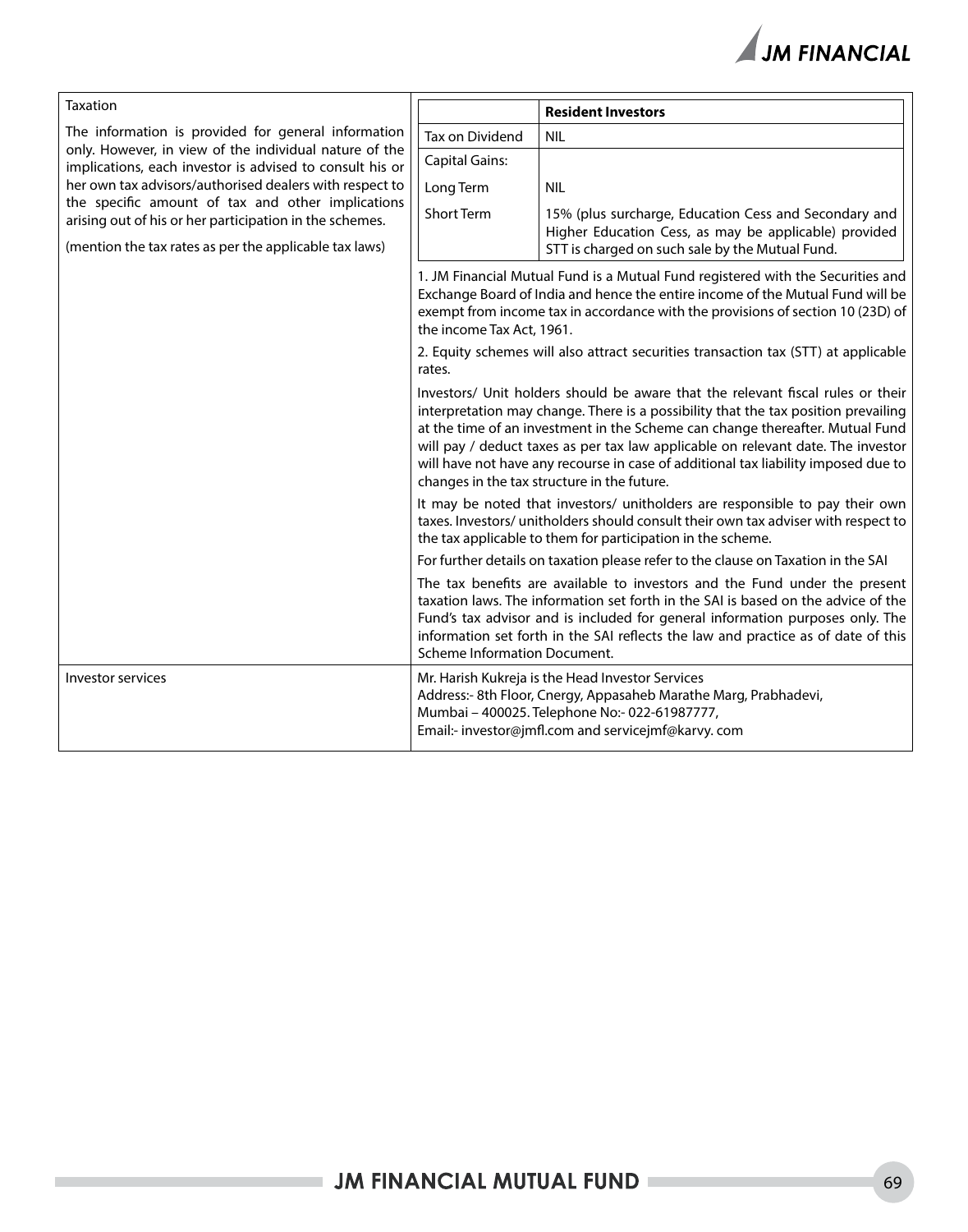| Taxation | |
|---|---|
| The information is provided for general information only. However, in view of the individual nature of the implications, each investor is advised to consult his or her own tax advisors/authorised dealers with respect to the specific amount of tax and other implications arising out of his or her participation in the schemes.<br><br>(mention the tax rates as per the applicable tax laws) | See table below and notes that follow |

| | **Resident Investors** |
|---|---|
| Tax on Dividend | NIL |
| Capital Gains: | |
| Long Term | NIL |
| Short Term | 15% (plus surcharge, Education Cess and Secondary and Higher Education Cess, as may be applicable) provided STT is charged on such sale by the Mutual Fund. |

1. JM Financial Mutual Fund is a Mutual Fund registered with the Securities and Exchange Board of India and hence the entire income of the Mutual Fund will be exempt from income tax in accordance with the provisions of section 10 (23D) of the income Tax Act, 1961.

2. Equity schemes will also attract securities transaction tax (STT) at applicable rates.

Investors/ Unit holders should be aware that the relevant fiscal rules or their interpretation may change. There is a possibility that the tax position prevailing at the time of an investment in the Scheme can change thereafter. Mutual Fund will pay / deduct taxes as per tax law applicable on relevant date. The investor will have not have any recourse in case of additional tax liability imposed due to changes in the tax structure in the future.

It may be noted that investors/ unitholders are responsible to pay their own taxes. Investors/ unitholders should consult their own tax adviser with respect to the tax applicable to them for participation in the scheme.

For further details on taxation please refer to the clause on Taxation in the SAI

The tax benefits are available to investors and the Fund under the present taxation laws. The information set forth in the SAI is based on the advice of the Fund's tax advisor and is included for general information purposes only. The information set forth in the SAI reflects the law and practice as of date of this Scheme Information Document.

| Investor services | |
|---|---|
| | Mr. Harish Kukreja is the Head Investor Services<br>Address:- 8th Floor, Cnergy, Appasaheb Marathe Marg, Prabhadevi,<br>Mumbai – 400025. Telephone No:- 022-61987777,<br>Email:- investor@jmfl.com and servicejmf@karvy. com |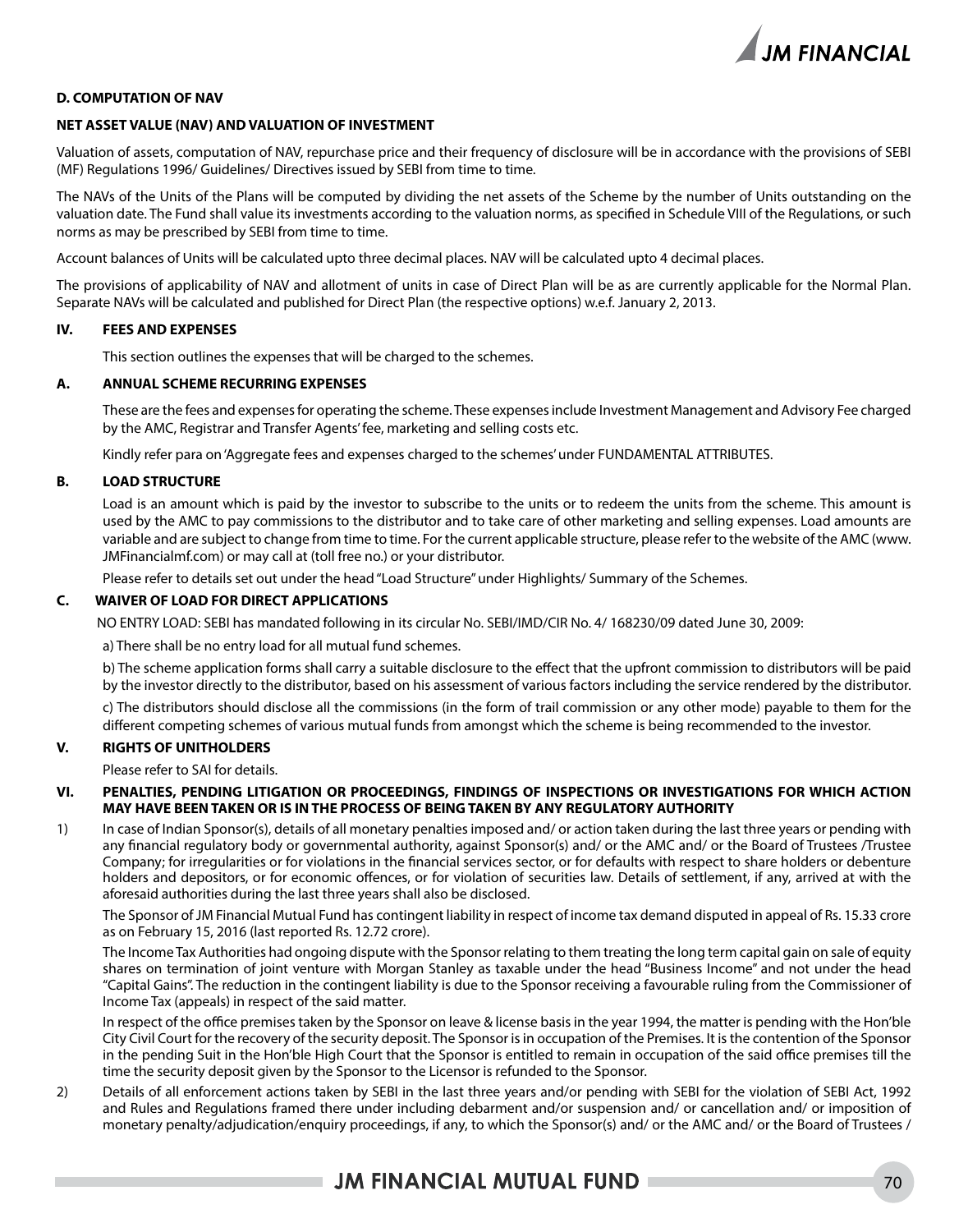### D. COMPUTATION OF NAV

**NET ASSET VALUE (NAV) AND VALUATION OF INVESTMENT**

Valuation of assets, computation of NAV, repurchase price and their frequency of disclosure will be in accordance with the provisions of SEBI (MF) Regulations 1996/ Guidelines/ Directives issued by SEBI from time to time.

The NAVs of the Units of the Plans will be computed by dividing the net assets of the Scheme by the number of Units outstanding on the valuation date. The Fund shall value its investments according to the valuation norms, as specified in Schedule VIII of the Regulations, or such norms as may be prescribed by SEBI from time to time.

Account balances of Units will be calculated upto three decimal places. NAV will be calculated upto 4 decimal places.

The provisions of applicability of NAV and allotment of units in case of Direct Plan will be as are currently applicable for the Normal Plan. Separate NAVs will be calculated and published for Direct Plan (the respective options) w.e.f. January 2, 2013.

## IV. FEES AND EXPENSES

This section outlines the expenses that will be charged to the schemes.

### A. ANNUAL SCHEME RECURRING EXPENSES

These are the fees and expenses for operating the scheme. These expenses include Investment Management and Advisory Fee charged by the AMC, Registrar and Transfer Agents' fee, marketing and selling costs etc.

Kindly refer para on 'Aggregate fees and expenses charged to the schemes' under FUNDAMENTAL ATTRIBUTES.

### B. LOAD STRUCTURE

Load is an amount which is paid by the investor to subscribe to the units or to redeem the units from the scheme. This amount is used by the AMC to pay commissions to the distributor and to take care of other marketing and selling expenses. Load amounts are variable and are subject to change from time to time. For the current applicable structure, please refer to the website of the AMC (www.JMFinancialmf.com) or may call at (toll free no.) or your distributor.

Please refer to details set out under the head "Load Structure" under Highlights/ Summary of the Schemes.

### C. WAIVER OF LOAD FOR DIRECT APPLICATIONS

NO ENTRY LOAD: SEBI has mandated following in its circular No. SEBI/IMD/CIR No. 4/ 168230/09 dated June 30, 2009:

a) There shall be no entry load for all mutual fund schemes.

b) The scheme application forms shall carry a suitable disclosure to the effect that the upfront commission to distributors will be paid by the investor directly to the distributor, based on his assessment of various factors including the service rendered by the distributor.

c) The distributors should disclose all the commissions (in the form of trail commission or any other mode) payable to them for the different competing schemes of various mutual funds from amongst which the scheme is being recommended to the investor.

## V. RIGHTS OF UNITHOLDERS

Please refer to SAI for details.

## VI. PENALTIES, PENDING LITIGATION OR PROCEEDINGS, FINDINGS OF INSPECTIONS OR INVESTIGATIONS FOR WHICH ACTION MAY HAVE BEEN TAKEN OR IS IN THE PROCESS OF BEING TAKEN BY ANY REGULATORY AUTHORITY

1) In case of Indian Sponsor(s), details of all monetary penalties imposed and/ or action taken during the last three years or pending with any financial regulatory body or governmental authority, against Sponsor(s) and/ or the AMC and/ or the Board of Trustees /Trustee Company; for irregularities or for violations in the financial services sector, or for defaults with respect to share holders or debenture holders and depositors, or for economic offences, or for violation of securities law. Details of settlement, if any, arrived at with the aforesaid authorities during the last three years shall also be disclosed.

   The Sponsor of JM Financial Mutual Fund has contingent liability in respect of income tax demand disputed in appeal of Rs. 15.33 crore as on February 15, 2016 (last reported Rs. 12.72 crore).

   The Income Tax Authorities had ongoing dispute with the Sponsor relating to them treating the long term capital gain on sale of equity shares on termination of joint venture with Morgan Stanley as taxable under the head "Business Income" and not under the head "Capital Gains". The reduction in the contingent liability is due to the Sponsor receiving a favourable ruling from the Commissioner of Income Tax (appeals) in respect of the said matter.

   In respect of the office premises taken by the Sponsor on leave & license basis in the year 1994, the matter is pending with the Hon'ble City Civil Court for the recovery of the security deposit. The Sponsor is in occupation of the Premises. It is the contention of the Sponsor in the pending Suit in the Hon'ble High Court that the Sponsor is entitled to remain in occupation of the said office premises till the time the security deposit given by the Sponsor to the Licensor is refunded to the Sponsor.

2) Details of all enforcement actions taken by SEBI in the last three years and/or pending with SEBI for the violation of SEBI Act, 1992 and Rules and Regulations framed there under including debarment and/or suspension and/ or cancellation and/ or imposition of monetary penalty/adjudication/enquiry proceedings, if any, to which the Sponsor(s) and/ or the AMC and/ or the Board of Trustees /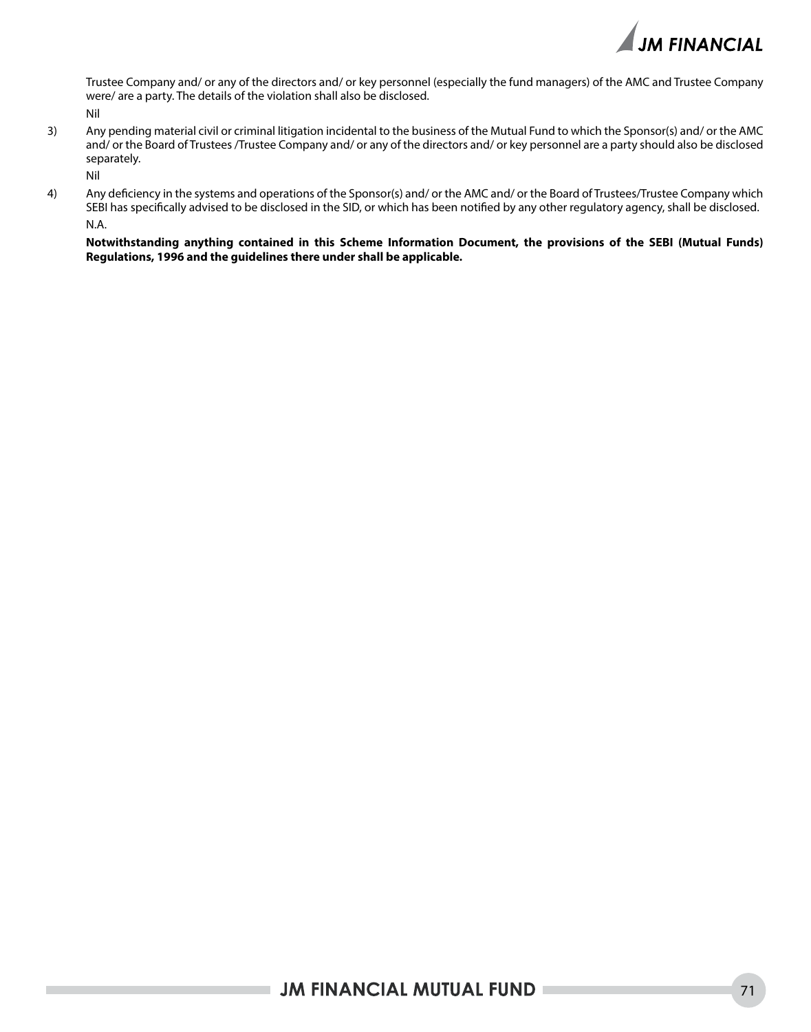Trustee Company and/ or any of the directors and/ or key personnel (especially the fund managers) of the AMC and Trustee Company were/ are a party. The details of the violation shall also be disclosed.

Nil

3) Any pending material civil or criminal litigation incidental to the business of the Mutual Fund to which the Sponsor(s) and/ or the AMC and/ or the Board of Trustees /Trustee Company and/ or any of the directors and/ or key personnel are a party should also be disclosed separately.

   Nil

4) Any deficiency in the systems and operations of the Sponsor(s) and/ or the AMC and/ or the Board of Trustees/Trustee Company which SEBI has specifically advised to be disclosed in the SID, or which has been notified by any other regulatory agency, shall be disclosed.

   N.A.

**Notwithstanding anything contained in this Scheme Information Document, the provisions of the SEBI (Mutual Funds) Regulations, 1996 and the guidelines there under shall be applicable.**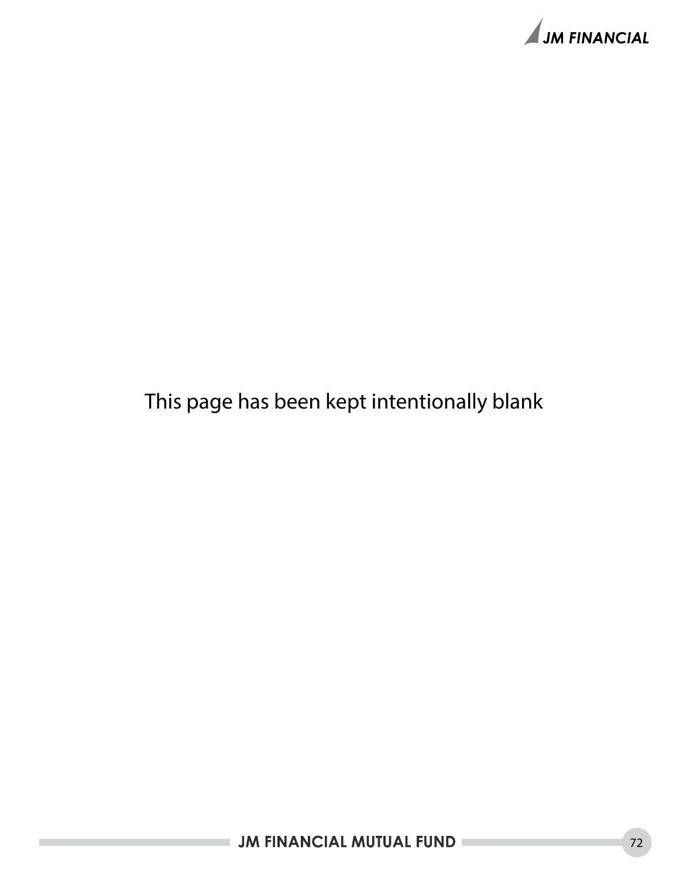This page has been kept intentionally blank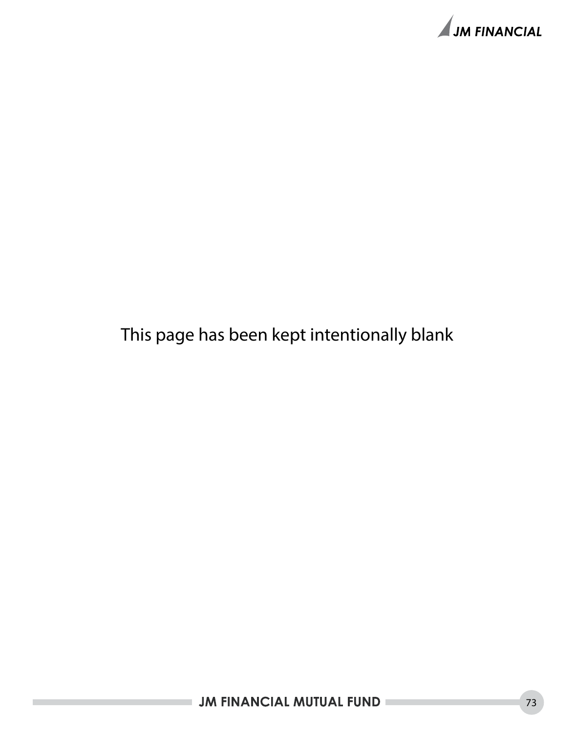This page has been kept intentionally blank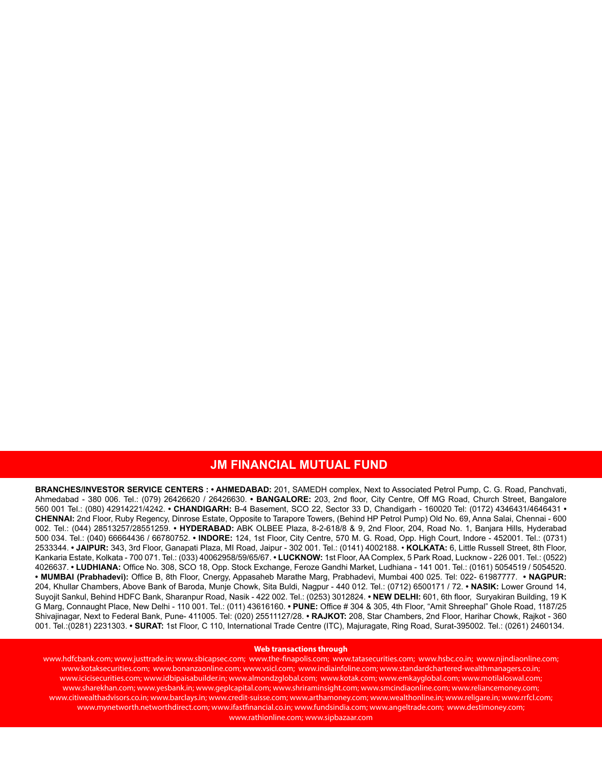## JM FINANCIAL MUTUAL FUND

**BRANCHES/INVESTOR SERVICE CENTERS : • AHMEDABAD:** 201, SAMEDH complex, Next to Associated Petrol Pump, C. G. Road, Panchvati, Ahmedabad - 380 006. Tel.: (079) 26426620 / 26426630. **• BANGALORE:** 203, 2nd floor, City Centre, Off MG Road, Church Street, Bangalore 560 001 Tel.: (080) 42914221/4242. **• CHANDIGARH:** B-4 Basement, SCO 22, Sector 33 D, Chandigarh - 160020 Tel: (0172) 4346431/4646431 **• CHENNAI:** 2nd Floor, Ruby Regency, Dinrose Estate, Opposite to Tarapore Towers, (Behind HP Petrol Pump) Old No. 69, Anna Salai, Chennai - 600 002. Tel.: (044) 28513257/28551259. **• HYDERABAD:** ABK OLBEE Plaza, 8-2-618/8 & 9, 2nd Floor, 204, Road No. 1, Banjara Hills, Hyderabad 500 034. Tel.: (040) 66664436 / 66780752. **• INDORE:** 124, 1st Floor, City Centre, 570 M. G. Road, Opp. High Court, Indore - 452001. Tel.: (0731) 2533344. **• JAIPUR:** 343, 3rd Floor, Ganapati Plaza, MI Road, Jaipur - 302 001. Tel.: (0141) 4002188. • **KOLKATA:** 6, Little Russell Street, 8th Floor, Kankaria Estate, Kolkata - 700 071. Tel.: (033) 40062958/59/65/67. **• LUCKNOW:** 1st Floor, AA Complex, 5 Park Road, Lucknow - 226 001. Tel.: (0522) 4026637. **• LUDHIANA:** Office No. 308, SCO 18, Opp. Stock Exchange, Feroze Gandhi Market, Ludhiana - 141 001. Tel.: (0161) 5054519 / 5054520. **• MUMBAI (Prabhadevi):** Office B, 8th Floor, Cnergy, Appasaheb Marathe Marg, Prabhadevi, Mumbai 400 025. Tel: 022- 61987777. **• NAGPUR:** 204, Khullar Chambers, Above Bank of Baroda, Munje Chowk, Sita Buldi, Nagpur - 440 012. Tel.: (0712) 6500171 / 72. **• NASIK:** Lower Ground 14, Suyojit Sankul, Behind HDFC Bank, Sharanpur Road, Nasik - 422 002. Tel.: (0253) 3012824. **• NEW DELHI:** 601, 6th floor, Suryakiran Building, 19 K G Marg, Connaught Place, New Delhi - 110 001. Tel.: (011) 43616160. **• PUNE:** Office # 304 & 305, 4th Floor, "Amit Shreephal" Ghole Road, 1187/25 Shivajinagar, Next to Federal Bank, Pune- 411005. Tel: (020) 25511127/28. **• RAJKOT:** 208, Star Chambers, 2nd Floor, Harihar Chowk, Rajkot - 360 001. Tel.:(0281) 2231303. **• SURAT:** 1st Floor, C 110, International Trade Centre (ITC), Majuragate, Ring Road, Surat-395002. Tel.: (0261) 2460134.

**Web transactions through**

www.hdfcbank.com; www.justtrade.in; www.sbicapsec.com; www.the-finapolis.com; www.tatasecurities.com; www.hsbc.co.in; www.njindiaonline.com; www.kotaksecurities.com; www.bonanzaonline.com; www.vsicl.com; www.indiainfoline.com; www.standardchartered-wealthmanagers.co.in; www.icicisecurities.com; www.idbipaisabuilder.in; www.almondzglobal.com; www.kotak.com; www.emkayglobal.com; www.motilaloswal.com; www.sharekhan.com; www.yesbank.in; www.geplcapital.com; www.shriraminsight.com; www.smcindiaonline.com; www.reliancemoney.com; www.citiwealthadvisors.co.in; www.barclays.in; www.credit-suisse.com; www.arthamoney.com; www.wealthonline.in; www.religare.in; www.rrfcl.com; www.mynetworth.networthdirect.com; www.ifastfinancial.co.in; www.fundsindia.com; www.angeltrade.com; www.destimoney.com; www.rathionline.com; www.sipbazaar.com